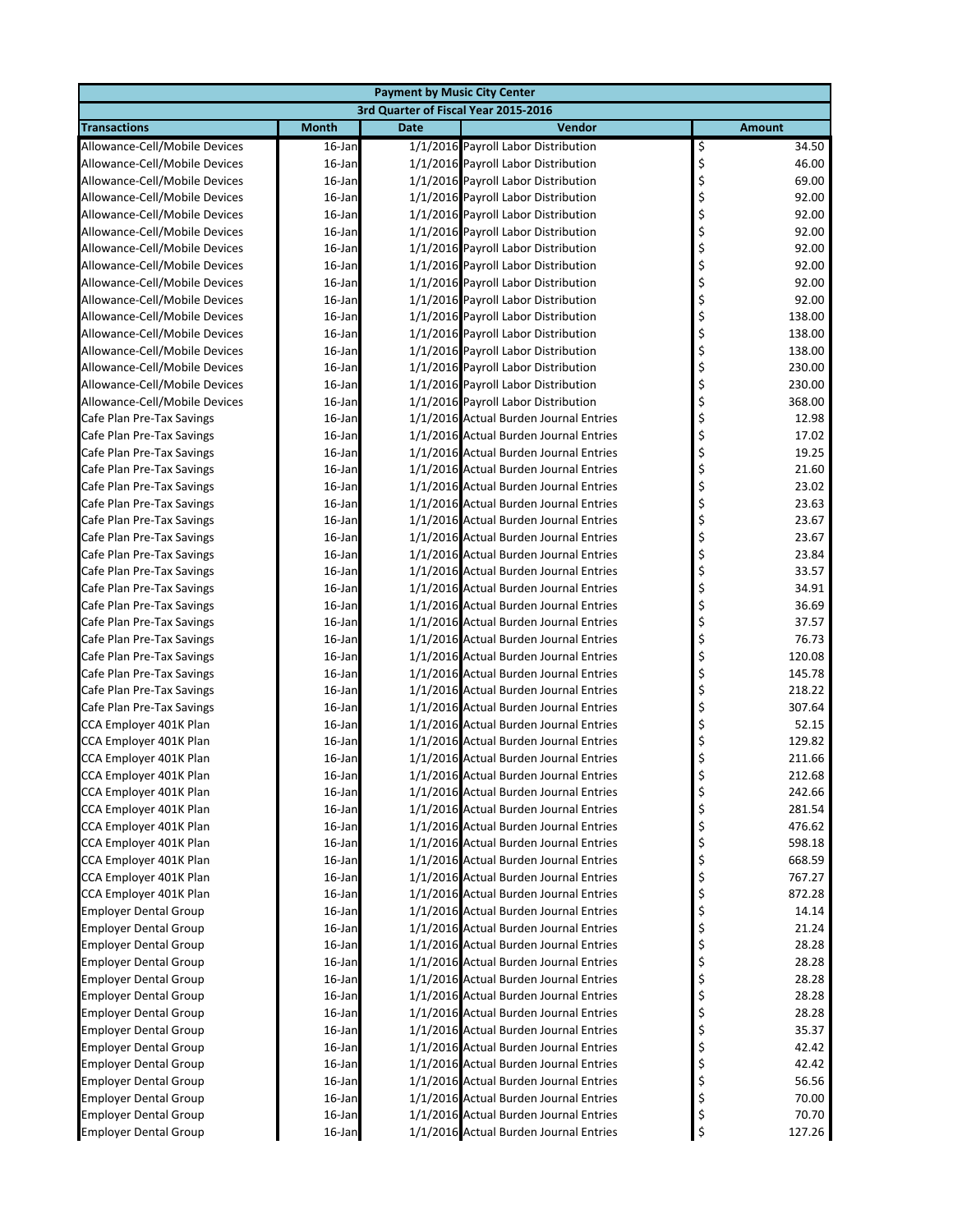| Payment by Music City Center | | | | |
|---|---|---|---|---|
| 3rd Quarter of Fiscal Year 2015-2016 | | | | |
| **Transactions** | **Month** | **Date** | **Vendor** | **Amount** |
| Allowance-Cell/Mobile Devices | 16-Jan | 1/1/2016 | Payroll Labor Distribution | $ 34.50 |
| Allowance-Cell/Mobile Devices | 16-Jan | 1/1/2016 | Payroll Labor Distribution | $ 46.00 |
| Allowance-Cell/Mobile Devices | 16-Jan | 1/1/2016 | Payroll Labor Distribution | $ 69.00 |
| Allowance-Cell/Mobile Devices | 16-Jan | 1/1/2016 | Payroll Labor Distribution | $ 92.00 |
| Allowance-Cell/Mobile Devices | 16-Jan | 1/1/2016 | Payroll Labor Distribution | $ 92.00 |
| Allowance-Cell/Mobile Devices | 16-Jan | 1/1/2016 | Payroll Labor Distribution | $ 92.00 |
| Allowance-Cell/Mobile Devices | 16-Jan | 1/1/2016 | Payroll Labor Distribution | $ 92.00 |
| Allowance-Cell/Mobile Devices | 16-Jan | 1/1/2016 | Payroll Labor Distribution | $ 92.00 |
| Allowance-Cell/Mobile Devices | 16-Jan | 1/1/2016 | Payroll Labor Distribution | $ 92.00 |
| Allowance-Cell/Mobile Devices | 16-Jan | 1/1/2016 | Payroll Labor Distribution | $ 92.00 |
| Allowance-Cell/Mobile Devices | 16-Jan | 1/1/2016 | Payroll Labor Distribution | $ 138.00 |
| Allowance-Cell/Mobile Devices | 16-Jan | 1/1/2016 | Payroll Labor Distribution | $ 138.00 |
| Allowance-Cell/Mobile Devices | 16-Jan | 1/1/2016 | Payroll Labor Distribution | $ 138.00 |
| Allowance-Cell/Mobile Devices | 16-Jan | 1/1/2016 | Payroll Labor Distribution | $ 230.00 |
| Allowance-Cell/Mobile Devices | 16-Jan | 1/1/2016 | Payroll Labor Distribution | $ 230.00 |
| Allowance-Cell/Mobile Devices | 16-Jan | 1/1/2016 | Payroll Labor Distribution | $ 368.00 |
| Cafe Plan Pre-Tax Savings | 16-Jan | 1/1/2016 | Actual Burden Journal Entries | $ 12.98 |
| Cafe Plan Pre-Tax Savings | 16-Jan | 1/1/2016 | Actual Burden Journal Entries | $ 17.02 |
| Cafe Plan Pre-Tax Savings | 16-Jan | 1/1/2016 | Actual Burden Journal Entries | $ 19.25 |
| Cafe Plan Pre-Tax Savings | 16-Jan | 1/1/2016 | Actual Burden Journal Entries | $ 21.60 |
| Cafe Plan Pre-Tax Savings | 16-Jan | 1/1/2016 | Actual Burden Journal Entries | $ 23.02 |
| Cafe Plan Pre-Tax Savings | 16-Jan | 1/1/2016 | Actual Burden Journal Entries | $ 23.63 |
| Cafe Plan Pre-Tax Savings | 16-Jan | 1/1/2016 | Actual Burden Journal Entries | $ 23.67 |
| Cafe Plan Pre-Tax Savings | 16-Jan | 1/1/2016 | Actual Burden Journal Entries | $ 23.67 |
| Cafe Plan Pre-Tax Savings | 16-Jan | 1/1/2016 | Actual Burden Journal Entries | $ 23.84 |
| Cafe Plan Pre-Tax Savings | 16-Jan | 1/1/2016 | Actual Burden Journal Entries | $ 33.57 |
| Cafe Plan Pre-Tax Savings | 16-Jan | 1/1/2016 | Actual Burden Journal Entries | $ 34.91 |
| Cafe Plan Pre-Tax Savings | 16-Jan | 1/1/2016 | Actual Burden Journal Entries | $ 36.69 |
| Cafe Plan Pre-Tax Savings | 16-Jan | 1/1/2016 | Actual Burden Journal Entries | $ 37.57 |
| Cafe Plan Pre-Tax Savings | 16-Jan | 1/1/2016 | Actual Burden Journal Entries | $ 76.73 |
| Cafe Plan Pre-Tax Savings | 16-Jan | 1/1/2016 | Actual Burden Journal Entries | $ 120.08 |
| Cafe Plan Pre-Tax Savings | 16-Jan | 1/1/2016 | Actual Burden Journal Entries | $ 145.78 |
| Cafe Plan Pre-Tax Savings | 16-Jan | 1/1/2016 | Actual Burden Journal Entries | $ 218.22 |
| Cafe Plan Pre-Tax Savings | 16-Jan | 1/1/2016 | Actual Burden Journal Entries | $ 307.64 |
| CCA Employer 401K Plan | 16-Jan | 1/1/2016 | Actual Burden Journal Entries | $ 52.15 |
| CCA Employer 401K Plan | 16-Jan | 1/1/2016 | Actual Burden Journal Entries | $ 129.82 |
| CCA Employer 401K Plan | 16-Jan | 1/1/2016 | Actual Burden Journal Entries | $ 211.66 |
| CCA Employer 401K Plan | 16-Jan | 1/1/2016 | Actual Burden Journal Entries | $ 212.68 |
| CCA Employer 401K Plan | 16-Jan | 1/1/2016 | Actual Burden Journal Entries | $ 242.66 |
| CCA Employer 401K Plan | 16-Jan | 1/1/2016 | Actual Burden Journal Entries | $ 281.54 |
| CCA Employer 401K Plan | 16-Jan | 1/1/2016 | Actual Burden Journal Entries | $ 476.62 |
| CCA Employer 401K Plan | 16-Jan | 1/1/2016 | Actual Burden Journal Entries | $ 598.18 |
| CCA Employer 401K Plan | 16-Jan | 1/1/2016 | Actual Burden Journal Entries | $ 668.59 |
| CCA Employer 401K Plan | 16-Jan | 1/1/2016 | Actual Burden Journal Entries | $ 767.27 |
| CCA Employer 401K Plan | 16-Jan | 1/1/2016 | Actual Burden Journal Entries | $ 872.28 |
| Employer Dental Group | 16-Jan | 1/1/2016 | Actual Burden Journal Entries | $ 14.14 |
| Employer Dental Group | 16-Jan | 1/1/2016 | Actual Burden Journal Entries | $ 21.24 |
| Employer Dental Group | 16-Jan | 1/1/2016 | Actual Burden Journal Entries | $ 28.28 |
| Employer Dental Group | 16-Jan | 1/1/2016 | Actual Burden Journal Entries | $ 28.28 |
| Employer Dental Group | 16-Jan | 1/1/2016 | Actual Burden Journal Entries | $ 28.28 |
| Employer Dental Group | 16-Jan | 1/1/2016 | Actual Burden Journal Entries | $ 28.28 |
| Employer Dental Group | 16-Jan | 1/1/2016 | Actual Burden Journal Entries | $ 28.28 |
| Employer Dental Group | 16-Jan | 1/1/2016 | Actual Burden Journal Entries | $ 35.37 |
| Employer Dental Group | 16-Jan | 1/1/2016 | Actual Burden Journal Entries | $ 42.42 |
| Employer Dental Group | 16-Jan | 1/1/2016 | Actual Burden Journal Entries | $ 42.42 |
| Employer Dental Group | 16-Jan | 1/1/2016 | Actual Burden Journal Entries | $ 56.56 |
| Employer Dental Group | 16-Jan | 1/1/2016 | Actual Burden Journal Entries | $ 70.00 |
| Employer Dental Group | 16-Jan | 1/1/2016 | Actual Burden Journal Entries | $ 70.70 |
| Employer Dental Group | 16-Jan | 1/1/2016 | Actual Burden Journal Entries | $ 127.26 |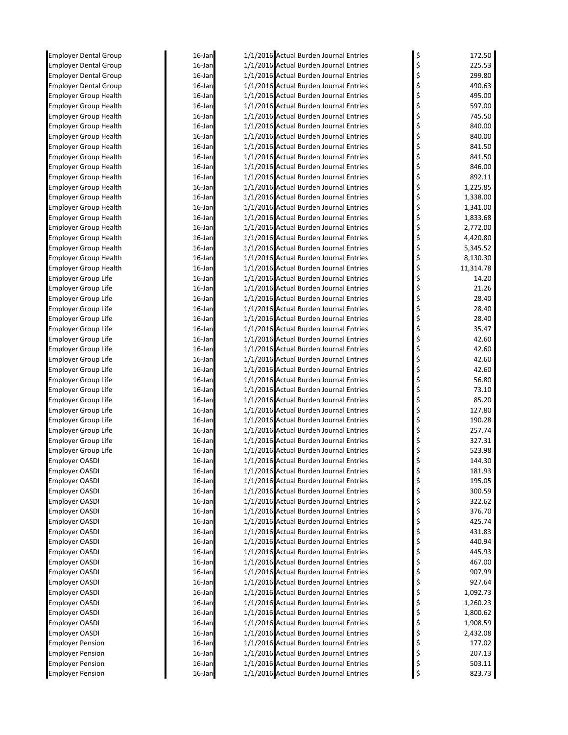| | | | | |
|---|---|---|---|---|
| Employer Dental Group | 16-Jan | 1/1/2016 | Actual Burden Journal Entries | $ 172.50 |
| Employer Dental Group | 16-Jan | 1/1/2016 | Actual Burden Journal Entries | $ 225.53 |
| Employer Dental Group | 16-Jan | 1/1/2016 | Actual Burden Journal Entries | $ 299.80 |
| Employer Dental Group | 16-Jan | 1/1/2016 | Actual Burden Journal Entries | $ 490.63 |
| Employer Group Health | 16-Jan | 1/1/2016 | Actual Burden Journal Entries | $ 495.00 |
| Employer Group Health | 16-Jan | 1/1/2016 | Actual Burden Journal Entries | $ 597.00 |
| Employer Group Health | 16-Jan | 1/1/2016 | Actual Burden Journal Entries | $ 745.50 |
| Employer Group Health | 16-Jan | 1/1/2016 | Actual Burden Journal Entries | $ 840.00 |
| Employer Group Health | 16-Jan | 1/1/2016 | Actual Burden Journal Entries | $ 840.00 |
| Employer Group Health | 16-Jan | 1/1/2016 | Actual Burden Journal Entries | $ 841.50 |
| Employer Group Health | 16-Jan | 1/1/2016 | Actual Burden Journal Entries | $ 841.50 |
| Employer Group Health | 16-Jan | 1/1/2016 | Actual Burden Journal Entries | $ 846.00 |
| Employer Group Health | 16-Jan | 1/1/2016 | Actual Burden Journal Entries | $ 892.11 |
| Employer Group Health | 16-Jan | 1/1/2016 | Actual Burden Journal Entries | $ 1,225.85 |
| Employer Group Health | 16-Jan | 1/1/2016 | Actual Burden Journal Entries | $ 1,338.00 |
| Employer Group Health | 16-Jan | 1/1/2016 | Actual Burden Journal Entries | $ 1,341.00 |
| Employer Group Health | 16-Jan | 1/1/2016 | Actual Burden Journal Entries | $ 1,833.68 |
| Employer Group Health | 16-Jan | 1/1/2016 | Actual Burden Journal Entries | $ 2,772.00 |
| Employer Group Health | 16-Jan | 1/1/2016 | Actual Burden Journal Entries | $ 4,420.80 |
| Employer Group Health | 16-Jan | 1/1/2016 | Actual Burden Journal Entries | $ 5,345.52 |
| Employer Group Health | 16-Jan | 1/1/2016 | Actual Burden Journal Entries | $ 8,130.30 |
| Employer Group Health | 16-Jan | 1/1/2016 | Actual Burden Journal Entries | $ 11,314.78 |
| Employer Group Life | 16-Jan | 1/1/2016 | Actual Burden Journal Entries | $ 14.20 |
| Employer Group Life | 16-Jan | 1/1/2016 | Actual Burden Journal Entries | $ 21.26 |
| Employer Group Life | 16-Jan | 1/1/2016 | Actual Burden Journal Entries | $ 28.40 |
| Employer Group Life | 16-Jan | 1/1/2016 | Actual Burden Journal Entries | $ 28.40 |
| Employer Group Life | 16-Jan | 1/1/2016 | Actual Burden Journal Entries | $ 28.40 |
| Employer Group Life | 16-Jan | 1/1/2016 | Actual Burden Journal Entries | $ 35.47 |
| Employer Group Life | 16-Jan | 1/1/2016 | Actual Burden Journal Entries | $ 42.60 |
| Employer Group Life | 16-Jan | 1/1/2016 | Actual Burden Journal Entries | $ 42.60 |
| Employer Group Life | 16-Jan | 1/1/2016 | Actual Burden Journal Entries | $ 42.60 |
| Employer Group Life | 16-Jan | 1/1/2016 | Actual Burden Journal Entries | $ 42.60 |
| Employer Group Life | 16-Jan | 1/1/2016 | Actual Burden Journal Entries | $ 56.80 |
| Employer Group Life | 16-Jan | 1/1/2016 | Actual Burden Journal Entries | $ 73.10 |
| Employer Group Life | 16-Jan | 1/1/2016 | Actual Burden Journal Entries | $ 85.20 |
| Employer Group Life | 16-Jan | 1/1/2016 | Actual Burden Journal Entries | $ 127.80 |
| Employer Group Life | 16-Jan | 1/1/2016 | Actual Burden Journal Entries | $ 190.28 |
| Employer Group Life | 16-Jan | 1/1/2016 | Actual Burden Journal Entries | $ 257.74 |
| Employer Group Life | 16-Jan | 1/1/2016 | Actual Burden Journal Entries | $ 327.31 |
| Employer Group Life | 16-Jan | 1/1/2016 | Actual Burden Journal Entries | $ 523.98 |
| Employer OASDI | 16-Jan | 1/1/2016 | Actual Burden Journal Entries | $ 144.30 |
| Employer OASDI | 16-Jan | 1/1/2016 | Actual Burden Journal Entries | $ 181.93 |
| Employer OASDI | 16-Jan | 1/1/2016 | Actual Burden Journal Entries | $ 195.05 |
| Employer OASDI | 16-Jan | 1/1/2016 | Actual Burden Journal Entries | $ 300.59 |
| Employer OASDI | 16-Jan | 1/1/2016 | Actual Burden Journal Entries | $ 322.62 |
| Employer OASDI | 16-Jan | 1/1/2016 | Actual Burden Journal Entries | $ 376.70 |
| Employer OASDI | 16-Jan | 1/1/2016 | Actual Burden Journal Entries | $ 425.74 |
| Employer OASDI | 16-Jan | 1/1/2016 | Actual Burden Journal Entries | $ 431.83 |
| Employer OASDI | 16-Jan | 1/1/2016 | Actual Burden Journal Entries | $ 440.94 |
| Employer OASDI | 16-Jan | 1/1/2016 | Actual Burden Journal Entries | $ 445.93 |
| Employer OASDI | 16-Jan | 1/1/2016 | Actual Burden Journal Entries | $ 467.00 |
| Employer OASDI | 16-Jan | 1/1/2016 | Actual Burden Journal Entries | $ 907.99 |
| Employer OASDI | 16-Jan | 1/1/2016 | Actual Burden Journal Entries | $ 927.64 |
| Employer OASDI | 16-Jan | 1/1/2016 | Actual Burden Journal Entries | $ 1,092.73 |
| Employer OASDI | 16-Jan | 1/1/2016 | Actual Burden Journal Entries | $ 1,260.23 |
| Employer OASDI | 16-Jan | 1/1/2016 | Actual Burden Journal Entries | $ 1,800.62 |
| Employer OASDI | 16-Jan | 1/1/2016 | Actual Burden Journal Entries | $ 1,908.59 |
| Employer OASDI | 16-Jan | 1/1/2016 | Actual Burden Journal Entries | $ 2,432.08 |
| Employer Pension | 16-Jan | 1/1/2016 | Actual Burden Journal Entries | $ 177.02 |
| Employer Pension | 16-Jan | 1/1/2016 | Actual Burden Journal Entries | $ 207.13 |
| Employer Pension | 16-Jan | 1/1/2016 | Actual Burden Journal Entries | $ 503.11 |
| Employer Pension | 16-Jan | 1/1/2016 | Actual Burden Journal Entries | $ 823.73 |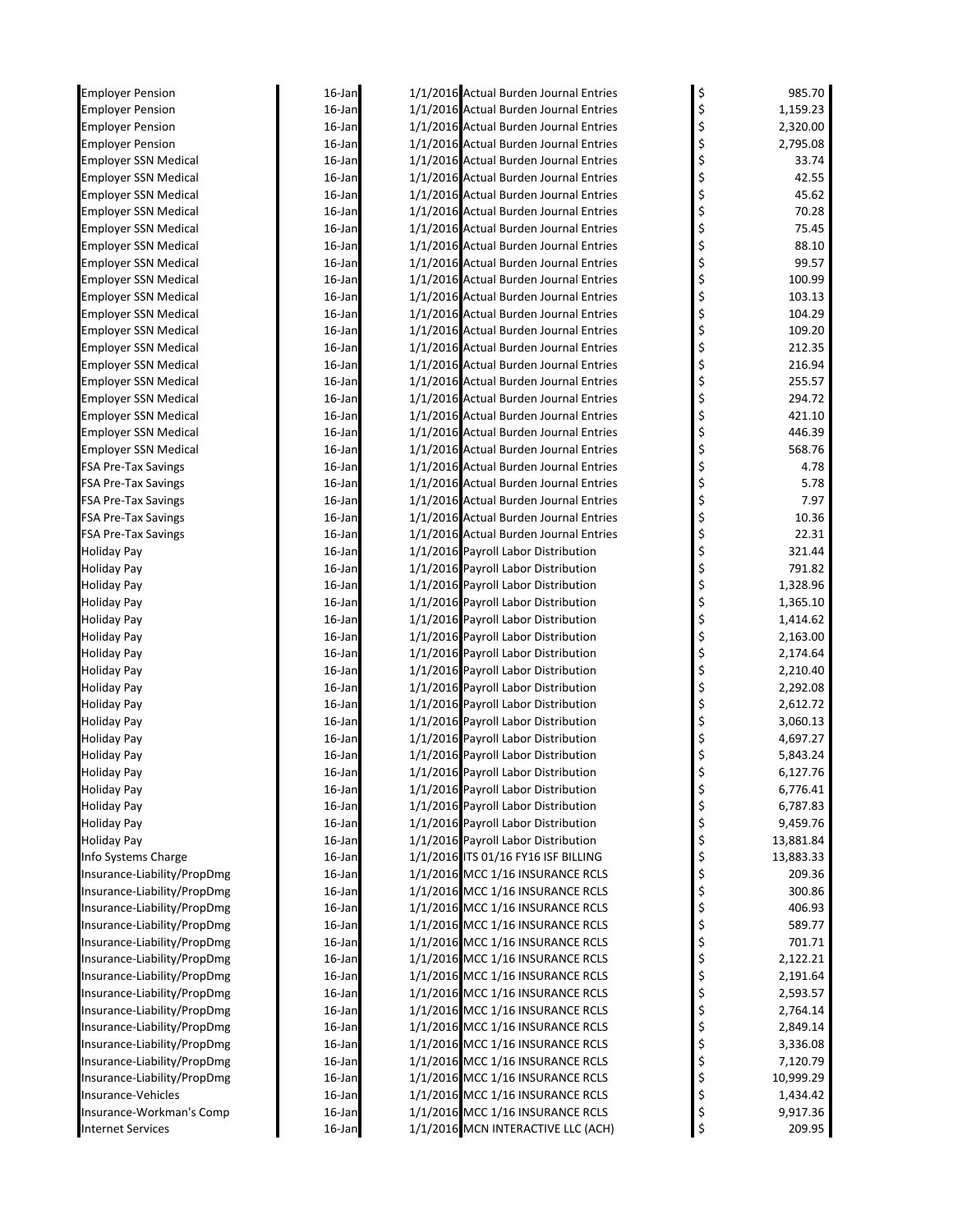| | | | | |
|---|---|---|---|---|
| Employer Pension | 16-Jan | 1/1/2016 | Actual Burden Journal Entries | $ 985.70 |
| Employer Pension | 16-Jan | 1/1/2016 | Actual Burden Journal Entries | $ 1,159.23 |
| Employer Pension | 16-Jan | 1/1/2016 | Actual Burden Journal Entries | $ 2,320.00 |
| Employer Pension | 16-Jan | 1/1/2016 | Actual Burden Journal Entries | $ 2,795.08 |
| Employer SSN Medical | 16-Jan | 1/1/2016 | Actual Burden Journal Entries | $ 33.74 |
| Employer SSN Medical | 16-Jan | 1/1/2016 | Actual Burden Journal Entries | $ 42.55 |
| Employer SSN Medical | 16-Jan | 1/1/2016 | Actual Burden Journal Entries | $ 45.62 |
| Employer SSN Medical | 16-Jan | 1/1/2016 | Actual Burden Journal Entries | $ 70.28 |
| Employer SSN Medical | 16-Jan | 1/1/2016 | Actual Burden Journal Entries | $ 75.45 |
| Employer SSN Medical | 16-Jan | 1/1/2016 | Actual Burden Journal Entries | $ 88.10 |
| Employer SSN Medical | 16-Jan | 1/1/2016 | Actual Burden Journal Entries | $ 99.57 |
| Employer SSN Medical | 16-Jan | 1/1/2016 | Actual Burden Journal Entries | $ 100.99 |
| Employer SSN Medical | 16-Jan | 1/1/2016 | Actual Burden Journal Entries | $ 103.13 |
| Employer SSN Medical | 16-Jan | 1/1/2016 | Actual Burden Journal Entries | $ 104.29 |
| Employer SSN Medical | 16-Jan | 1/1/2016 | Actual Burden Journal Entries | $ 109.20 |
| Employer SSN Medical | 16-Jan | 1/1/2016 | Actual Burden Journal Entries | $ 212.35 |
| Employer SSN Medical | 16-Jan | 1/1/2016 | Actual Burden Journal Entries | $ 216.94 |
| Employer SSN Medical | 16-Jan | 1/1/2016 | Actual Burden Journal Entries | $ 255.57 |
| Employer SSN Medical | 16-Jan | 1/1/2016 | Actual Burden Journal Entries | $ 294.72 |
| Employer SSN Medical | 16-Jan | 1/1/2016 | Actual Burden Journal Entries | $ 421.10 |
| Employer SSN Medical | 16-Jan | 1/1/2016 | Actual Burden Journal Entries | $ 446.39 |
| Employer SSN Medical | 16-Jan | 1/1/2016 | Actual Burden Journal Entries | $ 568.76 |
| FSA Pre-Tax Savings | 16-Jan | 1/1/2016 | Actual Burden Journal Entries | $ 4.78 |
| FSA Pre-Tax Savings | 16-Jan | 1/1/2016 | Actual Burden Journal Entries | $ 5.78 |
| FSA Pre-Tax Savings | 16-Jan | 1/1/2016 | Actual Burden Journal Entries | $ 7.97 |
| FSA Pre-Tax Savings | 16-Jan | 1/1/2016 | Actual Burden Journal Entries | $ 10.36 |
| FSA Pre-Tax Savings | 16-Jan | 1/1/2016 | Actual Burden Journal Entries | $ 22.31 |
| Holiday Pay | 16-Jan | 1/1/2016 | Payroll Labor Distribution | $ 321.44 |
| Holiday Pay | 16-Jan | 1/1/2016 | Payroll Labor Distribution | $ 791.82 |
| Holiday Pay | 16-Jan | 1/1/2016 | Payroll Labor Distribution | $ 1,328.96 |
| Holiday Pay | 16-Jan | 1/1/2016 | Payroll Labor Distribution | $ 1,365.10 |
| Holiday Pay | 16-Jan | 1/1/2016 | Payroll Labor Distribution | $ 1,414.62 |
| Holiday Pay | 16-Jan | 1/1/2016 | Payroll Labor Distribution | $ 2,163.00 |
| Holiday Pay | 16-Jan | 1/1/2016 | Payroll Labor Distribution | $ 2,174.64 |
| Holiday Pay | 16-Jan | 1/1/2016 | Payroll Labor Distribution | $ 2,210.40 |
| Holiday Pay | 16-Jan | 1/1/2016 | Payroll Labor Distribution | $ 2,292.08 |
| Holiday Pay | 16-Jan | 1/1/2016 | Payroll Labor Distribution | $ 2,612.72 |
| Holiday Pay | 16-Jan | 1/1/2016 | Payroll Labor Distribution | $ 3,060.13 |
| Holiday Pay | 16-Jan | 1/1/2016 | Payroll Labor Distribution | $ 4,697.27 |
| Holiday Pay | 16-Jan | 1/1/2016 | Payroll Labor Distribution | $ 5,843.24 |
| Holiday Pay | 16-Jan | 1/1/2016 | Payroll Labor Distribution | $ 6,127.76 |
| Holiday Pay | 16-Jan | 1/1/2016 | Payroll Labor Distribution | $ 6,776.41 |
| Holiday Pay | 16-Jan | 1/1/2016 | Payroll Labor Distribution | $ 6,787.83 |
| Holiday Pay | 16-Jan | 1/1/2016 | Payroll Labor Distribution | $ 9,459.76 |
| Holiday Pay | 16-Jan | 1/1/2016 | Payroll Labor Distribution | $ 13,881.84 |
| Info Systems Charge | 16-Jan | 1/1/2016 | ITS 01/16 FY16 ISF BILLING | $ 13,883.33 |
| Insurance-Liability/PropDmg | 16-Jan | 1/1/2016 | MCC 1/16 INSURANCE RCLS | $ 209.36 |
| Insurance-Liability/PropDmg | 16-Jan | 1/1/2016 | MCC 1/16 INSURANCE RCLS | $ 300.86 |
| Insurance-Liability/PropDmg | 16-Jan | 1/1/2016 | MCC 1/16 INSURANCE RCLS | $ 406.93 |
| Insurance-Liability/PropDmg | 16-Jan | 1/1/2016 | MCC 1/16 INSURANCE RCLS | $ 589.77 |
| Insurance-Liability/PropDmg | 16-Jan | 1/1/2016 | MCC 1/16 INSURANCE RCLS | $ 701.71 |
| Insurance-Liability/PropDmg | 16-Jan | 1/1/2016 | MCC 1/16 INSURANCE RCLS | $ 2,122.21 |
| Insurance-Liability/PropDmg | 16-Jan | 1/1/2016 | MCC 1/16 INSURANCE RCLS | $ 2,191.64 |
| Insurance-Liability/PropDmg | 16-Jan | 1/1/2016 | MCC 1/16 INSURANCE RCLS | $ 2,593.57 |
| Insurance-Liability/PropDmg | 16-Jan | 1/1/2016 | MCC 1/16 INSURANCE RCLS | $ 2,764.14 |
| Insurance-Liability/PropDmg | 16-Jan | 1/1/2016 | MCC 1/16 INSURANCE RCLS | $ 2,849.14 |
| Insurance-Liability/PropDmg | 16-Jan | 1/1/2016 | MCC 1/16 INSURANCE RCLS | $ 3,336.08 |
| Insurance-Liability/PropDmg | 16-Jan | 1/1/2016 | MCC 1/16 INSURANCE RCLS | $ 7,120.79 |
| Insurance-Liability/PropDmg | 16-Jan | 1/1/2016 | MCC 1/16 INSURANCE RCLS | $ 10,999.29 |
| Insurance-Vehicles | 16-Jan | 1/1/2016 | MCC 1/16 INSURANCE RCLS | $ 1,434.42 |
| Insurance-Workman's Comp | 16-Jan | 1/1/2016 | MCC 1/16 INSURANCE RCLS | $ 9,917.36 |
| Internet Services | 16-Jan | 1/1/2016 | MCN INTERACTIVE LLC (ACH) | $ 209.95 |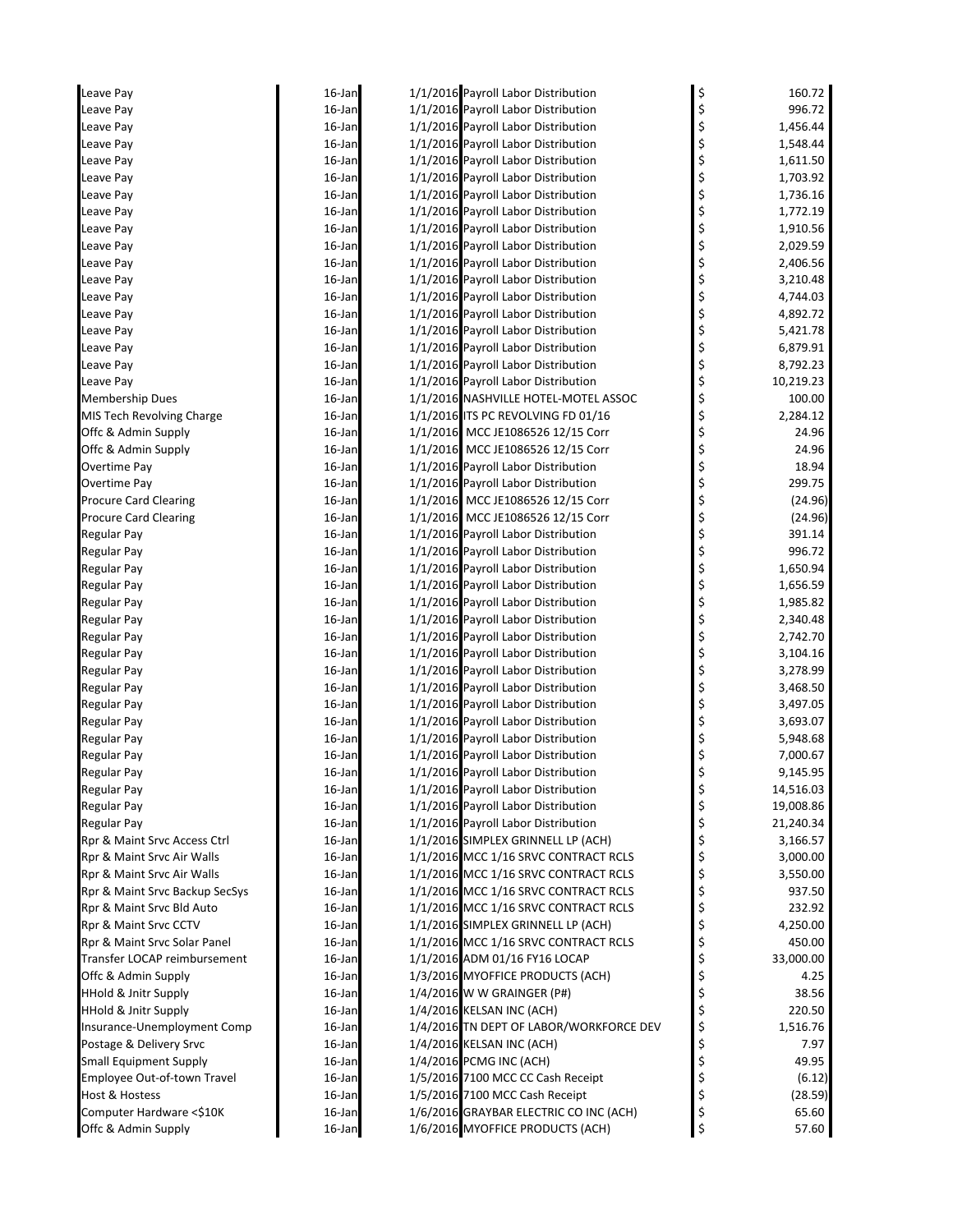| | | | | |
|---|---|---|---|---|
| Leave Pay | 16-Jan | 1/1/2016 | Payroll Labor Distribution | $ 160.72 |
| Leave Pay | 16-Jan | 1/1/2016 | Payroll Labor Distribution | $ 996.72 |
| Leave Pay | 16-Jan | 1/1/2016 | Payroll Labor Distribution | $ 1,456.44 |
| Leave Pay | 16-Jan | 1/1/2016 | Payroll Labor Distribution | $ 1,548.44 |
| Leave Pay | 16-Jan | 1/1/2016 | Payroll Labor Distribution | $ 1,611.50 |
| Leave Pay | 16-Jan | 1/1/2016 | Payroll Labor Distribution | $ 1,703.92 |
| Leave Pay | 16-Jan | 1/1/2016 | Payroll Labor Distribution | $ 1,736.16 |
| Leave Pay | 16-Jan | 1/1/2016 | Payroll Labor Distribution | $ 1,772.19 |
| Leave Pay | 16-Jan | 1/1/2016 | Payroll Labor Distribution | $ 1,910.56 |
| Leave Pay | 16-Jan | 1/1/2016 | Payroll Labor Distribution | $ 2,029.59 |
| Leave Pay | 16-Jan | 1/1/2016 | Payroll Labor Distribution | $ 2,406.56 |
| Leave Pay | 16-Jan | 1/1/2016 | Payroll Labor Distribution | $ 3,210.48 |
| Leave Pay | 16-Jan | 1/1/2016 | Payroll Labor Distribution | $ 4,744.03 |
| Leave Pay | 16-Jan | 1/1/2016 | Payroll Labor Distribution | $ 4,892.72 |
| Leave Pay | 16-Jan | 1/1/2016 | Payroll Labor Distribution | $ 5,421.78 |
| Leave Pay | 16-Jan | 1/1/2016 | Payroll Labor Distribution | $ 6,879.91 |
| Leave Pay | 16-Jan | 1/1/2016 | Payroll Labor Distribution | $ 8,792.23 |
| Leave Pay | 16-Jan | 1/1/2016 | Payroll Labor Distribution | $ 10,219.23 |
| Membership Dues | 16-Jan | 1/1/2016 | NASHVILLE HOTEL-MOTEL ASSOC | $ 100.00 |
| MIS Tech Revolving Charge | 16-Jan | 1/1/2016 | ITS PC REVOLVING FD 01/16 | $ 2,284.12 |
| Offc & Admin Supply | 16-Jan | 1/1/2016 | MCC JE1086526 12/15 Corr | $ 24.96 |
| Offc & Admin Supply | 16-Jan | 1/1/2016 | MCC JE1086526 12/15 Corr | $ 24.96 |
| Overtime Pay | 16-Jan | 1/1/2016 | Payroll Labor Distribution | $ 18.94 |
| Overtime Pay | 16-Jan | 1/1/2016 | Payroll Labor Distribution | $ 299.75 |
| Procure Card Clearing | 16-Jan | 1/1/2016 | MCC JE1086526 12/15 Corr | $ (24.96) |
| Procure Card Clearing | 16-Jan | 1/1/2016 | MCC JE1086526 12/15 Corr | $ (24.96) |
| Regular Pay | 16-Jan | 1/1/2016 | Payroll Labor Distribution | $ 391.14 |
| Regular Pay | 16-Jan | 1/1/2016 | Payroll Labor Distribution | $ 996.72 |
| Regular Pay | 16-Jan | 1/1/2016 | Payroll Labor Distribution | $ 1,650.94 |
| Regular Pay | 16-Jan | 1/1/2016 | Payroll Labor Distribution | $ 1,656.59 |
| Regular Pay | 16-Jan | 1/1/2016 | Payroll Labor Distribution | $ 1,985.82 |
| Regular Pay | 16-Jan | 1/1/2016 | Payroll Labor Distribution | $ 2,340.48 |
| Regular Pay | 16-Jan | 1/1/2016 | Payroll Labor Distribution | $ 2,742.70 |
| Regular Pay | 16-Jan | 1/1/2016 | Payroll Labor Distribution | $ 3,104.16 |
| Regular Pay | 16-Jan | 1/1/2016 | Payroll Labor Distribution | $ 3,278.99 |
| Regular Pay | 16-Jan | 1/1/2016 | Payroll Labor Distribution | $ 3,468.50 |
| Regular Pay | 16-Jan | 1/1/2016 | Payroll Labor Distribution | $ 3,497.05 |
| Regular Pay | 16-Jan | 1/1/2016 | Payroll Labor Distribution | $ 3,693.07 |
| Regular Pay | 16-Jan | 1/1/2016 | Payroll Labor Distribution | $ 5,948.68 |
| Regular Pay | 16-Jan | 1/1/2016 | Payroll Labor Distribution | $ 7,000.67 |
| Regular Pay | 16-Jan | 1/1/2016 | Payroll Labor Distribution | $ 9,145.95 |
| Regular Pay | 16-Jan | 1/1/2016 | Payroll Labor Distribution | $ 14,516.03 |
| Regular Pay | 16-Jan | 1/1/2016 | Payroll Labor Distribution | $ 19,008.86 |
| Regular Pay | 16-Jan | 1/1/2016 | Payroll Labor Distribution | $ 21,240.34 |
| Rpr & Maint Srvc Access Ctrl | 16-Jan | 1/1/2016 | SIMPLEX GRINNELL LP (ACH) | $ 3,166.57 |
| Rpr & Maint Srvc Air Walls | 16-Jan | 1/1/2016 | MCC 1/16 SRVC CONTRACT RCLS | $ 3,000.00 |
| Rpr & Maint Srvc Air Walls | 16-Jan | 1/1/2016 | MCC 1/16 SRVC CONTRACT RCLS | $ 3,550.00 |
| Rpr & Maint Srvc Backup SecSys | 16-Jan | 1/1/2016 | MCC 1/16 SRVC CONTRACT RCLS | $ 937.50 |
| Rpr & Maint Srvc Bld Auto | 16-Jan | 1/1/2016 | MCC 1/16 SRVC CONTRACT RCLS | $ 232.92 |
| Rpr & Maint Srvc CCTV | 16-Jan | 1/1/2016 | SIMPLEX GRINNELL LP (ACH) | $ 4,250.00 |
| Rpr & Maint Srvc Solar Panel | 16-Jan | 1/1/2016 | MCC 1/16 SRVC CONTRACT RCLS | $ 450.00 |
| Transfer LOCAP reimbursement | 16-Jan | 1/1/2016 | ADM 01/16 FY16 LOCAP | $ 33,000.00 |
| Offc & Admin Supply | 16-Jan | 1/3/2016 | MYOFFICE PRODUCTS (ACH) | $ 4.25 |
| HHold & Jnitr Supply | 16-Jan | 1/4/2016 | W W GRAINGER (P#) | $ 38.56 |
| HHold & Jnitr Supply | 16-Jan | 1/4/2016 | KELSAN INC (ACH) | $ 220.50 |
| Insurance-Unemployment Comp | 16-Jan | 1/4/2016 | TN DEPT OF LABOR/WORKFORCE DEV | $ 1,516.76 |
| Postage & Delivery Srvc | 16-Jan | 1/4/2016 | KELSAN INC (ACH) | $ 7.97 |
| Small Equipment Supply | 16-Jan | 1/4/2016 | PCMG INC (ACH) | $ 49.95 |
| Employee Out-of-town Travel | 16-Jan | 1/5/2016 | 7100 MCC CC Cash Receipt | $ (6.12) |
| Host & Hostess | 16-Jan | 1/5/2016 | 7100 MCC Cash Receipt | $ (28.59) |
| Computer Hardware <$10K | 16-Jan | 1/6/2016 | GRAYBAR ELECTRIC CO INC (ACH) | $ 65.60 |
| Offc & Admin Supply | 16-Jan | 1/6/2016 | MYOFFICE PRODUCTS (ACH) | $ 57.60 |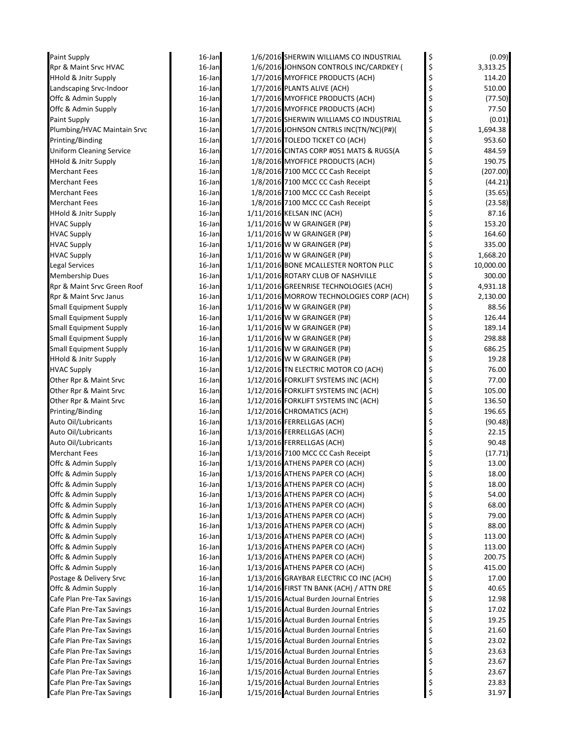| | | | | | |
|---|---|---|---|---|---|
| Paint Supply | 16-Jan | 1/6/2016 | SHERWIN WILLIAMS CO INDUSTRIAL | $ | (0.09) |
| Rpr & Maint Srvc HVAC | 16-Jan | 1/6/2016 | JOHNSON CONTROLS INC/CARDKEY ( | $ | 3,313.25 |
| HHold & Jnitr Supply | 16-Jan | 1/7/2016 | MYOFFICE PRODUCTS (ACH) | $ | 114.20 |
| Landscaping Srvc-Indoor | 16-Jan | 1/7/2016 | PLANTS ALIVE (ACH) | $ | 510.00 |
| Offc & Admin Supply | 16-Jan | 1/7/2016 | MYOFFICE PRODUCTS (ACH) | $ | (77.50) |
| Offc & Admin Supply | 16-Jan | 1/7/2016 | MYOFFICE PRODUCTS (ACH) | $ | 77.50 |
| Paint Supply | 16-Jan | 1/7/2016 | SHERWIN WILLIAMS CO INDUSTRIAL | $ | (0.01) |
| Plumbing/HVAC Maintain Srvc | 16-Jan | 1/7/2016 | JOHNSON CNTRLS INC(TN/NC)(P#)( | $ | 1,694.38 |
| Printing/Binding | 16-Jan | 1/7/2016 | TOLEDO TICKET CO (ACH) | $ | 953.60 |
| Uniform Cleaning Service | 16-Jan | 1/7/2016 | CINTAS CORP #051 MATS & RUGS(A | $ | 484.59 |
| HHold & Jnitr Supply | 16-Jan | 1/8/2016 | MYOFFICE PRODUCTS (ACH) | $ | 190.75 |
| Merchant Fees | 16-Jan | 1/8/2016 | 7100 MCC CC Cash Receipt | $ | (207.00) |
| Merchant Fees | 16-Jan | 1/8/2016 | 7100 MCC CC Cash Receipt | $ | (44.21) |
| Merchant Fees | 16-Jan | 1/8/2016 | 7100 MCC CC Cash Receipt | $ | (35.65) |
| Merchant Fees | 16-Jan | 1/8/2016 | 7100 MCC CC Cash Receipt | $ | (23.58) |
| HHold & Jnitr Supply | 16-Jan | 1/11/2016 | KELSAN INC (ACH) | $ | 87.16 |
| HVAC Supply | 16-Jan | 1/11/2016 | W W GRAINGER (P#) | $ | 153.20 |
| HVAC Supply | 16-Jan | 1/11/2016 | W W GRAINGER (P#) | $ | 164.60 |
| HVAC Supply | 16-Jan | 1/11/2016 | W W GRAINGER (P#) | $ | 335.00 |
| HVAC Supply | 16-Jan | 1/11/2016 | W W GRAINGER (P#) | $ | 1,668.20 |
| Legal Services | 16-Jan | 1/11/2016 | BONE MCALLESTER NORTON PLLC | $ | 10,000.00 |
| Membership Dues | 16-Jan | 1/11/2016 | ROTARY CLUB OF NASHVILLE | $ | 300.00 |
| Rpr & Maint Srvc Green Roof | 16-Jan | 1/11/2016 | GREENRISE TECHNOLOGIES (ACH) | $ | 4,931.18 |
| Rpr & Maint Srvc Janus | 16-Jan | 1/11/2016 | MORROW TECHNOLOGIES CORP (ACH) | $ | 2,130.00 |
| Small Equipment Supply | 16-Jan | 1/11/2016 | W W GRAINGER (P#) | $ | 88.56 |
| Small Equipment Supply | 16-Jan | 1/11/2016 | W W GRAINGER (P#) | $ | 126.44 |
| Small Equipment Supply | 16-Jan | 1/11/2016 | W W GRAINGER (P#) | $ | 189.14 |
| Small Equipment Supply | 16-Jan | 1/11/2016 | W W GRAINGER (P#) | $ | 298.88 |
| Small Equipment Supply | 16-Jan | 1/11/2016 | W W GRAINGER (P#) | $ | 686.25 |
| HHold & Jnitr Supply | 16-Jan | 1/12/2016 | W W GRAINGER (P#) | $ | 19.28 |
| HVAC Supply | 16-Jan | 1/12/2016 | TN ELECTRIC MOTOR CO (ACH) | $ | 76.00 |
| Other Rpr & Maint Srvc | 16-Jan | 1/12/2016 | FORKLIFT SYSTEMS INC (ACH) | $ | 77.00 |
| Other Rpr & Maint Srvc | 16-Jan | 1/12/2016 | FORKLIFT SYSTEMS INC (ACH) | $ | 105.00 |
| Other Rpr & Maint Srvc | 16-Jan | 1/12/2016 | FORKLIFT SYSTEMS INC (ACH) | $ | 136.50 |
| Printing/Binding | 16-Jan | 1/12/2016 | CHROMATICS (ACH) | $ | 196.65 |
| Auto Oil/Lubricants | 16-Jan | 1/13/2016 | FERRELLGAS (ACH) | $ | (90.48) |
| Auto Oil/Lubricants | 16-Jan | 1/13/2016 | FERRELLGAS (ACH) | $ | 22.15 |
| Auto Oil/Lubricants | 16-Jan | 1/13/2016 | FERRELLGAS (ACH) | $ | 90.48 |
| Merchant Fees | 16-Jan | 1/13/2016 | 7100 MCC CC Cash Receipt | $ | (17.71) |
| Offc & Admin Supply | 16-Jan | 1/13/2016 | ATHENS PAPER CO (ACH) | $ | 13.00 |
| Offc & Admin Supply | 16-Jan | 1/13/2016 | ATHENS PAPER CO (ACH) | $ | 18.00 |
| Offc & Admin Supply | 16-Jan | 1/13/2016 | ATHENS PAPER CO (ACH) | $ | 18.00 |
| Offc & Admin Supply | 16-Jan | 1/13/2016 | ATHENS PAPER CO (ACH) | $ | 54.00 |
| Offc & Admin Supply | 16-Jan | 1/13/2016 | ATHENS PAPER CO (ACH) | $ | 68.00 |
| Offc & Admin Supply | 16-Jan | 1/13/2016 | ATHENS PAPER CO (ACH) | $ | 79.00 |
| Offc & Admin Supply | 16-Jan | 1/13/2016 | ATHENS PAPER CO (ACH) | $ | 88.00 |
| Offc & Admin Supply | 16-Jan | 1/13/2016 | ATHENS PAPER CO (ACH) | $ | 113.00 |
| Offc & Admin Supply | 16-Jan | 1/13/2016 | ATHENS PAPER CO (ACH) | $ | 113.00 |
| Offc & Admin Supply | 16-Jan | 1/13/2016 | ATHENS PAPER CO (ACH) | $ | 200.75 |
| Offc & Admin Supply | 16-Jan | 1/13/2016 | ATHENS PAPER CO (ACH) | $ | 415.00 |
| Postage & Delivery Srvc | 16-Jan | 1/13/2016 | GRAYBAR ELECTRIC CO INC (ACH) | $ | 17.00 |
| Offc & Admin Supply | 16-Jan | 1/14/2016 | FIRST TN BANK (ACH) / ATTN DRE | $ | 40.65 |
| Cafe Plan Pre-Tax Savings | 16-Jan | 1/15/2016 | Actual Burden Journal Entries | $ | 12.98 |
| Cafe Plan Pre-Tax Savings | 16-Jan | 1/15/2016 | Actual Burden Journal Entries | $ | 17.02 |
| Cafe Plan Pre-Tax Savings | 16-Jan | 1/15/2016 | Actual Burden Journal Entries | $ | 19.25 |
| Cafe Plan Pre-Tax Savings | 16-Jan | 1/15/2016 | Actual Burden Journal Entries | $ | 21.60 |
| Cafe Plan Pre-Tax Savings | 16-Jan | 1/15/2016 | Actual Burden Journal Entries | $ | 23.02 |
| Cafe Plan Pre-Tax Savings | 16-Jan | 1/15/2016 | Actual Burden Journal Entries | $ | 23.63 |
| Cafe Plan Pre-Tax Savings | 16-Jan | 1/15/2016 | Actual Burden Journal Entries | $ | 23.67 |
| Cafe Plan Pre-Tax Savings | 16-Jan | 1/15/2016 | Actual Burden Journal Entries | $ | 23.67 |
| Cafe Plan Pre-Tax Savings | 16-Jan | 1/15/2016 | Actual Burden Journal Entries | $ | 23.83 |
| Cafe Plan Pre-Tax Savings | 16-Jan | 1/15/2016 | Actual Burden Journal Entries | $ | 31.97 |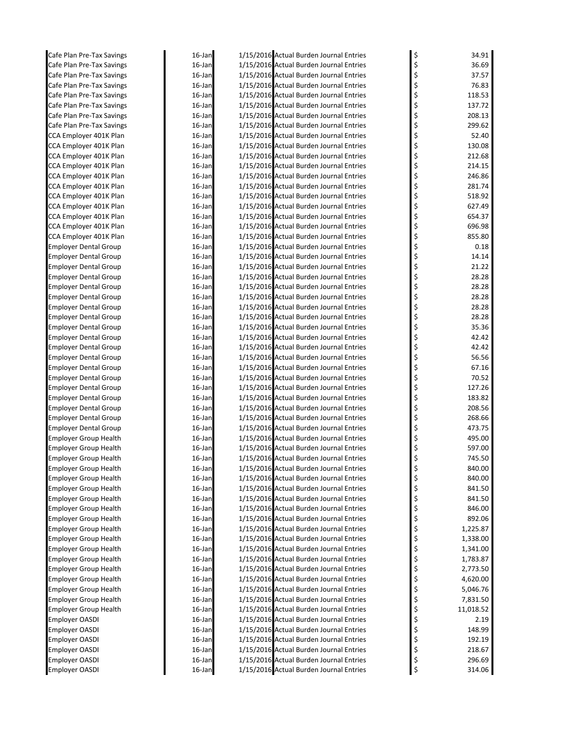| | | | | | |
|---|---|---|---|---|---|
| Cafe Plan Pre-Tax Savings | 16-Jan | 1/15/2016 | Actual Burden Journal Entries | $ | 34.91 |
| Cafe Plan Pre-Tax Savings | 16-Jan | 1/15/2016 | Actual Burden Journal Entries | $ | 36.69 |
| Cafe Plan Pre-Tax Savings | 16-Jan | 1/15/2016 | Actual Burden Journal Entries | $ | 37.57 |
| Cafe Plan Pre-Tax Savings | 16-Jan | 1/15/2016 | Actual Burden Journal Entries | $ | 76.83 |
| Cafe Plan Pre-Tax Savings | 16-Jan | 1/15/2016 | Actual Burden Journal Entries | $ | 118.53 |
| Cafe Plan Pre-Tax Savings | 16-Jan | 1/15/2016 | Actual Burden Journal Entries | $ | 137.72 |
| Cafe Plan Pre-Tax Savings | 16-Jan | 1/15/2016 | Actual Burden Journal Entries | $ | 208.13 |
| Cafe Plan Pre-Tax Savings | 16-Jan | 1/15/2016 | Actual Burden Journal Entries | $ | 299.62 |
| CCA Employer 401K Plan | 16-Jan | 1/15/2016 | Actual Burden Journal Entries | $ | 52.40 |
| CCA Employer 401K Plan | 16-Jan | 1/15/2016 | Actual Burden Journal Entries | $ | 130.08 |
| CCA Employer 401K Plan | 16-Jan | 1/15/2016 | Actual Burden Journal Entries | $ | 212.68 |
| CCA Employer 401K Plan | 16-Jan | 1/15/2016 | Actual Burden Journal Entries | $ | 214.15 |
| CCA Employer 401K Plan | 16-Jan | 1/15/2016 | Actual Burden Journal Entries | $ | 246.86 |
| CCA Employer 401K Plan | 16-Jan | 1/15/2016 | Actual Burden Journal Entries | $ | 281.74 |
| CCA Employer 401K Plan | 16-Jan | 1/15/2016 | Actual Burden Journal Entries | $ | 518.92 |
| CCA Employer 401K Plan | 16-Jan | 1/15/2016 | Actual Burden Journal Entries | $ | 627.49 |
| CCA Employer 401K Plan | 16-Jan | 1/15/2016 | Actual Burden Journal Entries | $ | 654.37 |
| CCA Employer 401K Plan | 16-Jan | 1/15/2016 | Actual Burden Journal Entries | $ | 696.98 |
| CCA Employer 401K Plan | 16-Jan | 1/15/2016 | Actual Burden Journal Entries | $ | 855.80 |
| Employer Dental Group | 16-Jan | 1/15/2016 | Actual Burden Journal Entries | $ | 0.18 |
| Employer Dental Group | 16-Jan | 1/15/2016 | Actual Burden Journal Entries | $ | 14.14 |
| Employer Dental Group | 16-Jan | 1/15/2016 | Actual Burden Journal Entries | $ | 21.22 |
| Employer Dental Group | 16-Jan | 1/15/2016 | Actual Burden Journal Entries | $ | 28.28 |
| Employer Dental Group | 16-Jan | 1/15/2016 | Actual Burden Journal Entries | $ | 28.28 |
| Employer Dental Group | 16-Jan | 1/15/2016 | Actual Burden Journal Entries | $ | 28.28 |
| Employer Dental Group | 16-Jan | 1/15/2016 | Actual Burden Journal Entries | $ | 28.28 |
| Employer Dental Group | 16-Jan | 1/15/2016 | Actual Burden Journal Entries | $ | 28.28 |
| Employer Dental Group | 16-Jan | 1/15/2016 | Actual Burden Journal Entries | $ | 35.36 |
| Employer Dental Group | 16-Jan | 1/15/2016 | Actual Burden Journal Entries | $ | 42.42 |
| Employer Dental Group | 16-Jan | 1/15/2016 | Actual Burden Journal Entries | $ | 42.42 |
| Employer Dental Group | 16-Jan | 1/15/2016 | Actual Burden Journal Entries | $ | 56.56 |
| Employer Dental Group | 16-Jan | 1/15/2016 | Actual Burden Journal Entries | $ | 67.16 |
| Employer Dental Group | 16-Jan | 1/15/2016 | Actual Burden Journal Entries | $ | 70.52 |
| Employer Dental Group | 16-Jan | 1/15/2016 | Actual Burden Journal Entries | $ | 127.26 |
| Employer Dental Group | 16-Jan | 1/15/2016 | Actual Burden Journal Entries | $ | 183.82 |
| Employer Dental Group | 16-Jan | 1/15/2016 | Actual Burden Journal Entries | $ | 208.56 |
| Employer Dental Group | 16-Jan | 1/15/2016 | Actual Burden Journal Entries | $ | 268.66 |
| Employer Dental Group | 16-Jan | 1/15/2016 | Actual Burden Journal Entries | $ | 473.75 |
| Employer Group Health | 16-Jan | 1/15/2016 | Actual Burden Journal Entries | $ | 495.00 |
| Employer Group Health | 16-Jan | 1/15/2016 | Actual Burden Journal Entries | $ | 597.00 |
| Employer Group Health | 16-Jan | 1/15/2016 | Actual Burden Journal Entries | $ | 745.50 |
| Employer Group Health | 16-Jan | 1/15/2016 | Actual Burden Journal Entries | $ | 840.00 |
| Employer Group Health | 16-Jan | 1/15/2016 | Actual Burden Journal Entries | $ | 840.00 |
| Employer Group Health | 16-Jan | 1/15/2016 | Actual Burden Journal Entries | $ | 841.50 |
| Employer Group Health | 16-Jan | 1/15/2016 | Actual Burden Journal Entries | $ | 841.50 |
| Employer Group Health | 16-Jan | 1/15/2016 | Actual Burden Journal Entries | $ | 846.00 |
| Employer Group Health | 16-Jan | 1/15/2016 | Actual Burden Journal Entries | $ | 892.06 |
| Employer Group Health | 16-Jan | 1/15/2016 | Actual Burden Journal Entries | $ | 1,225.87 |
| Employer Group Health | 16-Jan | 1/15/2016 | Actual Burden Journal Entries | $ | 1,338.00 |
| Employer Group Health | 16-Jan | 1/15/2016 | Actual Burden Journal Entries | $ | 1,341.00 |
| Employer Group Health | 16-Jan | 1/15/2016 | Actual Burden Journal Entries | $ | 1,783.87 |
| Employer Group Health | 16-Jan | 1/15/2016 | Actual Burden Journal Entries | $ | 2,773.50 |
| Employer Group Health | 16-Jan | 1/15/2016 | Actual Burden Journal Entries | $ | 4,620.00 |
| Employer Group Health | 16-Jan | 1/15/2016 | Actual Burden Journal Entries | $ | 5,046.76 |
| Employer Group Health | 16-Jan | 1/15/2016 | Actual Burden Journal Entries | $ | 7,831.50 |
| Employer Group Health | 16-Jan | 1/15/2016 | Actual Burden Journal Entries | $ | 11,018.52 |
| Employer OASDI | 16-Jan | 1/15/2016 | Actual Burden Journal Entries | $ | 2.19 |
| Employer OASDI | 16-Jan | 1/15/2016 | Actual Burden Journal Entries | $ | 148.99 |
| Employer OASDI | 16-Jan | 1/15/2016 | Actual Burden Journal Entries | $ | 192.19 |
| Employer OASDI | 16-Jan | 1/15/2016 | Actual Burden Journal Entries | $ | 218.67 |
| Employer OASDI | 16-Jan | 1/15/2016 | Actual Burden Journal Entries | $ | 296.69 |
| Employer OASDI | 16-Jan | 1/15/2016 | Actual Burden Journal Entries | $ | 314.06 |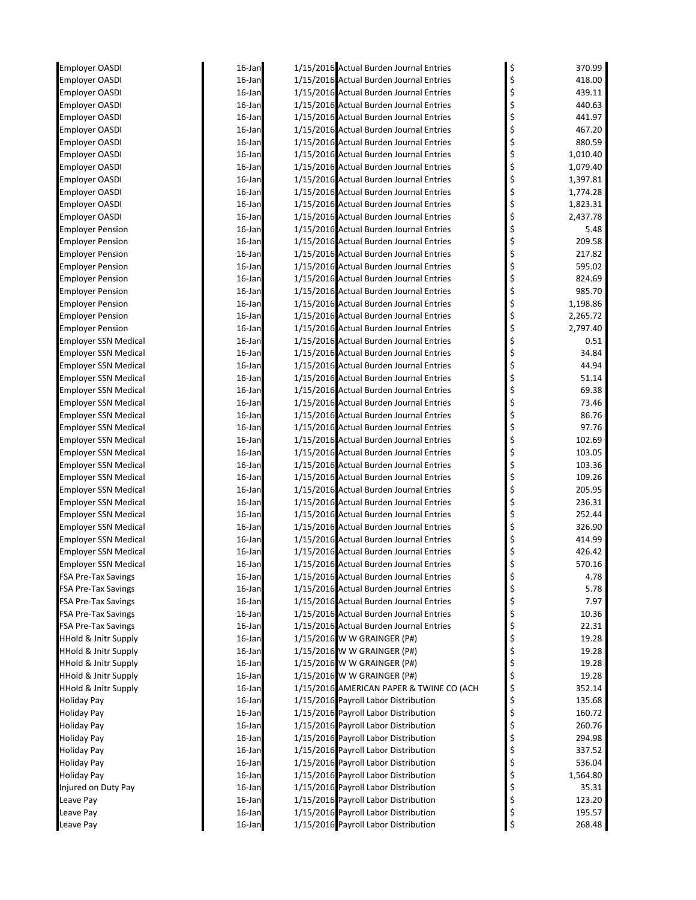| | | | | |
|---|---|---|---|---|
| Employer OASDI | 16-Jan | 1/15/2016 | Actual Burden Journal Entries | $ 370.99 |
| Employer OASDI | 16-Jan | 1/15/2016 | Actual Burden Journal Entries | $ 418.00 |
| Employer OASDI | 16-Jan | 1/15/2016 | Actual Burden Journal Entries | $ 439.11 |
| Employer OASDI | 16-Jan | 1/15/2016 | Actual Burden Journal Entries | $ 440.63 |
| Employer OASDI | 16-Jan | 1/15/2016 | Actual Burden Journal Entries | $ 441.97 |
| Employer OASDI | 16-Jan | 1/15/2016 | Actual Burden Journal Entries | $ 467.20 |
| Employer OASDI | 16-Jan | 1/15/2016 | Actual Burden Journal Entries | $ 880.59 |
| Employer OASDI | 16-Jan | 1/15/2016 | Actual Burden Journal Entries | $ 1,010.40 |
| Employer OASDI | 16-Jan | 1/15/2016 | Actual Burden Journal Entries | $ 1,079.40 |
| Employer OASDI | 16-Jan | 1/15/2016 | Actual Burden Journal Entries | $ 1,397.81 |
| Employer OASDI | 16-Jan | 1/15/2016 | Actual Burden Journal Entries | $ 1,774.28 |
| Employer OASDI | 16-Jan | 1/15/2016 | Actual Burden Journal Entries | $ 1,823.31 |
| Employer OASDI | 16-Jan | 1/15/2016 | Actual Burden Journal Entries | $ 2,437.78 |
| Employer Pension | 16-Jan | 1/15/2016 | Actual Burden Journal Entries | $ 5.48 |
| Employer Pension | 16-Jan | 1/15/2016 | Actual Burden Journal Entries | $ 209.58 |
| Employer Pension | 16-Jan | 1/15/2016 | Actual Burden Journal Entries | $ 217.82 |
| Employer Pension | 16-Jan | 1/15/2016 | Actual Burden Journal Entries | $ 595.02 |
| Employer Pension | 16-Jan | 1/15/2016 | Actual Burden Journal Entries | $ 824.69 |
| Employer Pension | 16-Jan | 1/15/2016 | Actual Burden Journal Entries | $ 985.70 |
| Employer Pension | 16-Jan | 1/15/2016 | Actual Burden Journal Entries | $ 1,198.86 |
| Employer Pension | 16-Jan | 1/15/2016 | Actual Burden Journal Entries | $ 2,265.72 |
| Employer Pension | 16-Jan | 1/15/2016 | Actual Burden Journal Entries | $ 2,797.40 |
| Employer SSN Medical | 16-Jan | 1/15/2016 | Actual Burden Journal Entries | $ 0.51 |
| Employer SSN Medical | 16-Jan | 1/15/2016 | Actual Burden Journal Entries | $ 34.84 |
| Employer SSN Medical | 16-Jan | 1/15/2016 | Actual Burden Journal Entries | $ 44.94 |
| Employer SSN Medical | 16-Jan | 1/15/2016 | Actual Burden Journal Entries | $ 51.14 |
| Employer SSN Medical | 16-Jan | 1/15/2016 | Actual Burden Journal Entries | $ 69.38 |
| Employer SSN Medical | 16-Jan | 1/15/2016 | Actual Burden Journal Entries | $ 73.46 |
| Employer SSN Medical | 16-Jan | 1/15/2016 | Actual Burden Journal Entries | $ 86.76 |
| Employer SSN Medical | 16-Jan | 1/15/2016 | Actual Burden Journal Entries | $ 97.76 |
| Employer SSN Medical | 16-Jan | 1/15/2016 | Actual Burden Journal Entries | $ 102.69 |
| Employer SSN Medical | 16-Jan | 1/15/2016 | Actual Burden Journal Entries | $ 103.05 |
| Employer SSN Medical | 16-Jan | 1/15/2016 | Actual Burden Journal Entries | $ 103.36 |
| Employer SSN Medical | 16-Jan | 1/15/2016 | Actual Burden Journal Entries | $ 109.26 |
| Employer SSN Medical | 16-Jan | 1/15/2016 | Actual Burden Journal Entries | $ 205.95 |
| Employer SSN Medical | 16-Jan | 1/15/2016 | Actual Burden Journal Entries | $ 236.31 |
| Employer SSN Medical | 16-Jan | 1/15/2016 | Actual Burden Journal Entries | $ 252.44 |
| Employer SSN Medical | 16-Jan | 1/15/2016 | Actual Burden Journal Entries | $ 326.90 |
| Employer SSN Medical | 16-Jan | 1/15/2016 | Actual Burden Journal Entries | $ 414.99 |
| Employer SSN Medical | 16-Jan | 1/15/2016 | Actual Burden Journal Entries | $ 426.42 |
| Employer SSN Medical | 16-Jan | 1/15/2016 | Actual Burden Journal Entries | $ 570.16 |
| FSA Pre-Tax Savings | 16-Jan | 1/15/2016 | Actual Burden Journal Entries | $ 4.78 |
| FSA Pre-Tax Savings | 16-Jan | 1/15/2016 | Actual Burden Journal Entries | $ 5.78 |
| FSA Pre-Tax Savings | 16-Jan | 1/15/2016 | Actual Burden Journal Entries | $ 7.97 |
| FSA Pre-Tax Savings | 16-Jan | 1/15/2016 | Actual Burden Journal Entries | $ 10.36 |
| FSA Pre-Tax Savings | 16-Jan | 1/15/2016 | Actual Burden Journal Entries | $ 22.31 |
| HHold & Jnitr Supply | 16-Jan | 1/15/2016 | W W GRAINGER (P#) | $ 19.28 |
| HHold & Jnitr Supply | 16-Jan | 1/15/2016 | W W GRAINGER (P#) | $ 19.28 |
| HHold & Jnitr Supply | 16-Jan | 1/15/2016 | W W GRAINGER (P#) | $ 19.28 |
| HHold & Jnitr Supply | 16-Jan | 1/15/2016 | W W GRAINGER (P#) | $ 19.28 |
| HHold & Jnitr Supply | 16-Jan | 1/15/2016 | AMERICAN PAPER & TWINE CO (ACH | $ 352.14 |
| Holiday Pay | 16-Jan | 1/15/2016 | Payroll Labor Distribution | $ 135.68 |
| Holiday Pay | 16-Jan | 1/15/2016 | Payroll Labor Distribution | $ 160.72 |
| Holiday Pay | 16-Jan | 1/15/2016 | Payroll Labor Distribution | $ 260.76 |
| Holiday Pay | 16-Jan | 1/15/2016 | Payroll Labor Distribution | $ 294.98 |
| Holiday Pay | 16-Jan | 1/15/2016 | Payroll Labor Distribution | $ 337.52 |
| Holiday Pay | 16-Jan | 1/15/2016 | Payroll Labor Distribution | $ 536.04 |
| Holiday Pay | 16-Jan | 1/15/2016 | Payroll Labor Distribution | $ 1,564.80 |
| Injured on Duty Pay | 16-Jan | 1/15/2016 | Payroll Labor Distribution | $ 35.31 |
| Leave Pay | 16-Jan | 1/15/2016 | Payroll Labor Distribution | $ 123.20 |
| Leave Pay | 16-Jan | 1/15/2016 | Payroll Labor Distribution | $ 195.57 |
| Leave Pay | 16-Jan | 1/15/2016 | Payroll Labor Distribution | $ 268.48 |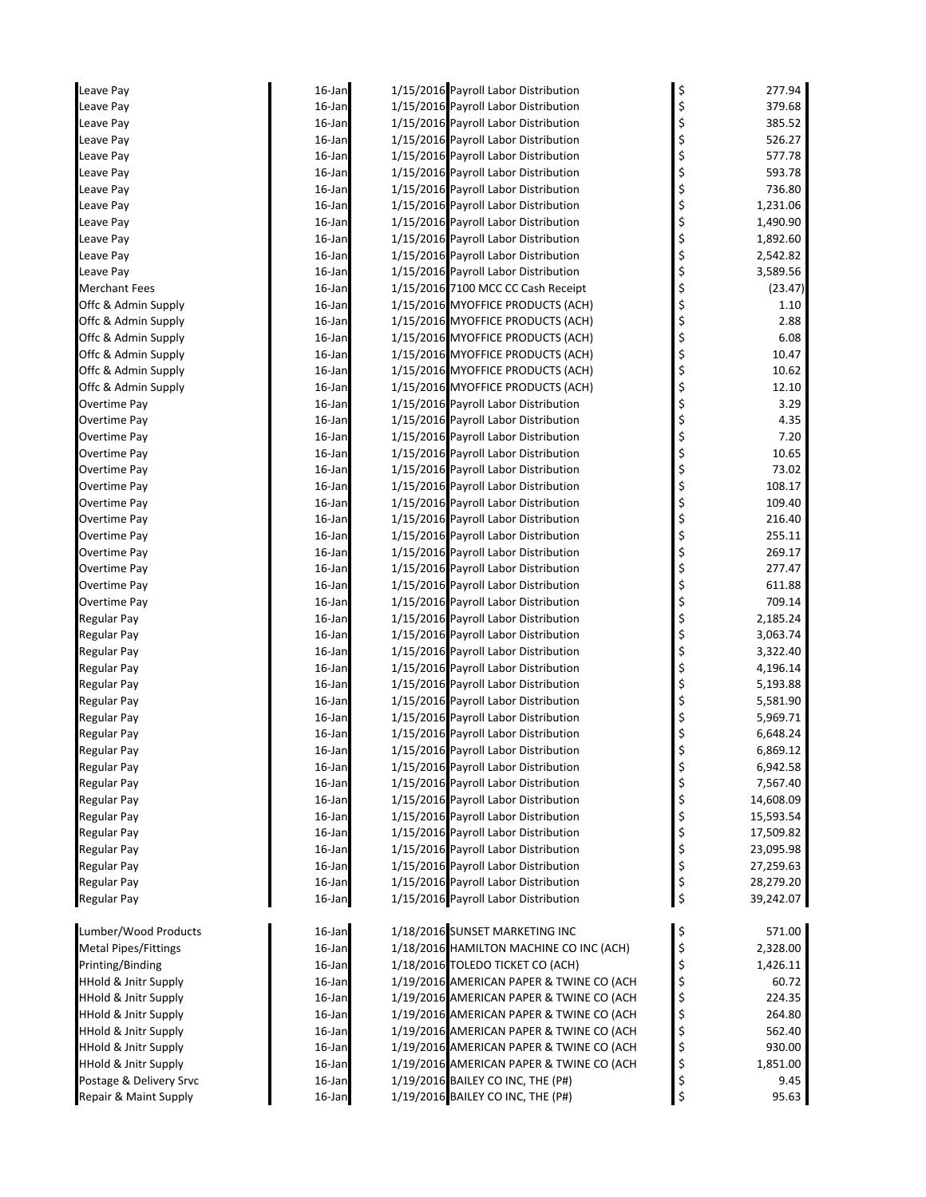| | | | | |
|---|---|---|---|---|
| Leave Pay | 16-Jan | 1/15/2016 | Payroll Labor Distribution | $ 277.94 |
| Leave Pay | 16-Jan | 1/15/2016 | Payroll Labor Distribution | $ 379.68 |
| Leave Pay | 16-Jan | 1/15/2016 | Payroll Labor Distribution | $ 385.52 |
| Leave Pay | 16-Jan | 1/15/2016 | Payroll Labor Distribution | $ 526.27 |
| Leave Pay | 16-Jan | 1/15/2016 | Payroll Labor Distribution | $ 577.78 |
| Leave Pay | 16-Jan | 1/15/2016 | Payroll Labor Distribution | $ 593.78 |
| Leave Pay | 16-Jan | 1/15/2016 | Payroll Labor Distribution | $ 736.80 |
| Leave Pay | 16-Jan | 1/15/2016 | Payroll Labor Distribution | $ 1,231.06 |
| Leave Pay | 16-Jan | 1/15/2016 | Payroll Labor Distribution | $ 1,490.90 |
| Leave Pay | 16-Jan | 1/15/2016 | Payroll Labor Distribution | $ 1,892.60 |
| Leave Pay | 16-Jan | 1/15/2016 | Payroll Labor Distribution | $ 2,542.82 |
| Leave Pay | 16-Jan | 1/15/2016 | Payroll Labor Distribution | $ 3,589.56 |
| Merchant Fees | 16-Jan | 1/15/2016 | 7100 MCC CC Cash Receipt | $ (23.47) |
| Offc & Admin Supply | 16-Jan | 1/15/2016 | MYOFFICE PRODUCTS (ACH) | $ 1.10 |
| Offc & Admin Supply | 16-Jan | 1/15/2016 | MYOFFICE PRODUCTS (ACH) | $ 2.88 |
| Offc & Admin Supply | 16-Jan | 1/15/2016 | MYOFFICE PRODUCTS (ACH) | $ 6.08 |
| Offc & Admin Supply | 16-Jan | 1/15/2016 | MYOFFICE PRODUCTS (ACH) | $ 10.47 |
| Offc & Admin Supply | 16-Jan | 1/15/2016 | MYOFFICE PRODUCTS (ACH) | $ 10.62 |
| Offc & Admin Supply | 16-Jan | 1/15/2016 | MYOFFICE PRODUCTS (ACH) | $ 12.10 |
| Overtime Pay | 16-Jan | 1/15/2016 | Payroll Labor Distribution | $ 3.29 |
| Overtime Pay | 16-Jan | 1/15/2016 | Payroll Labor Distribution | $ 4.35 |
| Overtime Pay | 16-Jan | 1/15/2016 | Payroll Labor Distribution | $ 7.20 |
| Overtime Pay | 16-Jan | 1/15/2016 | Payroll Labor Distribution | $ 10.65 |
| Overtime Pay | 16-Jan | 1/15/2016 | Payroll Labor Distribution | $ 73.02 |
| Overtime Pay | 16-Jan | 1/15/2016 | Payroll Labor Distribution | $ 108.17 |
| Overtime Pay | 16-Jan | 1/15/2016 | Payroll Labor Distribution | $ 109.40 |
| Overtime Pay | 16-Jan | 1/15/2016 | Payroll Labor Distribution | $ 216.40 |
| Overtime Pay | 16-Jan | 1/15/2016 | Payroll Labor Distribution | $ 255.11 |
| Overtime Pay | 16-Jan | 1/15/2016 | Payroll Labor Distribution | $ 269.17 |
| Overtime Pay | 16-Jan | 1/15/2016 | Payroll Labor Distribution | $ 277.47 |
| Overtime Pay | 16-Jan | 1/15/2016 | Payroll Labor Distribution | $ 611.88 |
| Overtime Pay | 16-Jan | 1/15/2016 | Payroll Labor Distribution | $ 709.14 |
| Regular Pay | 16-Jan | 1/15/2016 | Payroll Labor Distribution | $ 2,185.24 |
| Regular Pay | 16-Jan | 1/15/2016 | Payroll Labor Distribution | $ 3,063.74 |
| Regular Pay | 16-Jan | 1/15/2016 | Payroll Labor Distribution | $ 3,322.40 |
| Regular Pay | 16-Jan | 1/15/2016 | Payroll Labor Distribution | $ 4,196.14 |
| Regular Pay | 16-Jan | 1/15/2016 | Payroll Labor Distribution | $ 5,193.88 |
| Regular Pay | 16-Jan | 1/15/2016 | Payroll Labor Distribution | $ 5,581.90 |
| Regular Pay | 16-Jan | 1/15/2016 | Payroll Labor Distribution | $ 5,969.71 |
| Regular Pay | 16-Jan | 1/15/2016 | Payroll Labor Distribution | $ 6,648.24 |
| Regular Pay | 16-Jan | 1/15/2016 | Payroll Labor Distribution | $ 6,869.12 |
| Regular Pay | 16-Jan | 1/15/2016 | Payroll Labor Distribution | $ 6,942.58 |
| Regular Pay | 16-Jan | 1/15/2016 | Payroll Labor Distribution | $ 7,567.40 |
| Regular Pay | 16-Jan | 1/15/2016 | Payroll Labor Distribution | $ 14,608.09 |
| Regular Pay | 16-Jan | 1/15/2016 | Payroll Labor Distribution | $ 15,593.54 |
| Regular Pay | 16-Jan | 1/15/2016 | Payroll Labor Distribution | $ 17,509.82 |
| Regular Pay | 16-Jan | 1/15/2016 | Payroll Labor Distribution | $ 23,095.98 |
| Regular Pay | 16-Jan | 1/15/2016 | Payroll Labor Distribution | $ 27,259.63 |
| Regular Pay | 16-Jan | 1/15/2016 | Payroll Labor Distribution | $ 28,279.20 |
| Regular Pay | 16-Jan | 1/15/2016 | Payroll Labor Distribution | $ 39,242.07 |
| | | | | |
| Lumber/Wood Products | 16-Jan | 1/18/2016 | SUNSET MARKETING INC | $ 571.00 |
| Metal Pipes/Fittings | 16-Jan | 1/18/2016 | HAMILTON MACHINE CO INC (ACH) | $ 2,328.00 |
| Printing/Binding | 16-Jan | 1/18/2016 | TOLEDO TICKET CO (ACH) | $ 1,426.11 |
| HHold & Jnitr Supply | 16-Jan | 1/19/2016 | AMERICAN PAPER & TWINE CO (ACH | $ 60.72 |
| HHold & Jnitr Supply | 16-Jan | 1/19/2016 | AMERICAN PAPER & TWINE CO (ACH | $ 224.35 |
| HHold & Jnitr Supply | 16-Jan | 1/19/2016 | AMERICAN PAPER & TWINE CO (ACH | $ 264.80 |
| HHold & Jnitr Supply | 16-Jan | 1/19/2016 | AMERICAN PAPER & TWINE CO (ACH | $ 562.40 |
| HHold & Jnitr Supply | 16-Jan | 1/19/2016 | AMERICAN PAPER & TWINE CO (ACH | $ 930.00 |
| HHold & Jnitr Supply | 16-Jan | 1/19/2016 | AMERICAN PAPER & TWINE CO (ACH | $ 1,851.00 |
| Postage & Delivery Srvc | 16-Jan | 1/19/2016 | BAILEY CO INC, THE (P#) | $ 9.45 |
| Repair & Maint Supply | 16-Jan | 1/19/2016 | BAILEY CO INC, THE (P#) | $ 95.63 |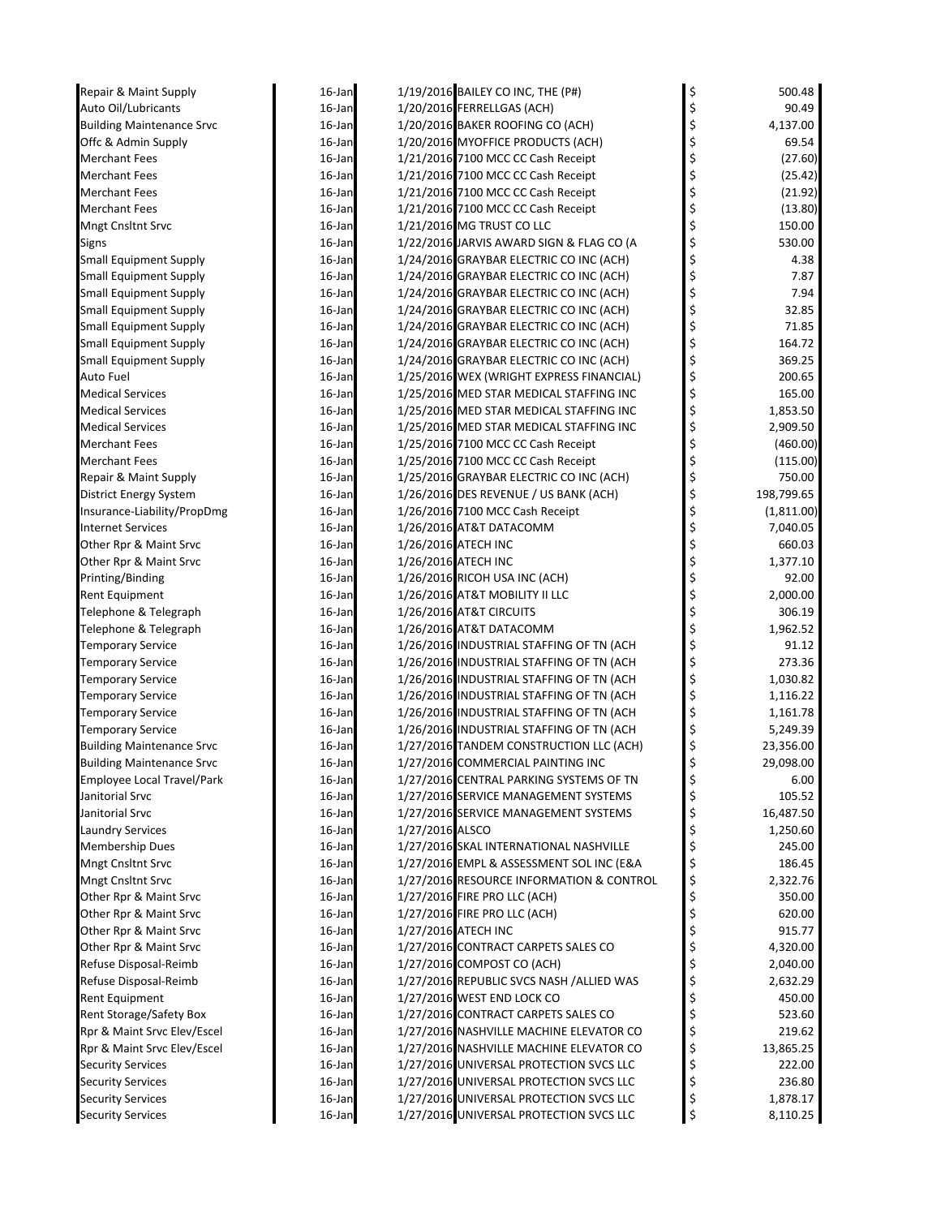| | | | | | |
|---|---|---|---|---|---|
| Repair & Maint Supply | 16-Jan | 1/19/2016 | BAILEY CO INC, THE (P#) | $ | 500.48 |
| Auto Oil/Lubricants | 16-Jan | 1/20/2016 | FERRELLGAS (ACH) | $ | 90.49 |
| Building Maintenance Srvc | 16-Jan | 1/20/2016 | BAKER ROOFING CO (ACH) | $ | 4,137.00 |
| Offc & Admin Supply | 16-Jan | 1/20/2016 | MYOFFICE PRODUCTS (ACH) | $ | 69.54 |
| Merchant Fees | 16-Jan | 1/21/2016 | 7100 MCC CC Cash Receipt | $ | (27.60) |
| Merchant Fees | 16-Jan | 1/21/2016 | 7100 MCC CC Cash Receipt | $ | (25.42) |
| Merchant Fees | 16-Jan | 1/21/2016 | 7100 MCC CC Cash Receipt | $ | (21.92) |
| Merchant Fees | 16-Jan | 1/21/2016 | 7100 MCC CC Cash Receipt | $ | (13.80) |
| Mngt Cnsltnt Srvc | 16-Jan | 1/21/2016 | MG TRUST CO LLC | $ | 150.00 |
| Signs | 16-Jan | 1/22/2016 | JARVIS AWARD SIGN & FLAG CO (A | $ | 530.00 |
| Small Equipment Supply | 16-Jan | 1/24/2016 | GRAYBAR ELECTRIC CO INC (ACH) | $ | 4.38 |
| Small Equipment Supply | 16-Jan | 1/24/2016 | GRAYBAR ELECTRIC CO INC (ACH) | $ | 7.87 |
| Small Equipment Supply | 16-Jan | 1/24/2016 | GRAYBAR ELECTRIC CO INC (ACH) | $ | 7.94 |
| Small Equipment Supply | 16-Jan | 1/24/2016 | GRAYBAR ELECTRIC CO INC (ACH) | $ | 32.85 |
| Small Equipment Supply | 16-Jan | 1/24/2016 | GRAYBAR ELECTRIC CO INC (ACH) | $ | 71.85 |
| Small Equipment Supply | 16-Jan | 1/24/2016 | GRAYBAR ELECTRIC CO INC (ACH) | $ | 164.72 |
| Small Equipment Supply | 16-Jan | 1/24/2016 | GRAYBAR ELECTRIC CO INC (ACH) | $ | 369.25 |
| Auto Fuel | 16-Jan | 1/25/2016 | WEX (WRIGHT EXPRESS FINANCIAL) | $ | 200.65 |
| Medical Services | 16-Jan | 1/25/2016 | MED STAR MEDICAL STAFFING INC | $ | 165.00 |
| Medical Services | 16-Jan | 1/25/2016 | MED STAR MEDICAL STAFFING INC | $ | 1,853.50 |
| Medical Services | 16-Jan | 1/25/2016 | MED STAR MEDICAL STAFFING INC | $ | 2,909.50 |
| Merchant Fees | 16-Jan | 1/25/2016 | 7100 MCC CC Cash Receipt | $ | (460.00) |
| Merchant Fees | 16-Jan | 1/25/2016 | 7100 MCC CC Cash Receipt | $ | (115.00) |
| Repair & Maint Supply | 16-Jan | 1/25/2016 | GRAYBAR ELECTRIC CO INC (ACH) | $ | 750.00 |
| District Energy System | 16-Jan | 1/26/2016 | DES REVENUE / US BANK (ACH) | $ | 198,799.65 |
| Insurance-Liability/PropDmg | 16-Jan | 1/26/2016 | 7100 MCC Cash Receipt | $ | (1,811.00) |
| Internet Services | 16-Jan | 1/26/2016 | AT&T DATACOMM | $ | 7,040.05 |
| Other Rpr & Maint Srvc | 16-Jan | 1/26/2016 | ATECH INC | $ | 660.03 |
| Other Rpr & Maint Srvc | 16-Jan | 1/26/2016 | ATECH INC | $ | 1,377.10 |
| Printing/Binding | 16-Jan | 1/26/2016 | RICOH USA INC (ACH) | $ | 92.00 |
| Rent Equipment | 16-Jan | 1/26/2016 | AT&T MOBILITY II LLC | $ | 2,000.00 |
| Telephone & Telegraph | 16-Jan | 1/26/2016 | AT&T CIRCUITS | $ | 306.19 |
| Telephone & Telegraph | 16-Jan | 1/26/2016 | AT&T DATACOMM | $ | 1,962.52 |
| Temporary Service | 16-Jan | 1/26/2016 | INDUSTRIAL STAFFING OF TN (ACH | $ | 91.12 |
| Temporary Service | 16-Jan | 1/26/2016 | INDUSTRIAL STAFFING OF TN (ACH | $ | 273.36 |
| Temporary Service | 16-Jan | 1/26/2016 | INDUSTRIAL STAFFING OF TN (ACH | $ | 1,030.82 |
| Temporary Service | 16-Jan | 1/26/2016 | INDUSTRIAL STAFFING OF TN (ACH | $ | 1,116.22 |
| Temporary Service | 16-Jan | 1/26/2016 | INDUSTRIAL STAFFING OF TN (ACH | $ | 1,161.78 |
| Temporary Service | 16-Jan | 1/26/2016 | INDUSTRIAL STAFFING OF TN (ACH | $ | 5,249.39 |
| Building Maintenance Srvc | 16-Jan | 1/27/2016 | TANDEM CONSTRUCTION LLC (ACH) | $ | 23,356.00 |
| Building Maintenance Srvc | 16-Jan | 1/27/2016 | COMMERCIAL PAINTING INC | $ | 29,098.00 |
| Employee Local Travel/Park | 16-Jan | 1/27/2016 | CENTRAL PARKING SYSTEMS OF TN | $ | 6.00 |
| Janitorial Srvc | 16-Jan | 1/27/2016 | SERVICE MANAGEMENT SYSTEMS | $ | 105.52 |
| Janitorial Srvc | 16-Jan | 1/27/2016 | SERVICE MANAGEMENT SYSTEMS | $ | 16,487.50 |
| Laundry Services | 16-Jan | 1/27/2016 | ALSCO | $ | 1,250.60 |
| Membership Dues | 16-Jan | 1/27/2016 | SKAL INTERNATIONAL NASHVILLE | $ | 245.00 |
| Mngt Cnsltnt Srvc | 16-Jan | 1/27/2016 | EMPL & ASSESSMENT SOL INC (E&A | $ | 186.45 |
| Mngt Cnsltnt Srvc | 16-Jan | 1/27/2016 | RESOURCE INFORMATION & CONTROL | $ | 2,322.76 |
| Other Rpr & Maint Srvc | 16-Jan | 1/27/2016 | FIRE PRO LLC (ACH) | $ | 350.00 |
| Other Rpr & Maint Srvc | 16-Jan | 1/27/2016 | FIRE PRO LLC (ACH) | $ | 620.00 |
| Other Rpr & Maint Srvc | 16-Jan | 1/27/2016 | ATECH INC | $ | 915.77 |
| Other Rpr & Maint Srvc | 16-Jan | 1/27/2016 | CONTRACT CARPETS SALES CO | $ | 4,320.00 |
| Refuse Disposal-Reimb | 16-Jan | 1/27/2016 | COMPOST CO (ACH) | $ | 2,040.00 |
| Refuse Disposal-Reimb | 16-Jan | 1/27/2016 | REPUBLIC SVCS NASH /ALLIED WAS | $ | 2,632.29 |
| Rent Equipment | 16-Jan | 1/27/2016 | WEST END LOCK CO | $ | 450.00 |
| Rent Storage/Safety Box | 16-Jan | 1/27/2016 | CONTRACT CARPETS SALES CO | $ | 523.60 |
| Rpr & Maint Srvc Elev/Escel | 16-Jan | 1/27/2016 | NASHVILLE MACHINE ELEVATOR CO | $ | 219.62 |
| Rpr & Maint Srvc Elev/Escel | 16-Jan | 1/27/2016 | NASHVILLE MACHINE ELEVATOR CO | $ | 13,865.25 |
| Security Services | 16-Jan | 1/27/2016 | UNIVERSAL PROTECTION SVCS LLC | $ | 222.00 |
| Security Services | 16-Jan | 1/27/2016 | UNIVERSAL PROTECTION SVCS LLC | $ | 236.80 |
| Security Services | 16-Jan | 1/27/2016 | UNIVERSAL PROTECTION SVCS LLC | $ | 1,878.17 |
| Security Services | 16-Jan | 1/27/2016 | UNIVERSAL PROTECTION SVCS LLC | $ | 8,110.25 |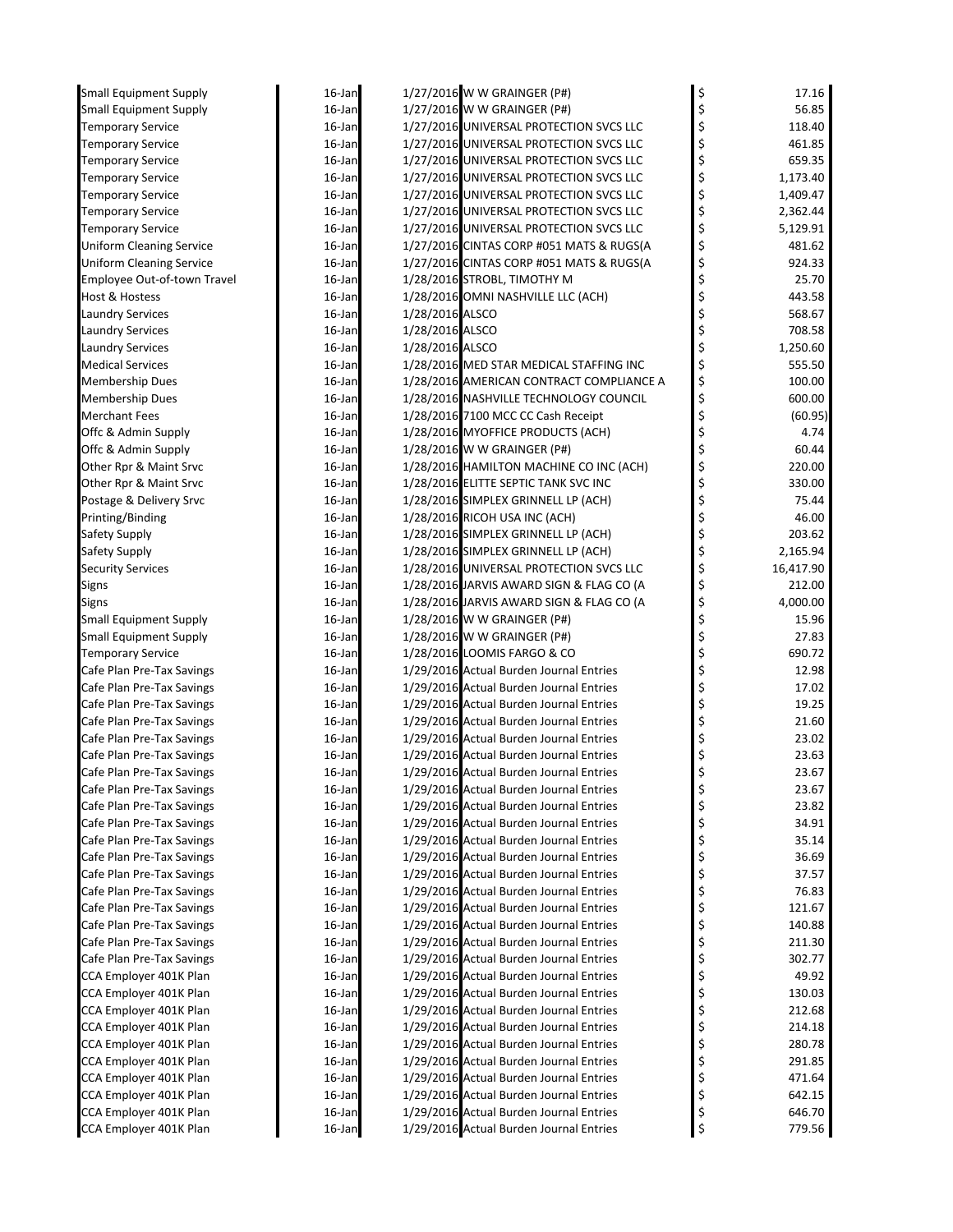| | | | | | |
|---|---|---|---|---|---|
| Small Equipment Supply | 16-Jan | 1/27/2016 | W W GRAINGER (P#) | $ | 17.16 |
| Small Equipment Supply | 16-Jan | 1/27/2016 | W W GRAINGER (P#) | $ | 56.85 |
| Temporary Service | 16-Jan | 1/27/2016 | UNIVERSAL PROTECTION SVCS LLC | $ | 118.40 |
| Temporary Service | 16-Jan | 1/27/2016 | UNIVERSAL PROTECTION SVCS LLC | $ | 461.85 |
| Temporary Service | 16-Jan | 1/27/2016 | UNIVERSAL PROTECTION SVCS LLC | $ | 659.35 |
| Temporary Service | 16-Jan | 1/27/2016 | UNIVERSAL PROTECTION SVCS LLC | $ | 1,173.40 |
| Temporary Service | 16-Jan | 1/27/2016 | UNIVERSAL PROTECTION SVCS LLC | $ | 1,409.47 |
| Temporary Service | 16-Jan | 1/27/2016 | UNIVERSAL PROTECTION SVCS LLC | $ | 2,362.44 |
| Temporary Service | 16-Jan | 1/27/2016 | UNIVERSAL PROTECTION SVCS LLC | $ | 5,129.91 |
| Uniform Cleaning Service | 16-Jan | 1/27/2016 | CINTAS CORP #051 MATS & RUGS(A | $ | 481.62 |
| Uniform Cleaning Service | 16-Jan | 1/27/2016 | CINTAS CORP #051 MATS & RUGS(A | $ | 924.33 |
| Employee Out-of-town Travel | 16-Jan | 1/28/2016 | STROBL, TIMOTHY M | $ | 25.70 |
| Host & Hostess | 16-Jan | 1/28/2016 | OMNI NASHVILLE LLC (ACH) | $ | 443.58 |
| Laundry Services | 16-Jan | 1/28/2016 | ALSCO | $ | 568.67 |
| Laundry Services | 16-Jan | 1/28/2016 | ALSCO | $ | 708.58 |
| Laundry Services | 16-Jan | 1/28/2016 | ALSCO | $ | 1,250.60 |
| Medical Services | 16-Jan | 1/28/2016 | MED STAR MEDICAL STAFFING INC | $ | 555.50 |
| Membership Dues | 16-Jan | 1/28/2016 | AMERICAN CONTRACT COMPLIANCE A | $ | 100.00 |
| Membership Dues | 16-Jan | 1/28/2016 | NASHVILLE TECHNOLOGY COUNCIL | $ | 600.00 |
| Merchant Fees | 16-Jan | 1/28/2016 | 7100 MCC CC Cash Receipt | $ | (60.95) |
| Offc & Admin Supply | 16-Jan | 1/28/2016 | MYOFFICE PRODUCTS (ACH) | $ | 4.74 |
| Offc & Admin Supply | 16-Jan | 1/28/2016 | W W GRAINGER (P#) | $ | 60.44 |
| Other Rpr & Maint Srvc | 16-Jan | 1/28/2016 | HAMILTON MACHINE CO INC (ACH) | $ | 220.00 |
| Other Rpr & Maint Srvc | 16-Jan | 1/28/2016 | ELITTE SEPTIC TANK SVC INC | $ | 330.00 |
| Postage & Delivery Srvc | 16-Jan | 1/28/2016 | SIMPLEX GRINNELL LP (ACH) | $ | 75.44 |
| Printing/Binding | 16-Jan | 1/28/2016 | RICOH USA INC (ACH) | $ | 46.00 |
| Safety Supply | 16-Jan | 1/28/2016 | SIMPLEX GRINNELL LP (ACH) | $ | 203.62 |
| Safety Supply | 16-Jan | 1/28/2016 | SIMPLEX GRINNELL LP (ACH) | $ | 2,165.94 |
| Security Services | 16-Jan | 1/28/2016 | UNIVERSAL PROTECTION SVCS LLC | $ | 16,417.90 |
| Signs | 16-Jan | 1/28/2016 | JARVIS AWARD SIGN & FLAG CO (A | $ | 212.00 |
| Signs | 16-Jan | 1/28/2016 | JARVIS AWARD SIGN & FLAG CO (A | $ | 4,000.00 |
| Small Equipment Supply | 16-Jan | 1/28/2016 | W W GRAINGER (P#) | $ | 15.96 |
| Small Equipment Supply | 16-Jan | 1/28/2016 | W W GRAINGER (P#) | $ | 27.83 |
| Temporary Service | 16-Jan | 1/28/2016 | LOOMIS FARGO & CO | $ | 690.72 |
| Cafe Plan Pre-Tax Savings | 16-Jan | 1/29/2016 | Actual Burden Journal Entries | $ | 12.98 |
| Cafe Plan Pre-Tax Savings | 16-Jan | 1/29/2016 | Actual Burden Journal Entries | $ | 17.02 |
| Cafe Plan Pre-Tax Savings | 16-Jan | 1/29/2016 | Actual Burden Journal Entries | $ | 19.25 |
| Cafe Plan Pre-Tax Savings | 16-Jan | 1/29/2016 | Actual Burden Journal Entries | $ | 21.60 |
| Cafe Plan Pre-Tax Savings | 16-Jan | 1/29/2016 | Actual Burden Journal Entries | $ | 23.02 |
| Cafe Plan Pre-Tax Savings | 16-Jan | 1/29/2016 | Actual Burden Journal Entries | $ | 23.63 |
| Cafe Plan Pre-Tax Savings | 16-Jan | 1/29/2016 | Actual Burden Journal Entries | $ | 23.67 |
| Cafe Plan Pre-Tax Savings | 16-Jan | 1/29/2016 | Actual Burden Journal Entries | $ | 23.67 |
| Cafe Plan Pre-Tax Savings | 16-Jan | 1/29/2016 | Actual Burden Journal Entries | $ | 23.82 |
| Cafe Plan Pre-Tax Savings | 16-Jan | 1/29/2016 | Actual Burden Journal Entries | $ | 34.91 |
| Cafe Plan Pre-Tax Savings | 16-Jan | 1/29/2016 | Actual Burden Journal Entries | $ | 35.14 |
| Cafe Plan Pre-Tax Savings | 16-Jan | 1/29/2016 | Actual Burden Journal Entries | $ | 36.69 |
| Cafe Plan Pre-Tax Savings | 16-Jan | 1/29/2016 | Actual Burden Journal Entries | $ | 37.57 |
| Cafe Plan Pre-Tax Savings | 16-Jan | 1/29/2016 | Actual Burden Journal Entries | $ | 76.83 |
| Cafe Plan Pre-Tax Savings | 16-Jan | 1/29/2016 | Actual Burden Journal Entries | $ | 121.67 |
| Cafe Plan Pre-Tax Savings | 16-Jan | 1/29/2016 | Actual Burden Journal Entries | $ | 140.88 |
| Cafe Plan Pre-Tax Savings | 16-Jan | 1/29/2016 | Actual Burden Journal Entries | $ | 211.30 |
| Cafe Plan Pre-Tax Savings | 16-Jan | 1/29/2016 | Actual Burden Journal Entries | $ | 302.77 |
| CCA Employer 401K Plan | 16-Jan | 1/29/2016 | Actual Burden Journal Entries | $ | 49.92 |
| CCA Employer 401K Plan | 16-Jan | 1/29/2016 | Actual Burden Journal Entries | $ | 130.03 |
| CCA Employer 401K Plan | 16-Jan | 1/29/2016 | Actual Burden Journal Entries | $ | 212.68 |
| CCA Employer 401K Plan | 16-Jan | 1/29/2016 | Actual Burden Journal Entries | $ | 214.18 |
| CCA Employer 401K Plan | 16-Jan | 1/29/2016 | Actual Burden Journal Entries | $ | 280.78 |
| CCA Employer 401K Plan | 16-Jan | 1/29/2016 | Actual Burden Journal Entries | $ | 291.85 |
| CCA Employer 401K Plan | 16-Jan | 1/29/2016 | Actual Burden Journal Entries | $ | 471.64 |
| CCA Employer 401K Plan | 16-Jan | 1/29/2016 | Actual Burden Journal Entries | $ | 642.15 |
| CCA Employer 401K Plan | 16-Jan | 1/29/2016 | Actual Burden Journal Entries | $ | 646.70 |
| CCA Employer 401K Plan | 16-Jan | 1/29/2016 | Actual Burden Journal Entries | $ | 779.56 |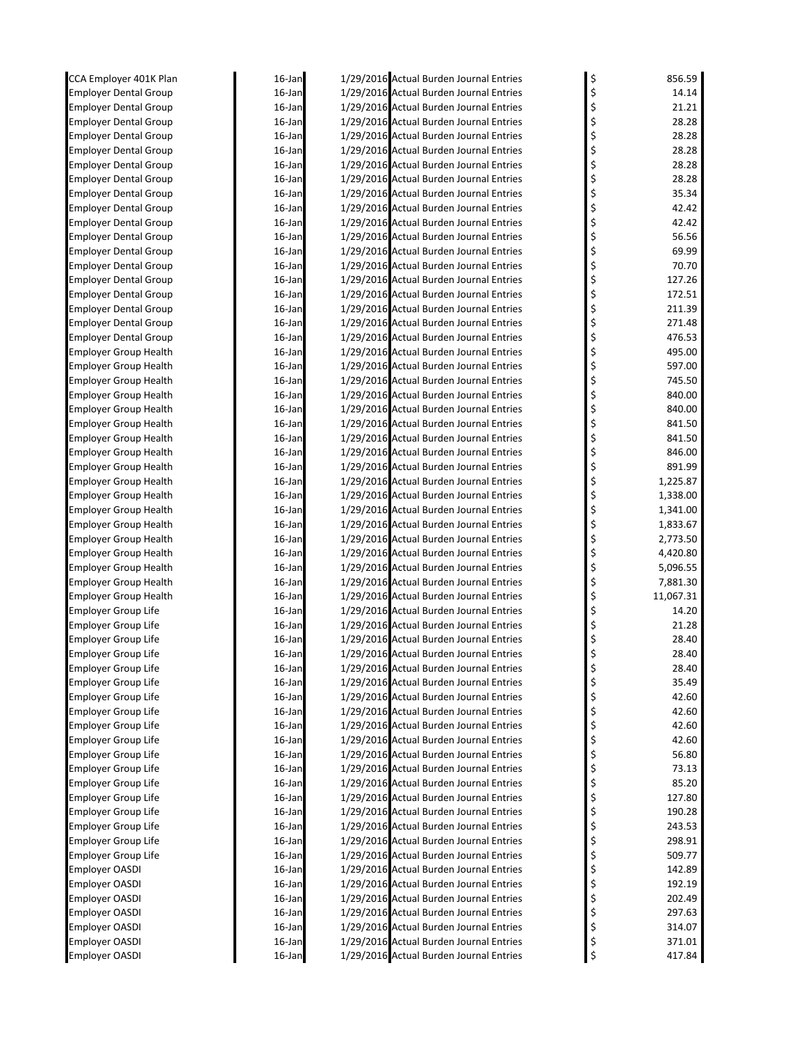| | | | | |
|---|---|---|---|---|
| CCA Employer 401K Plan | 16-Jan | 1/29/2016 | Actual Burden Journal Entries | $ 856.59 |
| Employer Dental Group | 16-Jan | 1/29/2016 | Actual Burden Journal Entries | $ 14.14 |
| Employer Dental Group | 16-Jan | 1/29/2016 | Actual Burden Journal Entries | $ 21.21 |
| Employer Dental Group | 16-Jan | 1/29/2016 | Actual Burden Journal Entries | $ 28.28 |
| Employer Dental Group | 16-Jan | 1/29/2016 | Actual Burden Journal Entries | $ 28.28 |
| Employer Dental Group | 16-Jan | 1/29/2016 | Actual Burden Journal Entries | $ 28.28 |
| Employer Dental Group | 16-Jan | 1/29/2016 | Actual Burden Journal Entries | $ 28.28 |
| Employer Dental Group | 16-Jan | 1/29/2016 | Actual Burden Journal Entries | $ 28.28 |
| Employer Dental Group | 16-Jan | 1/29/2016 | Actual Burden Journal Entries | $ 35.34 |
| Employer Dental Group | 16-Jan | 1/29/2016 | Actual Burden Journal Entries | $ 42.42 |
| Employer Dental Group | 16-Jan | 1/29/2016 | Actual Burden Journal Entries | $ 42.42 |
| Employer Dental Group | 16-Jan | 1/29/2016 | Actual Burden Journal Entries | $ 56.56 |
| Employer Dental Group | 16-Jan | 1/29/2016 | Actual Burden Journal Entries | $ 69.99 |
| Employer Dental Group | 16-Jan | 1/29/2016 | Actual Burden Journal Entries | $ 70.70 |
| Employer Dental Group | 16-Jan | 1/29/2016 | Actual Burden Journal Entries | $ 127.26 |
| Employer Dental Group | 16-Jan | 1/29/2016 | Actual Burden Journal Entries | $ 172.51 |
| Employer Dental Group | 16-Jan | 1/29/2016 | Actual Burden Journal Entries | $ 211.39 |
| Employer Dental Group | 16-Jan | 1/29/2016 | Actual Burden Journal Entries | $ 271.48 |
| Employer Dental Group | 16-Jan | 1/29/2016 | Actual Burden Journal Entries | $ 476.53 |
| Employer Group Health | 16-Jan | 1/29/2016 | Actual Burden Journal Entries | $ 495.00 |
| Employer Group Health | 16-Jan | 1/29/2016 | Actual Burden Journal Entries | $ 597.00 |
| Employer Group Health | 16-Jan | 1/29/2016 | Actual Burden Journal Entries | $ 745.50 |
| Employer Group Health | 16-Jan | 1/29/2016 | Actual Burden Journal Entries | $ 840.00 |
| Employer Group Health | 16-Jan | 1/29/2016 | Actual Burden Journal Entries | $ 840.00 |
| Employer Group Health | 16-Jan | 1/29/2016 | Actual Burden Journal Entries | $ 841.50 |
| Employer Group Health | 16-Jan | 1/29/2016 | Actual Burden Journal Entries | $ 841.50 |
| Employer Group Health | 16-Jan | 1/29/2016 | Actual Burden Journal Entries | $ 846.00 |
| Employer Group Health | 16-Jan | 1/29/2016 | Actual Burden Journal Entries | $ 891.99 |
| Employer Group Health | 16-Jan | 1/29/2016 | Actual Burden Journal Entries | $ 1,225.87 |
| Employer Group Health | 16-Jan | 1/29/2016 | Actual Burden Journal Entries | $ 1,338.00 |
| Employer Group Health | 16-Jan | 1/29/2016 | Actual Burden Journal Entries | $ 1,341.00 |
| Employer Group Health | 16-Jan | 1/29/2016 | Actual Burden Journal Entries | $ 1,833.67 |
| Employer Group Health | 16-Jan | 1/29/2016 | Actual Burden Journal Entries | $ 2,773.50 |
| Employer Group Health | 16-Jan | 1/29/2016 | Actual Burden Journal Entries | $ 4,420.80 |
| Employer Group Health | 16-Jan | 1/29/2016 | Actual Burden Journal Entries | $ 5,096.55 |
| Employer Group Health | 16-Jan | 1/29/2016 | Actual Burden Journal Entries | $ 7,881.30 |
| Employer Group Health | 16-Jan | 1/29/2016 | Actual Burden Journal Entries | $ 11,067.31 |
| Employer Group Life | 16-Jan | 1/29/2016 | Actual Burden Journal Entries | $ 14.20 |
| Employer Group Life | 16-Jan | 1/29/2016 | Actual Burden Journal Entries | $ 21.28 |
| Employer Group Life | 16-Jan | 1/29/2016 | Actual Burden Journal Entries | $ 28.40 |
| Employer Group Life | 16-Jan | 1/29/2016 | Actual Burden Journal Entries | $ 28.40 |
| Employer Group Life | 16-Jan | 1/29/2016 | Actual Burden Journal Entries | $ 28.40 |
| Employer Group Life | 16-Jan | 1/29/2016 | Actual Burden Journal Entries | $ 35.49 |
| Employer Group Life | 16-Jan | 1/29/2016 | Actual Burden Journal Entries | $ 42.60 |
| Employer Group Life | 16-Jan | 1/29/2016 | Actual Burden Journal Entries | $ 42.60 |
| Employer Group Life | 16-Jan | 1/29/2016 | Actual Burden Journal Entries | $ 42.60 |
| Employer Group Life | 16-Jan | 1/29/2016 | Actual Burden Journal Entries | $ 42.60 |
| Employer Group Life | 16-Jan | 1/29/2016 | Actual Burden Journal Entries | $ 56.80 |
| Employer Group Life | 16-Jan | 1/29/2016 | Actual Burden Journal Entries | $ 73.13 |
| Employer Group Life | 16-Jan | 1/29/2016 | Actual Burden Journal Entries | $ 85.20 |
| Employer Group Life | 16-Jan | 1/29/2016 | Actual Burden Journal Entries | $ 127.80 |
| Employer Group Life | 16-Jan | 1/29/2016 | Actual Burden Journal Entries | $ 190.28 |
| Employer Group Life | 16-Jan | 1/29/2016 | Actual Burden Journal Entries | $ 243.53 |
| Employer Group Life | 16-Jan | 1/29/2016 | Actual Burden Journal Entries | $ 298.91 |
| Employer Group Life | 16-Jan | 1/29/2016 | Actual Burden Journal Entries | $ 509.77 |
| Employer OASDI | 16-Jan | 1/29/2016 | Actual Burden Journal Entries | $ 142.89 |
| Employer OASDI | 16-Jan | 1/29/2016 | Actual Burden Journal Entries | $ 192.19 |
| Employer OASDI | 16-Jan | 1/29/2016 | Actual Burden Journal Entries | $ 202.49 |
| Employer OASDI | 16-Jan | 1/29/2016 | Actual Burden Journal Entries | $ 297.63 |
| Employer OASDI | 16-Jan | 1/29/2016 | Actual Burden Journal Entries | $ 314.07 |
| Employer OASDI | 16-Jan | 1/29/2016 | Actual Burden Journal Entries | $ 371.01 |
| Employer OASDI | 16-Jan | 1/29/2016 | Actual Burden Journal Entries | $ 417.84 |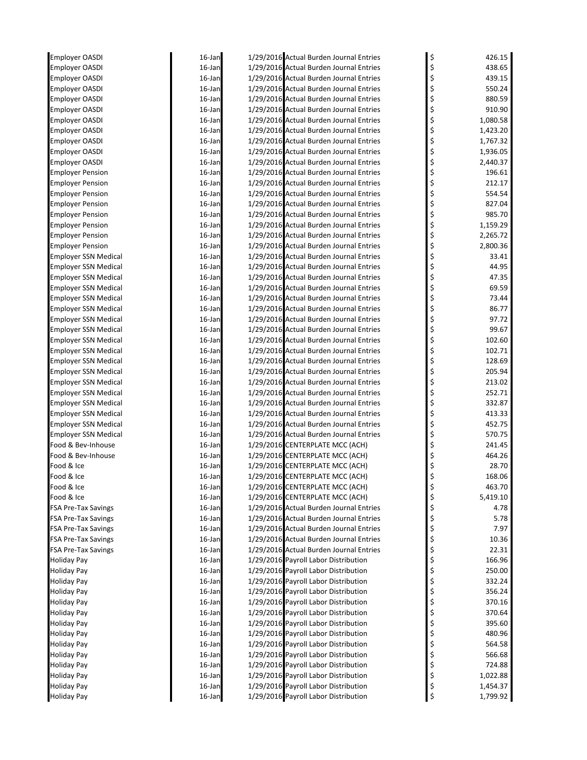| | | | | |
|---|---|---|---|---|
| Employer OASDI | 16-Jan | 1/29/2016 | Actual Burden Journal Entries | $ 426.15 |
| Employer OASDI | 16-Jan | 1/29/2016 | Actual Burden Journal Entries | $ 438.65 |
| Employer OASDI | 16-Jan | 1/29/2016 | Actual Burden Journal Entries | $ 439.15 |
| Employer OASDI | 16-Jan | 1/29/2016 | Actual Burden Journal Entries | $ 550.24 |
| Employer OASDI | 16-Jan | 1/29/2016 | Actual Burden Journal Entries | $ 880.59 |
| Employer OASDI | 16-Jan | 1/29/2016 | Actual Burden Journal Entries | $ 910.90 |
| Employer OASDI | 16-Jan | 1/29/2016 | Actual Burden Journal Entries | $ 1,080.58 |
| Employer OASDI | 16-Jan | 1/29/2016 | Actual Burden Journal Entries | $ 1,423.20 |
| Employer OASDI | 16-Jan | 1/29/2016 | Actual Burden Journal Entries | $ 1,767.32 |
| Employer OASDI | 16-Jan | 1/29/2016 | Actual Burden Journal Entries | $ 1,936.05 |
| Employer OASDI | 16-Jan | 1/29/2016 | Actual Burden Journal Entries | $ 2,440.37 |
| Employer Pension | 16-Jan | 1/29/2016 | Actual Burden Journal Entries | $ 196.61 |
| Employer Pension | 16-Jan | 1/29/2016 | Actual Burden Journal Entries | $ 212.17 |
| Employer Pension | 16-Jan | 1/29/2016 | Actual Burden Journal Entries | $ 554.54 |
| Employer Pension | 16-Jan | 1/29/2016 | Actual Burden Journal Entries | $ 827.04 |
| Employer Pension | 16-Jan | 1/29/2016 | Actual Burden Journal Entries | $ 985.70 |
| Employer Pension | 16-Jan | 1/29/2016 | Actual Burden Journal Entries | $ 1,159.29 |
| Employer Pension | 16-Jan | 1/29/2016 | Actual Burden Journal Entries | $ 2,265.72 |
| Employer Pension | 16-Jan | 1/29/2016 | Actual Burden Journal Entries | $ 2,800.36 |
| Employer SSN Medical | 16-Jan | 1/29/2016 | Actual Burden Journal Entries | $ 33.41 |
| Employer SSN Medical | 16-Jan | 1/29/2016 | Actual Burden Journal Entries | $ 44.95 |
| Employer SSN Medical | 16-Jan | 1/29/2016 | Actual Burden Journal Entries | $ 47.35 |
| Employer SSN Medical | 16-Jan | 1/29/2016 | Actual Burden Journal Entries | $ 69.59 |
| Employer SSN Medical | 16-Jan | 1/29/2016 | Actual Burden Journal Entries | $ 73.44 |
| Employer SSN Medical | 16-Jan | 1/29/2016 | Actual Burden Journal Entries | $ 86.77 |
| Employer SSN Medical | 16-Jan | 1/29/2016 | Actual Burden Journal Entries | $ 97.72 |
| Employer SSN Medical | 16-Jan | 1/29/2016 | Actual Burden Journal Entries | $ 99.67 |
| Employer SSN Medical | 16-Jan | 1/29/2016 | Actual Burden Journal Entries | $ 102.60 |
| Employer SSN Medical | 16-Jan | 1/29/2016 | Actual Burden Journal Entries | $ 102.71 |
| Employer SSN Medical | 16-Jan | 1/29/2016 | Actual Burden Journal Entries | $ 128.69 |
| Employer SSN Medical | 16-Jan | 1/29/2016 | Actual Burden Journal Entries | $ 205.94 |
| Employer SSN Medical | 16-Jan | 1/29/2016 | Actual Burden Journal Entries | $ 213.02 |
| Employer SSN Medical | 16-Jan | 1/29/2016 | Actual Burden Journal Entries | $ 252.71 |
| Employer SSN Medical | 16-Jan | 1/29/2016 | Actual Burden Journal Entries | $ 332.87 |
| Employer SSN Medical | 16-Jan | 1/29/2016 | Actual Burden Journal Entries | $ 413.33 |
| Employer SSN Medical | 16-Jan | 1/29/2016 | Actual Burden Journal Entries | $ 452.75 |
| Employer SSN Medical | 16-Jan | 1/29/2016 | Actual Burden Journal Entries | $ 570.75 |
| Food & Bev-Inhouse | 16-Jan | 1/29/2016 | CENTERPLATE MCC (ACH) | $ 241.45 |
| Food & Bev-Inhouse | 16-Jan | 1/29/2016 | CENTERPLATE MCC (ACH) | $ 464.26 |
| Food & Ice | 16-Jan | 1/29/2016 | CENTERPLATE MCC (ACH) | $ 28.70 |
| Food & Ice | 16-Jan | 1/29/2016 | CENTERPLATE MCC (ACH) | $ 168.06 |
| Food & Ice | 16-Jan | 1/29/2016 | CENTERPLATE MCC (ACH) | $ 463.70 |
| Food & Ice | 16-Jan | 1/29/2016 | CENTERPLATE MCC (ACH) | $ 5,419.10 |
| FSA Pre-Tax Savings | 16-Jan | 1/29/2016 | Actual Burden Journal Entries | $ 4.78 |
| FSA Pre-Tax Savings | 16-Jan | 1/29/2016 | Actual Burden Journal Entries | $ 5.78 |
| FSA Pre-Tax Savings | 16-Jan | 1/29/2016 | Actual Burden Journal Entries | $ 7.97 |
| FSA Pre-Tax Savings | 16-Jan | 1/29/2016 | Actual Burden Journal Entries | $ 10.36 |
| FSA Pre-Tax Savings | 16-Jan | 1/29/2016 | Actual Burden Journal Entries | $ 22.31 |
| Holiday Pay | 16-Jan | 1/29/2016 | Payroll Labor Distribution | $ 166.96 |
| Holiday Pay | 16-Jan | 1/29/2016 | Payroll Labor Distribution | $ 250.00 |
| Holiday Pay | 16-Jan | 1/29/2016 | Payroll Labor Distribution | $ 332.24 |
| Holiday Pay | 16-Jan | 1/29/2016 | Payroll Labor Distribution | $ 356.24 |
| Holiday Pay | 16-Jan | 1/29/2016 | Payroll Labor Distribution | $ 370.16 |
| Holiday Pay | 16-Jan | 1/29/2016 | Payroll Labor Distribution | $ 370.64 |
| Holiday Pay | 16-Jan | 1/29/2016 | Payroll Labor Distribution | $ 395.60 |
| Holiday Pay | 16-Jan | 1/29/2016 | Payroll Labor Distribution | $ 480.96 |
| Holiday Pay | 16-Jan | 1/29/2016 | Payroll Labor Distribution | $ 564.58 |
| Holiday Pay | 16-Jan | 1/29/2016 | Payroll Labor Distribution | $ 566.68 |
| Holiday Pay | 16-Jan | 1/29/2016 | Payroll Labor Distribution | $ 724.88 |
| Holiday Pay | 16-Jan | 1/29/2016 | Payroll Labor Distribution | $ 1,022.88 |
| Holiday Pay | 16-Jan | 1/29/2016 | Payroll Labor Distribution | $ 1,454.37 |
| Holiday Pay | 16-Jan | 1/29/2016 | Payroll Labor Distribution | $ 1,799.92 |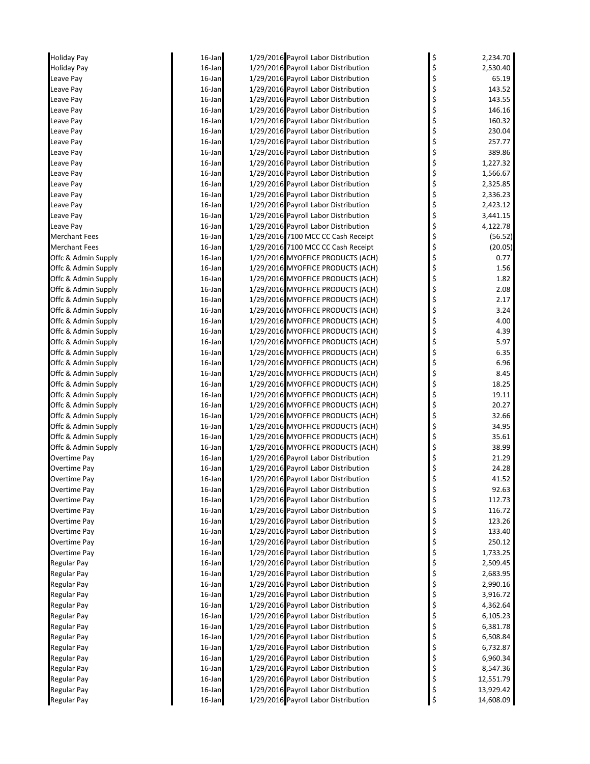| | | | | | |
|---|---|---|---|---|---|
| Holiday Pay | 16-Jan | 1/29/2016 | Payroll Labor Distribution | $ | 2,234.70 |
| Holiday Pay | 16-Jan | 1/29/2016 | Payroll Labor Distribution | $ | 2,530.40 |
| Leave Pay | 16-Jan | 1/29/2016 | Payroll Labor Distribution | $ | 65.19 |
| Leave Pay | 16-Jan | 1/29/2016 | Payroll Labor Distribution | $ | 143.52 |
| Leave Pay | 16-Jan | 1/29/2016 | Payroll Labor Distribution | $ | 143.55 |
| Leave Pay | 16-Jan | 1/29/2016 | Payroll Labor Distribution | $ | 146.16 |
| Leave Pay | 16-Jan | 1/29/2016 | Payroll Labor Distribution | $ | 160.32 |
| Leave Pay | 16-Jan | 1/29/2016 | Payroll Labor Distribution | $ | 230.04 |
| Leave Pay | 16-Jan | 1/29/2016 | Payroll Labor Distribution | $ | 257.77 |
| Leave Pay | 16-Jan | 1/29/2016 | Payroll Labor Distribution | $ | 389.86 |
| Leave Pay | 16-Jan | 1/29/2016 | Payroll Labor Distribution | $ | 1,227.32 |
| Leave Pay | 16-Jan | 1/29/2016 | Payroll Labor Distribution | $ | 1,566.67 |
| Leave Pay | 16-Jan | 1/29/2016 | Payroll Labor Distribution | $ | 2,325.85 |
| Leave Pay | 16-Jan | 1/29/2016 | Payroll Labor Distribution | $ | 2,336.23 |
| Leave Pay | 16-Jan | 1/29/2016 | Payroll Labor Distribution | $ | 2,423.12 |
| Leave Pay | 16-Jan | 1/29/2016 | Payroll Labor Distribution | $ | 3,441.15 |
| Leave Pay | 16-Jan | 1/29/2016 | Payroll Labor Distribution | $ | 4,122.78 |
| Merchant Fees | 16-Jan | 1/29/2016 | 7100 MCC CC Cash Receipt | $ | (56.52) |
| Merchant Fees | 16-Jan | 1/29/2016 | 7100 MCC CC Cash Receipt | $ | (20.05) |
| Offc & Admin Supply | 16-Jan | 1/29/2016 | MYOFFICE PRODUCTS (ACH) | $ | 0.77 |
| Offc & Admin Supply | 16-Jan | 1/29/2016 | MYOFFICE PRODUCTS (ACH) | $ | 1.56 |
| Offc & Admin Supply | 16-Jan | 1/29/2016 | MYOFFICE PRODUCTS (ACH) | $ | 1.82 |
| Offc & Admin Supply | 16-Jan | 1/29/2016 | MYOFFICE PRODUCTS (ACH) | $ | 2.08 |
| Offc & Admin Supply | 16-Jan | 1/29/2016 | MYOFFICE PRODUCTS (ACH) | $ | 2.17 |
| Offc & Admin Supply | 16-Jan | 1/29/2016 | MYOFFICE PRODUCTS (ACH) | $ | 3.24 |
| Offc & Admin Supply | 16-Jan | 1/29/2016 | MYOFFICE PRODUCTS (ACH) | $ | 4.00 |
| Offc & Admin Supply | 16-Jan | 1/29/2016 | MYOFFICE PRODUCTS (ACH) | $ | 4.39 |
| Offc & Admin Supply | 16-Jan | 1/29/2016 | MYOFFICE PRODUCTS (ACH) | $ | 5.97 |
| Offc & Admin Supply | 16-Jan | 1/29/2016 | MYOFFICE PRODUCTS (ACH) | $ | 6.35 |
| Offc & Admin Supply | 16-Jan | 1/29/2016 | MYOFFICE PRODUCTS (ACH) | $ | 6.96 |
| Offc & Admin Supply | 16-Jan | 1/29/2016 | MYOFFICE PRODUCTS (ACH) | $ | 8.45 |
| Offc & Admin Supply | 16-Jan | 1/29/2016 | MYOFFICE PRODUCTS (ACH) | $ | 18.25 |
| Offc & Admin Supply | 16-Jan | 1/29/2016 | MYOFFICE PRODUCTS (ACH) | $ | 19.11 |
| Offc & Admin Supply | 16-Jan | 1/29/2016 | MYOFFICE PRODUCTS (ACH) | $ | 20.27 |
| Offc & Admin Supply | 16-Jan | 1/29/2016 | MYOFFICE PRODUCTS (ACH) | $ | 32.66 |
| Offc & Admin Supply | 16-Jan | 1/29/2016 | MYOFFICE PRODUCTS (ACH) | $ | 34.95 |
| Offc & Admin Supply | 16-Jan | 1/29/2016 | MYOFFICE PRODUCTS (ACH) | $ | 35.61 |
| Offc & Admin Supply | 16-Jan | 1/29/2016 | MYOFFICE PRODUCTS (ACH) | $ | 38.99 |
| Overtime Pay | 16-Jan | 1/29/2016 | Payroll Labor Distribution | $ | 21.29 |
| Overtime Pay | 16-Jan | 1/29/2016 | Payroll Labor Distribution | $ | 24.28 |
| Overtime Pay | 16-Jan | 1/29/2016 | Payroll Labor Distribution | $ | 41.52 |
| Overtime Pay | 16-Jan | 1/29/2016 | Payroll Labor Distribution | $ | 92.63 |
| Overtime Pay | 16-Jan | 1/29/2016 | Payroll Labor Distribution | $ | 112.73 |
| Overtime Pay | 16-Jan | 1/29/2016 | Payroll Labor Distribution | $ | 116.72 |
| Overtime Pay | 16-Jan | 1/29/2016 | Payroll Labor Distribution | $ | 123.26 |
| Overtime Pay | 16-Jan | 1/29/2016 | Payroll Labor Distribution | $ | 133.40 |
| Overtime Pay | 16-Jan | 1/29/2016 | Payroll Labor Distribution | $ | 250.12 |
| Overtime Pay | 16-Jan | 1/29/2016 | Payroll Labor Distribution | $ | 1,733.25 |
| Regular Pay | 16-Jan | 1/29/2016 | Payroll Labor Distribution | $ | 2,509.45 |
| Regular Pay | 16-Jan | 1/29/2016 | Payroll Labor Distribution | $ | 2,683.95 |
| Regular Pay | 16-Jan | 1/29/2016 | Payroll Labor Distribution | $ | 2,990.16 |
| Regular Pay | 16-Jan | 1/29/2016 | Payroll Labor Distribution | $ | 3,916.72 |
| Regular Pay | 16-Jan | 1/29/2016 | Payroll Labor Distribution | $ | 4,362.64 |
| Regular Pay | 16-Jan | 1/29/2016 | Payroll Labor Distribution | $ | 6,105.23 |
| Regular Pay | 16-Jan | 1/29/2016 | Payroll Labor Distribution | $ | 6,381.78 |
| Regular Pay | 16-Jan | 1/29/2016 | Payroll Labor Distribution | $ | 6,508.84 |
| Regular Pay | 16-Jan | 1/29/2016 | Payroll Labor Distribution | $ | 6,732.87 |
| Regular Pay | 16-Jan | 1/29/2016 | Payroll Labor Distribution | $ | 6,960.34 |
| Regular Pay | 16-Jan | 1/29/2016 | Payroll Labor Distribution | $ | 8,547.36 |
| Regular Pay | 16-Jan | 1/29/2016 | Payroll Labor Distribution | $ | 12,551.79 |
| Regular Pay | 16-Jan | 1/29/2016 | Payroll Labor Distribution | $ | 13,929.42 |
| Regular Pay | 16-Jan | 1/29/2016 | Payroll Labor Distribution | $ | 14,608.09 |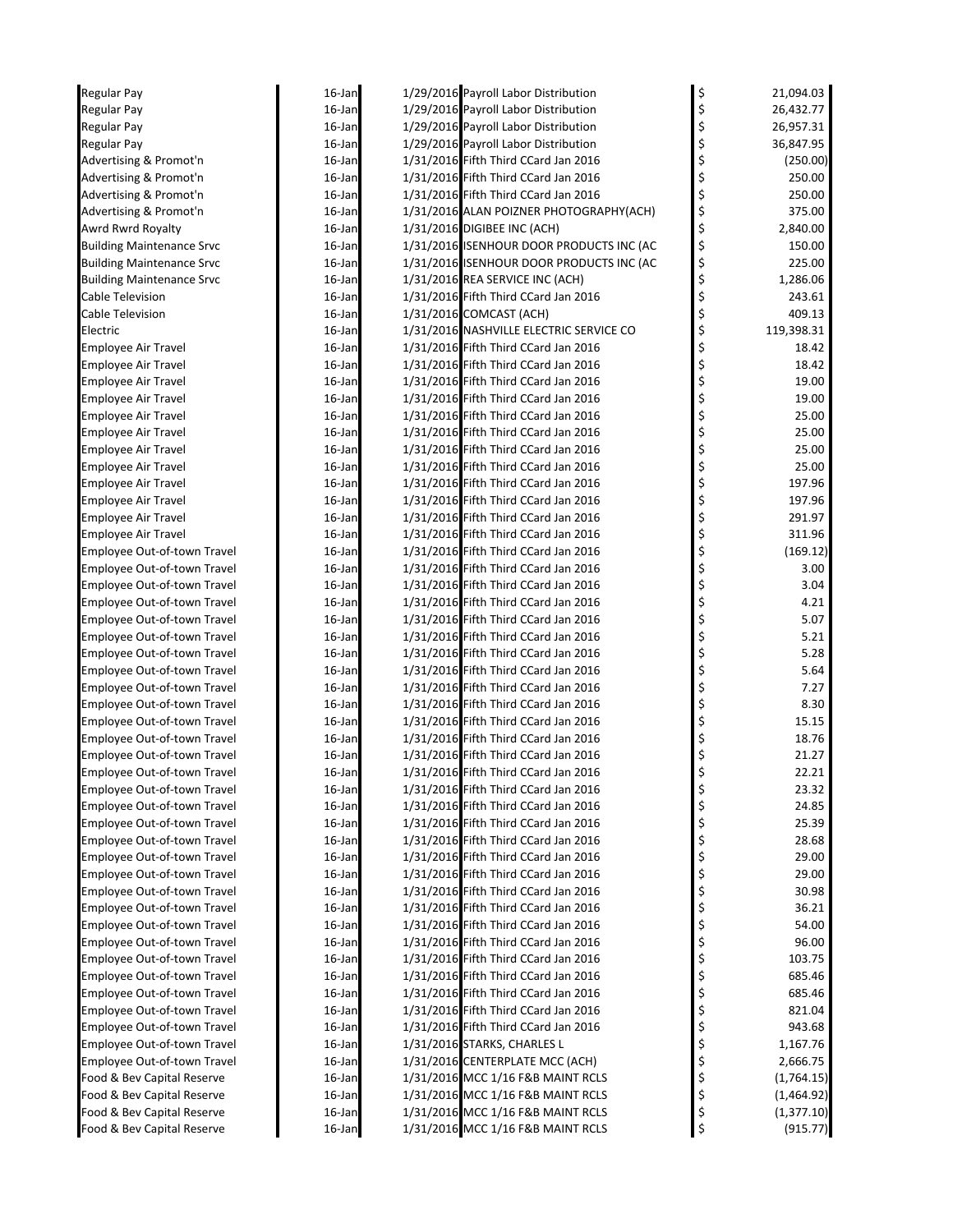| | | | | | |
|---|---|---|---|---|---|
| Regular Pay | 16-Jan | 1/29/2016 | Payroll Labor Distribution | $ | 21,094.03 |
| Regular Pay | 16-Jan | 1/29/2016 | Payroll Labor Distribution | $ | 26,432.77 |
| Regular Pay | 16-Jan | 1/29/2016 | Payroll Labor Distribution | $ | 26,957.31 |
| Regular Pay | 16-Jan | 1/29/2016 | Payroll Labor Distribution | $ | 36,847.95 |
| Advertising & Promot'n | 16-Jan | 1/31/2016 | Fifth Third CCard Jan 2016 | $ | (250.00) |
| Advertising & Promot'n | 16-Jan | 1/31/2016 | Fifth Third CCard Jan 2016 | $ | 250.00 |
| Advertising & Promot'n | 16-Jan | 1/31/2016 | Fifth Third CCard Jan 2016 | $ | 250.00 |
| Advertising & Promot'n | 16-Jan | 1/31/2016 | ALAN POIZNER PHOTOGRAPHY(ACH) | $ | 375.00 |
| Awrd Rwrd Royalty | 16-Jan | 1/31/2016 | DIGIBEE INC (ACH) | $ | 2,840.00 |
| Building Maintenance Srvc | 16-Jan | 1/31/2016 | ISENHOUR DOOR PRODUCTS INC (AC | $ | 150.00 |
| Building Maintenance Srvc | 16-Jan | 1/31/2016 | ISENHOUR DOOR PRODUCTS INC (AC | $ | 225.00 |
| Building Maintenance Srvc | 16-Jan | 1/31/2016 | REA SERVICE INC (ACH) | $ | 1,286.06 |
| Cable Television | 16-Jan | 1/31/2016 | Fifth Third CCard Jan 2016 | $ | 243.61 |
| Cable Television | 16-Jan | 1/31/2016 | COMCAST (ACH) | $ | 409.13 |
| Electric | 16-Jan | 1/31/2016 | NASHVILLE ELECTRIC SERVICE CO | $ | 119,398.31 |
| Employee Air Travel | 16-Jan | 1/31/2016 | Fifth Third CCard Jan 2016 | $ | 18.42 |
| Employee Air Travel | 16-Jan | 1/31/2016 | Fifth Third CCard Jan 2016 | $ | 18.42 |
| Employee Air Travel | 16-Jan | 1/31/2016 | Fifth Third CCard Jan 2016 | $ | 19.00 |
| Employee Air Travel | 16-Jan | 1/31/2016 | Fifth Third CCard Jan 2016 | $ | 19.00 |
| Employee Air Travel | 16-Jan | 1/31/2016 | Fifth Third CCard Jan 2016 | $ | 25.00 |
| Employee Air Travel | 16-Jan | 1/31/2016 | Fifth Third CCard Jan 2016 | $ | 25.00 |
| Employee Air Travel | 16-Jan | 1/31/2016 | Fifth Third CCard Jan 2016 | $ | 25.00 |
| Employee Air Travel | 16-Jan | 1/31/2016 | Fifth Third CCard Jan 2016 | $ | 25.00 |
| Employee Air Travel | 16-Jan | 1/31/2016 | Fifth Third CCard Jan 2016 | $ | 197.96 |
| Employee Air Travel | 16-Jan | 1/31/2016 | Fifth Third CCard Jan 2016 | $ | 197.96 |
| Employee Air Travel | 16-Jan | 1/31/2016 | Fifth Third CCard Jan 2016 | $ | 291.97 |
| Employee Air Travel | 16-Jan | 1/31/2016 | Fifth Third CCard Jan 2016 | $ | 311.96 |
| Employee Out-of-town Travel | 16-Jan | 1/31/2016 | Fifth Third CCard Jan 2016 | $ | (169.12) |
| Employee Out-of-town Travel | 16-Jan | 1/31/2016 | Fifth Third CCard Jan 2016 | $ | 3.00 |
| Employee Out-of-town Travel | 16-Jan | 1/31/2016 | Fifth Third CCard Jan 2016 | $ | 3.04 |
| Employee Out-of-town Travel | 16-Jan | 1/31/2016 | Fifth Third CCard Jan 2016 | $ | 4.21 |
| Employee Out-of-town Travel | 16-Jan | 1/31/2016 | Fifth Third CCard Jan 2016 | $ | 5.07 |
| Employee Out-of-town Travel | 16-Jan | 1/31/2016 | Fifth Third CCard Jan 2016 | $ | 5.21 |
| Employee Out-of-town Travel | 16-Jan | 1/31/2016 | Fifth Third CCard Jan 2016 | $ | 5.28 |
| Employee Out-of-town Travel | 16-Jan | 1/31/2016 | Fifth Third CCard Jan 2016 | $ | 5.64 |
| Employee Out-of-town Travel | 16-Jan | 1/31/2016 | Fifth Third CCard Jan 2016 | $ | 7.27 |
| Employee Out-of-town Travel | 16-Jan | 1/31/2016 | Fifth Third CCard Jan 2016 | $ | 8.30 |
| Employee Out-of-town Travel | 16-Jan | 1/31/2016 | Fifth Third CCard Jan 2016 | $ | 15.15 |
| Employee Out-of-town Travel | 16-Jan | 1/31/2016 | Fifth Third CCard Jan 2016 | $ | 18.76 |
| Employee Out-of-town Travel | 16-Jan | 1/31/2016 | Fifth Third CCard Jan 2016 | $ | 21.27 |
| Employee Out-of-town Travel | 16-Jan | 1/31/2016 | Fifth Third CCard Jan 2016 | $ | 22.21 |
| Employee Out-of-town Travel | 16-Jan | 1/31/2016 | Fifth Third CCard Jan 2016 | $ | 23.32 |
| Employee Out-of-town Travel | 16-Jan | 1/31/2016 | Fifth Third CCard Jan 2016 | $ | 24.85 |
| Employee Out-of-town Travel | 16-Jan | 1/31/2016 | Fifth Third CCard Jan 2016 | $ | 25.39 |
| Employee Out-of-town Travel | 16-Jan | 1/31/2016 | Fifth Third CCard Jan 2016 | $ | 28.68 |
| Employee Out-of-town Travel | 16-Jan | 1/31/2016 | Fifth Third CCard Jan 2016 | $ | 29.00 |
| Employee Out-of-town Travel | 16-Jan | 1/31/2016 | Fifth Third CCard Jan 2016 | $ | 29.00 |
| Employee Out-of-town Travel | 16-Jan | 1/31/2016 | Fifth Third CCard Jan 2016 | $ | 30.98 |
| Employee Out-of-town Travel | 16-Jan | 1/31/2016 | Fifth Third CCard Jan 2016 | $ | 36.21 |
| Employee Out-of-town Travel | 16-Jan | 1/31/2016 | Fifth Third CCard Jan 2016 | $ | 54.00 |
| Employee Out-of-town Travel | 16-Jan | 1/31/2016 | Fifth Third CCard Jan 2016 | $ | 96.00 |
| Employee Out-of-town Travel | 16-Jan | 1/31/2016 | Fifth Third CCard Jan 2016 | $ | 103.75 |
| Employee Out-of-town Travel | 16-Jan | 1/31/2016 | Fifth Third CCard Jan 2016 | $ | 685.46 |
| Employee Out-of-town Travel | 16-Jan | 1/31/2016 | Fifth Third CCard Jan 2016 | $ | 685.46 |
| Employee Out-of-town Travel | 16-Jan | 1/31/2016 | Fifth Third CCard Jan 2016 | $ | 821.04 |
| Employee Out-of-town Travel | 16-Jan | 1/31/2016 | Fifth Third CCard Jan 2016 | $ | 943.68 |
| Employee Out-of-town Travel | 16-Jan | 1/31/2016 | STARKS, CHARLES L | $ | 1,167.76 |
| Employee Out-of-town Travel | 16-Jan | 1/31/2016 | CENTERPLATE MCC (ACH) | $ | 2,666.75 |
| Food & Bev Capital Reserve | 16-Jan | 1/31/2016 | MCC 1/16 F&B MAINT RCLS | $ | (1,764.15) |
| Food & Bev Capital Reserve | 16-Jan | 1/31/2016 | MCC 1/16 F&B MAINT RCLS | $ | (1,464.92) |
| Food & Bev Capital Reserve | 16-Jan | 1/31/2016 | MCC 1/16 F&B MAINT RCLS | $ | (1,377.10) |
| Food & Bev Capital Reserve | 16-Jan | 1/31/2016 | MCC 1/16 F&B MAINT RCLS | $ | (915.77) |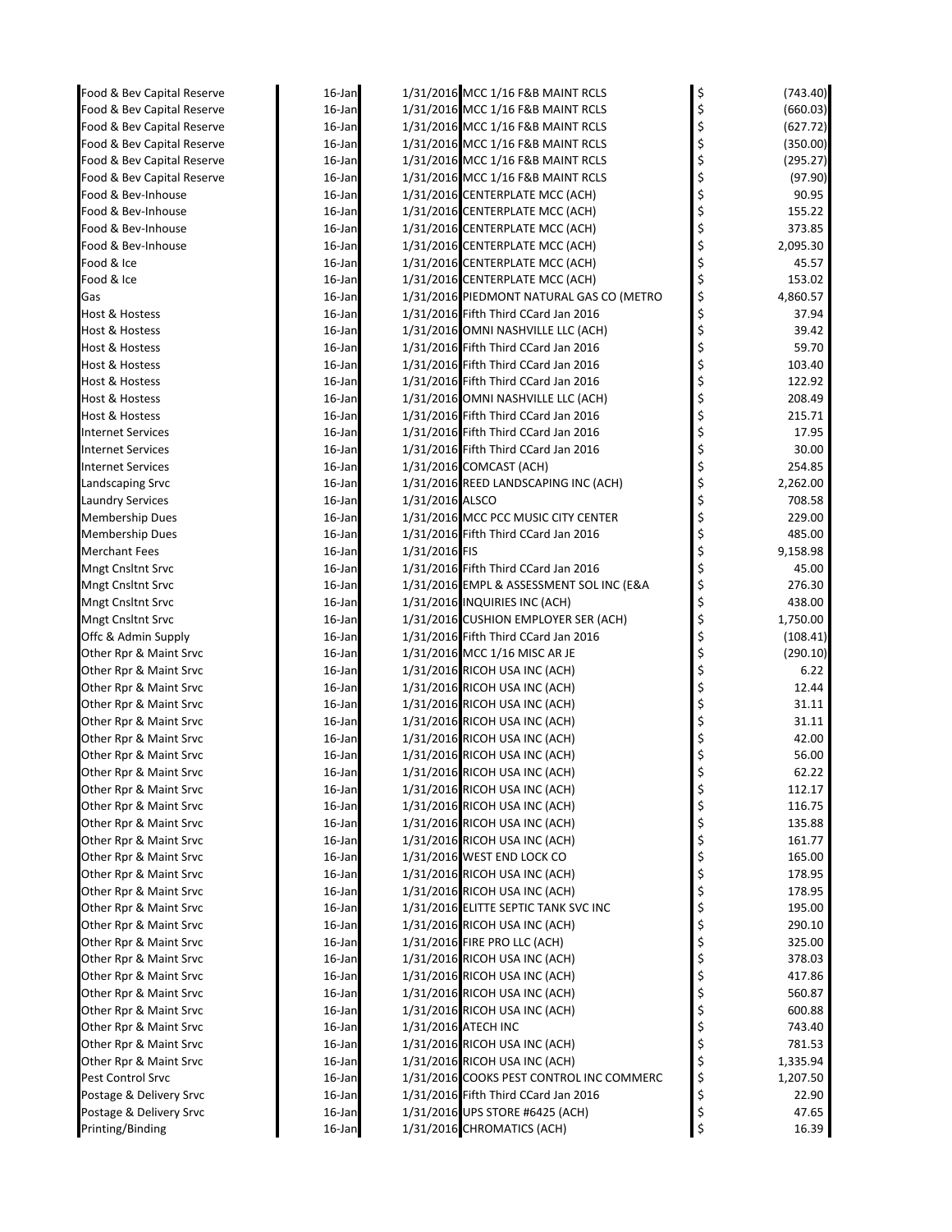| | | | | |
|---|---|---|---|---|
| Food & Bev Capital Reserve | 16-Jan | 1/31/2016 | MCC 1/16 F&B MAINT RCLS | $ (743.40) |
| Food & Bev Capital Reserve | 16-Jan | 1/31/2016 | MCC 1/16 F&B MAINT RCLS | $ (660.03) |
| Food & Bev Capital Reserve | 16-Jan | 1/31/2016 | MCC 1/16 F&B MAINT RCLS | $ (627.72) |
| Food & Bev Capital Reserve | 16-Jan | 1/31/2016 | MCC 1/16 F&B MAINT RCLS | $ (350.00) |
| Food & Bev Capital Reserve | 16-Jan | 1/31/2016 | MCC 1/16 F&B MAINT RCLS | $ (295.27) |
| Food & Bev Capital Reserve | 16-Jan | 1/31/2016 | MCC 1/16 F&B MAINT RCLS | $ (97.90) |
| Food & Bev-Inhouse | 16-Jan | 1/31/2016 | CENTERPLATE MCC (ACH) | $ 90.95 |
| Food & Bev-Inhouse | 16-Jan | 1/31/2016 | CENTERPLATE MCC (ACH) | $ 155.22 |
| Food & Bev-Inhouse | 16-Jan | 1/31/2016 | CENTERPLATE MCC (ACH) | $ 373.85 |
| Food & Bev-Inhouse | 16-Jan | 1/31/2016 | CENTERPLATE MCC (ACH) | $ 2,095.30 |
| Food & Ice | 16-Jan | 1/31/2016 | CENTERPLATE MCC (ACH) | $ 45.57 |
| Food & Ice | 16-Jan | 1/31/2016 | CENTERPLATE MCC (ACH) | $ 153.02 |
| Gas | 16-Jan | 1/31/2016 | PIEDMONT NATURAL GAS CO (METRO | $ 4,860.57 |
| Host & Hostess | 16-Jan | 1/31/2016 | Fifth Third CCard Jan 2016 | $ 37.94 |
| Host & Hostess | 16-Jan | 1/31/2016 | OMNI NASHVILLE LLC (ACH) | $ 39.42 |
| Host & Hostess | 16-Jan | 1/31/2016 | Fifth Third CCard Jan 2016 | $ 59.70 |
| Host & Hostess | 16-Jan | 1/31/2016 | Fifth Third CCard Jan 2016 | $ 103.40 |
| Host & Hostess | 16-Jan | 1/31/2016 | Fifth Third CCard Jan 2016 | $ 122.92 |
| Host & Hostess | 16-Jan | 1/31/2016 | OMNI NASHVILLE LLC (ACH) | $ 208.49 |
| Host & Hostess | 16-Jan | 1/31/2016 | Fifth Third CCard Jan 2016 | $ 215.71 |
| Internet Services | 16-Jan | 1/31/2016 | Fifth Third CCard Jan 2016 | $ 17.95 |
| Internet Services | 16-Jan | 1/31/2016 | Fifth Third CCard Jan 2016 | $ 30.00 |
| Internet Services | 16-Jan | 1/31/2016 | COMCAST (ACH) | $ 254.85 |
| Landscaping Srvc | 16-Jan | 1/31/2016 | REED LANDSCAPING INC (ACH) | $ 2,262.00 |
| Laundry Services | 16-Jan | 1/31/2016 | ALSCO | $ 708.58 |
| Membership Dues | 16-Jan | 1/31/2016 | MCC PCC MUSIC CITY CENTER | $ 229.00 |
| Membership Dues | 16-Jan | 1/31/2016 | Fifth Third CCard Jan 2016 | $ 485.00 |
| Merchant Fees | 16-Jan | 1/31/2016 | FIS | $ 9,158.98 |
| Mngt Cnsltnt Srvc | 16-Jan | 1/31/2016 | Fifth Third CCard Jan 2016 | $ 45.00 |
| Mngt Cnsltnt Srvc | 16-Jan | 1/31/2016 | EMPL & ASSESSMENT SOL INC (E&A | $ 276.30 |
| Mngt Cnsltnt Srvc | 16-Jan | 1/31/2016 | INQUIRIES INC (ACH) | $ 438.00 |
| Mngt Cnsltnt Srvc | 16-Jan | 1/31/2016 | CUSHION EMPLOYER SER (ACH) | $ 1,750.00 |
| Offc & Admin Supply | 16-Jan | 1/31/2016 | Fifth Third CCard Jan 2016 | $ (108.41) |
| Other Rpr & Maint Srvc | 16-Jan | 1/31/2016 | MCC 1/16 MISC AR JE | $ (290.10) |
| Other Rpr & Maint Srvc | 16-Jan | 1/31/2016 | RICOH USA INC (ACH) | $ 6.22 |
| Other Rpr & Maint Srvc | 16-Jan | 1/31/2016 | RICOH USA INC (ACH) | $ 12.44 |
| Other Rpr & Maint Srvc | 16-Jan | 1/31/2016 | RICOH USA INC (ACH) | $ 31.11 |
| Other Rpr & Maint Srvc | 16-Jan | 1/31/2016 | RICOH USA INC (ACH) | $ 31.11 |
| Other Rpr & Maint Srvc | 16-Jan | 1/31/2016 | RICOH USA INC (ACH) | $ 42.00 |
| Other Rpr & Maint Srvc | 16-Jan | 1/31/2016 | RICOH USA INC (ACH) | $ 56.00 |
| Other Rpr & Maint Srvc | 16-Jan | 1/31/2016 | RICOH USA INC (ACH) | $ 62.22 |
| Other Rpr & Maint Srvc | 16-Jan | 1/31/2016 | RICOH USA INC (ACH) | $ 112.17 |
| Other Rpr & Maint Srvc | 16-Jan | 1/31/2016 | RICOH USA INC (ACH) | $ 116.75 |
| Other Rpr & Maint Srvc | 16-Jan | 1/31/2016 | RICOH USA INC (ACH) | $ 135.88 |
| Other Rpr & Maint Srvc | 16-Jan | 1/31/2016 | RICOH USA INC (ACH) | $ 161.77 |
| Other Rpr & Maint Srvc | 16-Jan | 1/31/2016 | WEST END LOCK CO | $ 165.00 |
| Other Rpr & Maint Srvc | 16-Jan | 1/31/2016 | RICOH USA INC (ACH) | $ 178.95 |
| Other Rpr & Maint Srvc | 16-Jan | 1/31/2016 | RICOH USA INC (ACH) | $ 178.95 |
| Other Rpr & Maint Srvc | 16-Jan | 1/31/2016 | ELITTE SEPTIC TANK SVC INC | $ 195.00 |
| Other Rpr & Maint Srvc | 16-Jan | 1/31/2016 | RICOH USA INC (ACH) | $ 290.10 |
| Other Rpr & Maint Srvc | 16-Jan | 1/31/2016 | FIRE PRO LLC (ACH) | $ 325.00 |
| Other Rpr & Maint Srvc | 16-Jan | 1/31/2016 | RICOH USA INC (ACH) | $ 378.03 |
| Other Rpr & Maint Srvc | 16-Jan | 1/31/2016 | RICOH USA INC (ACH) | $ 417.86 |
| Other Rpr & Maint Srvc | 16-Jan | 1/31/2016 | RICOH USA INC (ACH) | $ 560.87 |
| Other Rpr & Maint Srvc | 16-Jan | 1/31/2016 | RICOH USA INC (ACH) | $ 600.88 |
| Other Rpr & Maint Srvc | 16-Jan | 1/31/2016 | ATECH INC | $ 743.40 |
| Other Rpr & Maint Srvc | 16-Jan | 1/31/2016 | RICOH USA INC (ACH) | $ 781.53 |
| Other Rpr & Maint Srvc | 16-Jan | 1/31/2016 | RICOH USA INC (ACH) | $ 1,335.94 |
| Pest Control Srvc | 16-Jan | 1/31/2016 | COOKS PEST CONTROL INC COMMERC | $ 1,207.50 |
| Postage & Delivery Srvc | 16-Jan | 1/31/2016 | Fifth Third CCard Jan 2016 | $ 22.90 |
| Postage & Delivery Srvc | 16-Jan | 1/31/2016 | UPS STORE #6425 (ACH) | $ 47.65 |
| Printing/Binding | 16-Jan | 1/31/2016 | CHROMATICS (ACH) | $ 16.39 |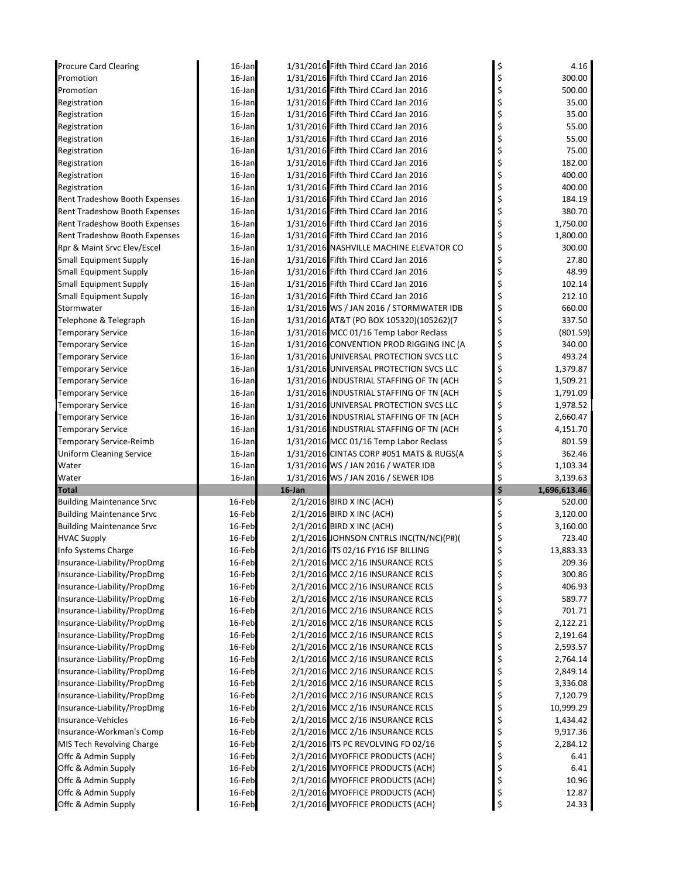| | | | | | |
|---|---|---|---|---|---|
| Procure Card Clearing | 16-Jan | 1/31/2016 | Fifth Third CCard Jan 2016 | $ | 4.16 |
| Promotion | 16-Jan | 1/31/2016 | Fifth Third CCard Jan 2016 | $ | 300.00 |
| Promotion | 16-Jan | 1/31/2016 | Fifth Third CCard Jan 2016 | $ | 500.00 |
| Registration | 16-Jan | 1/31/2016 | Fifth Third CCard Jan 2016 | $ | 35.00 |
| Registration | 16-Jan | 1/31/2016 | Fifth Third CCard Jan 2016 | $ | 35.00 |
| Registration | 16-Jan | 1/31/2016 | Fifth Third CCard Jan 2016 | $ | 55.00 |
| Registration | 16-Jan | 1/31/2016 | Fifth Third CCard Jan 2016 | $ | 55.00 |
| Registration | 16-Jan | 1/31/2016 | Fifth Third CCard Jan 2016 | $ | 75.00 |
| Registration | 16-Jan | 1/31/2016 | Fifth Third CCard Jan 2016 | $ | 182.00 |
| Registration | 16-Jan | 1/31/2016 | Fifth Third CCard Jan 2016 | $ | 400.00 |
| Registration | 16-Jan | 1/31/2016 | Fifth Third CCard Jan 2016 | $ | 400.00 |
| Rent Tradeshow Booth Expenses | 16-Jan | 1/31/2016 | Fifth Third CCard Jan 2016 | $ | 184.19 |
| Rent Tradeshow Booth Expenses | 16-Jan | 1/31/2016 | Fifth Third CCard Jan 2016 | $ | 380.70 |
| Rent Tradeshow Booth Expenses | 16-Jan | 1/31/2016 | Fifth Third CCard Jan 2016 | $ | 1,750.00 |
| Rent Tradeshow Booth Expenses | 16-Jan | 1/31/2016 | Fifth Third CCard Jan 2016 | $ | 1,800.00 |
| Rpr & Maint Srvc Elev/Escel | 16-Jan | 1/31/2016 | NASHVILLE MACHINE ELEVATOR CO | $ | 300.00 |
| Small Equipment Supply | 16-Jan | 1/31/2016 | Fifth Third CCard Jan 2016 | $ | 27.80 |
| Small Equipment Supply | 16-Jan | 1/31/2016 | Fifth Third CCard Jan 2016 | $ | 48.99 |
| Small Equipment Supply | 16-Jan | 1/31/2016 | Fifth Third CCard Jan 2016 | $ | 102.14 |
| Small Equipment Supply | 16-Jan | 1/31/2016 | Fifth Third CCard Jan 2016 | $ | 212.10 |
| Stormwater | 16-Jan | 1/31/2016 | WS / JAN 2016 / STORMWATER IDB | $ | 660.00 |
| Telephone & Telegraph | 16-Jan | 1/31/2016 | AT&T (PO BOX 105320)(105262)(7 | $ | 337.50 |
| Temporary Service | 16-Jan | 1/31/2016 | MCC 01/16 Temp Labor Reclass | $ | (801.59) |
| Temporary Service | 16-Jan | 1/31/2016 | CONVENTION PROD RIGGING INC (A | $ | 340.00 |
| Temporary Service | 16-Jan | 1/31/2016 | UNIVERSAL PROTECTION SVCS LLC | $ | 493.24 |
| Temporary Service | 16-Jan | 1/31/2016 | UNIVERSAL PROTECTION SVCS LLC | $ | 1,379.87 |
| Temporary Service | 16-Jan | 1/31/2016 | INDUSTRIAL STAFFING OF TN (ACH | $ | 1,509.21 |
| Temporary Service | 16-Jan | 1/31/2016 | INDUSTRIAL STAFFING OF TN (ACH | $ | 1,791.09 |
| Temporary Service | 16-Jan | 1/31/2016 | UNIVERSAL PROTECTION SVCS LLC | $ | 1,978.52 |
| Temporary Service | 16-Jan | 1/31/2016 | INDUSTRIAL STAFFING OF TN (ACH | $ | 2,660.47 |
| Temporary Service | 16-Jan | 1/31/2016 | INDUSTRIAL STAFFING OF TN (ACH | $ | 4,151.70 |
| Temporary Service-Reimb | 16-Jan | 1/31/2016 | MCC 01/16 Temp Labor Reclass | $ | 801.59 |
| Uniform Cleaning Service | 16-Jan | 1/31/2016 | CINTAS CORP #051 MATS & RUGS(A | $ | 362.46 |
| Water | 16-Jan | 1/31/2016 | WS / JAN 2016 / WATER IDB | $ | 1,103.34 |
| Water | 16-Jan | 1/31/2016 | WS / JAN 2016 / SEWER IDB | $ | 3,139.63 |
| **Total** | | **16-Jan** | | **$** | **1,696,613.46** |
| Building Maintenance Srvc | 16-Feb | 2/1/2016 | BIRD X INC (ACH) | $ | 520.00 |
| Building Maintenance Srvc | 16-Feb | 2/1/2016 | BIRD X INC (ACH) | $ | 3,120.00 |
| Building Maintenance Srvc | 16-Feb | 2/1/2016 | BIRD X INC (ACH) | $ | 3,160.00 |
| HVAC Supply | 16-Feb | 2/1/2016 | JOHNSON CNTRLS INC(TN/NC)(P#)( | $ | 723.40 |
| Info Systems Charge | 16-Feb | 2/1/2016 | ITS 02/16 FY16 ISF BILLING | $ | 13,883.33 |
| Insurance-Liability/PropDmg | 16-Feb | 2/1/2016 | MCC 2/16 INSURANCE RCLS | $ | 209.36 |
| Insurance-Liability/PropDmg | 16-Feb | 2/1/2016 | MCC 2/16 INSURANCE RCLS | $ | 300.86 |
| Insurance-Liability/PropDmg | 16-Feb | 2/1/2016 | MCC 2/16 INSURANCE RCLS | $ | 406.93 |
| Insurance-Liability/PropDmg | 16-Feb | 2/1/2016 | MCC 2/16 INSURANCE RCLS | $ | 589.77 |
| Insurance-Liability/PropDmg | 16-Feb | 2/1/2016 | MCC 2/16 INSURANCE RCLS | $ | 701.71 |
| Insurance-Liability/PropDmg | 16-Feb | 2/1/2016 | MCC 2/16 INSURANCE RCLS | $ | 2,122.21 |
| Insurance-Liability/PropDmg | 16-Feb | 2/1/2016 | MCC 2/16 INSURANCE RCLS | $ | 2,191.64 |
| Insurance-Liability/PropDmg | 16-Feb | 2/1/2016 | MCC 2/16 INSURANCE RCLS | $ | 2,593.57 |
| Insurance-Liability/PropDmg | 16-Feb | 2/1/2016 | MCC 2/16 INSURANCE RCLS | $ | 2,764.14 |
| Insurance-Liability/PropDmg | 16-Feb | 2/1/2016 | MCC 2/16 INSURANCE RCLS | $ | 2,849.14 |
| Insurance-Liability/PropDmg | 16-Feb | 2/1/2016 | MCC 2/16 INSURANCE RCLS | $ | 3,336.08 |
| Insurance-Liability/PropDmg | 16-Feb | 2/1/2016 | MCC 2/16 INSURANCE RCLS | $ | 7,120.79 |
| Insurance-Liability/PropDmg | 16-Feb | 2/1/2016 | MCC 2/16 INSURANCE RCLS | $ | 10,999.29 |
| Insurance-Vehicles | 16-Feb | 2/1/2016 | MCC 2/16 INSURANCE RCLS | $ | 1,434.42 |
| Insurance-Workman's Comp | 16-Feb | 2/1/2016 | MCC 2/16 INSURANCE RCLS | $ | 9,917.36 |
| MIS Tech Revolving Charge | 16-Feb | 2/1/2016 | ITS PC REVOLVING FD 02/16 | $ | 2,284.12 |
| Offc & Admin Supply | 16-Feb | 2/1/2016 | MYOFFICE PRODUCTS (ACH) | $ | 6.41 |
| Offc & Admin Supply | 16-Feb | 2/1/2016 | MYOFFICE PRODUCTS (ACH) | $ | 6.41 |
| Offc & Admin Supply | 16-Feb | 2/1/2016 | MYOFFICE PRODUCTS (ACH) | $ | 10.96 |
| Offc & Admin Supply | 16-Feb | 2/1/2016 | MYOFFICE PRODUCTS (ACH) | $ | 12.87 |
| Offc & Admin Supply | 16-Feb | 2/1/2016 | MYOFFICE PRODUCTS (ACH) | $ | 24.33 |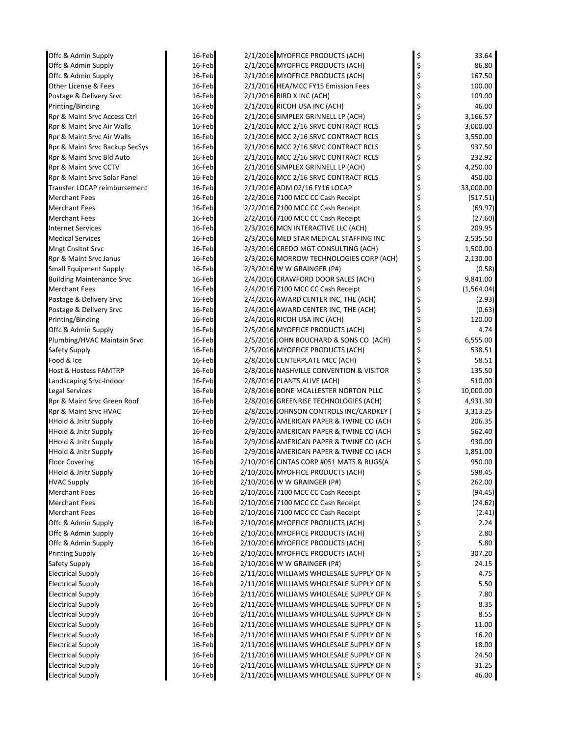| | | | | | |
|---|---|---|---|---|---|
| Offc & Admin Supply | 16-Feb | 2/1/2016 | MYOFFICE PRODUCTS (ACH) | $ | 33.64 |
| Offc & Admin Supply | 16-Feb | 2/1/2016 | MYOFFICE PRODUCTS (ACH) | $ | 86.80 |
| Offc & Admin Supply | 16-Feb | 2/1/2016 | MYOFFICE PRODUCTS (ACH) | $ | 167.50 |
| Other License & Fees | 16-Feb | 2/1/2016 | HEA/MCC FY15 Emission Fees | $ | 100.00 |
| Postage & Delivery Srvc | 16-Feb | 2/1/2016 | BIRD X INC (ACH) | $ | 109.00 |
| Printing/Binding | 16-Feb | 2/1/2016 | RICOH USA INC (ACH) | $ | 46.00 |
| Rpr & Maint Srvc Access Ctrl | 16-Feb | 2/1/2016 | SIMPLEX GRINNELL LP (ACH) | $ | 3,166.57 |
| Rpr & Maint Srvc Air Walls | 16-Feb | 2/1/2016 | MCC 2/16 SRVC CONTRACT RCLS | $ | 3,000.00 |
| Rpr & Maint Srvc Air Walls | 16-Feb | 2/1/2016 | MCC 2/16 SRVC CONTRACT RCLS | $ | 3,550.00 |
| Rpr & Maint Srvc Backup SecSys | 16-Feb | 2/1/2016 | MCC 2/16 SRVC CONTRACT RCLS | $ | 937.50 |
| Rpr & Maint Srvc Bld Auto | 16-Feb | 2/1/2016 | MCC 2/16 SRVC CONTRACT RCLS | $ | 232.92 |
| Rpr & Maint Srvc CCTV | 16-Feb | 2/1/2016 | SIMPLEX GRINNELL LP (ACH) | $ | 4,250.00 |
| Rpr & Maint Srvc Solar Panel | 16-Feb | 2/1/2016 | MCC 2/16 SRVC CONTRACT RCLS | $ | 450.00 |
| Transfer LOCAP reimbursement | 16-Feb | 2/1/2016 | ADM 02/16 FY16 LOCAP | $ | 33,000.00 |
| Merchant Fees | 16-Feb | 2/2/2016 | 7100 MCC CC Cash Receipt | $ | (517.51) |
| Merchant Fees | 16-Feb | 2/2/2016 | 7100 MCC CC Cash Receipt | $ | (69.97) |
| Merchant Fees | 16-Feb | 2/2/2016 | 7100 MCC CC Cash Receipt | $ | (27.60) |
| Internet Services | 16-Feb | 2/3/2016 | MCN INTERACTIVE LLC (ACH) | $ | 209.95 |
| Medical Services | 16-Feb | 2/3/2016 | MED STAR MEDICAL STAFFING INC | $ | 2,535.50 |
| Mngt Cnsltnt Srvc | 16-Feb | 2/3/2016 | CREDO MGT CONSULTING (ACH) | $ | 1,500.00 |
| Rpr & Maint Srvc Janus | 16-Feb | 2/3/2016 | MORROW TECHNOLOGIES CORP (ACH) | $ | 2,130.00 |
| Small Equipment Supply | 16-Feb | 2/3/2016 | W W GRAINGER (P#) | $ | (0.58) |
| Building Maintenance Srvc | 16-Feb | 2/4/2016 | CRAWFORD DOOR SALES (ACH) | $ | 9,841.00 |
| Merchant Fees | 16-Feb | 2/4/2016 | 7100 MCC CC Cash Receipt | $ | (1,564.04) |
| Postage & Delivery Srvc | 16-Feb | 2/4/2016 | AWARD CENTER INC, THE (ACH) | $ | (2.93) |
| Postage & Delivery Srvc | 16-Feb | 2/4/2016 | AWARD CENTER INC, THE (ACH) | $ | (0.63) |
| Printing/Binding | 16-Feb | 2/4/2016 | RICOH USA INC (ACH) | $ | 120.00 |
| Offc & Admin Supply | 16-Feb | 2/5/2016 | MYOFFICE PRODUCTS (ACH) | $ | 4.74 |
| Plumbing/HVAC Maintain Srvc | 16-Feb | 2/5/2016 | JOHN BOUCHARD & SONS CO (ACH) | $ | 6,555.00 |
| Safety Supply | 16-Feb | 2/5/2016 | MYOFFICE PRODUCTS (ACH) | $ | 538.51 |
| Food & Ice | 16-Feb | 2/8/2016 | CENTERPLATE MCC (ACH) | $ | 58.51 |
| Host & Hostess FAMTRP | 16-Feb | 2/8/2016 | NASHVILLE CONVENTION & VISITOR | $ | 135.50 |
| Landscaping Srvc-Indoor | 16-Feb | 2/8/2016 | PLANTS ALIVE (ACH) | $ | 510.00 |
| Legal Services | 16-Feb | 2/8/2016 | BONE MCALLESTER NORTON PLLC | $ | 10,000.00 |
| Rpr & Maint Srvc Green Roof | 16-Feb | 2/8/2016 | GREENRISE TECHNOLOGIES (ACH) | $ | 4,931.30 |
| Rpr & Maint Srvc HVAC | 16-Feb | 2/8/2016 | JOHNSON CONTROLS INC/CARDKEY ( | $ | 3,313.25 |
| HHold & Jnitr Supply | 16-Feb | 2/9/2016 | AMERICAN PAPER & TWINE CO (ACH | $ | 206.35 |
| HHold & Jnitr Supply | 16-Feb | 2/9/2016 | AMERICAN PAPER & TWINE CO (ACH | $ | 562.40 |
| HHold & Jnitr Supply | 16-Feb | 2/9/2016 | AMERICAN PAPER & TWINE CO (ACH | $ | 930.00 |
| HHold & Jnitr Supply | 16-Feb | 2/9/2016 | AMERICAN PAPER & TWINE CO (ACH | $ | 1,851.00 |
| Floor Covering | 16-Feb | 2/10/2016 | CINTAS CORP #051 MATS & RUGS(A | $ | 950.00 |
| HHold & Jnitr Supply | 16-Feb | 2/10/2016 | MYOFFICE PRODUCTS (ACH) | $ | 598.45 |
| HVAC Supply | 16-Feb | 2/10/2016 | W W GRAINGER (P#) | $ | 262.00 |
| Merchant Fees | 16-Feb | 2/10/2016 | 7100 MCC CC Cash Receipt | $ | (94.45) |
| Merchant Fees | 16-Feb | 2/10/2016 | 7100 MCC CC Cash Receipt | $ | (24.62) |
| Merchant Fees | 16-Feb | 2/10/2016 | 7100 MCC CC Cash Receipt | $ | (2.41) |
| Offc & Admin Supply | 16-Feb | 2/10/2016 | MYOFFICE PRODUCTS (ACH) | $ | 2.24 |
| Offc & Admin Supply | 16-Feb | 2/10/2016 | MYOFFICE PRODUCTS (ACH) | $ | 2.80 |
| Offc & Admin Supply | 16-Feb | 2/10/2016 | MYOFFICE PRODUCTS (ACH) | $ | 5.80 |
| Printing Supply | 16-Feb | 2/10/2016 | MYOFFICE PRODUCTS (ACH) | $ | 307.20 |
| Safety Supply | 16-Feb | 2/10/2016 | W W GRAINGER (P#) | $ | 24.15 |
| Electrical Supply | 16-Feb | 2/11/2016 | WILLIAMS WHOLESALE SUPPLY OF N | $ | 4.75 |
| Electrical Supply | 16-Feb | 2/11/2016 | WILLIAMS WHOLESALE SUPPLY OF N | $ | 5.50 |
| Electrical Supply | 16-Feb | 2/11/2016 | WILLIAMS WHOLESALE SUPPLY OF N | $ | 7.80 |
| Electrical Supply | 16-Feb | 2/11/2016 | WILLIAMS WHOLESALE SUPPLY OF N | $ | 8.35 |
| Electrical Supply | 16-Feb | 2/11/2016 | WILLIAMS WHOLESALE SUPPLY OF N | $ | 8.55 |
| Electrical Supply | 16-Feb | 2/11/2016 | WILLIAMS WHOLESALE SUPPLY OF N | $ | 11.00 |
| Electrical Supply | 16-Feb | 2/11/2016 | WILLIAMS WHOLESALE SUPPLY OF N | $ | 16.20 |
| Electrical Supply | 16-Feb | 2/11/2016 | WILLIAMS WHOLESALE SUPPLY OF N | $ | 18.00 |
| Electrical Supply | 16-Feb | 2/11/2016 | WILLIAMS WHOLESALE SUPPLY OF N | $ | 24.50 |
| Electrical Supply | 16-Feb | 2/11/2016 | WILLIAMS WHOLESALE SUPPLY OF N | $ | 31.25 |
| Electrical Supply | 16-Feb | 2/11/2016 | WILLIAMS WHOLESALE SUPPLY OF N | $ | 46.00 |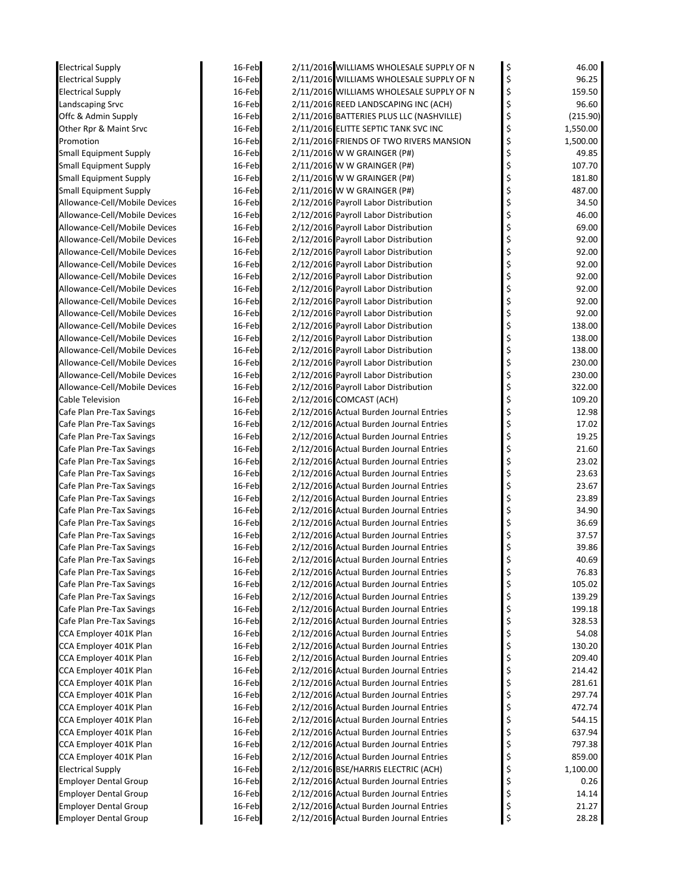| | | | | | |
|---|---|---|---|---|---|
| Electrical Supply | 16-Feb | 2/11/2016 | WILLIAMS WHOLESALE SUPPLY OF N | $ | 46.00 |
| Electrical Supply | 16-Feb | 2/11/2016 | WILLIAMS WHOLESALE SUPPLY OF N | $ | 96.25 |
| Electrical Supply | 16-Feb | 2/11/2016 | WILLIAMS WHOLESALE SUPPLY OF N | $ | 159.50 |
| Landscaping Srvc | 16-Feb | 2/11/2016 | REED LANDSCAPING INC (ACH) | $ | 96.60 |
| Offc & Admin Supply | 16-Feb | 2/11/2016 | BATTERIES PLUS LLC (NASHVILLE) | $ | (215.90) |
| Other Rpr & Maint Srvc | 16-Feb | 2/11/2016 | ELITTE SEPTIC TANK SVC INC | $ | 1,550.00 |
| Promotion | 16-Feb | 2/11/2016 | FRIENDS OF TWO RIVERS MANSION | $ | 1,500.00 |
| Small Equipment Supply | 16-Feb | 2/11/2016 | W W GRAINGER (P#) | $ | 49.85 |
| Small Equipment Supply | 16-Feb | 2/11/2016 | W W GRAINGER (P#) | $ | 107.70 |
| Small Equipment Supply | 16-Feb | 2/11/2016 | W W GRAINGER (P#) | $ | 181.80 |
| Small Equipment Supply | 16-Feb | 2/11/2016 | W W GRAINGER (P#) | $ | 487.00 |
| Allowance-Cell/Mobile Devices | 16-Feb | 2/12/2016 | Payroll Labor Distribution | $ | 34.50 |
| Allowance-Cell/Mobile Devices | 16-Feb | 2/12/2016 | Payroll Labor Distribution | $ | 46.00 |
| Allowance-Cell/Mobile Devices | 16-Feb | 2/12/2016 | Payroll Labor Distribution | $ | 69.00 |
| Allowance-Cell/Mobile Devices | 16-Feb | 2/12/2016 | Payroll Labor Distribution | $ | 92.00 |
| Allowance-Cell/Mobile Devices | 16-Feb | 2/12/2016 | Payroll Labor Distribution | $ | 92.00 |
| Allowance-Cell/Mobile Devices | 16-Feb | 2/12/2016 | Payroll Labor Distribution | $ | 92.00 |
| Allowance-Cell/Mobile Devices | 16-Feb | 2/12/2016 | Payroll Labor Distribution | $ | 92.00 |
| Allowance-Cell/Mobile Devices | 16-Feb | 2/12/2016 | Payroll Labor Distribution | $ | 92.00 |
| Allowance-Cell/Mobile Devices | 16-Feb | 2/12/2016 | Payroll Labor Distribution | $ | 92.00 |
| Allowance-Cell/Mobile Devices | 16-Feb | 2/12/2016 | Payroll Labor Distribution | $ | 92.00 |
| Allowance-Cell/Mobile Devices | 16-Feb | 2/12/2016 | Payroll Labor Distribution | $ | 138.00 |
| Allowance-Cell/Mobile Devices | 16-Feb | 2/12/2016 | Payroll Labor Distribution | $ | 138.00 |
| Allowance-Cell/Mobile Devices | 16-Feb | 2/12/2016 | Payroll Labor Distribution | $ | 138.00 |
| Allowance-Cell/Mobile Devices | 16-Feb | 2/12/2016 | Payroll Labor Distribution | $ | 230.00 |
| Allowance-Cell/Mobile Devices | 16-Feb | 2/12/2016 | Payroll Labor Distribution | $ | 230.00 |
| Allowance-Cell/Mobile Devices | 16-Feb | 2/12/2016 | Payroll Labor Distribution | $ | 322.00 |
| Cable Television | 16-Feb | 2/12/2016 | COMCAST (ACH) | $ | 109.20 |
| Cafe Plan Pre-Tax Savings | 16-Feb | 2/12/2016 | Actual Burden Journal Entries | $ | 12.98 |
| Cafe Plan Pre-Tax Savings | 16-Feb | 2/12/2016 | Actual Burden Journal Entries | $ | 17.02 |
| Cafe Plan Pre-Tax Savings | 16-Feb | 2/12/2016 | Actual Burden Journal Entries | $ | 19.25 |
| Cafe Plan Pre-Tax Savings | 16-Feb | 2/12/2016 | Actual Burden Journal Entries | $ | 21.60 |
| Cafe Plan Pre-Tax Savings | 16-Feb | 2/12/2016 | Actual Burden Journal Entries | $ | 23.02 |
| Cafe Plan Pre-Tax Savings | 16-Feb | 2/12/2016 | Actual Burden Journal Entries | $ | 23.63 |
| Cafe Plan Pre-Tax Savings | 16-Feb | 2/12/2016 | Actual Burden Journal Entries | $ | 23.67 |
| Cafe Plan Pre-Tax Savings | 16-Feb | 2/12/2016 | Actual Burden Journal Entries | $ | 23.89 |
| Cafe Plan Pre-Tax Savings | 16-Feb | 2/12/2016 | Actual Burden Journal Entries | $ | 34.90 |
| Cafe Plan Pre-Tax Savings | 16-Feb | 2/12/2016 | Actual Burden Journal Entries | $ | 36.69 |
| Cafe Plan Pre-Tax Savings | 16-Feb | 2/12/2016 | Actual Burden Journal Entries | $ | 37.57 |
| Cafe Plan Pre-Tax Savings | 16-Feb | 2/12/2016 | Actual Burden Journal Entries | $ | 39.86 |
| Cafe Plan Pre-Tax Savings | 16-Feb | 2/12/2016 | Actual Burden Journal Entries | $ | 40.69 |
| Cafe Plan Pre-Tax Savings | 16-Feb | 2/12/2016 | Actual Burden Journal Entries | $ | 76.83 |
| Cafe Plan Pre-Tax Savings | 16-Feb | 2/12/2016 | Actual Burden Journal Entries | $ | 105.02 |
| Cafe Plan Pre-Tax Savings | 16-Feb | 2/12/2016 | Actual Burden Journal Entries | $ | 139.29 |
| Cafe Plan Pre-Tax Savings | 16-Feb | 2/12/2016 | Actual Burden Journal Entries | $ | 199.18 |
| Cafe Plan Pre-Tax Savings | 16-Feb | 2/12/2016 | Actual Burden Journal Entries | $ | 328.53 |
| CCA Employer 401K Plan | 16-Feb | 2/12/2016 | Actual Burden Journal Entries | $ | 54.08 |
| CCA Employer 401K Plan | 16-Feb | 2/12/2016 | Actual Burden Journal Entries | $ | 130.20 |
| CCA Employer 401K Plan | 16-Feb | 2/12/2016 | Actual Burden Journal Entries | $ | 209.40 |
| CCA Employer 401K Plan | 16-Feb | 2/12/2016 | Actual Burden Journal Entries | $ | 214.42 |
| CCA Employer 401K Plan | 16-Feb | 2/12/2016 | Actual Burden Journal Entries | $ | 281.61 |
| CCA Employer 401K Plan | 16-Feb | 2/12/2016 | Actual Burden Journal Entries | $ | 297.74 |
| CCA Employer 401K Plan | 16-Feb | 2/12/2016 | Actual Burden Journal Entries | $ | 472.74 |
| CCA Employer 401K Plan | 16-Feb | 2/12/2016 | Actual Burden Journal Entries | $ | 544.15 |
| CCA Employer 401K Plan | 16-Feb | 2/12/2016 | Actual Burden Journal Entries | $ | 637.94 |
| CCA Employer 401K Plan | 16-Feb | 2/12/2016 | Actual Burden Journal Entries | $ | 797.38 |
| CCA Employer 401K Plan | 16-Feb | 2/12/2016 | Actual Burden Journal Entries | $ | 859.00 |
| Electrical Supply | 16-Feb | 2/12/2016 | BSE/HARRIS ELECTRIC (ACH) | $ | 1,100.00 |
| Employer Dental Group | 16-Feb | 2/12/2016 | Actual Burden Journal Entries | $ | 0.26 |
| Employer Dental Group | 16-Feb | 2/12/2016 | Actual Burden Journal Entries | $ | 14.14 |
| Employer Dental Group | 16-Feb | 2/12/2016 | Actual Burden Journal Entries | $ | 21.27 |
| Employer Dental Group | 16-Feb | 2/12/2016 | Actual Burden Journal Entries | $ | 28.28 |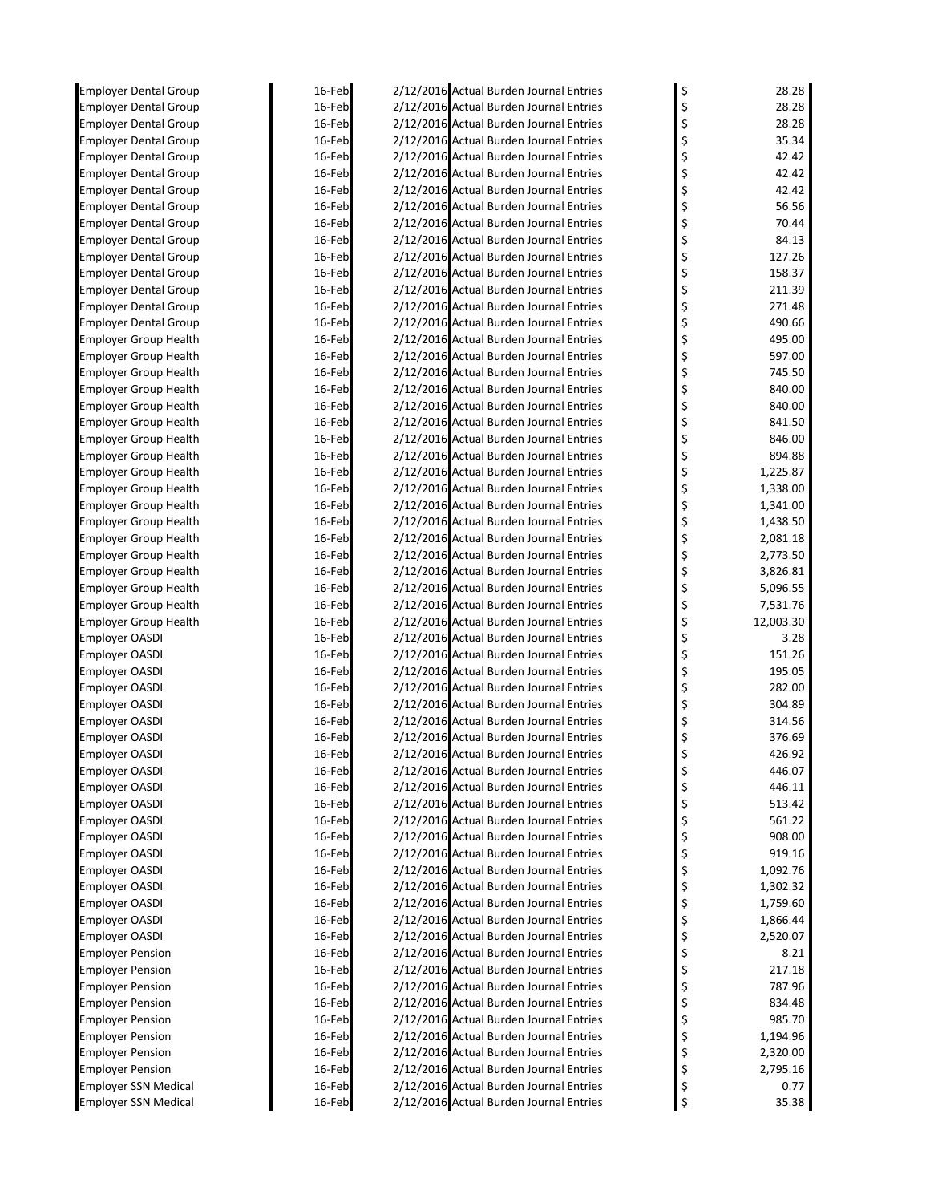| | | | | | |
|---|---|---|---|---|---|
| Employer Dental Group | 16-Feb | 2/12/2016 | Actual Burden Journal Entries | $ | 28.28 |
| Employer Dental Group | 16-Feb | 2/12/2016 | Actual Burden Journal Entries | $ | 28.28 |
| Employer Dental Group | 16-Feb | 2/12/2016 | Actual Burden Journal Entries | $ | 28.28 |
| Employer Dental Group | 16-Feb | 2/12/2016 | Actual Burden Journal Entries | $ | 35.34 |
| Employer Dental Group | 16-Feb | 2/12/2016 | Actual Burden Journal Entries | $ | 42.42 |
| Employer Dental Group | 16-Feb | 2/12/2016 | Actual Burden Journal Entries | $ | 42.42 |
| Employer Dental Group | 16-Feb | 2/12/2016 | Actual Burden Journal Entries | $ | 42.42 |
| Employer Dental Group | 16-Feb | 2/12/2016 | Actual Burden Journal Entries | $ | 56.56 |
| Employer Dental Group | 16-Feb | 2/12/2016 | Actual Burden Journal Entries | $ | 70.44 |
| Employer Dental Group | 16-Feb | 2/12/2016 | Actual Burden Journal Entries | $ | 84.13 |
| Employer Dental Group | 16-Feb | 2/12/2016 | Actual Burden Journal Entries | $ | 127.26 |
| Employer Dental Group | 16-Feb | 2/12/2016 | Actual Burden Journal Entries | $ | 158.37 |
| Employer Dental Group | 16-Feb | 2/12/2016 | Actual Burden Journal Entries | $ | 211.39 |
| Employer Dental Group | 16-Feb | 2/12/2016 | Actual Burden Journal Entries | $ | 271.48 |
| Employer Dental Group | 16-Feb | 2/12/2016 | Actual Burden Journal Entries | $ | 490.66 |
| Employer Group Health | 16-Feb | 2/12/2016 | Actual Burden Journal Entries | $ | 495.00 |
| Employer Group Health | 16-Feb | 2/12/2016 | Actual Burden Journal Entries | $ | 597.00 |
| Employer Group Health | 16-Feb | 2/12/2016 | Actual Burden Journal Entries | $ | 745.50 |
| Employer Group Health | 16-Feb | 2/12/2016 | Actual Burden Journal Entries | $ | 840.00 |
| Employer Group Health | 16-Feb | 2/12/2016 | Actual Burden Journal Entries | $ | 840.00 |
| Employer Group Health | 16-Feb | 2/12/2016 | Actual Burden Journal Entries | $ | 841.50 |
| Employer Group Health | 16-Feb | 2/12/2016 | Actual Burden Journal Entries | $ | 846.00 |
| Employer Group Health | 16-Feb | 2/12/2016 | Actual Burden Journal Entries | $ | 894.88 |
| Employer Group Health | 16-Feb | 2/12/2016 | Actual Burden Journal Entries | $ | 1,225.87 |
| Employer Group Health | 16-Feb | 2/12/2016 | Actual Burden Journal Entries | $ | 1,338.00 |
| Employer Group Health | 16-Feb | 2/12/2016 | Actual Burden Journal Entries | $ | 1,341.00 |
| Employer Group Health | 16-Feb | 2/12/2016 | Actual Burden Journal Entries | $ | 1,438.50 |
| Employer Group Health | 16-Feb | 2/12/2016 | Actual Burden Journal Entries | $ | 2,081.18 |
| Employer Group Health | 16-Feb | 2/12/2016 | Actual Burden Journal Entries | $ | 2,773.50 |
| Employer Group Health | 16-Feb | 2/12/2016 | Actual Burden Journal Entries | $ | 3,826.81 |
| Employer Group Health | 16-Feb | 2/12/2016 | Actual Burden Journal Entries | $ | 5,096.55 |
| Employer Group Health | 16-Feb | 2/12/2016 | Actual Burden Journal Entries | $ | 7,531.76 |
| Employer Group Health | 16-Feb | 2/12/2016 | Actual Burden Journal Entries | $ | 12,003.30 |
| Employer OASDI | 16-Feb | 2/12/2016 | Actual Burden Journal Entries | $ | 3.28 |
| Employer OASDI | 16-Feb | 2/12/2016 | Actual Burden Journal Entries | $ | 151.26 |
| Employer OASDI | 16-Feb | 2/12/2016 | Actual Burden Journal Entries | $ | 195.05 |
| Employer OASDI | 16-Feb | 2/12/2016 | Actual Burden Journal Entries | $ | 282.00 |
| Employer OASDI | 16-Feb | 2/12/2016 | Actual Burden Journal Entries | $ | 304.89 |
| Employer OASDI | 16-Feb | 2/12/2016 | Actual Burden Journal Entries | $ | 314.56 |
| Employer OASDI | 16-Feb | 2/12/2016 | Actual Burden Journal Entries | $ | 376.69 |
| Employer OASDI | 16-Feb | 2/12/2016 | Actual Burden Journal Entries | $ | 426.92 |
| Employer OASDI | 16-Feb | 2/12/2016 | Actual Burden Journal Entries | $ | 446.07 |
| Employer OASDI | 16-Feb | 2/12/2016 | Actual Burden Journal Entries | $ | 446.11 |
| Employer OASDI | 16-Feb | 2/12/2016 | Actual Burden Journal Entries | $ | 513.42 |
| Employer OASDI | 16-Feb | 2/12/2016 | Actual Burden Journal Entries | $ | 561.22 |
| Employer OASDI | 16-Feb | 2/12/2016 | Actual Burden Journal Entries | $ | 908.00 |
| Employer OASDI | 16-Feb | 2/12/2016 | Actual Burden Journal Entries | $ | 919.16 |
| Employer OASDI | 16-Feb | 2/12/2016 | Actual Burden Journal Entries | $ | 1,092.76 |
| Employer OASDI | 16-Feb | 2/12/2016 | Actual Burden Journal Entries | $ | 1,302.32 |
| Employer OASDI | 16-Feb | 2/12/2016 | Actual Burden Journal Entries | $ | 1,759.60 |
| Employer OASDI | 16-Feb | 2/12/2016 | Actual Burden Journal Entries | $ | 1,866.44 |
| Employer OASDI | 16-Feb | 2/12/2016 | Actual Burden Journal Entries | $ | 2,520.07 |
| Employer Pension | 16-Feb | 2/12/2016 | Actual Burden Journal Entries | $ | 8.21 |
| Employer Pension | 16-Feb | 2/12/2016 | Actual Burden Journal Entries | $ | 217.18 |
| Employer Pension | 16-Feb | 2/12/2016 | Actual Burden Journal Entries | $ | 787.96 |
| Employer Pension | 16-Feb | 2/12/2016 | Actual Burden Journal Entries | $ | 834.48 |
| Employer Pension | 16-Feb | 2/12/2016 | Actual Burden Journal Entries | $ | 985.70 |
| Employer Pension | 16-Feb | 2/12/2016 | Actual Burden Journal Entries | $ | 1,194.96 |
| Employer Pension | 16-Feb | 2/12/2016 | Actual Burden Journal Entries | $ | 2,320.00 |
| Employer Pension | 16-Feb | 2/12/2016 | Actual Burden Journal Entries | $ | 2,795.16 |
| Employer SSN Medical | 16-Feb | 2/12/2016 | Actual Burden Journal Entries | $ | 0.77 |
| Employer SSN Medical | 16-Feb | 2/12/2016 | Actual Burden Journal Entries | $ | 35.38 |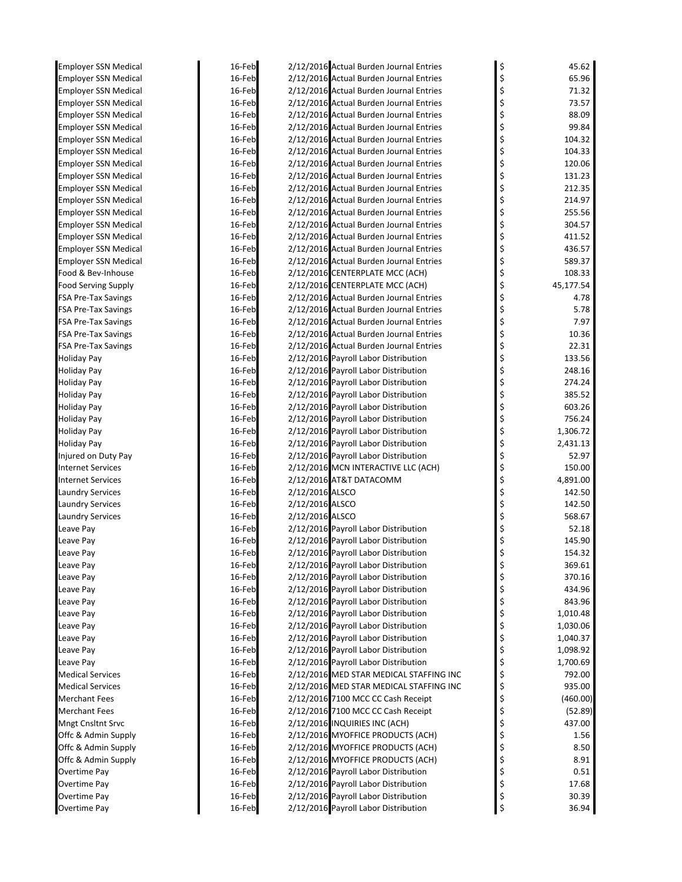| | | | | | |
|---|---|---|---|---|---|
| Employer SSN Medical | 16-Feb | 2/12/2016 | Actual Burden Journal Entries | $ | 45.62 |
| Employer SSN Medical | 16-Feb | 2/12/2016 | Actual Burden Journal Entries | $ | 65.96 |
| Employer SSN Medical | 16-Feb | 2/12/2016 | Actual Burden Journal Entries | $ | 71.32 |
| Employer SSN Medical | 16-Feb | 2/12/2016 | Actual Burden Journal Entries | $ | 73.57 |
| Employer SSN Medical | 16-Feb | 2/12/2016 | Actual Burden Journal Entries | $ | 88.09 |
| Employer SSN Medical | 16-Feb | 2/12/2016 | Actual Burden Journal Entries | $ | 99.84 |
| Employer SSN Medical | 16-Feb | 2/12/2016 | Actual Burden Journal Entries | $ | 104.32 |
| Employer SSN Medical | 16-Feb | 2/12/2016 | Actual Burden Journal Entries | $ | 104.33 |
| Employer SSN Medical | 16-Feb | 2/12/2016 | Actual Burden Journal Entries | $ | 120.06 |
| Employer SSN Medical | 16-Feb | 2/12/2016 | Actual Burden Journal Entries | $ | 131.23 |
| Employer SSN Medical | 16-Feb | 2/12/2016 | Actual Burden Journal Entries | $ | 212.35 |
| Employer SSN Medical | 16-Feb | 2/12/2016 | Actual Burden Journal Entries | $ | 214.97 |
| Employer SSN Medical | 16-Feb | 2/12/2016 | Actual Burden Journal Entries | $ | 255.56 |
| Employer SSN Medical | 16-Feb | 2/12/2016 | Actual Burden Journal Entries | $ | 304.57 |
| Employer SSN Medical | 16-Feb | 2/12/2016 | Actual Burden Journal Entries | $ | 411.52 |
| Employer SSN Medical | 16-Feb | 2/12/2016 | Actual Burden Journal Entries | $ | 436.57 |
| Employer SSN Medical | 16-Feb | 2/12/2016 | Actual Burden Journal Entries | $ | 589.37 |
| Food & Bev-Inhouse | 16-Feb | 2/12/2016 | CENTERPLATE MCC (ACH) | $ | 108.33 |
| Food Serving Supply | 16-Feb | 2/12/2016 | CENTERPLATE MCC (ACH) | $ | 45,177.54 |
| FSA Pre-Tax Savings | 16-Feb | 2/12/2016 | Actual Burden Journal Entries | $ | 4.78 |
| FSA Pre-Tax Savings | 16-Feb | 2/12/2016 | Actual Burden Journal Entries | $ | 5.78 |
| FSA Pre-Tax Savings | 16-Feb | 2/12/2016 | Actual Burden Journal Entries | $ | 7.97 |
| FSA Pre-Tax Savings | 16-Feb | 2/12/2016 | Actual Burden Journal Entries | $ | 10.36 |
| FSA Pre-Tax Savings | 16-Feb | 2/12/2016 | Actual Burden Journal Entries | $ | 22.31 |
| Holiday Pay | 16-Feb | 2/12/2016 | Payroll Labor Distribution | $ | 133.56 |
| Holiday Pay | 16-Feb | 2/12/2016 | Payroll Labor Distribution | $ | 248.16 |
| Holiday Pay | 16-Feb | 2/12/2016 | Payroll Labor Distribution | $ | 274.24 |
| Holiday Pay | 16-Feb | 2/12/2016 | Payroll Labor Distribution | $ | 385.52 |
| Holiday Pay | 16-Feb | 2/12/2016 | Payroll Labor Distribution | $ | 603.26 |
| Holiday Pay | 16-Feb | 2/12/2016 | Payroll Labor Distribution | $ | 756.24 |
| Holiday Pay | 16-Feb | 2/12/2016 | Payroll Labor Distribution | $ | 1,306.72 |
| Holiday Pay | 16-Feb | 2/12/2016 | Payroll Labor Distribution | $ | 2,431.13 |
| Injured on Duty Pay | 16-Feb | 2/12/2016 | Payroll Labor Distribution | $ | 52.97 |
| Internet Services | 16-Feb | 2/12/2016 | MCN INTERACTIVE LLC (ACH) | $ | 150.00 |
| Internet Services | 16-Feb | 2/12/2016 | AT&T DATACOMM | $ | 4,891.00 |
| Laundry Services | 16-Feb | 2/12/2016 | ALSCO | $ | 142.50 |
| Laundry Services | 16-Feb | 2/12/2016 | ALSCO | $ | 142.50 |
| Laundry Services | 16-Feb | 2/12/2016 | ALSCO | $ | 568.67 |
| Leave Pay | 16-Feb | 2/12/2016 | Payroll Labor Distribution | $ | 52.18 |
| Leave Pay | 16-Feb | 2/12/2016 | Payroll Labor Distribution | $ | 145.90 |
| Leave Pay | 16-Feb | 2/12/2016 | Payroll Labor Distribution | $ | 154.32 |
| Leave Pay | 16-Feb | 2/12/2016 | Payroll Labor Distribution | $ | 369.61 |
| Leave Pay | 16-Feb | 2/12/2016 | Payroll Labor Distribution | $ | 370.16 |
| Leave Pay | 16-Feb | 2/12/2016 | Payroll Labor Distribution | $ | 434.96 |
| Leave Pay | 16-Feb | 2/12/2016 | Payroll Labor Distribution | $ | 843.96 |
| Leave Pay | 16-Feb | 2/12/2016 | Payroll Labor Distribution | $ | 1,010.48 |
| Leave Pay | 16-Feb | 2/12/2016 | Payroll Labor Distribution | $ | 1,030.06 |
| Leave Pay | 16-Feb | 2/12/2016 | Payroll Labor Distribution | $ | 1,040.37 |
| Leave Pay | 16-Feb | 2/12/2016 | Payroll Labor Distribution | $ | 1,098.92 |
| Leave Pay | 16-Feb | 2/12/2016 | Payroll Labor Distribution | $ | 1,700.69 |
| Medical Services | 16-Feb | 2/12/2016 | MED STAR MEDICAL STAFFING INC | $ | 792.00 |
| Medical Services | 16-Feb | 2/12/2016 | MED STAR MEDICAL STAFFING INC | $ | 935.00 |
| Merchant Fees | 16-Feb | 2/12/2016 | 7100 MCC CC Cash Receipt | $ | (460.00) |
| Merchant Fees | 16-Feb | 2/12/2016 | 7100 MCC CC Cash Receipt | $ | (52.89) |
| Mngt Cnsltnt Srvc | 16-Feb | 2/12/2016 | INQUIRIES INC (ACH) | $ | 437.00 |
| Offc & Admin Supply | 16-Feb | 2/12/2016 | MYOFFICE PRODUCTS (ACH) | $ | 1.56 |
| Offc & Admin Supply | 16-Feb | 2/12/2016 | MYOFFICE PRODUCTS (ACH) | $ | 8.50 |
| Offc & Admin Supply | 16-Feb | 2/12/2016 | MYOFFICE PRODUCTS (ACH) | $ | 8.91 |
| Overtime Pay | 16-Feb | 2/12/2016 | Payroll Labor Distribution | $ | 0.51 |
| Overtime Pay | 16-Feb | 2/12/2016 | Payroll Labor Distribution | $ | 17.68 |
| Overtime Pay | 16-Feb | 2/12/2016 | Payroll Labor Distribution | $ | 30.39 |
| Overtime Pay | 16-Feb | 2/12/2016 | Payroll Labor Distribution | $ | 36.94 |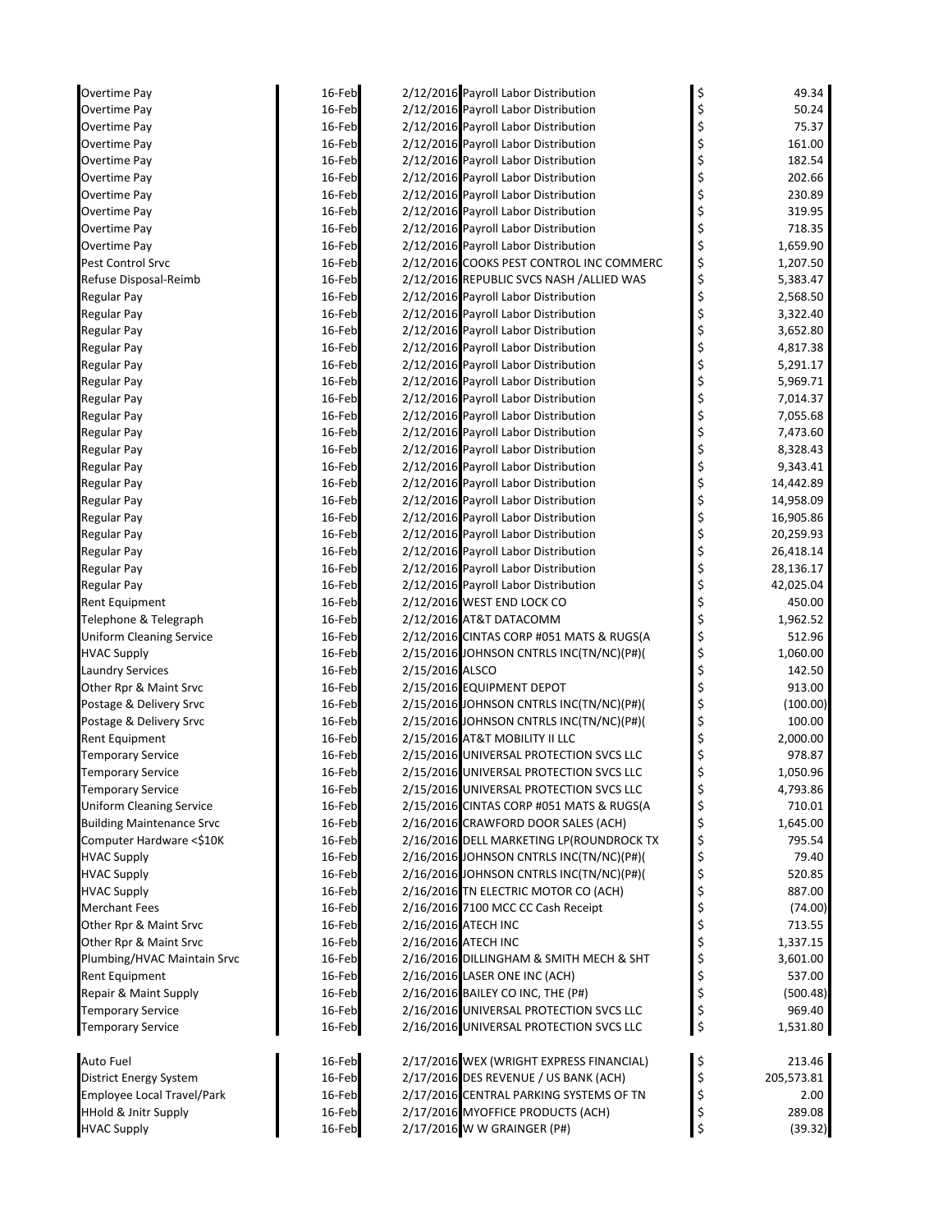| | | | | | |
|---|---|---|---|---|---|
| Overtime Pay | 16-Feb | 2/12/2016 | Payroll Labor Distribution | $ | 49.34 |
| Overtime Pay | 16-Feb | 2/12/2016 | Payroll Labor Distribution | $ | 50.24 |
| Overtime Pay | 16-Feb | 2/12/2016 | Payroll Labor Distribution | $ | 75.37 |
| Overtime Pay | 16-Feb | 2/12/2016 | Payroll Labor Distribution | $ | 161.00 |
| Overtime Pay | 16-Feb | 2/12/2016 | Payroll Labor Distribution | $ | 182.54 |
| Overtime Pay | 16-Feb | 2/12/2016 | Payroll Labor Distribution | $ | 202.66 |
| Overtime Pay | 16-Feb | 2/12/2016 | Payroll Labor Distribution | $ | 230.89 |
| Overtime Pay | 16-Feb | 2/12/2016 | Payroll Labor Distribution | $ | 319.95 |
| Overtime Pay | 16-Feb | 2/12/2016 | Payroll Labor Distribution | $ | 718.35 |
| Overtime Pay | 16-Feb | 2/12/2016 | Payroll Labor Distribution | $ | 1,659.90 |
| Pest Control Srvc | 16-Feb | 2/12/2016 | COOKS PEST CONTROL INC COMMERC | $ | 1,207.50 |
| Refuse Disposal-Reimb | 16-Feb | 2/12/2016 | REPUBLIC SVCS NASH /ALLIED WAS | $ | 5,383.47 |
| Regular Pay | 16-Feb | 2/12/2016 | Payroll Labor Distribution | $ | 2,568.50 |
| Regular Pay | 16-Feb | 2/12/2016 | Payroll Labor Distribution | $ | 3,322.40 |
| Regular Pay | 16-Feb | 2/12/2016 | Payroll Labor Distribution | $ | 3,652.80 |
| Regular Pay | 16-Feb | 2/12/2016 | Payroll Labor Distribution | $ | 4,817.38 |
| Regular Pay | 16-Feb | 2/12/2016 | Payroll Labor Distribution | $ | 5,291.17 |
| Regular Pay | 16-Feb | 2/12/2016 | Payroll Labor Distribution | $ | 5,969.71 |
| Regular Pay | 16-Feb | 2/12/2016 | Payroll Labor Distribution | $ | 7,014.37 |
| Regular Pay | 16-Feb | 2/12/2016 | Payroll Labor Distribution | $ | 7,055.68 |
| Regular Pay | 16-Feb | 2/12/2016 | Payroll Labor Distribution | $ | 7,473.60 |
| Regular Pay | 16-Feb | 2/12/2016 | Payroll Labor Distribution | $ | 8,328.43 |
| Regular Pay | 16-Feb | 2/12/2016 | Payroll Labor Distribution | $ | 9,343.41 |
| Regular Pay | 16-Feb | 2/12/2016 | Payroll Labor Distribution | $ | 14,442.89 |
| Regular Pay | 16-Feb | 2/12/2016 | Payroll Labor Distribution | $ | 14,958.09 |
| Regular Pay | 16-Feb | 2/12/2016 | Payroll Labor Distribution | $ | 16,905.86 |
| Regular Pay | 16-Feb | 2/12/2016 | Payroll Labor Distribution | $ | 20,259.93 |
| Regular Pay | 16-Feb | 2/12/2016 | Payroll Labor Distribution | $ | 26,418.14 |
| Regular Pay | 16-Feb | 2/12/2016 | Payroll Labor Distribution | $ | 28,136.17 |
| Regular Pay | 16-Feb | 2/12/2016 | Payroll Labor Distribution | $ | 42,025.04 |
| Rent Equipment | 16-Feb | 2/12/2016 | WEST END LOCK CO | $ | 450.00 |
| Telephone & Telegraph | 16-Feb | 2/12/2016 | AT&T DATACOMM | $ | 1,962.52 |
| Uniform Cleaning Service | 16-Feb | 2/12/2016 | CINTAS CORP #051 MATS & RUGS(A | $ | 512.96 |
| HVAC Supply | 16-Feb | 2/15/2016 | JOHNSON CNTRLS INC(TN/NC)(P#)( | $ | 1,060.00 |
| Laundry Services | 16-Feb | 2/15/2016 | ALSCO | $ | 142.50 |
| Other Rpr & Maint Srvc | 16-Feb | 2/15/2016 | EQUIPMENT DEPOT | $ | 913.00 |
| Postage & Delivery Srvc | 16-Feb | 2/15/2016 | JOHNSON CNTRLS INC(TN/NC)(P#)( | $ | (100.00) |
| Postage & Delivery Srvc | 16-Feb | 2/15/2016 | JOHNSON CNTRLS INC(TN/NC)(P#)( | $ | 100.00 |
| Rent Equipment | 16-Feb | 2/15/2016 | AT&T MOBILITY II LLC | $ | 2,000.00 |
| Temporary Service | 16-Feb | 2/15/2016 | UNIVERSAL PROTECTION SVCS LLC | $ | 978.87 |
| Temporary Service | 16-Feb | 2/15/2016 | UNIVERSAL PROTECTION SVCS LLC | $ | 1,050.96 |
| Temporary Service | 16-Feb | 2/15/2016 | UNIVERSAL PROTECTION SVCS LLC | $ | 4,793.86 |
| Uniform Cleaning Service | 16-Feb | 2/15/2016 | CINTAS CORP #051 MATS & RUGS(A | $ | 710.01 |
| Building Maintenance Srvc | 16-Feb | 2/16/2016 | CRAWFORD DOOR SALES (ACH) | $ | 1,645.00 |
| Computer Hardware <$10K | 16-Feb | 2/16/2016 | DELL MARKETING LP(ROUNDROCK TX | $ | 795.54 |
| HVAC Supply | 16-Feb | 2/16/2016 | JOHNSON CNTRLS INC(TN/NC)(P#)( | $ | 79.40 |
| HVAC Supply | 16-Feb | 2/16/2016 | JOHNSON CNTRLS INC(TN/NC)(P#)( | $ | 520.85 |
| HVAC Supply | 16-Feb | 2/16/2016 | TN ELECTRIC MOTOR CO (ACH) | $ | 887.00 |
| Merchant Fees | 16-Feb | 2/16/2016 | 7100 MCC CC Cash Receipt | $ | (74.00) |
| Other Rpr & Maint Srvc | 16-Feb | 2/16/2016 | ATECH INC | $ | 713.55 |
| Other Rpr & Maint Srvc | 16-Feb | 2/16/2016 | ATECH INC | $ | 1,337.15 |
| Plumbing/HVAC Maintain Srvc | 16-Feb | 2/16/2016 | DILLINGHAM & SMITH MECH & SHT | $ | 3,601.00 |
| Rent Equipment | 16-Feb | 2/16/2016 | LASER ONE INC (ACH) | $ | 537.00 |
| Repair & Maint Supply | 16-Feb | 2/16/2016 | BAILEY CO INC, THE (P#) | $ | (500.48) |
| Temporary Service | 16-Feb | 2/16/2016 | UNIVERSAL PROTECTION SVCS LLC | $ | 969.40 |
| Temporary Service | 16-Feb | 2/16/2016 | UNIVERSAL PROTECTION SVCS LLC | $ | 1,531.80 |
| Auto Fuel | 16-Feb | 2/17/2016 | WEX (WRIGHT EXPRESS FINANCIAL) | $ | 213.46 |
| District Energy System | 16-Feb | 2/17/2016 | DES REVENUE / US BANK (ACH) | $ | 205,573.81 |
| Employee Local Travel/Park | 16-Feb | 2/17/2016 | CENTRAL PARKING SYSTEMS OF TN | $ | 2.00 |
| HHold & Jnitr Supply | 16-Feb | 2/17/2016 | MYOFFICE PRODUCTS (ACH) | $ | 289.08 |
| HVAC Supply | 16-Feb | 2/17/2016 | W W GRAINGER (P#) | $ | (39.32) |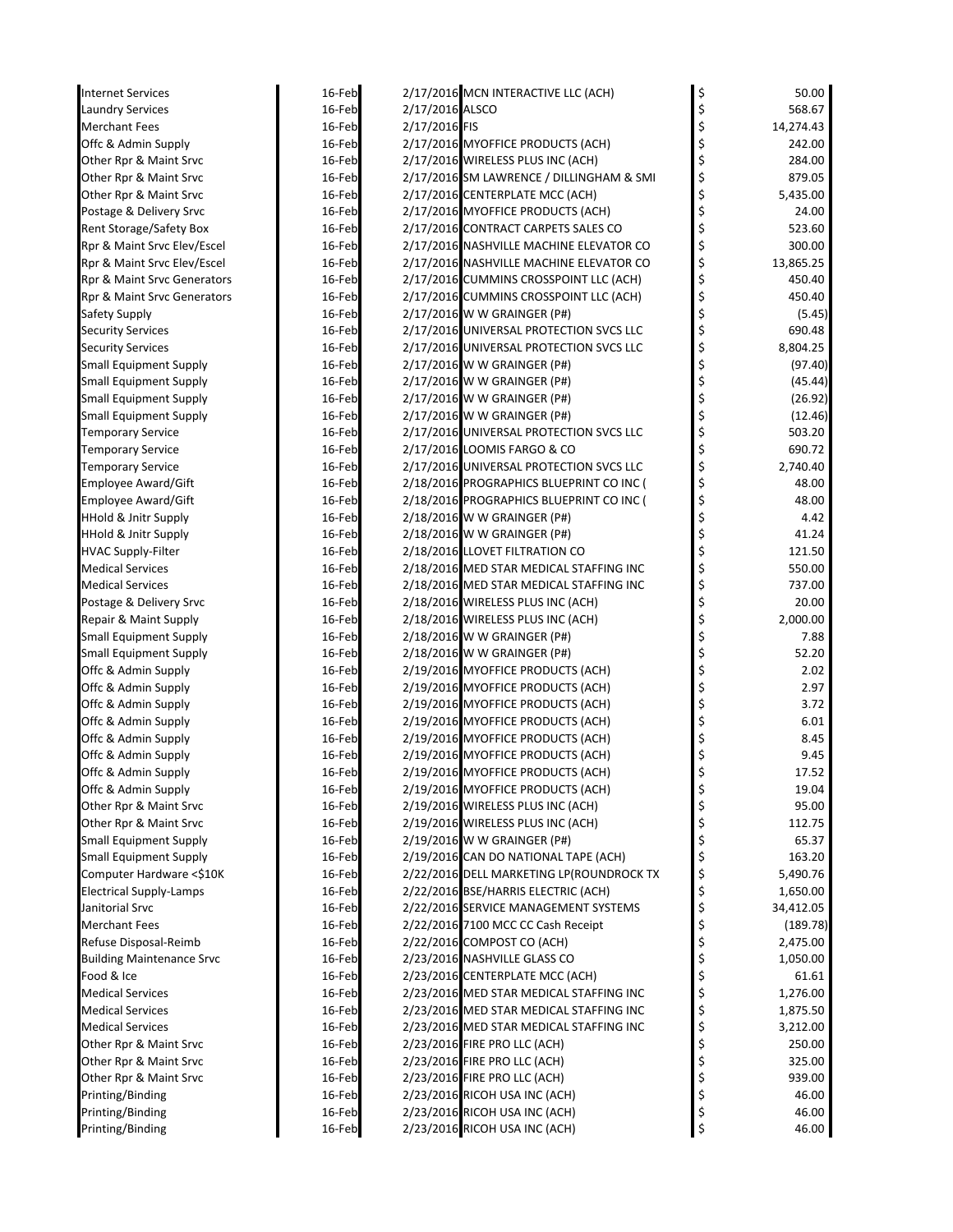| | | | | |
|---|---|---|---|---|
| Internet Services | 16-Feb | 2/17/2016 | MCN INTERACTIVE LLC (ACH) | $ 50.00 |
| Laundry Services | 16-Feb | 2/17/2016 | ALSCO | $ 568.67 |
| Merchant Fees | 16-Feb | 2/17/2016 | FIS | $ 14,274.43 |
| Offc & Admin Supply | 16-Feb | 2/17/2016 | MYOFFICE PRODUCTS (ACH) | $ 242.00 |
| Other Rpr & Maint Srvc | 16-Feb | 2/17/2016 | WIRELESS PLUS INC (ACH) | $ 284.00 |
| Other Rpr & Maint Srvc | 16-Feb | 2/17/2016 | SM LAWRENCE / DILLINGHAM & SMI | $ 879.05 |
| Other Rpr & Maint Srvc | 16-Feb | 2/17/2016 | CENTERPLATE MCC (ACH) | $ 5,435.00 |
| Postage & Delivery Srvc | 16-Feb | 2/17/2016 | MYOFFICE PRODUCTS (ACH) | $ 24.00 |
| Rent Storage/Safety Box | 16-Feb | 2/17/2016 | CONTRACT CARPETS SALES CO | $ 523.60 |
| Rpr & Maint Srvc Elev/Escel | 16-Feb | 2/17/2016 | NASHVILLE MACHINE ELEVATOR CO | $ 300.00 |
| Rpr & Maint Srvc Elev/Escel | 16-Feb | 2/17/2016 | NASHVILLE MACHINE ELEVATOR CO | $ 13,865.25 |
| Rpr & Maint Srvc Generators | 16-Feb | 2/17/2016 | CUMMINS CROSSPOINT LLC (ACH) | $ 450.40 |
| Rpr & Maint Srvc Generators | 16-Feb | 2/17/2016 | CUMMINS CROSSPOINT LLC (ACH) | $ 450.40 |
| Safety Supply | 16-Feb | 2/17/2016 | W W GRAINGER (P#) | $ (5.45) |
| Security Services | 16-Feb | 2/17/2016 | UNIVERSAL PROTECTION SVCS LLC | $ 690.48 |
| Security Services | 16-Feb | 2/17/2016 | UNIVERSAL PROTECTION SVCS LLC | $ 8,804.25 |
| Small Equipment Supply | 16-Feb | 2/17/2016 | W W GRAINGER (P#) | $ (97.40) |
| Small Equipment Supply | 16-Feb | 2/17/2016 | W W GRAINGER (P#) | $ (45.44) |
| Small Equipment Supply | 16-Feb | 2/17/2016 | W W GRAINGER (P#) | $ (26.92) |
| Small Equipment Supply | 16-Feb | 2/17/2016 | W W GRAINGER (P#) | $ (12.46) |
| Temporary Service | 16-Feb | 2/17/2016 | UNIVERSAL PROTECTION SVCS LLC | $ 503.20 |
| Temporary Service | 16-Feb | 2/17/2016 | LOOMIS FARGO & CO | $ 690.72 |
| Temporary Service | 16-Feb | 2/17/2016 | UNIVERSAL PROTECTION SVCS LLC | $ 2,740.40 |
| Employee Award/Gift | 16-Feb | 2/18/2016 | PROGRAPHICS BLUEPRINT CO INC ( | $ 48.00 |
| Employee Award/Gift | 16-Feb | 2/18/2016 | PROGRAPHICS BLUEPRINT CO INC ( | $ 48.00 |
| HHold & Jnitr Supply | 16-Feb | 2/18/2016 | W W GRAINGER (P#) | $ 4.42 |
| HHold & Jnitr Supply | 16-Feb | 2/18/2016 | W W GRAINGER (P#) | $ 41.24 |
| HVAC Supply-Filter | 16-Feb | 2/18/2016 | LLOVET FILTRATION CO | $ 121.50 |
| Medical Services | 16-Feb | 2/18/2016 | MED STAR MEDICAL STAFFING INC | $ 550.00 |
| Medical Services | 16-Feb | 2/18/2016 | MED STAR MEDICAL STAFFING INC | $ 737.00 |
| Postage & Delivery Srvc | 16-Feb | 2/18/2016 | WIRELESS PLUS INC (ACH) | $ 20.00 |
| Repair & Maint Supply | 16-Feb | 2/18/2016 | WIRELESS PLUS INC (ACH) | $ 2,000.00 |
| Small Equipment Supply | 16-Feb | 2/18/2016 | W W GRAINGER (P#) | $ 7.88 |
| Small Equipment Supply | 16-Feb | 2/18/2016 | W W GRAINGER (P#) | $ 52.20 |
| Offc & Admin Supply | 16-Feb | 2/19/2016 | MYOFFICE PRODUCTS (ACH) | $ 2.02 |
| Offc & Admin Supply | 16-Feb | 2/19/2016 | MYOFFICE PRODUCTS (ACH) | $ 2.97 |
| Offc & Admin Supply | 16-Feb | 2/19/2016 | MYOFFICE PRODUCTS (ACH) | $ 3.72 |
| Offc & Admin Supply | 16-Feb | 2/19/2016 | MYOFFICE PRODUCTS (ACH) | $ 6.01 |
| Offc & Admin Supply | 16-Feb | 2/19/2016 | MYOFFICE PRODUCTS (ACH) | $ 8.45 |
| Offc & Admin Supply | 16-Feb | 2/19/2016 | MYOFFICE PRODUCTS (ACH) | $ 9.45 |
| Offc & Admin Supply | 16-Feb | 2/19/2016 | MYOFFICE PRODUCTS (ACH) | $ 17.52 |
| Offc & Admin Supply | 16-Feb | 2/19/2016 | MYOFFICE PRODUCTS (ACH) | $ 19.04 |
| Other Rpr & Maint Srvc | 16-Feb | 2/19/2016 | WIRELESS PLUS INC (ACH) | $ 95.00 |
| Other Rpr & Maint Srvc | 16-Feb | 2/19/2016 | WIRELESS PLUS INC (ACH) | $ 112.75 |
| Small Equipment Supply | 16-Feb | 2/19/2016 | W W GRAINGER (P#) | $ 65.37 |
| Small Equipment Supply | 16-Feb | 2/19/2016 | CAN DO NATIONAL TAPE (ACH) | $ 163.20 |
| Computer Hardware <$10K | 16-Feb | 2/22/2016 | DELL MARKETING LP(ROUNDROCK TX | $ 5,490.76 |
| Electrical Supply-Lamps | 16-Feb | 2/22/2016 | BSE/HARRIS ELECTRIC (ACH) | $ 1,650.00 |
| Janitorial Srvc | 16-Feb | 2/22/2016 | SERVICE MANAGEMENT SYSTEMS | $ 34,412.05 |
| Merchant Fees | 16-Feb | 2/22/2016 | 7100 MCC CC Cash Receipt | $ (189.78) |
| Refuse Disposal-Reimb | 16-Feb | 2/22/2016 | COMPOST CO (ACH) | $ 2,475.00 |
| Building Maintenance Srvc | 16-Feb | 2/23/2016 | NASHVILLE GLASS CO | $ 1,050.00 |
| Food & Ice | 16-Feb | 2/23/2016 | CENTERPLATE MCC (ACH) | $ 61.61 |
| Medical Services | 16-Feb | 2/23/2016 | MED STAR MEDICAL STAFFING INC | $ 1,276.00 |
| Medical Services | 16-Feb | 2/23/2016 | MED STAR MEDICAL STAFFING INC | $ 1,875.50 |
| Medical Services | 16-Feb | 2/23/2016 | MED STAR MEDICAL STAFFING INC | $ 3,212.00 |
| Other Rpr & Maint Srvc | 16-Feb | 2/23/2016 | FIRE PRO LLC (ACH) | $ 250.00 |
| Other Rpr & Maint Srvc | 16-Feb | 2/23/2016 | FIRE PRO LLC (ACH) | $ 325.00 |
| Other Rpr & Maint Srvc | 16-Feb | 2/23/2016 | FIRE PRO LLC (ACH) | $ 939.00 |
| Printing/Binding | 16-Feb | 2/23/2016 | RICOH USA INC (ACH) | $ 46.00 |
| Printing/Binding | 16-Feb | 2/23/2016 | RICOH USA INC (ACH) | $ 46.00 |
| Printing/Binding | 16-Feb | 2/23/2016 | RICOH USA INC (ACH) | $ 46.00 |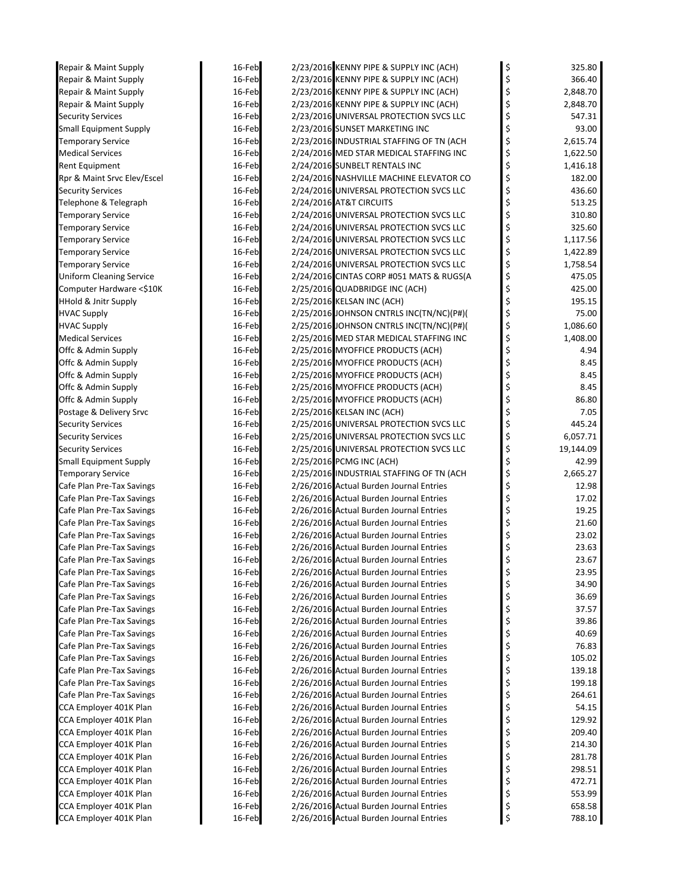| | | | | | |
|---|---|---|---|---|---|
| Repair & Maint Supply | 16-Feb | 2/23/2016 | KENNY PIPE & SUPPLY INC (ACH) | $ | 325.80 |
| Repair & Maint Supply | 16-Feb | 2/23/2016 | KENNY PIPE & SUPPLY INC (ACH) | $ | 366.40 |
| Repair & Maint Supply | 16-Feb | 2/23/2016 | KENNY PIPE & SUPPLY INC (ACH) | $ | 2,848.70 |
| Repair & Maint Supply | 16-Feb | 2/23/2016 | KENNY PIPE & SUPPLY INC (ACH) | $ | 2,848.70 |
| Security Services | 16-Feb | 2/23/2016 | UNIVERSAL PROTECTION SVCS LLC | $ | 547.31 |
| Small Equipment Supply | 16-Feb | 2/23/2016 | SUNSET MARKETING INC | $ | 93.00 |
| Temporary Service | 16-Feb | 2/23/2016 | INDUSTRIAL STAFFING OF TN (ACH | $ | 2,615.74 |
| Medical Services | 16-Feb | 2/24/2016 | MED STAR MEDICAL STAFFING INC | $ | 1,622.50 |
| Rent Equipment | 16-Feb | 2/24/2016 | SUNBELT RENTALS INC | $ | 1,416.18 |
| Rpr & Maint Srvc Elev/Escel | 16-Feb | 2/24/2016 | NASHVILLE MACHINE ELEVATOR CO | $ | 182.00 |
| Security Services | 16-Feb | 2/24/2016 | UNIVERSAL PROTECTION SVCS LLC | $ | 436.60 |
| Telephone & Telegraph | 16-Feb | 2/24/2016 | AT&T CIRCUITS | $ | 513.25 |
| Temporary Service | 16-Feb | 2/24/2016 | UNIVERSAL PROTECTION SVCS LLC | $ | 310.80 |
| Temporary Service | 16-Feb | 2/24/2016 | UNIVERSAL PROTECTION SVCS LLC | $ | 325.60 |
| Temporary Service | 16-Feb | 2/24/2016 | UNIVERSAL PROTECTION SVCS LLC | $ | 1,117.56 |
| Temporary Service | 16-Feb | 2/24/2016 | UNIVERSAL PROTECTION SVCS LLC | $ | 1,422.89 |
| Temporary Service | 16-Feb | 2/24/2016 | UNIVERSAL PROTECTION SVCS LLC | $ | 1,758.54 |
| Uniform Cleaning Service | 16-Feb | 2/24/2016 | CINTAS CORP #051 MATS & RUGS(A | $ | 475.05 |
| Computer Hardware <$10K | 16-Feb | 2/25/2016 | QUADBRIDGE INC (ACH) | $ | 425.00 |
| HHold & Jnitr Supply | 16-Feb | 2/25/2016 | KELSAN INC (ACH) | $ | 195.15 |
| HVAC Supply | 16-Feb | 2/25/2016 | JOHNSON CNTRLS INC(TN/NC)(P#)( | $ | 75.00 |
| HVAC Supply | 16-Feb | 2/25/2016 | JOHNSON CNTRLS INC(TN/NC)(P#)( | $ | 1,086.60 |
| Medical Services | 16-Feb | 2/25/2016 | MED STAR MEDICAL STAFFING INC | $ | 1,408.00 |
| Offc & Admin Supply | 16-Feb | 2/25/2016 | MYOFFICE PRODUCTS (ACH) | $ | 4.94 |
| Offc & Admin Supply | 16-Feb | 2/25/2016 | MYOFFICE PRODUCTS (ACH) | $ | 8.45 |
| Offc & Admin Supply | 16-Feb | 2/25/2016 | MYOFFICE PRODUCTS (ACH) | $ | 8.45 |
| Offc & Admin Supply | 16-Feb | 2/25/2016 | MYOFFICE PRODUCTS (ACH) | $ | 8.45 |
| Offc & Admin Supply | 16-Feb | 2/25/2016 | MYOFFICE PRODUCTS (ACH) | $ | 86.80 |
| Postage & Delivery Srvc | 16-Feb | 2/25/2016 | KELSAN INC (ACH) | $ | 7.05 |
| Security Services | 16-Feb | 2/25/2016 | UNIVERSAL PROTECTION SVCS LLC | $ | 445.24 |
| Security Services | 16-Feb | 2/25/2016 | UNIVERSAL PROTECTION SVCS LLC | $ | 6,057.71 |
| Security Services | 16-Feb | 2/25/2016 | UNIVERSAL PROTECTION SVCS LLC | $ | 19,144.09 |
| Small Equipment Supply | 16-Feb | 2/25/2016 | PCMG INC (ACH) | $ | 42.99 |
| Temporary Service | 16-Feb | 2/25/2016 | INDUSTRIAL STAFFING OF TN (ACH | $ | 2,665.27 |
| Cafe Plan Pre-Tax Savings | 16-Feb | 2/26/2016 | Actual Burden Journal Entries | $ | 12.98 |
| Cafe Plan Pre-Tax Savings | 16-Feb | 2/26/2016 | Actual Burden Journal Entries | $ | 17.02 |
| Cafe Plan Pre-Tax Savings | 16-Feb | 2/26/2016 | Actual Burden Journal Entries | $ | 19.25 |
| Cafe Plan Pre-Tax Savings | 16-Feb | 2/26/2016 | Actual Burden Journal Entries | $ | 21.60 |
| Cafe Plan Pre-Tax Savings | 16-Feb | 2/26/2016 | Actual Burden Journal Entries | $ | 23.02 |
| Cafe Plan Pre-Tax Savings | 16-Feb | 2/26/2016 | Actual Burden Journal Entries | $ | 23.63 |
| Cafe Plan Pre-Tax Savings | 16-Feb | 2/26/2016 | Actual Burden Journal Entries | $ | 23.67 |
| Cafe Plan Pre-Tax Savings | 16-Feb | 2/26/2016 | Actual Burden Journal Entries | $ | 23.95 |
| Cafe Plan Pre-Tax Savings | 16-Feb | 2/26/2016 | Actual Burden Journal Entries | $ | 34.90 |
| Cafe Plan Pre-Tax Savings | 16-Feb | 2/26/2016 | Actual Burden Journal Entries | $ | 36.69 |
| Cafe Plan Pre-Tax Savings | 16-Feb | 2/26/2016 | Actual Burden Journal Entries | $ | 37.57 |
| Cafe Plan Pre-Tax Savings | 16-Feb | 2/26/2016 | Actual Burden Journal Entries | $ | 39.86 |
| Cafe Plan Pre-Tax Savings | 16-Feb | 2/26/2016 | Actual Burden Journal Entries | $ | 40.69 |
| Cafe Plan Pre-Tax Savings | 16-Feb | 2/26/2016 | Actual Burden Journal Entries | $ | 76.83 |
| Cafe Plan Pre-Tax Savings | 16-Feb | 2/26/2016 | Actual Burden Journal Entries | $ | 105.02 |
| Cafe Plan Pre-Tax Savings | 16-Feb | 2/26/2016 | Actual Burden Journal Entries | $ | 139.18 |
| Cafe Plan Pre-Tax Savings | 16-Feb | 2/26/2016 | Actual Burden Journal Entries | $ | 199.18 |
| Cafe Plan Pre-Tax Savings | 16-Feb | 2/26/2016 | Actual Burden Journal Entries | $ | 264.61 |
| CCA Employer 401K Plan | 16-Feb | 2/26/2016 | Actual Burden Journal Entries | $ | 54.15 |
| CCA Employer 401K Plan | 16-Feb | 2/26/2016 | Actual Burden Journal Entries | $ | 129.92 |
| CCA Employer 401K Plan | 16-Feb | 2/26/2016 | Actual Burden Journal Entries | $ | 209.40 |
| CCA Employer 401K Plan | 16-Feb | 2/26/2016 | Actual Burden Journal Entries | $ | 214.30 |
| CCA Employer 401K Plan | 16-Feb | 2/26/2016 | Actual Burden Journal Entries | $ | 281.78 |
| CCA Employer 401K Plan | 16-Feb | 2/26/2016 | Actual Burden Journal Entries | $ | 298.51 |
| CCA Employer 401K Plan | 16-Feb | 2/26/2016 | Actual Burden Journal Entries | $ | 472.71 |
| CCA Employer 401K Plan | 16-Feb | 2/26/2016 | Actual Burden Journal Entries | $ | 553.99 |
| CCA Employer 401K Plan | 16-Feb | 2/26/2016 | Actual Burden Journal Entries | $ | 658.58 |
| CCA Employer 401K Plan | 16-Feb | 2/26/2016 | Actual Burden Journal Entries | $ | 788.10 |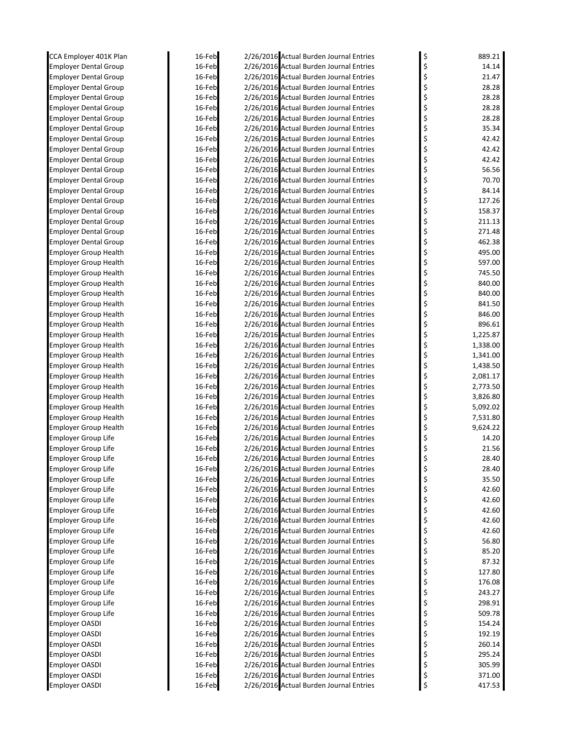| | | | | |
|---|---|---|---|---|
| CCA Employer 401K Plan | 16-Feb | 2/26/2016 | Actual Burden Journal Entries | $ 889.21 |
| Employer Dental Group | 16-Feb | 2/26/2016 | Actual Burden Journal Entries | $ 14.14 |
| Employer Dental Group | 16-Feb | 2/26/2016 | Actual Burden Journal Entries | $ 21.47 |
| Employer Dental Group | 16-Feb | 2/26/2016 | Actual Burden Journal Entries | $ 28.28 |
| Employer Dental Group | 16-Feb | 2/26/2016 | Actual Burden Journal Entries | $ 28.28 |
| Employer Dental Group | 16-Feb | 2/26/2016 | Actual Burden Journal Entries | $ 28.28 |
| Employer Dental Group | 16-Feb | 2/26/2016 | Actual Burden Journal Entries | $ 28.28 |
| Employer Dental Group | 16-Feb | 2/26/2016 | Actual Burden Journal Entries | $ 35.34 |
| Employer Dental Group | 16-Feb | 2/26/2016 | Actual Burden Journal Entries | $ 42.42 |
| Employer Dental Group | 16-Feb | 2/26/2016 | Actual Burden Journal Entries | $ 42.42 |
| Employer Dental Group | 16-Feb | 2/26/2016 | Actual Burden Journal Entries | $ 42.42 |
| Employer Dental Group | 16-Feb | 2/26/2016 | Actual Burden Journal Entries | $ 56.56 |
| Employer Dental Group | 16-Feb | 2/26/2016 | Actual Burden Journal Entries | $ 70.70 |
| Employer Dental Group | 16-Feb | 2/26/2016 | Actual Burden Journal Entries | $ 84.14 |
| Employer Dental Group | 16-Feb | 2/26/2016 | Actual Burden Journal Entries | $ 127.26 |
| Employer Dental Group | 16-Feb | 2/26/2016 | Actual Burden Journal Entries | $ 158.37 |
| Employer Dental Group | 16-Feb | 2/26/2016 | Actual Burden Journal Entries | $ 211.13 |
| Employer Dental Group | 16-Feb | 2/26/2016 | Actual Burden Journal Entries | $ 271.48 |
| Employer Dental Group | 16-Feb | 2/26/2016 | Actual Burden Journal Entries | $ 462.38 |
| Employer Group Health | 16-Feb | 2/26/2016 | Actual Burden Journal Entries | $ 495.00 |
| Employer Group Health | 16-Feb | 2/26/2016 | Actual Burden Journal Entries | $ 597.00 |
| Employer Group Health | 16-Feb | 2/26/2016 | Actual Burden Journal Entries | $ 745.50 |
| Employer Group Health | 16-Feb | 2/26/2016 | Actual Burden Journal Entries | $ 840.00 |
| Employer Group Health | 16-Feb | 2/26/2016 | Actual Burden Journal Entries | $ 840.00 |
| Employer Group Health | 16-Feb | 2/26/2016 | Actual Burden Journal Entries | $ 841.50 |
| Employer Group Health | 16-Feb | 2/26/2016 | Actual Burden Journal Entries | $ 846.00 |
| Employer Group Health | 16-Feb | 2/26/2016 | Actual Burden Journal Entries | $ 896.61 |
| Employer Group Health | 16-Feb | 2/26/2016 | Actual Burden Journal Entries | $ 1,225.87 |
| Employer Group Health | 16-Feb | 2/26/2016 | Actual Burden Journal Entries | $ 1,338.00 |
| Employer Group Health | 16-Feb | 2/26/2016 | Actual Burden Journal Entries | $ 1,341.00 |
| Employer Group Health | 16-Feb | 2/26/2016 | Actual Burden Journal Entries | $ 1,438.50 |
| Employer Group Health | 16-Feb | 2/26/2016 | Actual Burden Journal Entries | $ 2,081.17 |
| Employer Group Health | 16-Feb | 2/26/2016 | Actual Burden Journal Entries | $ 2,773.50 |
| Employer Group Health | 16-Feb | 2/26/2016 | Actual Burden Journal Entries | $ 3,826.80 |
| Employer Group Health | 16-Feb | 2/26/2016 | Actual Burden Journal Entries | $ 5,092.02 |
| Employer Group Health | 16-Feb | 2/26/2016 | Actual Burden Journal Entries | $ 7,531.80 |
| Employer Group Health | 16-Feb | 2/26/2016 | Actual Burden Journal Entries | $ 9,624.22 |
| Employer Group Life | 16-Feb | 2/26/2016 | Actual Burden Journal Entries | $ 14.20 |
| Employer Group Life | 16-Feb | 2/26/2016 | Actual Burden Journal Entries | $ 21.56 |
| Employer Group Life | 16-Feb | 2/26/2016 | Actual Burden Journal Entries | $ 28.40 |
| Employer Group Life | 16-Feb | 2/26/2016 | Actual Burden Journal Entries | $ 28.40 |
| Employer Group Life | 16-Feb | 2/26/2016 | Actual Burden Journal Entries | $ 35.50 |
| Employer Group Life | 16-Feb | 2/26/2016 | Actual Burden Journal Entries | $ 42.60 |
| Employer Group Life | 16-Feb | 2/26/2016 | Actual Burden Journal Entries | $ 42.60 |
| Employer Group Life | 16-Feb | 2/26/2016 | Actual Burden Journal Entries | $ 42.60 |
| Employer Group Life | 16-Feb | 2/26/2016 | Actual Burden Journal Entries | $ 42.60 |
| Employer Group Life | 16-Feb | 2/26/2016 | Actual Burden Journal Entries | $ 42.60 |
| Employer Group Life | 16-Feb | 2/26/2016 | Actual Burden Journal Entries | $ 56.80 |
| Employer Group Life | 16-Feb | 2/26/2016 | Actual Burden Journal Entries | $ 85.20 |
| Employer Group Life | 16-Feb | 2/26/2016 | Actual Burden Journal Entries | $ 87.32 |
| Employer Group Life | 16-Feb | 2/26/2016 | Actual Burden Journal Entries | $ 127.80 |
| Employer Group Life | 16-Feb | 2/26/2016 | Actual Burden Journal Entries | $ 176.08 |
| Employer Group Life | 16-Feb | 2/26/2016 | Actual Burden Journal Entries | $ 243.27 |
| Employer Group Life | 16-Feb | 2/26/2016 | Actual Burden Journal Entries | $ 298.91 |
| Employer Group Life | 16-Feb | 2/26/2016 | Actual Burden Journal Entries | $ 509.78 |
| Employer OASDI | 16-Feb | 2/26/2016 | Actual Burden Journal Entries | $ 154.24 |
| Employer OASDI | 16-Feb | 2/26/2016 | Actual Burden Journal Entries | $ 192.19 |
| Employer OASDI | 16-Feb | 2/26/2016 | Actual Burden Journal Entries | $ 260.14 |
| Employer OASDI | 16-Feb | 2/26/2016 | Actual Burden Journal Entries | $ 295.24 |
| Employer OASDI | 16-Feb | 2/26/2016 | Actual Burden Journal Entries | $ 305.99 |
| Employer OASDI | 16-Feb | 2/26/2016 | Actual Burden Journal Entries | $ 371.00 |
| Employer OASDI | 16-Feb | 2/26/2016 | Actual Burden Journal Entries | $ 417.53 |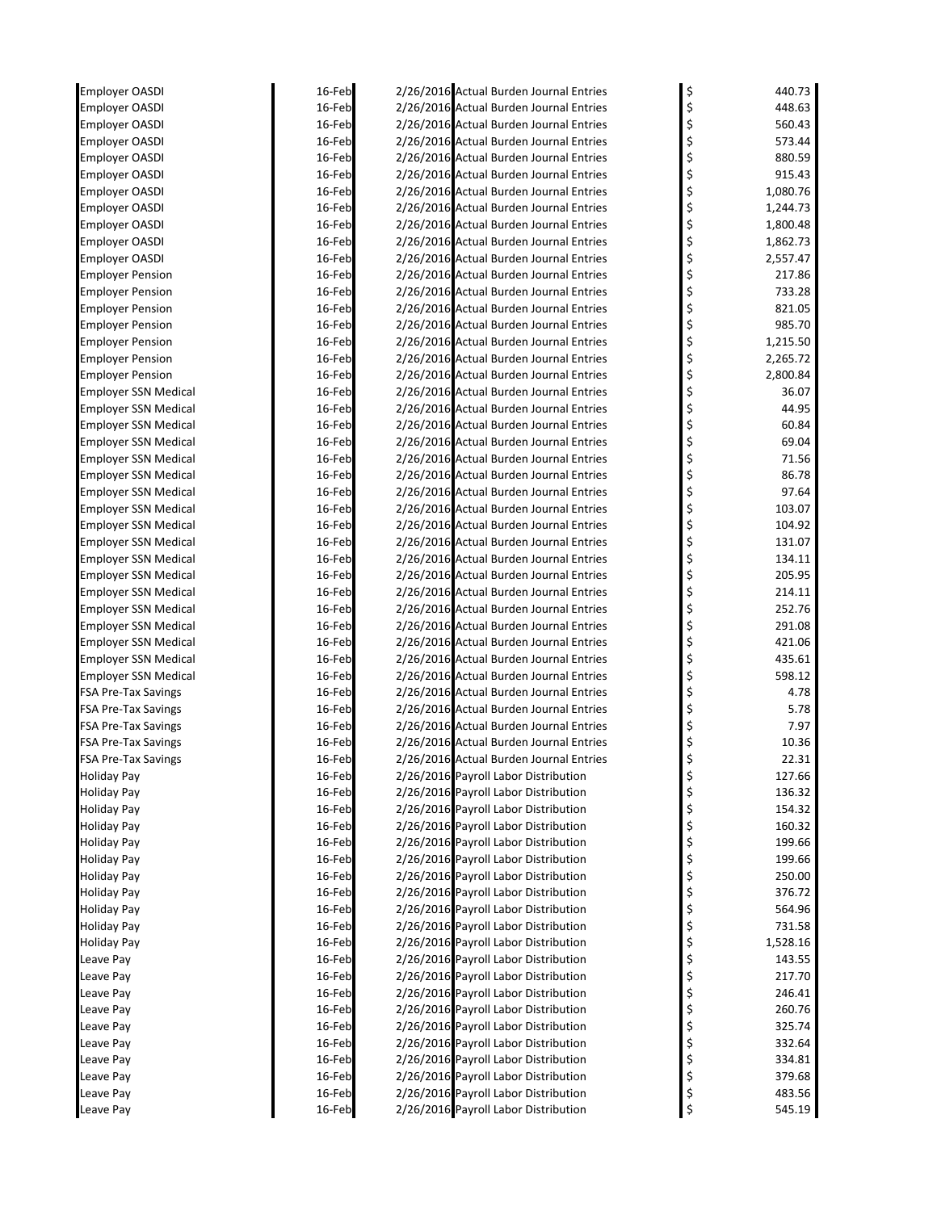| | | | | |
|---|---|---|---|---|
| Employer OASDI | 16-Feb | 2/26/2016 | Actual Burden Journal Entries | $ 440.73 |
| Employer OASDI | 16-Feb | 2/26/2016 | Actual Burden Journal Entries | $ 448.63 |
| Employer OASDI | 16-Feb | 2/26/2016 | Actual Burden Journal Entries | $ 560.43 |
| Employer OASDI | 16-Feb | 2/26/2016 | Actual Burden Journal Entries | $ 573.44 |
| Employer OASDI | 16-Feb | 2/26/2016 | Actual Burden Journal Entries | $ 880.59 |
| Employer OASDI | 16-Feb | 2/26/2016 | Actual Burden Journal Entries | $ 915.43 |
| Employer OASDI | 16-Feb | 2/26/2016 | Actual Burden Journal Entries | $ 1,080.76 |
| Employer OASDI | 16-Feb | 2/26/2016 | Actual Burden Journal Entries | $ 1,244.73 |
| Employer OASDI | 16-Feb | 2/26/2016 | Actual Burden Journal Entries | $ 1,800.48 |
| Employer OASDI | 16-Feb | 2/26/2016 | Actual Burden Journal Entries | $ 1,862.73 |
| Employer OASDI | 16-Feb | 2/26/2016 | Actual Burden Journal Entries | $ 2,557.47 |
| Employer Pension | 16-Feb | 2/26/2016 | Actual Burden Journal Entries | $ 217.86 |
| Employer Pension | 16-Feb | 2/26/2016 | Actual Burden Journal Entries | $ 733.28 |
| Employer Pension | 16-Feb | 2/26/2016 | Actual Burden Journal Entries | $ 821.05 |
| Employer Pension | 16-Feb | 2/26/2016 | Actual Burden Journal Entries | $ 985.70 |
| Employer Pension | 16-Feb | 2/26/2016 | Actual Burden Journal Entries | $ 1,215.50 |
| Employer Pension | 16-Feb | 2/26/2016 | Actual Burden Journal Entries | $ 2,265.72 |
| Employer Pension | 16-Feb | 2/26/2016 | Actual Burden Journal Entries | $ 2,800.84 |
| Employer SSN Medical | 16-Feb | 2/26/2016 | Actual Burden Journal Entries | $ 36.07 |
| Employer SSN Medical | 16-Feb | 2/26/2016 | Actual Burden Journal Entries | $ 44.95 |
| Employer SSN Medical | 16-Feb | 2/26/2016 | Actual Burden Journal Entries | $ 60.84 |
| Employer SSN Medical | 16-Feb | 2/26/2016 | Actual Burden Journal Entries | $ 69.04 |
| Employer SSN Medical | 16-Feb | 2/26/2016 | Actual Burden Journal Entries | $ 71.56 |
| Employer SSN Medical | 16-Feb | 2/26/2016 | Actual Burden Journal Entries | $ 86.78 |
| Employer SSN Medical | 16-Feb | 2/26/2016 | Actual Burden Journal Entries | $ 97.64 |
| Employer SSN Medical | 16-Feb | 2/26/2016 | Actual Burden Journal Entries | $ 103.07 |
| Employer SSN Medical | 16-Feb | 2/26/2016 | Actual Burden Journal Entries | $ 104.92 |
| Employer SSN Medical | 16-Feb | 2/26/2016 | Actual Burden Journal Entries | $ 131.07 |
| Employer SSN Medical | 16-Feb | 2/26/2016 | Actual Burden Journal Entries | $ 134.11 |
| Employer SSN Medical | 16-Feb | 2/26/2016 | Actual Burden Journal Entries | $ 205.95 |
| Employer SSN Medical | 16-Feb | 2/26/2016 | Actual Burden Journal Entries | $ 214.11 |
| Employer SSN Medical | 16-Feb | 2/26/2016 | Actual Burden Journal Entries | $ 252.76 |
| Employer SSN Medical | 16-Feb | 2/26/2016 | Actual Burden Journal Entries | $ 291.08 |
| Employer SSN Medical | 16-Feb | 2/26/2016 | Actual Burden Journal Entries | $ 421.06 |
| Employer SSN Medical | 16-Feb | 2/26/2016 | Actual Burden Journal Entries | $ 435.61 |
| Employer SSN Medical | 16-Feb | 2/26/2016 | Actual Burden Journal Entries | $ 598.12 |
| FSA Pre-Tax Savings | 16-Feb | 2/26/2016 | Actual Burden Journal Entries | $ 4.78 |
| FSA Pre-Tax Savings | 16-Feb | 2/26/2016 | Actual Burden Journal Entries | $ 5.78 |
| FSA Pre-Tax Savings | 16-Feb | 2/26/2016 | Actual Burden Journal Entries | $ 7.97 |
| FSA Pre-Tax Savings | 16-Feb | 2/26/2016 | Actual Burden Journal Entries | $ 10.36 |
| FSA Pre-Tax Savings | 16-Feb | 2/26/2016 | Actual Burden Journal Entries | $ 22.31 |
| Holiday Pay | 16-Feb | 2/26/2016 | Payroll Labor Distribution | $ 127.66 |
| Holiday Pay | 16-Feb | 2/26/2016 | Payroll Labor Distribution | $ 136.32 |
| Holiday Pay | 16-Feb | 2/26/2016 | Payroll Labor Distribution | $ 154.32 |
| Holiday Pay | 16-Feb | 2/26/2016 | Payroll Labor Distribution | $ 160.32 |
| Holiday Pay | 16-Feb | 2/26/2016 | Payroll Labor Distribution | $ 199.66 |
| Holiday Pay | 16-Feb | 2/26/2016 | Payroll Labor Distribution | $ 199.66 |
| Holiday Pay | 16-Feb | 2/26/2016 | Payroll Labor Distribution | $ 250.00 |
| Holiday Pay | 16-Feb | 2/26/2016 | Payroll Labor Distribution | $ 376.72 |
| Holiday Pay | 16-Feb | 2/26/2016 | Payroll Labor Distribution | $ 564.96 |
| Holiday Pay | 16-Feb | 2/26/2016 | Payroll Labor Distribution | $ 731.58 |
| Holiday Pay | 16-Feb | 2/26/2016 | Payroll Labor Distribution | $ 1,528.16 |
| Leave Pay | 16-Feb | 2/26/2016 | Payroll Labor Distribution | $ 143.55 |
| Leave Pay | 16-Feb | 2/26/2016 | Payroll Labor Distribution | $ 217.70 |
| Leave Pay | 16-Feb | 2/26/2016 | Payroll Labor Distribution | $ 246.41 |
| Leave Pay | 16-Feb | 2/26/2016 | Payroll Labor Distribution | $ 260.76 |
| Leave Pay | 16-Feb | 2/26/2016 | Payroll Labor Distribution | $ 325.74 |
| Leave Pay | 16-Feb | 2/26/2016 | Payroll Labor Distribution | $ 332.64 |
| Leave Pay | 16-Feb | 2/26/2016 | Payroll Labor Distribution | $ 334.81 |
| Leave Pay | 16-Feb | 2/26/2016 | Payroll Labor Distribution | $ 379.68 |
| Leave Pay | 16-Feb | 2/26/2016 | Payroll Labor Distribution | $ 483.56 |
| Leave Pay | 16-Feb | 2/26/2016 | Payroll Labor Distribution | $ 545.19 |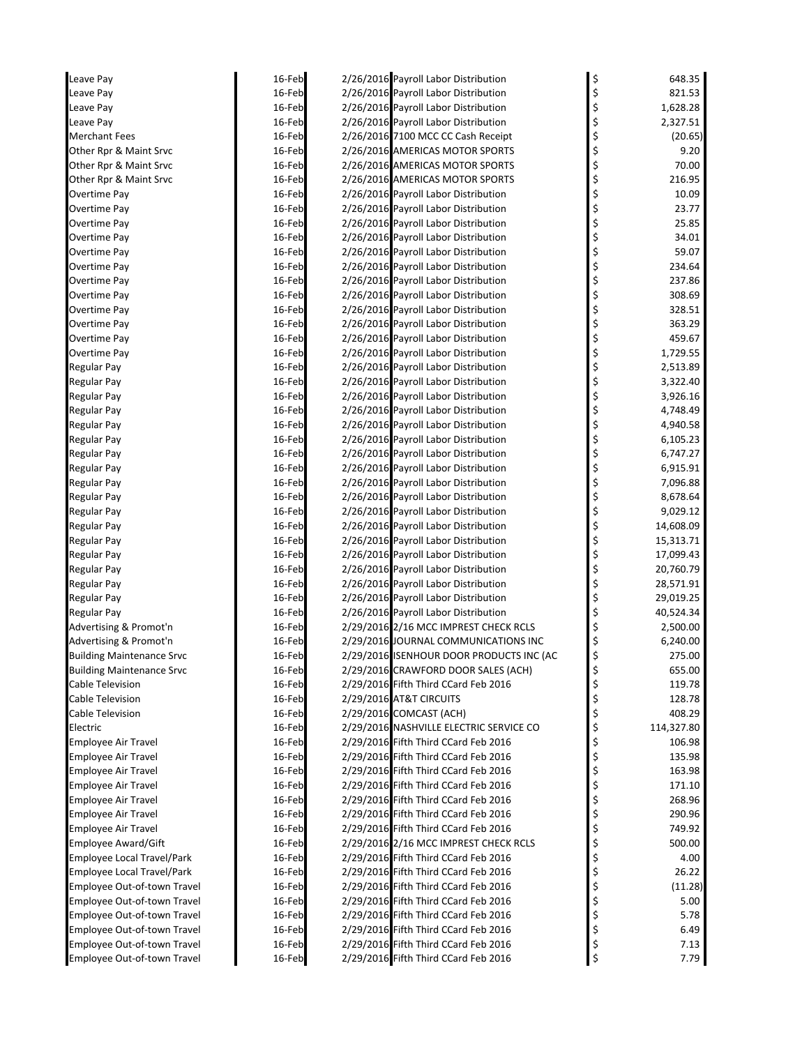| | | | | |
|---|---|---|---|---|
| Leave Pay | 16-Feb | 2/26/2016 | Payroll Labor Distribution | $ 648.35 |
| Leave Pay | 16-Feb | 2/26/2016 | Payroll Labor Distribution | $ 821.53 |
| Leave Pay | 16-Feb | 2/26/2016 | Payroll Labor Distribution | $ 1,628.28 |
| Leave Pay | 16-Feb | 2/26/2016 | Payroll Labor Distribution | $ 2,327.51 |
| Merchant Fees | 16-Feb | 2/26/2016 | 7100 MCC CC Cash Receipt | $ (20.65) |
| Other Rpr & Maint Srvc | 16-Feb | 2/26/2016 | AMERICAS MOTOR SPORTS | $ 9.20 |
| Other Rpr & Maint Srvc | 16-Feb | 2/26/2016 | AMERICAS MOTOR SPORTS | $ 70.00 |
| Other Rpr & Maint Srvc | 16-Feb | 2/26/2016 | AMERICAS MOTOR SPORTS | $ 216.95 |
| Overtime Pay | 16-Feb | 2/26/2016 | Payroll Labor Distribution | $ 10.09 |
| Overtime Pay | 16-Feb | 2/26/2016 | Payroll Labor Distribution | $ 23.77 |
| Overtime Pay | 16-Feb | 2/26/2016 | Payroll Labor Distribution | $ 25.85 |
| Overtime Pay | 16-Feb | 2/26/2016 | Payroll Labor Distribution | $ 34.01 |
| Overtime Pay | 16-Feb | 2/26/2016 | Payroll Labor Distribution | $ 59.07 |
| Overtime Pay | 16-Feb | 2/26/2016 | Payroll Labor Distribution | $ 234.64 |
| Overtime Pay | 16-Feb | 2/26/2016 | Payroll Labor Distribution | $ 237.86 |
| Overtime Pay | 16-Feb | 2/26/2016 | Payroll Labor Distribution | $ 308.69 |
| Overtime Pay | 16-Feb | 2/26/2016 | Payroll Labor Distribution | $ 328.51 |
| Overtime Pay | 16-Feb | 2/26/2016 | Payroll Labor Distribution | $ 363.29 |
| Overtime Pay | 16-Feb | 2/26/2016 | Payroll Labor Distribution | $ 459.67 |
| Overtime Pay | 16-Feb | 2/26/2016 | Payroll Labor Distribution | $ 1,729.55 |
| Regular Pay | 16-Feb | 2/26/2016 | Payroll Labor Distribution | $ 2,513.89 |
| Regular Pay | 16-Feb | 2/26/2016 | Payroll Labor Distribution | $ 3,322.40 |
| Regular Pay | 16-Feb | 2/26/2016 | Payroll Labor Distribution | $ 3,926.16 |
| Regular Pay | 16-Feb | 2/26/2016 | Payroll Labor Distribution | $ 4,748.49 |
| Regular Pay | 16-Feb | 2/26/2016 | Payroll Labor Distribution | $ 4,940.58 |
| Regular Pay | 16-Feb | 2/26/2016 | Payroll Labor Distribution | $ 6,105.23 |
| Regular Pay | 16-Feb | 2/26/2016 | Payroll Labor Distribution | $ 6,747.27 |
| Regular Pay | 16-Feb | 2/26/2016 | Payroll Labor Distribution | $ 6,915.91 |
| Regular Pay | 16-Feb | 2/26/2016 | Payroll Labor Distribution | $ 7,096.88 |
| Regular Pay | 16-Feb | 2/26/2016 | Payroll Labor Distribution | $ 8,678.64 |
| Regular Pay | 16-Feb | 2/26/2016 | Payroll Labor Distribution | $ 9,029.12 |
| Regular Pay | 16-Feb | 2/26/2016 | Payroll Labor Distribution | $ 14,608.09 |
| Regular Pay | 16-Feb | 2/26/2016 | Payroll Labor Distribution | $ 15,313.71 |
| Regular Pay | 16-Feb | 2/26/2016 | Payroll Labor Distribution | $ 17,099.43 |
| Regular Pay | 16-Feb | 2/26/2016 | Payroll Labor Distribution | $ 20,760.79 |
| Regular Pay | 16-Feb | 2/26/2016 | Payroll Labor Distribution | $ 28,571.91 |
| Regular Pay | 16-Feb | 2/26/2016 | Payroll Labor Distribution | $ 29,019.25 |
| Regular Pay | 16-Feb | 2/26/2016 | Payroll Labor Distribution | $ 40,524.34 |
| Advertising & Promot'n | 16-Feb | 2/29/2016 | 2/16 MCC IMPREST CHECK RCLS | $ 2,500.00 |
| Advertising & Promot'n | 16-Feb | 2/29/2016 | JOURNAL COMMUNICATIONS INC | $ 6,240.00 |
| Building Maintenance Srvc | 16-Feb | 2/29/2016 | ISENHOUR DOOR PRODUCTS INC (AC | $ 275.00 |
| Building Maintenance Srvc | 16-Feb | 2/29/2016 | CRAWFORD DOOR SALES (ACH) | $ 655.00 |
| Cable Television | 16-Feb | 2/29/2016 | Fifth Third CCard Feb 2016 | $ 119.78 |
| Cable Television | 16-Feb | 2/29/2016 | AT&T CIRCUITS | $ 128.78 |
| Cable Television | 16-Feb | 2/29/2016 | COMCAST (ACH) | $ 408.29 |
| Electric | 16-Feb | 2/29/2016 | NASHVILLE ELECTRIC SERVICE CO | $ 114,327.80 |
| Employee Air Travel | 16-Feb | 2/29/2016 | Fifth Third CCard Feb 2016 | $ 106.98 |
| Employee Air Travel | 16-Feb | 2/29/2016 | Fifth Third CCard Feb 2016 | $ 135.98 |
| Employee Air Travel | 16-Feb | 2/29/2016 | Fifth Third CCard Feb 2016 | $ 163.98 |
| Employee Air Travel | 16-Feb | 2/29/2016 | Fifth Third CCard Feb 2016 | $ 171.10 |
| Employee Air Travel | 16-Feb | 2/29/2016 | Fifth Third CCard Feb 2016 | $ 268.96 |
| Employee Air Travel | 16-Feb | 2/29/2016 | Fifth Third CCard Feb 2016 | $ 290.96 |
| Employee Air Travel | 16-Feb | 2/29/2016 | Fifth Third CCard Feb 2016 | $ 749.92 |
| Employee Award/Gift | 16-Feb | 2/29/2016 | 2/16 MCC IMPREST CHECK RCLS | $ 500.00 |
| Employee Local Travel/Park | 16-Feb | 2/29/2016 | Fifth Third CCard Feb 2016 | $ 4.00 |
| Employee Local Travel/Park | 16-Feb | 2/29/2016 | Fifth Third CCard Feb 2016 | $ 26.22 |
| Employee Out-of-town Travel | 16-Feb | 2/29/2016 | Fifth Third CCard Feb 2016 | $ (11.28) |
| Employee Out-of-town Travel | 16-Feb | 2/29/2016 | Fifth Third CCard Feb 2016 | $ 5.00 |
| Employee Out-of-town Travel | 16-Feb | 2/29/2016 | Fifth Third CCard Feb 2016 | $ 5.78 |
| Employee Out-of-town Travel | 16-Feb | 2/29/2016 | Fifth Third CCard Feb 2016 | $ 6.49 |
| Employee Out-of-town Travel | 16-Feb | 2/29/2016 | Fifth Third CCard Feb 2016 | $ 7.13 |
| Employee Out-of-town Travel | 16-Feb | 2/29/2016 | Fifth Third CCard Feb 2016 | $ 7.79 |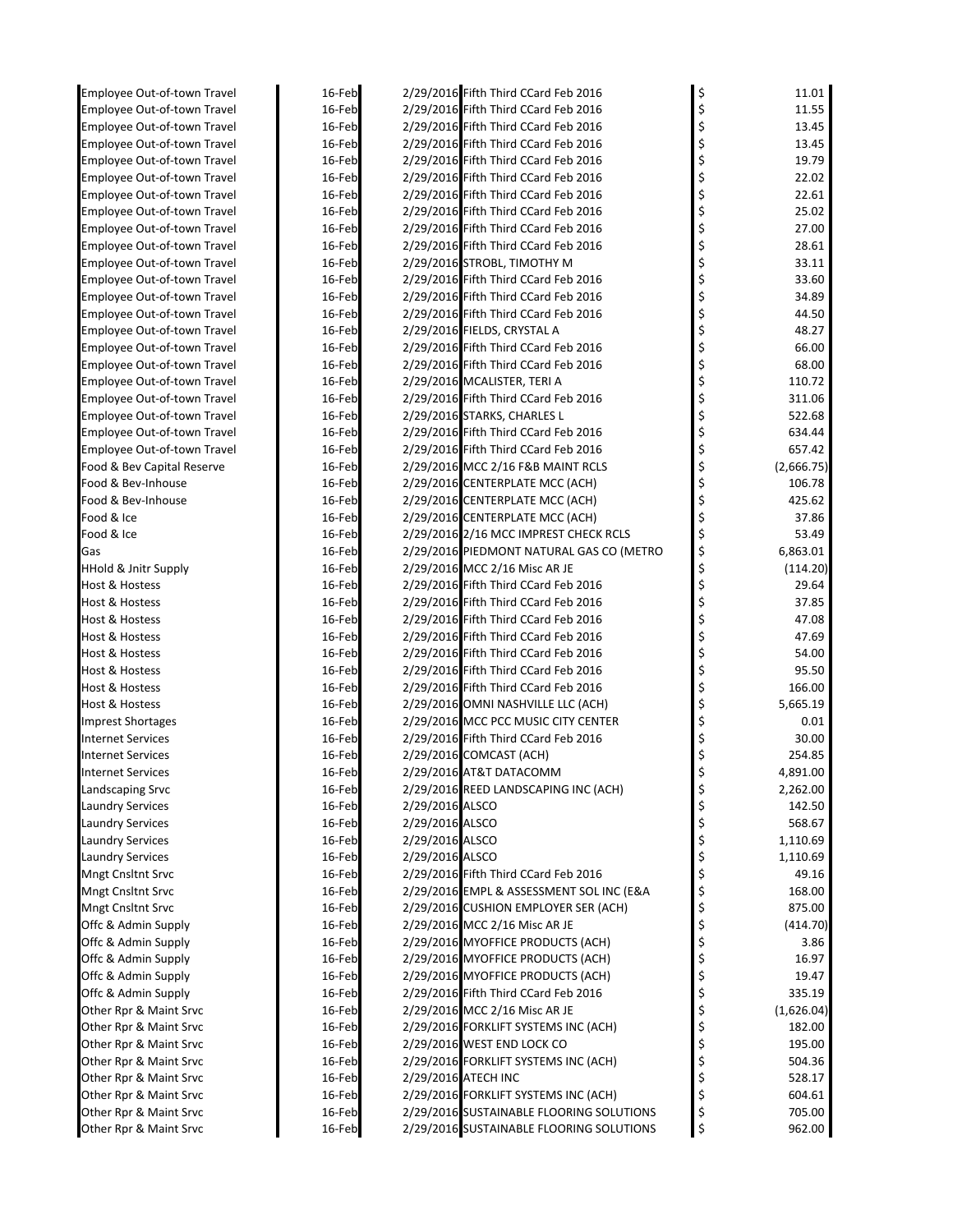| | | | | | |
|---|---|---|---|---|---|
| Employee Out-of-town Travel | 16-Feb | 2/29/2016 | Fifth Third CCard Feb 2016 | $ | 11.01 |
| Employee Out-of-town Travel | 16-Feb | 2/29/2016 | Fifth Third CCard Feb 2016 | $ | 11.55 |
| Employee Out-of-town Travel | 16-Feb | 2/29/2016 | Fifth Third CCard Feb 2016 | $ | 13.45 |
| Employee Out-of-town Travel | 16-Feb | 2/29/2016 | Fifth Third CCard Feb 2016 | $ | 13.45 |
| Employee Out-of-town Travel | 16-Feb | 2/29/2016 | Fifth Third CCard Feb 2016 | $ | 19.79 |
| Employee Out-of-town Travel | 16-Feb | 2/29/2016 | Fifth Third CCard Feb 2016 | $ | 22.02 |
| Employee Out-of-town Travel | 16-Feb | 2/29/2016 | Fifth Third CCard Feb 2016 | $ | 22.61 |
| Employee Out-of-town Travel | 16-Feb | 2/29/2016 | Fifth Third CCard Feb 2016 | $ | 25.02 |
| Employee Out-of-town Travel | 16-Feb | 2/29/2016 | Fifth Third CCard Feb 2016 | $ | 27.00 |
| Employee Out-of-town Travel | 16-Feb | 2/29/2016 | Fifth Third CCard Feb 2016 | $ | 28.61 |
| Employee Out-of-town Travel | 16-Feb | 2/29/2016 | STROBL, TIMOTHY M | $ | 33.11 |
| Employee Out-of-town Travel | 16-Feb | 2/29/2016 | Fifth Third CCard Feb 2016 | $ | 33.60 |
| Employee Out-of-town Travel | 16-Feb | 2/29/2016 | Fifth Third CCard Feb 2016 | $ | 34.89 |
| Employee Out-of-town Travel | 16-Feb | 2/29/2016 | Fifth Third CCard Feb 2016 | $ | 44.50 |
| Employee Out-of-town Travel | 16-Feb | 2/29/2016 | FIELDS, CRYSTAL A | $ | 48.27 |
| Employee Out-of-town Travel | 16-Feb | 2/29/2016 | Fifth Third CCard Feb 2016 | $ | 66.00 |
| Employee Out-of-town Travel | 16-Feb | 2/29/2016 | Fifth Third CCard Feb 2016 | $ | 68.00 |
| Employee Out-of-town Travel | 16-Feb | 2/29/2016 | MCALISTER, TERI A | $ | 110.72 |
| Employee Out-of-town Travel | 16-Feb | 2/29/2016 | Fifth Third CCard Feb 2016 | $ | 311.06 |
| Employee Out-of-town Travel | 16-Feb | 2/29/2016 | STARKS, CHARLES L | $ | 522.68 |
| Employee Out-of-town Travel | 16-Feb | 2/29/2016 | Fifth Third CCard Feb 2016 | $ | 634.44 |
| Employee Out-of-town Travel | 16-Feb | 2/29/2016 | Fifth Third CCard Feb 2016 | $ | 657.42 |
| Food & Bev Capital Reserve | 16-Feb | 2/29/2016 | MCC 2/16 F&B MAINT RCLS | $ | (2,666.75) |
| Food & Bev-Inhouse | 16-Feb | 2/29/2016 | CENTERPLATE MCC (ACH) | $ | 106.78 |
| Food & Bev-Inhouse | 16-Feb | 2/29/2016 | CENTERPLATE MCC (ACH) | $ | 425.62 |
| Food & Ice | 16-Feb | 2/29/2016 | CENTERPLATE MCC (ACH) | $ | 37.86 |
| Food & Ice | 16-Feb | 2/29/2016 | 2/16 MCC IMPREST CHECK RCLS | $ | 53.49 |
| Gas | 16-Feb | 2/29/2016 | PIEDMONT NATURAL GAS CO (METRO | $ | 6,863.01 |
| HHold & Jnitr Supply | 16-Feb | 2/29/2016 | MCC 2/16 Misc AR JE | $ | (114.20) |
| Host & Hostess | 16-Feb | 2/29/2016 | Fifth Third CCard Feb 2016 | $ | 29.64 |
| Host & Hostess | 16-Feb | 2/29/2016 | Fifth Third CCard Feb 2016 | $ | 37.85 |
| Host & Hostess | 16-Feb | 2/29/2016 | Fifth Third CCard Feb 2016 | $ | 47.08 |
| Host & Hostess | 16-Feb | 2/29/2016 | Fifth Third CCard Feb 2016 | $ | 47.69 |
| Host & Hostess | 16-Feb | 2/29/2016 | Fifth Third CCard Feb 2016 | $ | 54.00 |
| Host & Hostess | 16-Feb | 2/29/2016 | Fifth Third CCard Feb 2016 | $ | 95.50 |
| Host & Hostess | 16-Feb | 2/29/2016 | Fifth Third CCard Feb 2016 | $ | 166.00 |
| Host & Hostess | 16-Feb | 2/29/2016 | OMNI NASHVILLE LLC (ACH) | $ | 5,665.19 |
| Imprest Shortages | 16-Feb | 2/29/2016 | MCC PCC MUSIC CITY CENTER | $ | 0.01 |
| Internet Services | 16-Feb | 2/29/2016 | Fifth Third CCard Feb 2016 | $ | 30.00 |
| Internet Services | 16-Feb | 2/29/2016 | COMCAST (ACH) | $ | 254.85 |
| Internet Services | 16-Feb | 2/29/2016 | AT&T DATACOMM | $ | 4,891.00 |
| Landscaping Srvc | 16-Feb | 2/29/2016 | REED LANDSCAPING INC (ACH) | $ | 2,262.00 |
| Laundry Services | 16-Feb | 2/29/2016 | ALSCO | $ | 142.50 |
| Laundry Services | 16-Feb | 2/29/2016 | ALSCO | $ | 568.67 |
| Laundry Services | 16-Feb | 2/29/2016 | ALSCO | $ | 1,110.69 |
| Laundry Services | 16-Feb | 2/29/2016 | ALSCO | $ | 1,110.69 |
| Mngt Cnsltnt Srvc | 16-Feb | 2/29/2016 | Fifth Third CCard Feb 2016 | $ | 49.16 |
| Mngt Cnsltnt Srvc | 16-Feb | 2/29/2016 | EMPL & ASSESSMENT SOL INC (E&A | $ | 168.00 |
| Mngt Cnsltnt Srvc | 16-Feb | 2/29/2016 | CUSHION EMPLOYER SER (ACH) | $ | 875.00 |
| Offc & Admin Supply | 16-Feb | 2/29/2016 | MCC 2/16 Misc AR JE | $ | (414.70) |
| Offc & Admin Supply | 16-Feb | 2/29/2016 | MYOFFICE PRODUCTS (ACH) | $ | 3.86 |
| Offc & Admin Supply | 16-Feb | 2/29/2016 | MYOFFICE PRODUCTS (ACH) | $ | 16.97 |
| Offc & Admin Supply | 16-Feb | 2/29/2016 | MYOFFICE PRODUCTS (ACH) | $ | 19.47 |
| Offc & Admin Supply | 16-Feb | 2/29/2016 | Fifth Third CCard Feb 2016 | $ | 335.19 |
| Other Rpr & Maint Srvc | 16-Feb | 2/29/2016 | MCC 2/16 Misc AR JE | $ | (1,626.04) |
| Other Rpr & Maint Srvc | 16-Feb | 2/29/2016 | FORKLIFT SYSTEMS INC (ACH) | $ | 182.00 |
| Other Rpr & Maint Srvc | 16-Feb | 2/29/2016 | WEST END LOCK CO | $ | 195.00 |
| Other Rpr & Maint Srvc | 16-Feb | 2/29/2016 | FORKLIFT SYSTEMS INC (ACH) | $ | 504.36 |
| Other Rpr & Maint Srvc | 16-Feb | 2/29/2016 | ATECH INC | $ | 528.17 |
| Other Rpr & Maint Srvc | 16-Feb | 2/29/2016 | FORKLIFT SYSTEMS INC (ACH) | $ | 604.61 |
| Other Rpr & Maint Srvc | 16-Feb | 2/29/2016 | SUSTAINABLE FLOORING SOLUTIONS | $ | 705.00 |
| Other Rpr & Maint Srvc | 16-Feb | 2/29/2016 | SUSTAINABLE FLOORING SOLUTIONS | $ | 962.00 |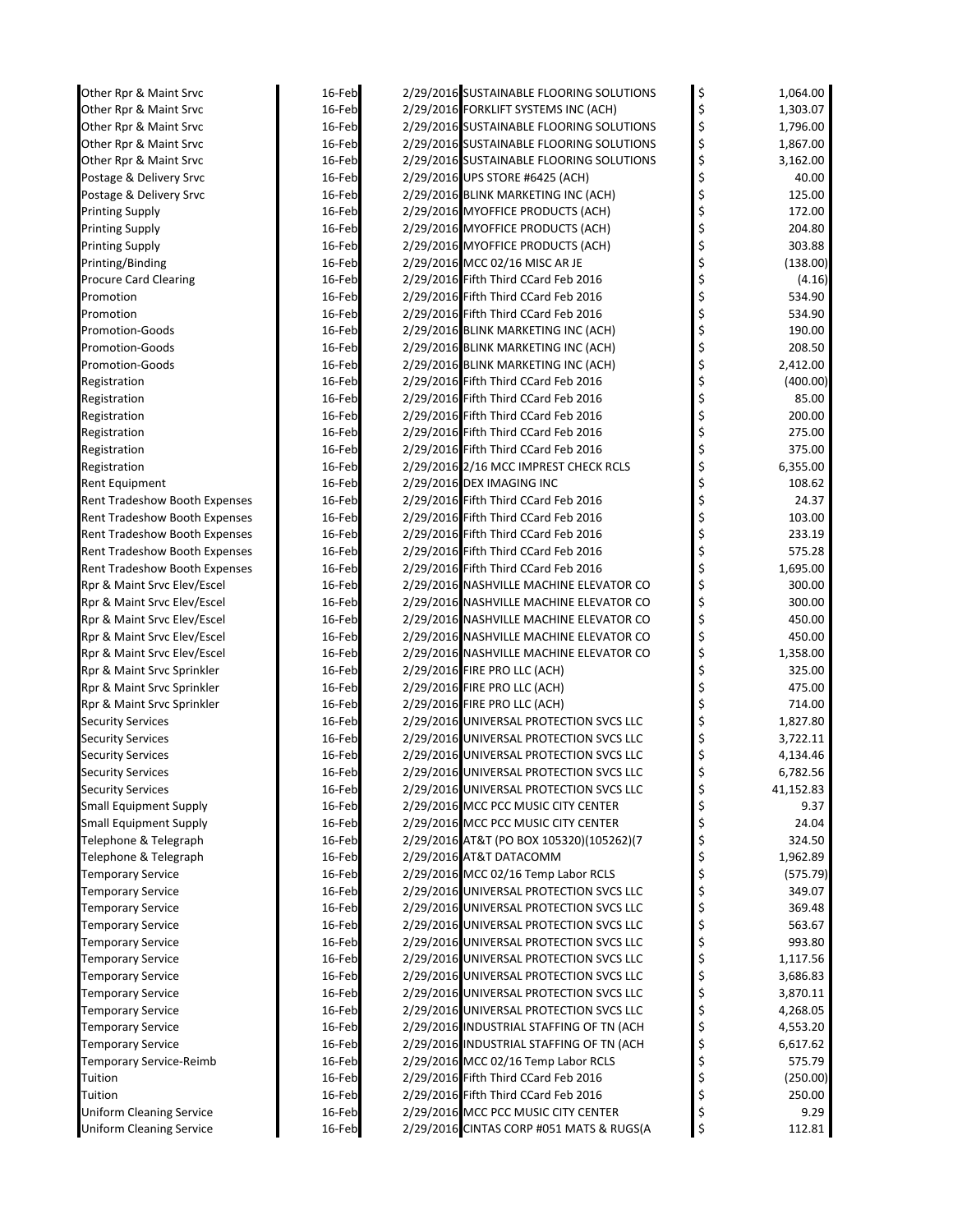| | | | | |
|---|---|---|---|---|
| Other Rpr & Maint Srvc | 16-Feb | 2/29/2016 | SUSTAINABLE FLOORING SOLUTIONS | $ 1,064.00 |
| Other Rpr & Maint Srvc | 16-Feb | 2/29/2016 | FORKLIFT SYSTEMS INC (ACH) | $ 1,303.07 |
| Other Rpr & Maint Srvc | 16-Feb | 2/29/2016 | SUSTAINABLE FLOORING SOLUTIONS | $ 1,796.00 |
| Other Rpr & Maint Srvc | 16-Feb | 2/29/2016 | SUSTAINABLE FLOORING SOLUTIONS | $ 1,867.00 |
| Other Rpr & Maint Srvc | 16-Feb | 2/29/2016 | SUSTAINABLE FLOORING SOLUTIONS | $ 3,162.00 |
| Postage & Delivery Srvc | 16-Feb | 2/29/2016 | UPS STORE #6425 (ACH) | $ 40.00 |
| Postage & Delivery Srvc | 16-Feb | 2/29/2016 | BLINK MARKETING INC (ACH) | $ 125.00 |
| Printing Supply | 16-Feb | 2/29/2016 | MYOFFICE PRODUCTS (ACH) | $ 172.00 |
| Printing Supply | 16-Feb | 2/29/2016 | MYOFFICE PRODUCTS (ACH) | $ 204.80 |
| Printing Supply | 16-Feb | 2/29/2016 | MYOFFICE PRODUCTS (ACH) | $ 303.88 |
| Printing/Binding | 16-Feb | 2/29/2016 | MCC 02/16 MISC AR JE | $ (138.00) |
| Procure Card Clearing | 16-Feb | 2/29/2016 | Fifth Third CCard Feb 2016 | $ (4.16) |
| Promotion | 16-Feb | 2/29/2016 | Fifth Third CCard Feb 2016 | $ 534.90 |
| Promotion | 16-Feb | 2/29/2016 | Fifth Third CCard Feb 2016 | $ 534.90 |
| Promotion-Goods | 16-Feb | 2/29/2016 | BLINK MARKETING INC (ACH) | $ 190.00 |
| Promotion-Goods | 16-Feb | 2/29/2016 | BLINK MARKETING INC (ACH) | $ 208.50 |
| Promotion-Goods | 16-Feb | 2/29/2016 | BLINK MARKETING INC (ACH) | $ 2,412.00 |
| Registration | 16-Feb | 2/29/2016 | Fifth Third CCard Feb 2016 | $ (400.00) |
| Registration | 16-Feb | 2/29/2016 | Fifth Third CCard Feb 2016 | $ 85.00 |
| Registration | 16-Feb | 2/29/2016 | Fifth Third CCard Feb 2016 | $ 200.00 |
| Registration | 16-Feb | 2/29/2016 | Fifth Third CCard Feb 2016 | $ 275.00 |
| Registration | 16-Feb | 2/29/2016 | Fifth Third CCard Feb 2016 | $ 375.00 |
| Registration | 16-Feb | 2/29/2016 | 2/16 MCC IMPREST CHECK RCLS | $ 6,355.00 |
| Rent Equipment | 16-Feb | 2/29/2016 | DEX IMAGING INC | $ 108.62 |
| Rent Tradeshow Booth Expenses | 16-Feb | 2/29/2016 | Fifth Third CCard Feb 2016 | $ 24.37 |
| Rent Tradeshow Booth Expenses | 16-Feb | 2/29/2016 | Fifth Third CCard Feb 2016 | $ 103.00 |
| Rent Tradeshow Booth Expenses | 16-Feb | 2/29/2016 | Fifth Third CCard Feb 2016 | $ 233.19 |
| Rent Tradeshow Booth Expenses | 16-Feb | 2/29/2016 | Fifth Third CCard Feb 2016 | $ 575.28 |
| Rent Tradeshow Booth Expenses | 16-Feb | 2/29/2016 | Fifth Third CCard Feb 2016 | $ 1,695.00 |
| Rpr & Maint Srvc Elev/Escel | 16-Feb | 2/29/2016 | NASHVILLE MACHINE ELEVATOR CO | $ 300.00 |
| Rpr & Maint Srvc Elev/Escel | 16-Feb | 2/29/2016 | NASHVILLE MACHINE ELEVATOR CO | $ 300.00 |
| Rpr & Maint Srvc Elev/Escel | 16-Feb | 2/29/2016 | NASHVILLE MACHINE ELEVATOR CO | $ 450.00 |
| Rpr & Maint Srvc Elev/Escel | 16-Feb | 2/29/2016 | NASHVILLE MACHINE ELEVATOR CO | $ 450.00 |
| Rpr & Maint Srvc Elev/Escel | 16-Feb | 2/29/2016 | NASHVILLE MACHINE ELEVATOR CO | $ 1,358.00 |
| Rpr & Maint Srvc Sprinkler | 16-Feb | 2/29/2016 | FIRE PRO LLC (ACH) | $ 325.00 |
| Rpr & Maint Srvc Sprinkler | 16-Feb | 2/29/2016 | FIRE PRO LLC (ACH) | $ 475.00 |
| Rpr & Maint Srvc Sprinkler | 16-Feb | 2/29/2016 | FIRE PRO LLC (ACH) | $ 714.00 |
| Security Services | 16-Feb | 2/29/2016 | UNIVERSAL PROTECTION SVCS LLC | $ 1,827.80 |
| Security Services | 16-Feb | 2/29/2016 | UNIVERSAL PROTECTION SVCS LLC | $ 3,722.11 |
| Security Services | 16-Feb | 2/29/2016 | UNIVERSAL PROTECTION SVCS LLC | $ 4,134.46 |
| Security Services | 16-Feb | 2/29/2016 | UNIVERSAL PROTECTION SVCS LLC | $ 6,782.56 |
| Security Services | 16-Feb | 2/29/2016 | UNIVERSAL PROTECTION SVCS LLC | $ 41,152.83 |
| Small Equipment Supply | 16-Feb | 2/29/2016 | MCC PCC MUSIC CITY CENTER | $ 9.37 |
| Small Equipment Supply | 16-Feb | 2/29/2016 | MCC PCC MUSIC CITY CENTER | $ 24.04 |
| Telephone & Telegraph | 16-Feb | 2/29/2016 | AT&T (PO BOX 105320)(105262)(7 | $ 324.50 |
| Telephone & Telegraph | 16-Feb | 2/29/2016 | AT&T DATACOMM | $ 1,962.89 |
| Temporary Service | 16-Feb | 2/29/2016 | MCC 02/16 Temp Labor RCLS | $ (575.79) |
| Temporary Service | 16-Feb | 2/29/2016 | UNIVERSAL PROTECTION SVCS LLC | $ 349.07 |
| Temporary Service | 16-Feb | 2/29/2016 | UNIVERSAL PROTECTION SVCS LLC | $ 369.48 |
| Temporary Service | 16-Feb | 2/29/2016 | UNIVERSAL PROTECTION SVCS LLC | $ 563.67 |
| Temporary Service | 16-Feb | 2/29/2016 | UNIVERSAL PROTECTION SVCS LLC | $ 993.80 |
| Temporary Service | 16-Feb | 2/29/2016 | UNIVERSAL PROTECTION SVCS LLC | $ 1,117.56 |
| Temporary Service | 16-Feb | 2/29/2016 | UNIVERSAL PROTECTION SVCS LLC | $ 3,686.83 |
| Temporary Service | 16-Feb | 2/29/2016 | UNIVERSAL PROTECTION SVCS LLC | $ 3,870.11 |
| Temporary Service | 16-Feb | 2/29/2016 | UNIVERSAL PROTECTION SVCS LLC | $ 4,268.05 |
| Temporary Service | 16-Feb | 2/29/2016 | INDUSTRIAL STAFFING OF TN (ACH | $ 4,553.20 |
| Temporary Service | 16-Feb | 2/29/2016 | INDUSTRIAL STAFFING OF TN (ACH | $ 6,617.62 |
| Temporary Service-Reimb | 16-Feb | 2/29/2016 | MCC 02/16 Temp Labor RCLS | $ 575.79 |
| Tuition | 16-Feb | 2/29/2016 | Fifth Third CCard Feb 2016 | $ (250.00) |
| Tuition | 16-Feb | 2/29/2016 | Fifth Third CCard Feb 2016 | $ 250.00 |
| Uniform Cleaning Service | 16-Feb | 2/29/2016 | MCC PCC MUSIC CITY CENTER | $ 9.29 |
| Uniform Cleaning Service | 16-Feb | 2/29/2016 | CINTAS CORP #051 MATS & RUGS(A | $ 112.81 |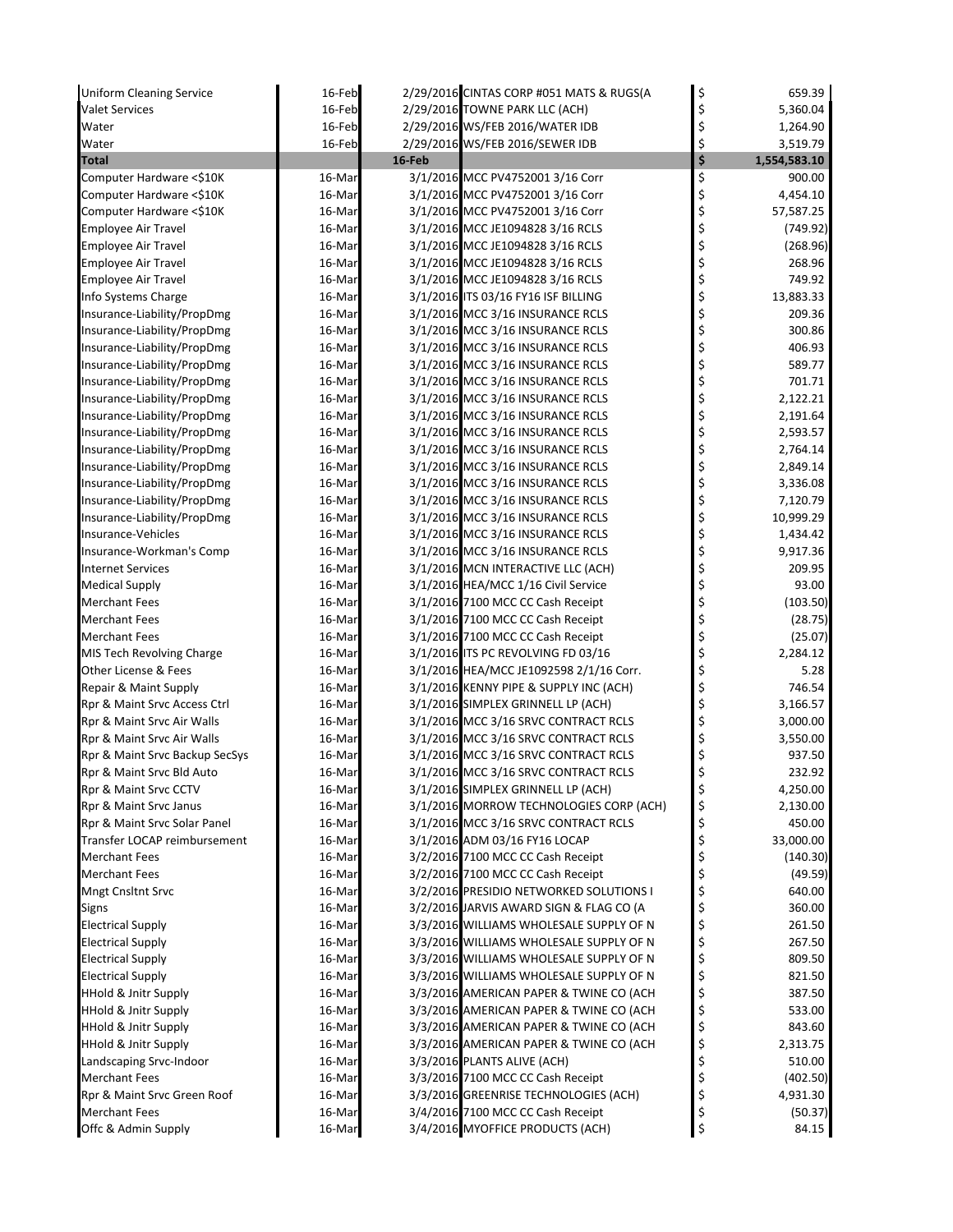| | | | | | |
|---|---|---|---|---|---|
| Uniform Cleaning Service | 16-Feb | 2/29/2016 | CINTAS CORP #051 MATS & RUGS(A | $ | 659.39 |
| Valet Services | 16-Feb | 2/29/2016 | TOWNE PARK LLC (ACH) | $ | 5,360.04 |
| Water | 16-Feb | 2/29/2016 | WS/FEB 2016/WATER IDB | $ | 1,264.90 |
| Water | 16-Feb | 2/29/2016 | WS/FEB 2016/SEWER IDB | $ | 3,519.79 |
| **Total** | | **16-Feb** | | **$** | **1,554,583.10** |
| Computer Hardware <$10K | 16-Mar | 3/1/2016 | MCC PV4752001 3/16 Corr | $ | 900.00 |
| Computer Hardware <$10K | 16-Mar | 3/1/2016 | MCC PV4752001 3/16 Corr | $ | 4,454.10 |
| Computer Hardware <$10K | 16-Mar | 3/1/2016 | MCC PV4752001 3/16 Corr | $ | 57,587.25 |
| Employee Air Travel | 16-Mar | 3/1/2016 | MCC JE1094828 3/16 RCLS | $ | (749.92) |
| Employee Air Travel | 16-Mar | 3/1/2016 | MCC JE1094828 3/16 RCLS | $ | (268.96) |
| Employee Air Travel | 16-Mar | 3/1/2016 | MCC JE1094828 3/16 RCLS | $ | 268.96 |
| Employee Air Travel | 16-Mar | 3/1/2016 | MCC JE1094828 3/16 RCLS | $ | 749.92 |
| Info Systems Charge | 16-Mar | 3/1/2016 | ITS 03/16 FY16 ISF BILLING | $ | 13,883.33 |
| Insurance-Liability/PropDmg | 16-Mar | 3/1/2016 | MCC 3/16 INSURANCE RCLS | $ | 209.36 |
| Insurance-Liability/PropDmg | 16-Mar | 3/1/2016 | MCC 3/16 INSURANCE RCLS | $ | 300.86 |
| Insurance-Liability/PropDmg | 16-Mar | 3/1/2016 | MCC 3/16 INSURANCE RCLS | $ | 406.93 |
| Insurance-Liability/PropDmg | 16-Mar | 3/1/2016 | MCC 3/16 INSURANCE RCLS | $ | 589.77 |
| Insurance-Liability/PropDmg | 16-Mar | 3/1/2016 | MCC 3/16 INSURANCE RCLS | $ | 701.71 |
| Insurance-Liability/PropDmg | 16-Mar | 3/1/2016 | MCC 3/16 INSURANCE RCLS | $ | 2,122.21 |
| Insurance-Liability/PropDmg | 16-Mar | 3/1/2016 | MCC 3/16 INSURANCE RCLS | $ | 2,191.64 |
| Insurance-Liability/PropDmg | 16-Mar | 3/1/2016 | MCC 3/16 INSURANCE RCLS | $ | 2,593.57 |
| Insurance-Liability/PropDmg | 16-Mar | 3/1/2016 | MCC 3/16 INSURANCE RCLS | $ | 2,764.14 |
| Insurance-Liability/PropDmg | 16-Mar | 3/1/2016 | MCC 3/16 INSURANCE RCLS | $ | 2,849.14 |
| Insurance-Liability/PropDmg | 16-Mar | 3/1/2016 | MCC 3/16 INSURANCE RCLS | $ | 3,336.08 |
| Insurance-Liability/PropDmg | 16-Mar | 3/1/2016 | MCC 3/16 INSURANCE RCLS | $ | 7,120.79 |
| Insurance-Liability/PropDmg | 16-Mar | 3/1/2016 | MCC 3/16 INSURANCE RCLS | $ | 10,999.29 |
| Insurance-Vehicles | 16-Mar | 3/1/2016 | MCC 3/16 INSURANCE RCLS | $ | 1,434.42 |
| Insurance-Workman's Comp | 16-Mar | 3/1/2016 | MCC 3/16 INSURANCE RCLS | $ | 9,917.36 |
| Internet Services | 16-Mar | 3/1/2016 | MCN INTERACTIVE LLC (ACH) | $ | 209.95 |
| Medical Supply | 16-Mar | 3/1/2016 | HEA/MCC 1/16 Civil Service | $ | 93.00 |
| Merchant Fees | 16-Mar | 3/1/2016 | 7100 MCC CC Cash Receipt | $ | (103.50) |
| Merchant Fees | 16-Mar | 3/1/2016 | 7100 MCC CC Cash Receipt | $ | (28.75) |
| Merchant Fees | 16-Mar | 3/1/2016 | 7100 MCC CC Cash Receipt | $ | (25.07) |
| MIS Tech Revolving Charge | 16-Mar | 3/1/2016 | ITS PC REVOLVING FD 03/16 | $ | 2,284.12 |
| Other License & Fees | 16-Mar | 3/1/2016 | HEA/MCC JE1092598 2/1/16 Corr. | $ | 5.28 |
| Repair & Maint Supply | 16-Mar | 3/1/2016 | KENNY PIPE & SUPPLY INC (ACH) | $ | 746.54 |
| Rpr & Maint Srvc Access Ctrl | 16-Mar | 3/1/2016 | SIMPLEX GRINNELL LP (ACH) | $ | 3,166.57 |
| Rpr & Maint Srvc Air Walls | 16-Mar | 3/1/2016 | MCC 3/16 SRVC CONTRACT RCLS | $ | 3,000.00 |
| Rpr & Maint Srvc Air Walls | 16-Mar | 3/1/2016 | MCC 3/16 SRVC CONTRACT RCLS | $ | 3,550.00 |
| Rpr & Maint Srvc Backup SecSys | 16-Mar | 3/1/2016 | MCC 3/16 SRVC CONTRACT RCLS | $ | 937.50 |
| Rpr & Maint Srvc Bld Auto | 16-Mar | 3/1/2016 | MCC 3/16 SRVC CONTRACT RCLS | $ | 232.92 |
| Rpr & Maint Srvc CCTV | 16-Mar | 3/1/2016 | SIMPLEX GRINNELL LP (ACH) | $ | 4,250.00 |
| Rpr & Maint Srvc Janus | 16-Mar | 3/1/2016 | MORROW TECHNOLOGIES CORP (ACH) | $ | 2,130.00 |
| Rpr & Maint Srvc Solar Panel | 16-Mar | 3/1/2016 | MCC 3/16 SRVC CONTRACT RCLS | $ | 450.00 |
| Transfer LOCAP reimbursement | 16-Mar | 3/1/2016 | ADM 03/16 FY16 LOCAP | $ | 33,000.00 |
| Merchant Fees | 16-Mar | 3/2/2016 | 7100 MCC CC Cash Receipt | $ | (140.30) |
| Merchant Fees | 16-Mar | 3/2/2016 | 7100 MCC CC Cash Receipt | $ | (49.59) |
| Mngt Cnsltnt Srvc | 16-Mar | 3/2/2016 | PRESIDIO NETWORKED SOLUTIONS I | $ | 640.00 |
| Signs | 16-Mar | 3/2/2016 | JARVIS AWARD SIGN & FLAG CO (A | $ | 360.00 |
| Electrical Supply | 16-Mar | 3/3/2016 | WILLIAMS WHOLESALE SUPPLY OF N | $ | 261.50 |
| Electrical Supply | 16-Mar | 3/3/2016 | WILLIAMS WHOLESALE SUPPLY OF N | $ | 267.50 |
| Electrical Supply | 16-Mar | 3/3/2016 | WILLIAMS WHOLESALE SUPPLY OF N | $ | 809.50 |
| Electrical Supply | 16-Mar | 3/3/2016 | WILLIAMS WHOLESALE SUPPLY OF N | $ | 821.50 |
| HHold & Jnitr Supply | 16-Mar | 3/3/2016 | AMERICAN PAPER & TWINE CO (ACH | $ | 387.50 |
| HHold & Jnitr Supply | 16-Mar | 3/3/2016 | AMERICAN PAPER & TWINE CO (ACH | $ | 533.00 |
| HHold & Jnitr Supply | 16-Mar | 3/3/2016 | AMERICAN PAPER & TWINE CO (ACH | $ | 843.60 |
| HHold & Jnitr Supply | 16-Mar | 3/3/2016 | AMERICAN PAPER & TWINE CO (ACH | $ | 2,313.75 |
| Landscaping Srvc-Indoor | 16-Mar | 3/3/2016 | PLANTS ALIVE (ACH) | $ | 510.00 |
| Merchant Fees | 16-Mar | 3/3/2016 | 7100 MCC CC Cash Receipt | $ | (402.50) |
| Rpr & Maint Srvc Green Roof | 16-Mar | 3/3/2016 | GREENRISE TECHNOLOGIES (ACH) | $ | 4,931.30 |
| Merchant Fees | 16-Mar | 3/4/2016 | 7100 MCC CC Cash Receipt | $ | (50.37) |
| Offc & Admin Supply | 16-Mar | 3/4/2016 | MYOFFICE PRODUCTS (ACH) | $ | 84.15 |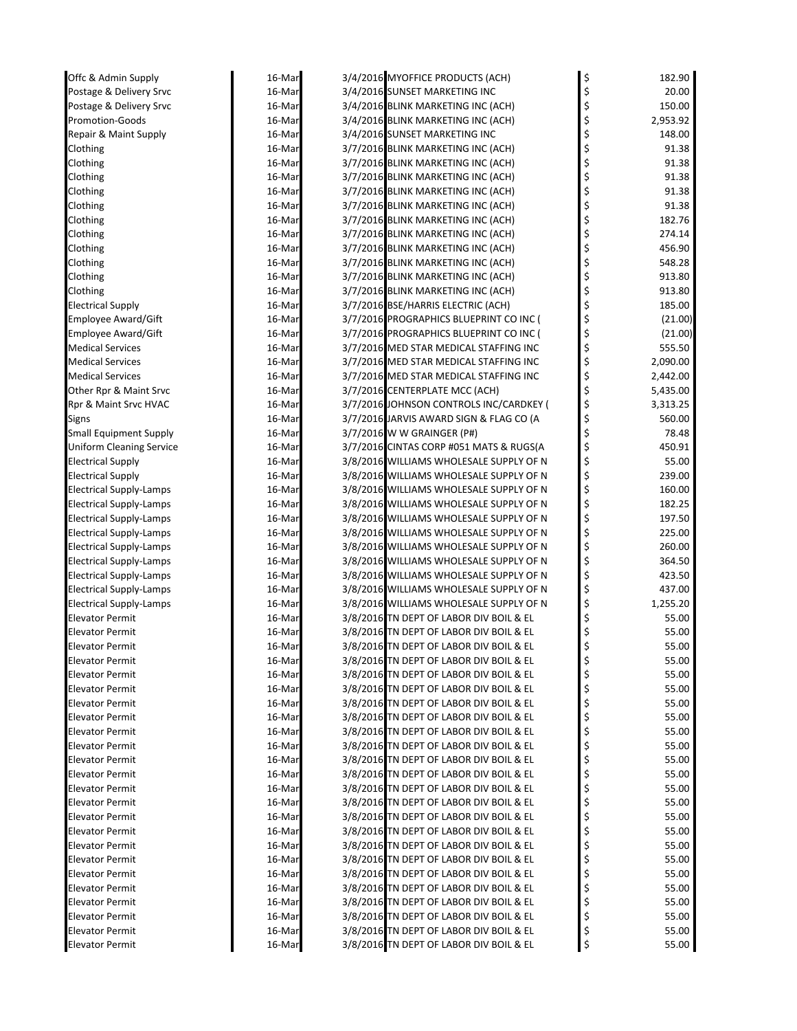| | | | | | |
|---|---|---|---|---|---|
| Offc & Admin Supply | 16-Mar | 3/4/2016 | MYOFFICE PRODUCTS (ACH) | $ | 182.90 |
| Postage & Delivery Srvc | 16-Mar | 3/4/2016 | SUNSET MARKETING INC | $ | 20.00 |
| Postage & Delivery Srvc | 16-Mar | 3/4/2016 | BLINK MARKETING INC (ACH) | $ | 150.00 |
| Promotion-Goods | 16-Mar | 3/4/2016 | BLINK MARKETING INC (ACH) | $ | 2,953.92 |
| Repair & Maint Supply | 16-Mar | 3/4/2016 | SUNSET MARKETING INC | $ | 148.00 |
| Clothing | 16-Mar | 3/7/2016 | BLINK MARKETING INC (ACH) | $ | 91.38 |
| Clothing | 16-Mar | 3/7/2016 | BLINK MARKETING INC (ACH) | $ | 91.38 |
| Clothing | 16-Mar | 3/7/2016 | BLINK MARKETING INC (ACH) | $ | 91.38 |
| Clothing | 16-Mar | 3/7/2016 | BLINK MARKETING INC (ACH) | $ | 91.38 |
| Clothing | 16-Mar | 3/7/2016 | BLINK MARKETING INC (ACH) | $ | 91.38 |
| Clothing | 16-Mar | 3/7/2016 | BLINK MARKETING INC (ACH) | $ | 182.76 |
| Clothing | 16-Mar | 3/7/2016 | BLINK MARKETING INC (ACH) | $ | 274.14 |
| Clothing | 16-Mar | 3/7/2016 | BLINK MARKETING INC (ACH) | $ | 456.90 |
| Clothing | 16-Mar | 3/7/2016 | BLINK MARKETING INC (ACH) | $ | 548.28 |
| Clothing | 16-Mar | 3/7/2016 | BLINK MARKETING INC (ACH) | $ | 913.80 |
| Clothing | 16-Mar | 3/7/2016 | BLINK MARKETING INC (ACH) | $ | 913.80 |
| Electrical Supply | 16-Mar | 3/7/2016 | BSE/HARRIS ELECTRIC (ACH) | $ | 185.00 |
| Employee Award/Gift | 16-Mar | 3/7/2016 | PROGRAPHICS BLUEPRINT CO INC ( | $ | (21.00) |
| Employee Award/Gift | 16-Mar | 3/7/2016 | PROGRAPHICS BLUEPRINT CO INC ( | $ | (21.00) |
| Medical Services | 16-Mar | 3/7/2016 | MED STAR MEDICAL STAFFING INC | $ | 555.50 |
| Medical Services | 16-Mar | 3/7/2016 | MED STAR MEDICAL STAFFING INC | $ | 2,090.00 |
| Medical Services | 16-Mar | 3/7/2016 | MED STAR MEDICAL STAFFING INC | $ | 2,442.00 |
| Other Rpr & Maint Srvc | 16-Mar | 3/7/2016 | CENTERPLATE MCC (ACH) | $ | 5,435.00 |
| Rpr & Maint Srvc HVAC | 16-Mar | 3/7/2016 | JOHNSON CONTROLS INC/CARDKEY ( | $ | 3,313.25 |
| Signs | 16-Mar | 3/7/2016 | JARVIS AWARD SIGN & FLAG CO (A | $ | 560.00 |
| Small Equipment Supply | 16-Mar | 3/7/2016 | W W GRAINGER (P#) | $ | 78.48 |
| Uniform Cleaning Service | 16-Mar | 3/7/2016 | CINTAS CORP #051 MATS & RUGS(A | $ | 450.91 |
| Electrical Supply | 16-Mar | 3/8/2016 | WILLIAMS WHOLESALE SUPPLY OF N | $ | 55.00 |
| Electrical Supply | 16-Mar | 3/8/2016 | WILLIAMS WHOLESALE SUPPLY OF N | $ | 239.00 |
| Electrical Supply-Lamps | 16-Mar | 3/8/2016 | WILLIAMS WHOLESALE SUPPLY OF N | $ | 160.00 |
| Electrical Supply-Lamps | 16-Mar | 3/8/2016 | WILLIAMS WHOLESALE SUPPLY OF N | $ | 182.25 |
| Electrical Supply-Lamps | 16-Mar | 3/8/2016 | WILLIAMS WHOLESALE SUPPLY OF N | $ | 197.50 |
| Electrical Supply-Lamps | 16-Mar | 3/8/2016 | WILLIAMS WHOLESALE SUPPLY OF N | $ | 225.00 |
| Electrical Supply-Lamps | 16-Mar | 3/8/2016 | WILLIAMS WHOLESALE SUPPLY OF N | $ | 260.00 |
| Electrical Supply-Lamps | 16-Mar | 3/8/2016 | WILLIAMS WHOLESALE SUPPLY OF N | $ | 364.50 |
| Electrical Supply-Lamps | 16-Mar | 3/8/2016 | WILLIAMS WHOLESALE SUPPLY OF N | $ | 423.50 |
| Electrical Supply-Lamps | 16-Mar | 3/8/2016 | WILLIAMS WHOLESALE SUPPLY OF N | $ | 437.00 |
| Electrical Supply-Lamps | 16-Mar | 3/8/2016 | WILLIAMS WHOLESALE SUPPLY OF N | $ | 1,255.20 |
| Elevator Permit | 16-Mar | 3/8/2016 | TN DEPT OF LABOR DIV BOIL & EL | $ | 55.00 |
| Elevator Permit | 16-Mar | 3/8/2016 | TN DEPT OF LABOR DIV BOIL & EL | $ | 55.00 |
| Elevator Permit | 16-Mar | 3/8/2016 | TN DEPT OF LABOR DIV BOIL & EL | $ | 55.00 |
| Elevator Permit | 16-Mar | 3/8/2016 | TN DEPT OF LABOR DIV BOIL & EL | $ | 55.00 |
| Elevator Permit | 16-Mar | 3/8/2016 | TN DEPT OF LABOR DIV BOIL & EL | $ | 55.00 |
| Elevator Permit | 16-Mar | 3/8/2016 | TN DEPT OF LABOR DIV BOIL & EL | $ | 55.00 |
| Elevator Permit | 16-Mar | 3/8/2016 | TN DEPT OF LABOR DIV BOIL & EL | $ | 55.00 |
| Elevator Permit | 16-Mar | 3/8/2016 | TN DEPT OF LABOR DIV BOIL & EL | $ | 55.00 |
| Elevator Permit | 16-Mar | 3/8/2016 | TN DEPT OF LABOR DIV BOIL & EL | $ | 55.00 |
| Elevator Permit | 16-Mar | 3/8/2016 | TN DEPT OF LABOR DIV BOIL & EL | $ | 55.00 |
| Elevator Permit | 16-Mar | 3/8/2016 | TN DEPT OF LABOR DIV BOIL & EL | $ | 55.00 |
| Elevator Permit | 16-Mar | 3/8/2016 | TN DEPT OF LABOR DIV BOIL & EL | $ | 55.00 |
| Elevator Permit | 16-Mar | 3/8/2016 | TN DEPT OF LABOR DIV BOIL & EL | $ | 55.00 |
| Elevator Permit | 16-Mar | 3/8/2016 | TN DEPT OF LABOR DIV BOIL & EL | $ | 55.00 |
| Elevator Permit | 16-Mar | 3/8/2016 | TN DEPT OF LABOR DIV BOIL & EL | $ | 55.00 |
| Elevator Permit | 16-Mar | 3/8/2016 | TN DEPT OF LABOR DIV BOIL & EL | $ | 55.00 |
| Elevator Permit | 16-Mar | 3/8/2016 | TN DEPT OF LABOR DIV BOIL & EL | $ | 55.00 |
| Elevator Permit | 16-Mar | 3/8/2016 | TN DEPT OF LABOR DIV BOIL & EL | $ | 55.00 |
| Elevator Permit | 16-Mar | 3/8/2016 | TN DEPT OF LABOR DIV BOIL & EL | $ | 55.00 |
| Elevator Permit | 16-Mar | 3/8/2016 | TN DEPT OF LABOR DIV BOIL & EL | $ | 55.00 |
| Elevator Permit | 16-Mar | 3/8/2016 | TN DEPT OF LABOR DIV BOIL & EL | $ | 55.00 |
| Elevator Permit | 16-Mar | 3/8/2016 | TN DEPT OF LABOR DIV BOIL & EL | $ | 55.00 |
| Elevator Permit | 16-Mar | 3/8/2016 | TN DEPT OF LABOR DIV BOIL & EL | $ | 55.00 |
| Elevator Permit | 16-Mar | 3/8/2016 | TN DEPT OF LABOR DIV BOIL & EL | $ | 55.00 |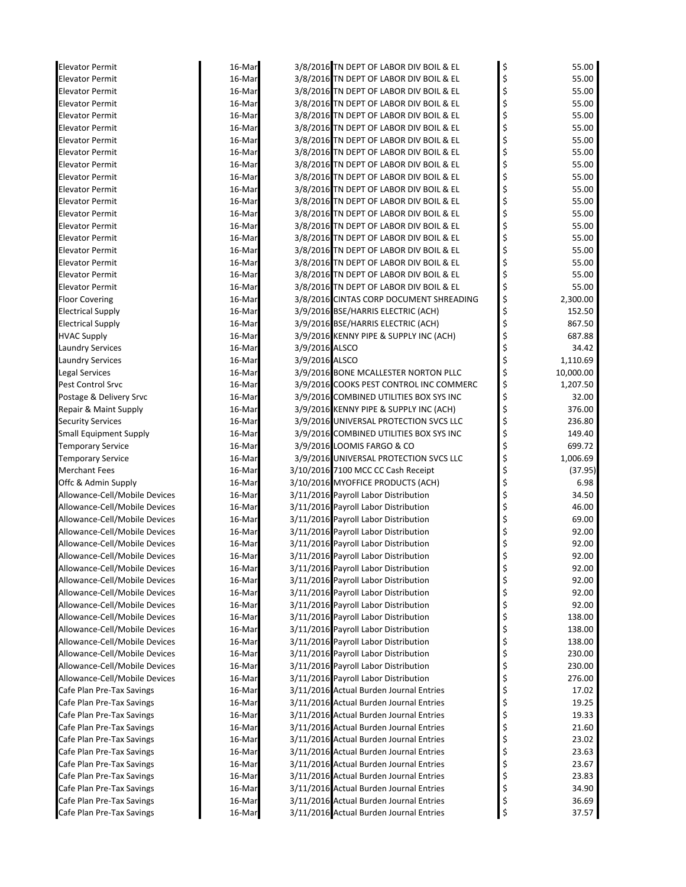| | | | | | |
|---|---|---|---|---|---|
| Elevator Permit | 16-Mar | 3/8/2016 | TN DEPT OF LABOR DIV BOIL & EL | $ | 55.00 |
| Elevator Permit | 16-Mar | 3/8/2016 | TN DEPT OF LABOR DIV BOIL & EL | $ | 55.00 |
| Elevator Permit | 16-Mar | 3/8/2016 | TN DEPT OF LABOR DIV BOIL & EL | $ | 55.00 |
| Elevator Permit | 16-Mar | 3/8/2016 | TN DEPT OF LABOR DIV BOIL & EL | $ | 55.00 |
| Elevator Permit | 16-Mar | 3/8/2016 | TN DEPT OF LABOR DIV BOIL & EL | $ | 55.00 |
| Elevator Permit | 16-Mar | 3/8/2016 | TN DEPT OF LABOR DIV BOIL & EL | $ | 55.00 |
| Elevator Permit | 16-Mar | 3/8/2016 | TN DEPT OF LABOR DIV BOIL & EL | $ | 55.00 |
| Elevator Permit | 16-Mar | 3/8/2016 | TN DEPT OF LABOR DIV BOIL & EL | $ | 55.00 |
| Elevator Permit | 16-Mar | 3/8/2016 | TN DEPT OF LABOR DIV BOIL & EL | $ | 55.00 |
| Elevator Permit | 16-Mar | 3/8/2016 | TN DEPT OF LABOR DIV BOIL & EL | $ | 55.00 |
| Elevator Permit | 16-Mar | 3/8/2016 | TN DEPT OF LABOR DIV BOIL & EL | $ | 55.00 |
| Elevator Permit | 16-Mar | 3/8/2016 | TN DEPT OF LABOR DIV BOIL & EL | $ | 55.00 |
| Elevator Permit | 16-Mar | 3/8/2016 | TN DEPT OF LABOR DIV BOIL & EL | $ | 55.00 |
| Elevator Permit | 16-Mar | 3/8/2016 | TN DEPT OF LABOR DIV BOIL & EL | $ | 55.00 |
| Elevator Permit | 16-Mar | 3/8/2016 | TN DEPT OF LABOR DIV BOIL & EL | $ | 55.00 |
| Elevator Permit | 16-Mar | 3/8/2016 | TN DEPT OF LABOR DIV BOIL & EL | $ | 55.00 |
| Elevator Permit | 16-Mar | 3/8/2016 | TN DEPT OF LABOR DIV BOIL & EL | $ | 55.00 |
| Elevator Permit | 16-Mar | 3/8/2016 | TN DEPT OF LABOR DIV BOIL & EL | $ | 55.00 |
| Elevator Permit | 16-Mar | 3/8/2016 | TN DEPT OF LABOR DIV BOIL & EL | $ | 55.00 |
| Floor Covering | 16-Mar | 3/8/2016 | CINTAS CORP DOCUMENT SHREADING | $ | 2,300.00 |
| Electrical Supply | 16-Mar | 3/9/2016 | BSE/HARRIS ELECTRIC (ACH) | $ | 152.50 |
| Electrical Supply | 16-Mar | 3/9/2016 | BSE/HARRIS ELECTRIC (ACH) | $ | 867.50 |
| HVAC Supply | 16-Mar | 3/9/2016 | KENNY PIPE & SUPPLY INC (ACH) | $ | 687.88 |
| Laundry Services | 16-Mar | 3/9/2016 | ALSCO | $ | 34.42 |
| Laundry Services | 16-Mar | 3/9/2016 | ALSCO | $ | 1,110.69 |
| Legal Services | 16-Mar | 3/9/2016 | BONE MCALLESTER NORTON PLLC | $ | 10,000.00 |
| Pest Control Srvc | 16-Mar | 3/9/2016 | COOKS PEST CONTROL INC COMMERC | $ | 1,207.50 |
| Postage & Delivery Srvc | 16-Mar | 3/9/2016 | COMBINED UTILITIES BOX SYS INC | $ | 32.00 |
| Repair & Maint Supply | 16-Mar | 3/9/2016 | KENNY PIPE & SUPPLY INC (ACH) | $ | 376.00 |
| Security Services | 16-Mar | 3/9/2016 | UNIVERSAL PROTECTION SVCS LLC | $ | 236.80 |
| Small Equipment Supply | 16-Mar | 3/9/2016 | COMBINED UTILITIES BOX SYS INC | $ | 149.40 |
| Temporary Service | 16-Mar | 3/9/2016 | LOOMIS FARGO & CO | $ | 699.72 |
| Temporary Service | 16-Mar | 3/9/2016 | UNIVERSAL PROTECTION SVCS LLC | $ | 1,006.69 |
| Merchant Fees | 16-Mar | 3/10/2016 | 7100 MCC CC Cash Receipt | $ | (37.95) |
| Offc & Admin Supply | 16-Mar | 3/10/2016 | MYOFFICE PRODUCTS (ACH) | $ | 6.98 |
| Allowance-Cell/Mobile Devices | 16-Mar | 3/11/2016 | Payroll Labor Distribution | $ | 34.50 |
| Allowance-Cell/Mobile Devices | 16-Mar | 3/11/2016 | Payroll Labor Distribution | $ | 46.00 |
| Allowance-Cell/Mobile Devices | 16-Mar | 3/11/2016 | Payroll Labor Distribution | $ | 69.00 |
| Allowance-Cell/Mobile Devices | 16-Mar | 3/11/2016 | Payroll Labor Distribution | $ | 92.00 |
| Allowance-Cell/Mobile Devices | 16-Mar | 3/11/2016 | Payroll Labor Distribution | $ | 92.00 |
| Allowance-Cell/Mobile Devices | 16-Mar | 3/11/2016 | Payroll Labor Distribution | $ | 92.00 |
| Allowance-Cell/Mobile Devices | 16-Mar | 3/11/2016 | Payroll Labor Distribution | $ | 92.00 |
| Allowance-Cell/Mobile Devices | 16-Mar | 3/11/2016 | Payroll Labor Distribution | $ | 92.00 |
| Allowance-Cell/Mobile Devices | 16-Mar | 3/11/2016 | Payroll Labor Distribution | $ | 92.00 |
| Allowance-Cell/Mobile Devices | 16-Mar | 3/11/2016 | Payroll Labor Distribution | $ | 92.00 |
| Allowance-Cell/Mobile Devices | 16-Mar | 3/11/2016 | Payroll Labor Distribution | $ | 138.00 |
| Allowance-Cell/Mobile Devices | 16-Mar | 3/11/2016 | Payroll Labor Distribution | $ | 138.00 |
| Allowance-Cell/Mobile Devices | 16-Mar | 3/11/2016 | Payroll Labor Distribution | $ | 138.00 |
| Allowance-Cell/Mobile Devices | 16-Mar | 3/11/2016 | Payroll Labor Distribution | $ | 230.00 |
| Allowance-Cell/Mobile Devices | 16-Mar | 3/11/2016 | Payroll Labor Distribution | $ | 230.00 |
| Allowance-Cell/Mobile Devices | 16-Mar | 3/11/2016 | Payroll Labor Distribution | $ | 276.00 |
| Cafe Plan Pre-Tax Savings | 16-Mar | 3/11/2016 | Actual Burden Journal Entries | $ | 17.02 |
| Cafe Plan Pre-Tax Savings | 16-Mar | 3/11/2016 | Actual Burden Journal Entries | $ | 19.25 |
| Cafe Plan Pre-Tax Savings | 16-Mar | 3/11/2016 | Actual Burden Journal Entries | $ | 19.33 |
| Cafe Plan Pre-Tax Savings | 16-Mar | 3/11/2016 | Actual Burden Journal Entries | $ | 21.60 |
| Cafe Plan Pre-Tax Savings | 16-Mar | 3/11/2016 | Actual Burden Journal Entries | $ | 23.02 |
| Cafe Plan Pre-Tax Savings | 16-Mar | 3/11/2016 | Actual Burden Journal Entries | $ | 23.63 |
| Cafe Plan Pre-Tax Savings | 16-Mar | 3/11/2016 | Actual Burden Journal Entries | $ | 23.67 |
| Cafe Plan Pre-Tax Savings | 16-Mar | 3/11/2016 | Actual Burden Journal Entries | $ | 23.83 |
| Cafe Plan Pre-Tax Savings | 16-Mar | 3/11/2016 | Actual Burden Journal Entries | $ | 34.90 |
| Cafe Plan Pre-Tax Savings | 16-Mar | 3/11/2016 | Actual Burden Journal Entries | $ | 36.69 |
| Cafe Plan Pre-Tax Savings | 16-Mar | 3/11/2016 | Actual Burden Journal Entries | $ | 37.57 |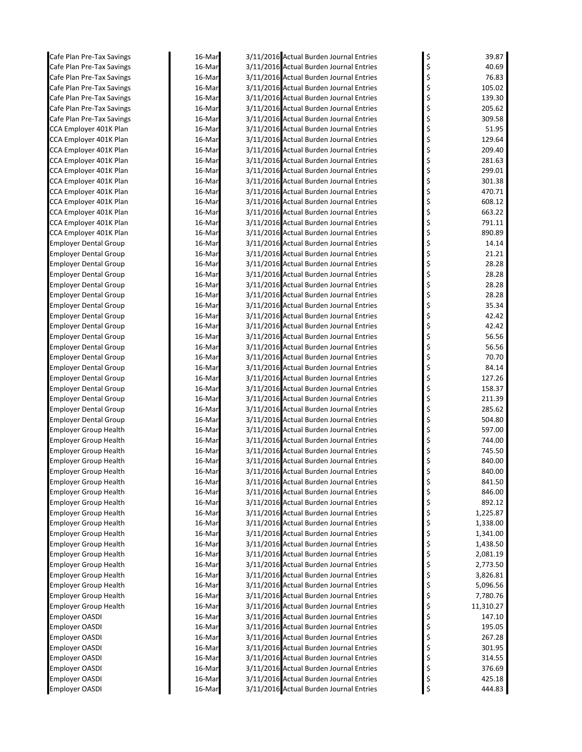| | | | | |
|---|---|---|---|---|
| Cafe Plan Pre-Tax Savings | 16-Mar | 3/11/2016 | Actual Burden Journal Entries | $ 39.87 |
| Cafe Plan Pre-Tax Savings | 16-Mar | 3/11/2016 | Actual Burden Journal Entries | $ 40.69 |
| Cafe Plan Pre-Tax Savings | 16-Mar | 3/11/2016 | Actual Burden Journal Entries | $ 76.83 |
| Cafe Plan Pre-Tax Savings | 16-Mar | 3/11/2016 | Actual Burden Journal Entries | $ 105.02 |
| Cafe Plan Pre-Tax Savings | 16-Mar | 3/11/2016 | Actual Burden Journal Entries | $ 139.30 |
| Cafe Plan Pre-Tax Savings | 16-Mar | 3/11/2016 | Actual Burden Journal Entries | $ 205.62 |
| Cafe Plan Pre-Tax Savings | 16-Mar | 3/11/2016 | Actual Burden Journal Entries | $ 309.58 |
| CCA Employer 401K Plan | 16-Mar | 3/11/2016 | Actual Burden Journal Entries | $ 51.95 |
| CCA Employer 401K Plan | 16-Mar | 3/11/2016 | Actual Burden Journal Entries | $ 129.64 |
| CCA Employer 401K Plan | 16-Mar | 3/11/2016 | Actual Burden Journal Entries | $ 209.40 |
| CCA Employer 401K Plan | 16-Mar | 3/11/2016 | Actual Burden Journal Entries | $ 281.63 |
| CCA Employer 401K Plan | 16-Mar | 3/11/2016 | Actual Burden Journal Entries | $ 299.01 |
| CCA Employer 401K Plan | 16-Mar | 3/11/2016 | Actual Burden Journal Entries | $ 301.38 |
| CCA Employer 401K Plan | 16-Mar | 3/11/2016 | Actual Burden Journal Entries | $ 470.71 |
| CCA Employer 401K Plan | 16-Mar | 3/11/2016 | Actual Burden Journal Entries | $ 608.12 |
| CCA Employer 401K Plan | 16-Mar | 3/11/2016 | Actual Burden Journal Entries | $ 663.22 |
| CCA Employer 401K Plan | 16-Mar | 3/11/2016 | Actual Burden Journal Entries | $ 791.11 |
| CCA Employer 401K Plan | 16-Mar | 3/11/2016 | Actual Burden Journal Entries | $ 890.89 |
| Employer Dental Group | 16-Mar | 3/11/2016 | Actual Burden Journal Entries | $ 14.14 |
| Employer Dental Group | 16-Mar | 3/11/2016 | Actual Burden Journal Entries | $ 21.21 |
| Employer Dental Group | 16-Mar | 3/11/2016 | Actual Burden Journal Entries | $ 28.28 |
| Employer Dental Group | 16-Mar | 3/11/2016 | Actual Burden Journal Entries | $ 28.28 |
| Employer Dental Group | 16-Mar | 3/11/2016 | Actual Burden Journal Entries | $ 28.28 |
| Employer Dental Group | 16-Mar | 3/11/2016 | Actual Burden Journal Entries | $ 28.28 |
| Employer Dental Group | 16-Mar | 3/11/2016 | Actual Burden Journal Entries | $ 35.34 |
| Employer Dental Group | 16-Mar | 3/11/2016 | Actual Burden Journal Entries | $ 42.42 |
| Employer Dental Group | 16-Mar | 3/11/2016 | Actual Burden Journal Entries | $ 42.42 |
| Employer Dental Group | 16-Mar | 3/11/2016 | Actual Burden Journal Entries | $ 56.56 |
| Employer Dental Group | 16-Mar | 3/11/2016 | Actual Burden Journal Entries | $ 56.56 |
| Employer Dental Group | 16-Mar | 3/11/2016 | Actual Burden Journal Entries | $ 70.70 |
| Employer Dental Group | 16-Mar | 3/11/2016 | Actual Burden Journal Entries | $ 84.14 |
| Employer Dental Group | 16-Mar | 3/11/2016 | Actual Burden Journal Entries | $ 127.26 |
| Employer Dental Group | 16-Mar | 3/11/2016 | Actual Burden Journal Entries | $ 158.37 |
| Employer Dental Group | 16-Mar | 3/11/2016 | Actual Burden Journal Entries | $ 211.39 |
| Employer Dental Group | 16-Mar | 3/11/2016 | Actual Burden Journal Entries | $ 285.62 |
| Employer Dental Group | 16-Mar | 3/11/2016 | Actual Burden Journal Entries | $ 504.80 |
| Employer Group Health | 16-Mar | 3/11/2016 | Actual Burden Journal Entries | $ 597.00 |
| Employer Group Health | 16-Mar | 3/11/2016 | Actual Burden Journal Entries | $ 744.00 |
| Employer Group Health | 16-Mar | 3/11/2016 | Actual Burden Journal Entries | $ 745.50 |
| Employer Group Health | 16-Mar | 3/11/2016 | Actual Burden Journal Entries | $ 840.00 |
| Employer Group Health | 16-Mar | 3/11/2016 | Actual Burden Journal Entries | $ 840.00 |
| Employer Group Health | 16-Mar | 3/11/2016 | Actual Burden Journal Entries | $ 841.50 |
| Employer Group Health | 16-Mar | 3/11/2016 | Actual Burden Journal Entries | $ 846.00 |
| Employer Group Health | 16-Mar | 3/11/2016 | Actual Burden Journal Entries | $ 892.12 |
| Employer Group Health | 16-Mar | 3/11/2016 | Actual Burden Journal Entries | $ 1,225.87 |
| Employer Group Health | 16-Mar | 3/11/2016 | Actual Burden Journal Entries | $ 1,338.00 |
| Employer Group Health | 16-Mar | 3/11/2016 | Actual Burden Journal Entries | $ 1,341.00 |
| Employer Group Health | 16-Mar | 3/11/2016 | Actual Burden Journal Entries | $ 1,438.50 |
| Employer Group Health | 16-Mar | 3/11/2016 | Actual Burden Journal Entries | $ 2,081.19 |
| Employer Group Health | 16-Mar | 3/11/2016 | Actual Burden Journal Entries | $ 2,773.50 |
| Employer Group Health | 16-Mar | 3/11/2016 | Actual Burden Journal Entries | $ 3,826.81 |
| Employer Group Health | 16-Mar | 3/11/2016 | Actual Burden Journal Entries | $ 5,096.56 |
| Employer Group Health | 16-Mar | 3/11/2016 | Actual Burden Journal Entries | $ 7,780.76 |
| Employer Group Health | 16-Mar | 3/11/2016 | Actual Burden Journal Entries | $ 11,310.27 |
| Employer OASDI | 16-Mar | 3/11/2016 | Actual Burden Journal Entries | $ 147.10 |
| Employer OASDI | 16-Mar | 3/11/2016 | Actual Burden Journal Entries | $ 195.05 |
| Employer OASDI | 16-Mar | 3/11/2016 | Actual Burden Journal Entries | $ 267.28 |
| Employer OASDI | 16-Mar | 3/11/2016 | Actual Burden Journal Entries | $ 301.95 |
| Employer OASDI | 16-Mar | 3/11/2016 | Actual Burden Journal Entries | $ 314.55 |
| Employer OASDI | 16-Mar | 3/11/2016 | Actual Burden Journal Entries | $ 376.69 |
| Employer OASDI | 16-Mar | 3/11/2016 | Actual Burden Journal Entries | $ 425.18 |
| Employer OASDI | 16-Mar | 3/11/2016 | Actual Burden Journal Entries | $ 444.83 |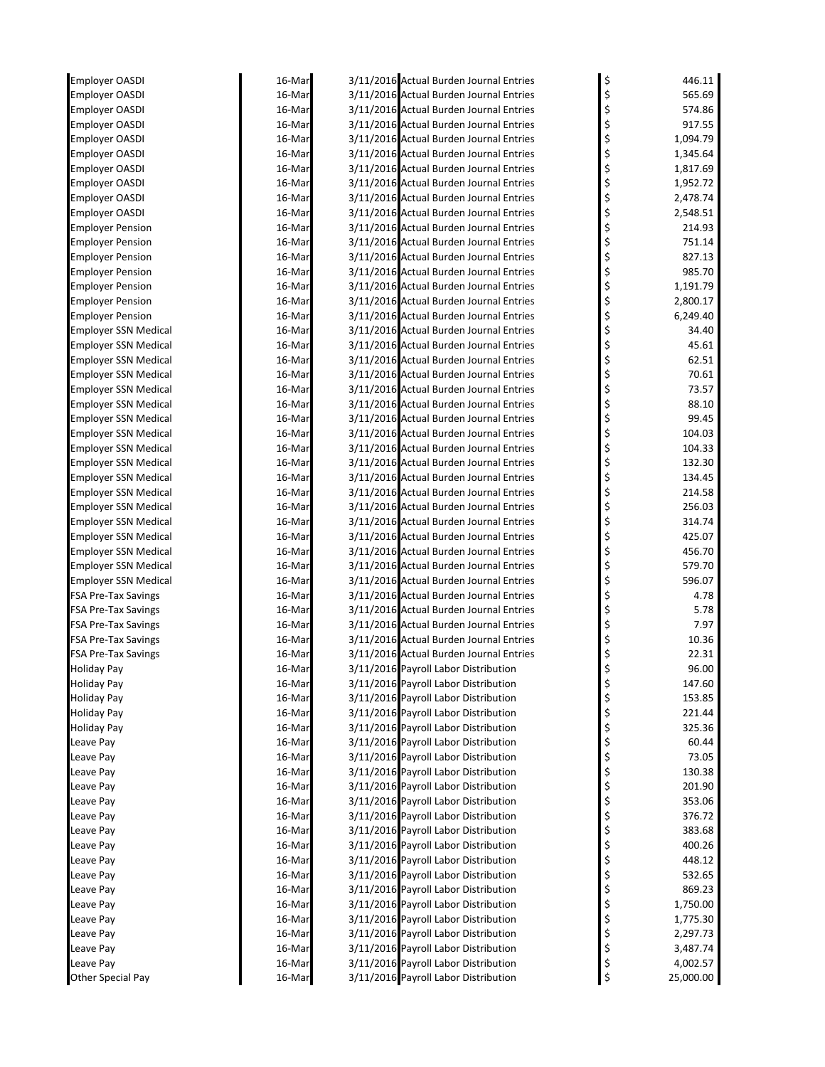| | | | | | |
|---|---|---|---|---|---|
| Employer OASDI | 16-Mar | 3/11/2016 | Actual Burden Journal Entries | $ | 446.11 |
| Employer OASDI | 16-Mar | 3/11/2016 | Actual Burden Journal Entries | $ | 565.69 |
| Employer OASDI | 16-Mar | 3/11/2016 | Actual Burden Journal Entries | $ | 574.86 |
| Employer OASDI | 16-Mar | 3/11/2016 | Actual Burden Journal Entries | $ | 917.55 |
| Employer OASDI | 16-Mar | 3/11/2016 | Actual Burden Journal Entries | $ | 1,094.79 |
| Employer OASDI | 16-Mar | 3/11/2016 | Actual Burden Journal Entries | $ | 1,345.64 |
| Employer OASDI | 16-Mar | 3/11/2016 | Actual Burden Journal Entries | $ | 1,817.69 |
| Employer OASDI | 16-Mar | 3/11/2016 | Actual Burden Journal Entries | $ | 1,952.72 |
| Employer OASDI | 16-Mar | 3/11/2016 | Actual Burden Journal Entries | $ | 2,478.74 |
| Employer OASDI | 16-Mar | 3/11/2016 | Actual Burden Journal Entries | $ | 2,548.51 |
| Employer Pension | 16-Mar | 3/11/2016 | Actual Burden Journal Entries | $ | 214.93 |
| Employer Pension | 16-Mar | 3/11/2016 | Actual Burden Journal Entries | $ | 751.14 |
| Employer Pension | 16-Mar | 3/11/2016 | Actual Burden Journal Entries | $ | 827.13 |
| Employer Pension | 16-Mar | 3/11/2016 | Actual Burden Journal Entries | $ | 985.70 |
| Employer Pension | 16-Mar | 3/11/2016 | Actual Burden Journal Entries | $ | 1,191.79 |
| Employer Pension | 16-Mar | 3/11/2016 | Actual Burden Journal Entries | $ | 2,800.17 |
| Employer Pension | 16-Mar | 3/11/2016 | Actual Burden Journal Entries | $ | 6,249.40 |
| Employer SSN Medical | 16-Mar | 3/11/2016 | Actual Burden Journal Entries | $ | 34.40 |
| Employer SSN Medical | 16-Mar | 3/11/2016 | Actual Burden Journal Entries | $ | 45.61 |
| Employer SSN Medical | 16-Mar | 3/11/2016 | Actual Burden Journal Entries | $ | 62.51 |
| Employer SSN Medical | 16-Mar | 3/11/2016 | Actual Burden Journal Entries | $ | 70.61 |
| Employer SSN Medical | 16-Mar | 3/11/2016 | Actual Burden Journal Entries | $ | 73.57 |
| Employer SSN Medical | 16-Mar | 3/11/2016 | Actual Burden Journal Entries | $ | 88.10 |
| Employer SSN Medical | 16-Mar | 3/11/2016 | Actual Burden Journal Entries | $ | 99.45 |
| Employer SSN Medical | 16-Mar | 3/11/2016 | Actual Burden Journal Entries | $ | 104.03 |
| Employer SSN Medical | 16-Mar | 3/11/2016 | Actual Burden Journal Entries | $ | 104.33 |
| Employer SSN Medical | 16-Mar | 3/11/2016 | Actual Burden Journal Entries | $ | 132.30 |
| Employer SSN Medical | 16-Mar | 3/11/2016 | Actual Burden Journal Entries | $ | 134.45 |
| Employer SSN Medical | 16-Mar | 3/11/2016 | Actual Burden Journal Entries | $ | 214.58 |
| Employer SSN Medical | 16-Mar | 3/11/2016 | Actual Burden Journal Entries | $ | 256.03 |
| Employer SSN Medical | 16-Mar | 3/11/2016 | Actual Burden Journal Entries | $ | 314.74 |
| Employer SSN Medical | 16-Mar | 3/11/2016 | Actual Burden Journal Entries | $ | 425.07 |
| Employer SSN Medical | 16-Mar | 3/11/2016 | Actual Burden Journal Entries | $ | 456.70 |
| Employer SSN Medical | 16-Mar | 3/11/2016 | Actual Burden Journal Entries | $ | 579.70 |
| Employer SSN Medical | 16-Mar | 3/11/2016 | Actual Burden Journal Entries | $ | 596.07 |
| FSA Pre-Tax Savings | 16-Mar | 3/11/2016 | Actual Burden Journal Entries | $ | 4.78 |
| FSA Pre-Tax Savings | 16-Mar | 3/11/2016 | Actual Burden Journal Entries | $ | 5.78 |
| FSA Pre-Tax Savings | 16-Mar | 3/11/2016 | Actual Burden Journal Entries | $ | 7.97 |
| FSA Pre-Tax Savings | 16-Mar | 3/11/2016 | Actual Burden Journal Entries | $ | 10.36 |
| FSA Pre-Tax Savings | 16-Mar | 3/11/2016 | Actual Burden Journal Entries | $ | 22.31 |
| Holiday Pay | 16-Mar | 3/11/2016 | Payroll Labor Distribution | $ | 96.00 |
| Holiday Pay | 16-Mar | 3/11/2016 | Payroll Labor Distribution | $ | 147.60 |
| Holiday Pay | 16-Mar | 3/11/2016 | Payroll Labor Distribution | $ | 153.85 |
| Holiday Pay | 16-Mar | 3/11/2016 | Payroll Labor Distribution | $ | 221.44 |
| Holiday Pay | 16-Mar | 3/11/2016 | Payroll Labor Distribution | $ | 325.36 |
| Leave Pay | 16-Mar | 3/11/2016 | Payroll Labor Distribution | $ | 60.44 |
| Leave Pay | 16-Mar | 3/11/2016 | Payroll Labor Distribution | $ | 73.05 |
| Leave Pay | 16-Mar | 3/11/2016 | Payroll Labor Distribution | $ | 130.38 |
| Leave Pay | 16-Mar | 3/11/2016 | Payroll Labor Distribution | $ | 201.90 |
| Leave Pay | 16-Mar | 3/11/2016 | Payroll Labor Distribution | $ | 353.06 |
| Leave Pay | 16-Mar | 3/11/2016 | Payroll Labor Distribution | $ | 376.72 |
| Leave Pay | 16-Mar | 3/11/2016 | Payroll Labor Distribution | $ | 383.68 |
| Leave Pay | 16-Mar | 3/11/2016 | Payroll Labor Distribution | $ | 400.26 |
| Leave Pay | 16-Mar | 3/11/2016 | Payroll Labor Distribution | $ | 448.12 |
| Leave Pay | 16-Mar | 3/11/2016 | Payroll Labor Distribution | $ | 532.65 |
| Leave Pay | 16-Mar | 3/11/2016 | Payroll Labor Distribution | $ | 869.23 |
| Leave Pay | 16-Mar | 3/11/2016 | Payroll Labor Distribution | $ | 1,750.00 |
| Leave Pay | 16-Mar | 3/11/2016 | Payroll Labor Distribution | $ | 1,775.30 |
| Leave Pay | 16-Mar | 3/11/2016 | Payroll Labor Distribution | $ | 2,297.73 |
| Leave Pay | 16-Mar | 3/11/2016 | Payroll Labor Distribution | $ | 3,487.74 |
| Leave Pay | 16-Mar | 3/11/2016 | Payroll Labor Distribution | $ | 4,002.57 |
| Other Special Pay | 16-Mar | 3/11/2016 | Payroll Labor Distribution | $ | 25,000.00 |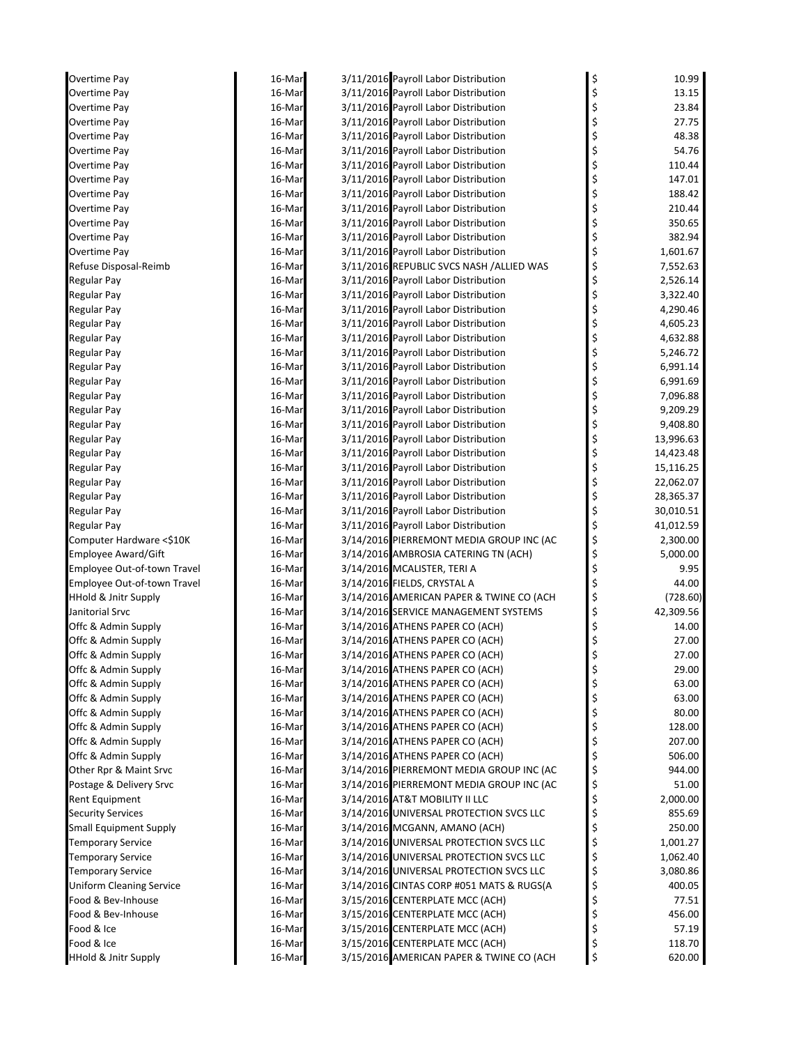| | | | | |
|---|---|---|---|---|
| Overtime Pay | 16-Mar | 3/11/2016 | Payroll Labor Distribution | $ 10.99 |
| Overtime Pay | 16-Mar | 3/11/2016 | Payroll Labor Distribution | $ 13.15 |
| Overtime Pay | 16-Mar | 3/11/2016 | Payroll Labor Distribution | $ 23.84 |
| Overtime Pay | 16-Mar | 3/11/2016 | Payroll Labor Distribution | $ 27.75 |
| Overtime Pay | 16-Mar | 3/11/2016 | Payroll Labor Distribution | $ 48.38 |
| Overtime Pay | 16-Mar | 3/11/2016 | Payroll Labor Distribution | $ 54.76 |
| Overtime Pay | 16-Mar | 3/11/2016 | Payroll Labor Distribution | $ 110.44 |
| Overtime Pay | 16-Mar | 3/11/2016 | Payroll Labor Distribution | $ 147.01 |
| Overtime Pay | 16-Mar | 3/11/2016 | Payroll Labor Distribution | $ 188.42 |
| Overtime Pay | 16-Mar | 3/11/2016 | Payroll Labor Distribution | $ 210.44 |
| Overtime Pay | 16-Mar | 3/11/2016 | Payroll Labor Distribution | $ 350.65 |
| Overtime Pay | 16-Mar | 3/11/2016 | Payroll Labor Distribution | $ 382.94 |
| Overtime Pay | 16-Mar | 3/11/2016 | Payroll Labor Distribution | $ 1,601.67 |
| Refuse Disposal-Reimb | 16-Mar | 3/11/2016 | REPUBLIC SVCS NASH /ALLIED WAS | $ 7,552.63 |
| Regular Pay | 16-Mar | 3/11/2016 | Payroll Labor Distribution | $ 2,526.14 |
| Regular Pay | 16-Mar | 3/11/2016 | Payroll Labor Distribution | $ 3,322.40 |
| Regular Pay | 16-Mar | 3/11/2016 | Payroll Labor Distribution | $ 4,290.46 |
| Regular Pay | 16-Mar | 3/11/2016 | Payroll Labor Distribution | $ 4,605.23 |
| Regular Pay | 16-Mar | 3/11/2016 | Payroll Labor Distribution | $ 4,632.88 |
| Regular Pay | 16-Mar | 3/11/2016 | Payroll Labor Distribution | $ 5,246.72 |
| Regular Pay | 16-Mar | 3/11/2016 | Payroll Labor Distribution | $ 6,991.14 |
| Regular Pay | 16-Mar | 3/11/2016 | Payroll Labor Distribution | $ 6,991.69 |
| Regular Pay | 16-Mar | 3/11/2016 | Payroll Labor Distribution | $ 7,096.88 |
| Regular Pay | 16-Mar | 3/11/2016 | Payroll Labor Distribution | $ 9,209.29 |
| Regular Pay | 16-Mar | 3/11/2016 | Payroll Labor Distribution | $ 9,408.80 |
| Regular Pay | 16-Mar | 3/11/2016 | Payroll Labor Distribution | $ 13,996.63 |
| Regular Pay | 16-Mar | 3/11/2016 | Payroll Labor Distribution | $ 14,423.48 |
| Regular Pay | 16-Mar | 3/11/2016 | Payroll Labor Distribution | $ 15,116.25 |
| Regular Pay | 16-Mar | 3/11/2016 | Payroll Labor Distribution | $ 22,062.07 |
| Regular Pay | 16-Mar | 3/11/2016 | Payroll Labor Distribution | $ 28,365.37 |
| Regular Pay | 16-Mar | 3/11/2016 | Payroll Labor Distribution | $ 30,010.51 |
| Regular Pay | 16-Mar | 3/11/2016 | Payroll Labor Distribution | $ 41,012.59 |
| Computer Hardware <$10K | 16-Mar | 3/14/2016 | PIERREMONT MEDIA GROUP INC (AC | $ 2,300.00 |
| Employee Award/Gift | 16-Mar | 3/14/2016 | AMBROSIA CATERING TN (ACH) | $ 5,000.00 |
| Employee Out-of-town Travel | 16-Mar | 3/14/2016 | MCALISTER, TERI A | $ 9.95 |
| Employee Out-of-town Travel | 16-Mar | 3/14/2016 | FIELDS, CRYSTAL A | $ 44.00 |
| HHold & Jnitr Supply | 16-Mar | 3/14/2016 | AMERICAN PAPER & TWINE CO (ACH | $ (728.60) |
| Janitorial Srvc | 16-Mar | 3/14/2016 | SERVICE MANAGEMENT SYSTEMS | $ 42,309.56 |
| Offc & Admin Supply | 16-Mar | 3/14/2016 | ATHENS PAPER CO (ACH) | $ 14.00 |
| Offc & Admin Supply | 16-Mar | 3/14/2016 | ATHENS PAPER CO (ACH) | $ 27.00 |
| Offc & Admin Supply | 16-Mar | 3/14/2016 | ATHENS PAPER CO (ACH) | $ 27.00 |
| Offc & Admin Supply | 16-Mar | 3/14/2016 | ATHENS PAPER CO (ACH) | $ 29.00 |
| Offc & Admin Supply | 16-Mar | 3/14/2016 | ATHENS PAPER CO (ACH) | $ 63.00 |
| Offc & Admin Supply | 16-Mar | 3/14/2016 | ATHENS PAPER CO (ACH) | $ 63.00 |
| Offc & Admin Supply | 16-Mar | 3/14/2016 | ATHENS PAPER CO (ACH) | $ 80.00 |
| Offc & Admin Supply | 16-Mar | 3/14/2016 | ATHENS PAPER CO (ACH) | $ 128.00 |
| Offc & Admin Supply | 16-Mar | 3/14/2016 | ATHENS PAPER CO (ACH) | $ 207.00 |
| Offc & Admin Supply | 16-Mar | 3/14/2016 | ATHENS PAPER CO (ACH) | $ 506.00 |
| Other Rpr & Maint Srvc | 16-Mar | 3/14/2016 | PIERREMONT MEDIA GROUP INC (AC | $ 944.00 |
| Postage & Delivery Srvc | 16-Mar | 3/14/2016 | PIERREMONT MEDIA GROUP INC (AC | $ 51.00 |
| Rent Equipment | 16-Mar | 3/14/2016 | AT&T MOBILITY II LLC | $ 2,000.00 |
| Security Services | 16-Mar | 3/14/2016 | UNIVERSAL PROTECTION SVCS LLC | $ 855.69 |
| Small Equipment Supply | 16-Mar | 3/14/2016 | MCGANN, AMANO (ACH) | $ 250.00 |
| Temporary Service | 16-Mar | 3/14/2016 | UNIVERSAL PROTECTION SVCS LLC | $ 1,001.27 |
| Temporary Service | 16-Mar | 3/14/2016 | UNIVERSAL PROTECTION SVCS LLC | $ 1,062.40 |
| Temporary Service | 16-Mar | 3/14/2016 | UNIVERSAL PROTECTION SVCS LLC | $ 3,080.86 |
| Uniform Cleaning Service | 16-Mar | 3/14/2016 | CINTAS CORP #051 MATS & RUGS(A | $ 400.05 |
| Food & Bev-Inhouse | 16-Mar | 3/15/2016 | CENTERPLATE MCC (ACH) | $ 77.51 |
| Food & Bev-Inhouse | 16-Mar | 3/15/2016 | CENTERPLATE MCC (ACH) | $ 456.00 |
| Food & Ice | 16-Mar | 3/15/2016 | CENTERPLATE MCC (ACH) | $ 57.19 |
| Food & Ice | 16-Mar | 3/15/2016 | CENTERPLATE MCC (ACH) | $ 118.70 |
| HHold & Jnitr Supply | 16-Mar | 3/15/2016 | AMERICAN PAPER & TWINE CO (ACH | $ 620.00 |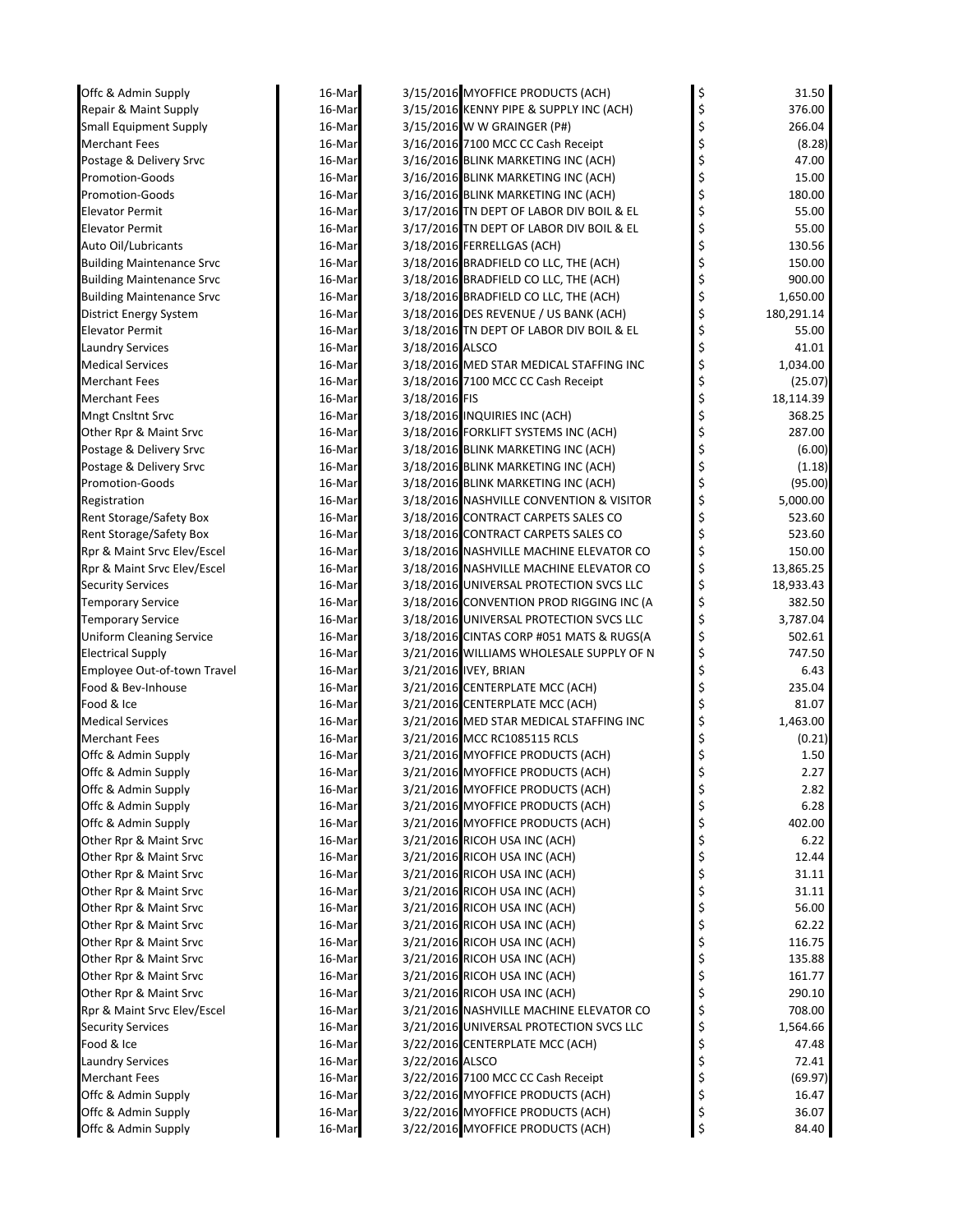| | | | | | |
|---|---|---|---|---|---|
| Offc & Admin Supply | 16-Mar | 3/15/2016 | MYOFFICE PRODUCTS (ACH) | $ | 31.50 |
| Repair & Maint Supply | 16-Mar | 3/15/2016 | KENNY PIPE & SUPPLY INC (ACH) | $ | 376.00 |
| Small Equipment Supply | 16-Mar | 3/15/2016 | W W GRAINGER (P#) | $ | 266.04 |
| Merchant Fees | 16-Mar | 3/16/2016 | 7100 MCC CC Cash Receipt | $ | (8.28) |
| Postage & Delivery Srvc | 16-Mar | 3/16/2016 | BLINK MARKETING INC (ACH) | $ | 47.00 |
| Promotion-Goods | 16-Mar | 3/16/2016 | BLINK MARKETING INC (ACH) | $ | 15.00 |
| Promotion-Goods | 16-Mar | 3/16/2016 | BLINK MARKETING INC (ACH) | $ | 180.00 |
| Elevator Permit | 16-Mar | 3/17/2016 | TN DEPT OF LABOR DIV BOIL & EL | $ | 55.00 |
| Elevator Permit | 16-Mar | 3/17/2016 | TN DEPT OF LABOR DIV BOIL & EL | $ | 55.00 |
| Auto Oil/Lubricants | 16-Mar | 3/18/2016 | FERRELLGAS (ACH) | $ | 130.56 |
| Building Maintenance Srvc | 16-Mar | 3/18/2016 | BRADFIELD CO LLC, THE (ACH) | $ | 150.00 |
| Building Maintenance Srvc | 16-Mar | 3/18/2016 | BRADFIELD CO LLC, THE (ACH) | $ | 900.00 |
| Building Maintenance Srvc | 16-Mar | 3/18/2016 | BRADFIELD CO LLC, THE (ACH) | $ | 1,650.00 |
| District Energy System | 16-Mar | 3/18/2016 | DES REVENUE / US BANK (ACH) | $ | 180,291.14 |
| Elevator Permit | 16-Mar | 3/18/2016 | TN DEPT OF LABOR DIV BOIL & EL | $ | 55.00 |
| Laundry Services | 16-Mar | 3/18/2016 | ALSCO | $ | 41.01 |
| Medical Services | 16-Mar | 3/18/2016 | MED STAR MEDICAL STAFFING INC | $ | 1,034.00 |
| Merchant Fees | 16-Mar | 3/18/2016 | 7100 MCC CC Cash Receipt | $ | (25.07) |
| Merchant Fees | 16-Mar | 3/18/2016 | FIS | $ | 18,114.39 |
| Mngt Cnsltnt Srvc | 16-Mar | 3/18/2016 | INQUIRIES INC (ACH) | $ | 368.25 |
| Other Rpr & Maint Srvc | 16-Mar | 3/18/2016 | FORKLIFT SYSTEMS INC (ACH) | $ | 287.00 |
| Postage & Delivery Srvc | 16-Mar | 3/18/2016 | BLINK MARKETING INC (ACH) | $ | (6.00) |
| Postage & Delivery Srvc | 16-Mar | 3/18/2016 | BLINK MARKETING INC (ACH) | $ | (1.18) |
| Promotion-Goods | 16-Mar | 3/18/2016 | BLINK MARKETING INC (ACH) | $ | (95.00) |
| Registration | 16-Mar | 3/18/2016 | NASHVILLE CONVENTION & VISITOR | $ | 5,000.00 |
| Rent Storage/Safety Box | 16-Mar | 3/18/2016 | CONTRACT CARPETS SALES CO | $ | 523.60 |
| Rent Storage/Safety Box | 16-Mar | 3/18/2016 | CONTRACT CARPETS SALES CO | $ | 523.60 |
| Rpr & Maint Srvc Elev/Escel | 16-Mar | 3/18/2016 | NASHVILLE MACHINE ELEVATOR CO | $ | 150.00 |
| Rpr & Maint Srvc Elev/Escel | 16-Mar | 3/18/2016 | NASHVILLE MACHINE ELEVATOR CO | $ | 13,865.25 |
| Security Services | 16-Mar | 3/18/2016 | UNIVERSAL PROTECTION SVCS LLC | $ | 18,933.43 |
| Temporary Service | 16-Mar | 3/18/2016 | CONVENTION PROD RIGGING INC (A | $ | 382.50 |
| Temporary Service | 16-Mar | 3/18/2016 | UNIVERSAL PROTECTION SVCS LLC | $ | 3,787.04 |
| Uniform Cleaning Service | 16-Mar | 3/18/2016 | CINTAS CORP #051 MATS & RUGS(A | $ | 502.61 |
| Electrical Supply | 16-Mar | 3/21/2016 | WILLIAMS WHOLESALE SUPPLY OF N | $ | 747.50 |
| Employee Out-of-town Travel | 16-Mar | 3/21/2016 | IVEY, BRIAN | $ | 6.43 |
| Food & Bev-Inhouse | 16-Mar | 3/21/2016 | CENTERPLATE MCC (ACH) | $ | 235.04 |
| Food & Ice | 16-Mar | 3/21/2016 | CENTERPLATE MCC (ACH) | $ | 81.07 |
| Medical Services | 16-Mar | 3/21/2016 | MED STAR MEDICAL STAFFING INC | $ | 1,463.00 |
| Merchant Fees | 16-Mar | 3/21/2016 | MCC RC1085115 RCLS | $ | (0.21) |
| Offc & Admin Supply | 16-Mar | 3/21/2016 | MYOFFICE PRODUCTS (ACH) | $ | 1.50 |
| Offc & Admin Supply | 16-Mar | 3/21/2016 | MYOFFICE PRODUCTS (ACH) | $ | 2.27 |
| Offc & Admin Supply | 16-Mar | 3/21/2016 | MYOFFICE PRODUCTS (ACH) | $ | 2.82 |
| Offc & Admin Supply | 16-Mar | 3/21/2016 | MYOFFICE PRODUCTS (ACH) | $ | 6.28 |
| Offc & Admin Supply | 16-Mar | 3/21/2016 | MYOFFICE PRODUCTS (ACH) | $ | 402.00 |
| Other Rpr & Maint Srvc | 16-Mar | 3/21/2016 | RICOH USA INC (ACH) | $ | 6.22 |
| Other Rpr & Maint Srvc | 16-Mar | 3/21/2016 | RICOH USA INC (ACH) | $ | 12.44 |
| Other Rpr & Maint Srvc | 16-Mar | 3/21/2016 | RICOH USA INC (ACH) | $ | 31.11 |
| Other Rpr & Maint Srvc | 16-Mar | 3/21/2016 | RICOH USA INC (ACH) | $ | 31.11 |
| Other Rpr & Maint Srvc | 16-Mar | 3/21/2016 | RICOH USA INC (ACH) | $ | 56.00 |
| Other Rpr & Maint Srvc | 16-Mar | 3/21/2016 | RICOH USA INC (ACH) | $ | 62.22 |
| Other Rpr & Maint Srvc | 16-Mar | 3/21/2016 | RICOH USA INC (ACH) | $ | 116.75 |
| Other Rpr & Maint Srvc | 16-Mar | 3/21/2016 | RICOH USA INC (ACH) | $ | 135.88 |
| Other Rpr & Maint Srvc | 16-Mar | 3/21/2016 | RICOH USA INC (ACH) | $ | 161.77 |
| Other Rpr & Maint Srvc | 16-Mar | 3/21/2016 | RICOH USA INC (ACH) | $ | 290.10 |
| Rpr & Maint Srvc Elev/Escel | 16-Mar | 3/21/2016 | NASHVILLE MACHINE ELEVATOR CO | $ | 708.00 |
| Security Services | 16-Mar | 3/21/2016 | UNIVERSAL PROTECTION SVCS LLC | $ | 1,564.66 |
| Food & Ice | 16-Mar | 3/22/2016 | CENTERPLATE MCC (ACH) | $ | 47.48 |
| Laundry Services | 16-Mar | 3/22/2016 | ALSCO | $ | 72.41 |
| Merchant Fees | 16-Mar | 3/22/2016 | 7100 MCC CC Cash Receipt | $ | (69.97) |
| Offc & Admin Supply | 16-Mar | 3/22/2016 | MYOFFICE PRODUCTS (ACH) | $ | 16.47 |
| Offc & Admin Supply | 16-Mar | 3/22/2016 | MYOFFICE PRODUCTS (ACH) | $ | 36.07 |
| Offc & Admin Supply | 16-Mar | 3/22/2016 | MYOFFICE PRODUCTS (ACH) | $ | 84.40 |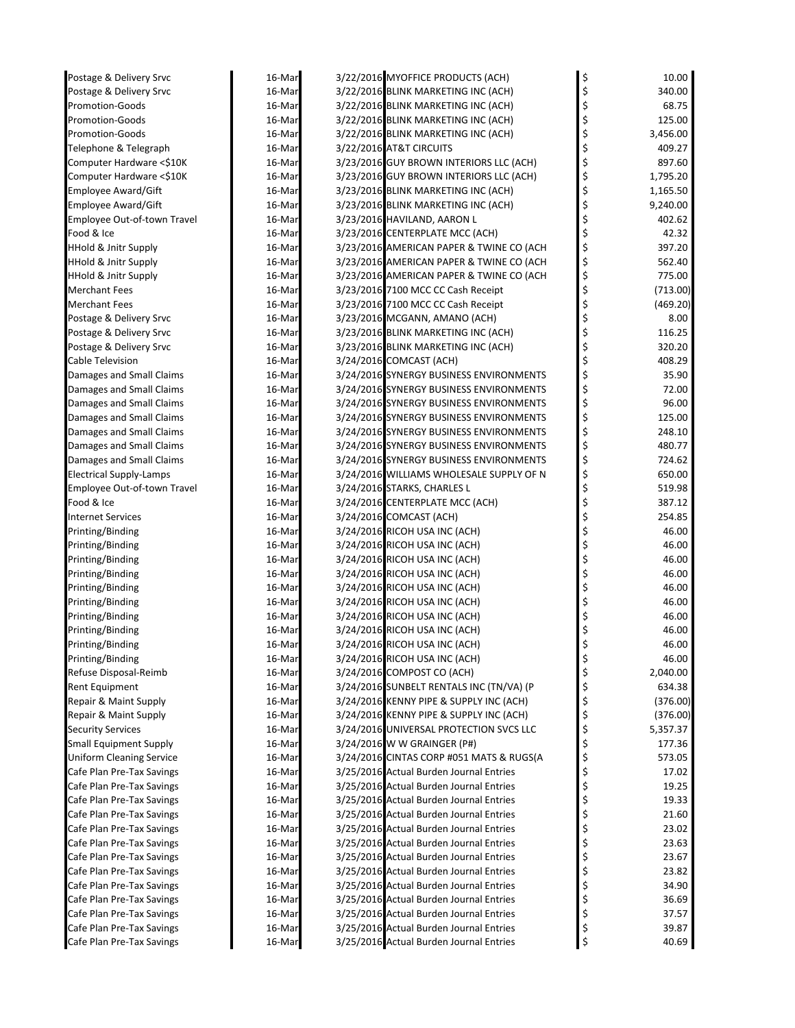| | | | | |
|---|---|---|---|---|
| Postage & Delivery Srvc | 16-Mar | 3/22/2016 | MYOFFICE PRODUCTS (ACH) | $ 10.00 |
| Postage & Delivery Srvc | 16-Mar | 3/22/2016 | BLINK MARKETING INC (ACH) | $ 340.00 |
| Promotion-Goods | 16-Mar | 3/22/2016 | BLINK MARKETING INC (ACH) | $ 68.75 |
| Promotion-Goods | 16-Mar | 3/22/2016 | BLINK MARKETING INC (ACH) | $ 125.00 |
| Promotion-Goods | 16-Mar | 3/22/2016 | BLINK MARKETING INC (ACH) | $ 3,456.00 |
| Telephone & Telegraph | 16-Mar | 3/22/2016 | AT&T CIRCUITS | $ 409.27 |
| Computer Hardware <$10K | 16-Mar | 3/23/2016 | GUY BROWN INTERIORS LLC (ACH) | $ 897.60 |
| Computer Hardware <$10K | 16-Mar | 3/23/2016 | GUY BROWN INTERIORS LLC (ACH) | $ 1,795.20 |
| Employee Award/Gift | 16-Mar | 3/23/2016 | BLINK MARKETING INC (ACH) | $ 1,165.50 |
| Employee Award/Gift | 16-Mar | 3/23/2016 | BLINK MARKETING INC (ACH) | $ 9,240.00 |
| Employee Out-of-town Travel | 16-Mar | 3/23/2016 | HAVILAND, AARON L | $ 402.62 |
| Food & Ice | 16-Mar | 3/23/2016 | CENTERPLATE MCC (ACH) | $ 42.32 |
| HHold & Jnitr Supply | 16-Mar | 3/23/2016 | AMERICAN PAPER & TWINE CO (ACH | $ 397.20 |
| HHold & Jnitr Supply | 16-Mar | 3/23/2016 | AMERICAN PAPER & TWINE CO (ACH | $ 562.40 |
| HHold & Jnitr Supply | 16-Mar | 3/23/2016 | AMERICAN PAPER & TWINE CO (ACH | $ 775.00 |
| Merchant Fees | 16-Mar | 3/23/2016 | 7100 MCC CC Cash Receipt | $ (713.00) |
| Merchant Fees | 16-Mar | 3/23/2016 | 7100 MCC CC Cash Receipt | $ (469.20) |
| Postage & Delivery Srvc | 16-Mar | 3/23/2016 | MCGANN, AMANO (ACH) | $ 8.00 |
| Postage & Delivery Srvc | 16-Mar | 3/23/2016 | BLINK MARKETING INC (ACH) | $ 116.25 |
| Postage & Delivery Srvc | 16-Mar | 3/23/2016 | BLINK MARKETING INC (ACH) | $ 320.20 |
| Cable Television | 16-Mar | 3/24/2016 | COMCAST (ACH) | $ 408.29 |
| Damages and Small Claims | 16-Mar | 3/24/2016 | SYNERGY BUSINESS ENVIRONMENTS | $ 35.90 |
| Damages and Small Claims | 16-Mar | 3/24/2016 | SYNERGY BUSINESS ENVIRONMENTS | $ 72.00 |
| Damages and Small Claims | 16-Mar | 3/24/2016 | SYNERGY BUSINESS ENVIRONMENTS | $ 96.00 |
| Damages and Small Claims | 16-Mar | 3/24/2016 | SYNERGY BUSINESS ENVIRONMENTS | $ 125.00 |
| Damages and Small Claims | 16-Mar | 3/24/2016 | SYNERGY BUSINESS ENVIRONMENTS | $ 248.10 |
| Damages and Small Claims | 16-Mar | 3/24/2016 | SYNERGY BUSINESS ENVIRONMENTS | $ 480.77 |
| Damages and Small Claims | 16-Mar | 3/24/2016 | SYNERGY BUSINESS ENVIRONMENTS | $ 724.62 |
| Electrical Supply-Lamps | 16-Mar | 3/24/2016 | WILLIAMS WHOLESALE SUPPLY OF N | $ 650.00 |
| Employee Out-of-town Travel | 16-Mar | 3/24/2016 | STARKS, CHARLES L | $ 519.98 |
| Food & Ice | 16-Mar | 3/24/2016 | CENTERPLATE MCC (ACH) | $ 387.12 |
| Internet Services | 16-Mar | 3/24/2016 | COMCAST (ACH) | $ 254.85 |
| Printing/Binding | 16-Mar | 3/24/2016 | RICOH USA INC (ACH) | $ 46.00 |
| Printing/Binding | 16-Mar | 3/24/2016 | RICOH USA INC (ACH) | $ 46.00 |
| Printing/Binding | 16-Mar | 3/24/2016 | RICOH USA INC (ACH) | $ 46.00 |
| Printing/Binding | 16-Mar | 3/24/2016 | RICOH USA INC (ACH) | $ 46.00 |
| Printing/Binding | 16-Mar | 3/24/2016 | RICOH USA INC (ACH) | $ 46.00 |
| Printing/Binding | 16-Mar | 3/24/2016 | RICOH USA INC (ACH) | $ 46.00 |
| Printing/Binding | 16-Mar | 3/24/2016 | RICOH USA INC (ACH) | $ 46.00 |
| Printing/Binding | 16-Mar | 3/24/2016 | RICOH USA INC (ACH) | $ 46.00 |
| Printing/Binding | 16-Mar | 3/24/2016 | RICOH USA INC (ACH) | $ 46.00 |
| Printing/Binding | 16-Mar | 3/24/2016 | RICOH USA INC (ACH) | $ 46.00 |
| Refuse Disposal-Reimb | 16-Mar | 3/24/2016 | COMPOST CO (ACH) | $ 2,040.00 |
| Rent Equipment | 16-Mar | 3/24/2016 | SUNBELT RENTALS INC (TN/VA) (P | $ 634.38 |
| Repair & Maint Supply | 16-Mar | 3/24/2016 | KENNY PIPE & SUPPLY INC (ACH) | $ (376.00) |
| Repair & Maint Supply | 16-Mar | 3/24/2016 | KENNY PIPE & SUPPLY INC (ACH) | $ (376.00) |
| Security Services | 16-Mar | 3/24/2016 | UNIVERSAL PROTECTION SVCS LLC | $ 5,357.37 |
| Small Equipment Supply | 16-Mar | 3/24/2016 | W W GRAINGER (P#) | $ 177.36 |
| Uniform Cleaning Service | 16-Mar | 3/24/2016 | CINTAS CORP #051 MATS & RUGS(A | $ 573.05 |
| Cafe Plan Pre-Tax Savings | 16-Mar | 3/25/2016 | Actual Burden Journal Entries | $ 17.02 |
| Cafe Plan Pre-Tax Savings | 16-Mar | 3/25/2016 | Actual Burden Journal Entries | $ 19.25 |
| Cafe Plan Pre-Tax Savings | 16-Mar | 3/25/2016 | Actual Burden Journal Entries | $ 19.33 |
| Cafe Plan Pre-Tax Savings | 16-Mar | 3/25/2016 | Actual Burden Journal Entries | $ 21.60 |
| Cafe Plan Pre-Tax Savings | 16-Mar | 3/25/2016 | Actual Burden Journal Entries | $ 23.02 |
| Cafe Plan Pre-Tax Savings | 16-Mar | 3/25/2016 | Actual Burden Journal Entries | $ 23.63 |
| Cafe Plan Pre-Tax Savings | 16-Mar | 3/25/2016 | Actual Burden Journal Entries | $ 23.67 |
| Cafe Plan Pre-Tax Savings | 16-Mar | 3/25/2016 | Actual Burden Journal Entries | $ 23.82 |
| Cafe Plan Pre-Tax Savings | 16-Mar | 3/25/2016 | Actual Burden Journal Entries | $ 34.90 |
| Cafe Plan Pre-Tax Savings | 16-Mar | 3/25/2016 | Actual Burden Journal Entries | $ 36.69 |
| Cafe Plan Pre-Tax Savings | 16-Mar | 3/25/2016 | Actual Burden Journal Entries | $ 37.57 |
| Cafe Plan Pre-Tax Savings | 16-Mar | 3/25/2016 | Actual Burden Journal Entries | $ 39.87 |
| Cafe Plan Pre-Tax Savings | 16-Mar | 3/25/2016 | Actual Burden Journal Entries | $ 40.69 |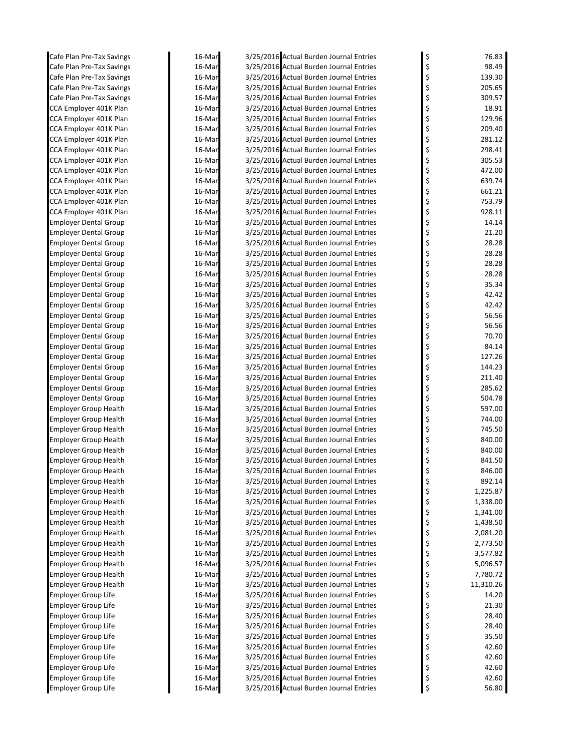| | | | | | |
|---|---|---|---|---|---|
| Cafe Plan Pre-Tax Savings | 16-Mar | 3/25/2016 | Actual Burden Journal Entries | $ | 76.83 |
| Cafe Plan Pre-Tax Savings | 16-Mar | 3/25/2016 | Actual Burden Journal Entries | $ | 98.49 |
| Cafe Plan Pre-Tax Savings | 16-Mar | 3/25/2016 | Actual Burden Journal Entries | $ | 139.30 |
| Cafe Plan Pre-Tax Savings | 16-Mar | 3/25/2016 | Actual Burden Journal Entries | $ | 205.65 |
| Cafe Plan Pre-Tax Savings | 16-Mar | 3/25/2016 | Actual Burden Journal Entries | $ | 309.57 |
| CCA Employer 401K Plan | 16-Mar | 3/25/2016 | Actual Burden Journal Entries | $ | 18.91 |
| CCA Employer 401K Plan | 16-Mar | 3/25/2016 | Actual Burden Journal Entries | $ | 129.96 |
| CCA Employer 401K Plan | 16-Mar | 3/25/2016 | Actual Burden Journal Entries | $ | 209.40 |
| CCA Employer 401K Plan | 16-Mar | 3/25/2016 | Actual Burden Journal Entries | $ | 281.12 |
| CCA Employer 401K Plan | 16-Mar | 3/25/2016 | Actual Burden Journal Entries | $ | 298.41 |
| CCA Employer 401K Plan | 16-Mar | 3/25/2016 | Actual Burden Journal Entries | $ | 305.53 |
| CCA Employer 401K Plan | 16-Mar | 3/25/2016 | Actual Burden Journal Entries | $ | 472.00 |
| CCA Employer 401K Plan | 16-Mar | 3/25/2016 | Actual Burden Journal Entries | $ | 639.74 |
| CCA Employer 401K Plan | 16-Mar | 3/25/2016 | Actual Burden Journal Entries | $ | 661.21 |
| CCA Employer 401K Plan | 16-Mar | 3/25/2016 | Actual Burden Journal Entries | $ | 753.79 |
| CCA Employer 401K Plan | 16-Mar | 3/25/2016 | Actual Burden Journal Entries | $ | 928.11 |
| Employer Dental Group | 16-Mar | 3/25/2016 | Actual Burden Journal Entries | $ | 14.14 |
| Employer Dental Group | 16-Mar | 3/25/2016 | Actual Burden Journal Entries | $ | 21.20 |
| Employer Dental Group | 16-Mar | 3/25/2016 | Actual Burden Journal Entries | $ | 28.28 |
| Employer Dental Group | 16-Mar | 3/25/2016 | Actual Burden Journal Entries | $ | 28.28 |
| Employer Dental Group | 16-Mar | 3/25/2016 | Actual Burden Journal Entries | $ | 28.28 |
| Employer Dental Group | 16-Mar | 3/25/2016 | Actual Burden Journal Entries | $ | 28.28 |
| Employer Dental Group | 16-Mar | 3/25/2016 | Actual Burden Journal Entries | $ | 35.34 |
| Employer Dental Group | 16-Mar | 3/25/2016 | Actual Burden Journal Entries | $ | 42.42 |
| Employer Dental Group | 16-Mar | 3/25/2016 | Actual Burden Journal Entries | $ | 42.42 |
| Employer Dental Group | 16-Mar | 3/25/2016 | Actual Burden Journal Entries | $ | 56.56 |
| Employer Dental Group | 16-Mar | 3/25/2016 | Actual Burden Journal Entries | $ | 56.56 |
| Employer Dental Group | 16-Mar | 3/25/2016 | Actual Burden Journal Entries | $ | 70.70 |
| Employer Dental Group | 16-Mar | 3/25/2016 | Actual Burden Journal Entries | $ | 84.14 |
| Employer Dental Group | 16-Mar | 3/25/2016 | Actual Burden Journal Entries | $ | 127.26 |
| Employer Dental Group | 16-Mar | 3/25/2016 | Actual Burden Journal Entries | $ | 144.23 |
| Employer Dental Group | 16-Mar | 3/25/2016 | Actual Burden Journal Entries | $ | 211.40 |
| Employer Dental Group | 16-Mar | 3/25/2016 | Actual Burden Journal Entries | $ | 285.62 |
| Employer Dental Group | 16-Mar | 3/25/2016 | Actual Burden Journal Entries | $ | 504.78 |
| Employer Group Health | 16-Mar | 3/25/2016 | Actual Burden Journal Entries | $ | 597.00 |
| Employer Group Health | 16-Mar | 3/25/2016 | Actual Burden Journal Entries | $ | 744.00 |
| Employer Group Health | 16-Mar | 3/25/2016 | Actual Burden Journal Entries | $ | 745.50 |
| Employer Group Health | 16-Mar | 3/25/2016 | Actual Burden Journal Entries | $ | 840.00 |
| Employer Group Health | 16-Mar | 3/25/2016 | Actual Burden Journal Entries | $ | 840.00 |
| Employer Group Health | 16-Mar | 3/25/2016 | Actual Burden Journal Entries | $ | 841.50 |
| Employer Group Health | 16-Mar | 3/25/2016 | Actual Burden Journal Entries | $ | 846.00 |
| Employer Group Health | 16-Mar | 3/25/2016 | Actual Burden Journal Entries | $ | 892.14 |
| Employer Group Health | 16-Mar | 3/25/2016 | Actual Burden Journal Entries | $ | 1,225.87 |
| Employer Group Health | 16-Mar | 3/25/2016 | Actual Burden Journal Entries | $ | 1,338.00 |
| Employer Group Health | 16-Mar | 3/25/2016 | Actual Burden Journal Entries | $ | 1,341.00 |
| Employer Group Health | 16-Mar | 3/25/2016 | Actual Burden Journal Entries | $ | 1,438.50 |
| Employer Group Health | 16-Mar | 3/25/2016 | Actual Burden Journal Entries | $ | 2,081.20 |
| Employer Group Health | 16-Mar | 3/25/2016 | Actual Burden Journal Entries | $ | 2,773.50 |
| Employer Group Health | 16-Mar | 3/25/2016 | Actual Burden Journal Entries | $ | 3,577.82 |
| Employer Group Health | 16-Mar | 3/25/2016 | Actual Burden Journal Entries | $ | 5,096.57 |
| Employer Group Health | 16-Mar | 3/25/2016 | Actual Burden Journal Entries | $ | 7,780.72 |
| Employer Group Health | 16-Mar | 3/25/2016 | Actual Burden Journal Entries | $ | 11,310.26 |
| Employer Group Life | 16-Mar | 3/25/2016 | Actual Burden Journal Entries | $ | 14.20 |
| Employer Group Life | 16-Mar | 3/25/2016 | Actual Burden Journal Entries | $ | 21.30 |
| Employer Group Life | 16-Mar | 3/25/2016 | Actual Burden Journal Entries | $ | 28.40 |
| Employer Group Life | 16-Mar | 3/25/2016 | Actual Burden Journal Entries | $ | 28.40 |
| Employer Group Life | 16-Mar | 3/25/2016 | Actual Burden Journal Entries | $ | 35.50 |
| Employer Group Life | 16-Mar | 3/25/2016 | Actual Burden Journal Entries | $ | 42.60 |
| Employer Group Life | 16-Mar | 3/25/2016 | Actual Burden Journal Entries | $ | 42.60 |
| Employer Group Life | 16-Mar | 3/25/2016 | Actual Burden Journal Entries | $ | 42.60 |
| Employer Group Life | 16-Mar | 3/25/2016 | Actual Burden Journal Entries | $ | 42.60 |
| Employer Group Life | 16-Mar | 3/25/2016 | Actual Burden Journal Entries | $ | 56.80 |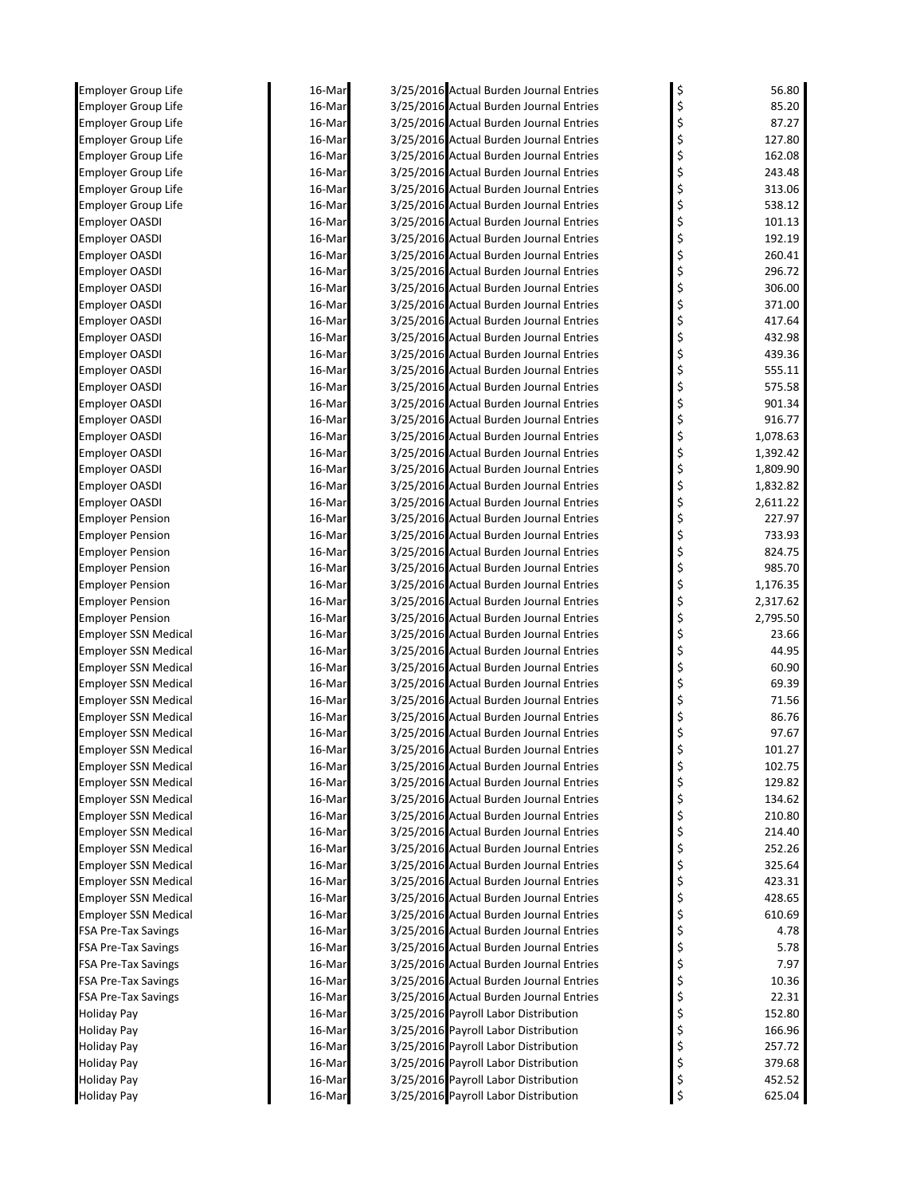| | | | | | |
|---|---|---|---|---|---|
| Employer Group Life | 16-Mar | 3/25/2016 | Actual Burden Journal Entries | $ | 56.80 |
| Employer Group Life | 16-Mar | 3/25/2016 | Actual Burden Journal Entries | $ | 85.20 |
| Employer Group Life | 16-Mar | 3/25/2016 | Actual Burden Journal Entries | $ | 87.27 |
| Employer Group Life | 16-Mar | 3/25/2016 | Actual Burden Journal Entries | $ | 127.80 |
| Employer Group Life | 16-Mar | 3/25/2016 | Actual Burden Journal Entries | $ | 162.08 |
| Employer Group Life | 16-Mar | 3/25/2016 | Actual Burden Journal Entries | $ | 243.48 |
| Employer Group Life | 16-Mar | 3/25/2016 | Actual Burden Journal Entries | $ | 313.06 |
| Employer Group Life | 16-Mar | 3/25/2016 | Actual Burden Journal Entries | $ | 538.12 |
| Employer OASDI | 16-Mar | 3/25/2016 | Actual Burden Journal Entries | $ | 101.13 |
| Employer OASDI | 16-Mar | 3/25/2016 | Actual Burden Journal Entries | $ | 192.19 |
| Employer OASDI | 16-Mar | 3/25/2016 | Actual Burden Journal Entries | $ | 260.41 |
| Employer OASDI | 16-Mar | 3/25/2016 | Actual Burden Journal Entries | $ | 296.72 |
| Employer OASDI | 16-Mar | 3/25/2016 | Actual Burden Journal Entries | $ | 306.00 |
| Employer OASDI | 16-Mar | 3/25/2016 | Actual Burden Journal Entries | $ | 371.00 |
| Employer OASDI | 16-Mar | 3/25/2016 | Actual Burden Journal Entries | $ | 417.64 |
| Employer OASDI | 16-Mar | 3/25/2016 | Actual Burden Journal Entries | $ | 432.98 |
| Employer OASDI | 16-Mar | 3/25/2016 | Actual Burden Journal Entries | $ | 439.36 |
| Employer OASDI | 16-Mar | 3/25/2016 | Actual Burden Journal Entries | $ | 555.11 |
| Employer OASDI | 16-Mar | 3/25/2016 | Actual Burden Journal Entries | $ | 575.58 |
| Employer OASDI | 16-Mar | 3/25/2016 | Actual Burden Journal Entries | $ | 901.34 |
| Employer OASDI | 16-Mar | 3/25/2016 | Actual Burden Journal Entries | $ | 916.77 |
| Employer OASDI | 16-Mar | 3/25/2016 | Actual Burden Journal Entries | $ | 1,078.63 |
| Employer OASDI | 16-Mar | 3/25/2016 | Actual Burden Journal Entries | $ | 1,392.42 |
| Employer OASDI | 16-Mar | 3/25/2016 | Actual Burden Journal Entries | $ | 1,809.90 |
| Employer OASDI | 16-Mar | 3/25/2016 | Actual Burden Journal Entries | $ | 1,832.82 |
| Employer OASDI | 16-Mar | 3/25/2016 | Actual Burden Journal Entries | $ | 2,611.22 |
| Employer Pension | 16-Mar | 3/25/2016 | Actual Burden Journal Entries | $ | 227.97 |
| Employer Pension | 16-Mar | 3/25/2016 | Actual Burden Journal Entries | $ | 733.93 |
| Employer Pension | 16-Mar | 3/25/2016 | Actual Burden Journal Entries | $ | 824.75 |
| Employer Pension | 16-Mar | 3/25/2016 | Actual Burden Journal Entries | $ | 985.70 |
| Employer Pension | 16-Mar | 3/25/2016 | Actual Burden Journal Entries | $ | 1,176.35 |
| Employer Pension | 16-Mar | 3/25/2016 | Actual Burden Journal Entries | $ | 2,317.62 |
| Employer Pension | 16-Mar | 3/25/2016 | Actual Burden Journal Entries | $ | 2,795.50 |
| Employer SSN Medical | 16-Mar | 3/25/2016 | Actual Burden Journal Entries | $ | 23.66 |
| Employer SSN Medical | 16-Mar | 3/25/2016 | Actual Burden Journal Entries | $ | 44.95 |
| Employer SSN Medical | 16-Mar | 3/25/2016 | Actual Burden Journal Entries | $ | 60.90 |
| Employer SSN Medical | 16-Mar | 3/25/2016 | Actual Burden Journal Entries | $ | 69.39 |
| Employer SSN Medical | 16-Mar | 3/25/2016 | Actual Burden Journal Entries | $ | 71.56 |
| Employer SSN Medical | 16-Mar | 3/25/2016 | Actual Burden Journal Entries | $ | 86.76 |
| Employer SSN Medical | 16-Mar | 3/25/2016 | Actual Burden Journal Entries | $ | 97.67 |
| Employer SSN Medical | 16-Mar | 3/25/2016 | Actual Burden Journal Entries | $ | 101.27 |
| Employer SSN Medical | 16-Mar | 3/25/2016 | Actual Burden Journal Entries | $ | 102.75 |
| Employer SSN Medical | 16-Mar | 3/25/2016 | Actual Burden Journal Entries | $ | 129.82 |
| Employer SSN Medical | 16-Mar | 3/25/2016 | Actual Burden Journal Entries | $ | 134.62 |
| Employer SSN Medical | 16-Mar | 3/25/2016 | Actual Burden Journal Entries | $ | 210.80 |
| Employer SSN Medical | 16-Mar | 3/25/2016 | Actual Burden Journal Entries | $ | 214.40 |
| Employer SSN Medical | 16-Mar | 3/25/2016 | Actual Burden Journal Entries | $ | 252.26 |
| Employer SSN Medical | 16-Mar | 3/25/2016 | Actual Burden Journal Entries | $ | 325.64 |
| Employer SSN Medical | 16-Mar | 3/25/2016 | Actual Burden Journal Entries | $ | 423.31 |
| Employer SSN Medical | 16-Mar | 3/25/2016 | Actual Burden Journal Entries | $ | 428.65 |
| Employer SSN Medical | 16-Mar | 3/25/2016 | Actual Burden Journal Entries | $ | 610.69 |
| FSA Pre-Tax Savings | 16-Mar | 3/25/2016 | Actual Burden Journal Entries | $ | 4.78 |
| FSA Pre-Tax Savings | 16-Mar | 3/25/2016 | Actual Burden Journal Entries | $ | 5.78 |
| FSA Pre-Tax Savings | 16-Mar | 3/25/2016 | Actual Burden Journal Entries | $ | 7.97 |
| FSA Pre-Tax Savings | 16-Mar | 3/25/2016 | Actual Burden Journal Entries | $ | 10.36 |
| FSA Pre-Tax Savings | 16-Mar | 3/25/2016 | Actual Burden Journal Entries | $ | 22.31 |
| Holiday Pay | 16-Mar | 3/25/2016 | Payroll Labor Distribution | $ | 152.80 |
| Holiday Pay | 16-Mar | 3/25/2016 | Payroll Labor Distribution | $ | 166.96 |
| Holiday Pay | 16-Mar | 3/25/2016 | Payroll Labor Distribution | $ | 257.72 |
| Holiday Pay | 16-Mar | 3/25/2016 | Payroll Labor Distribution | $ | 379.68 |
| Holiday Pay | 16-Mar | 3/25/2016 | Payroll Labor Distribution | $ | 452.52 |
| Holiday Pay | 16-Mar | 3/25/2016 | Payroll Labor Distribution | $ | 625.04 |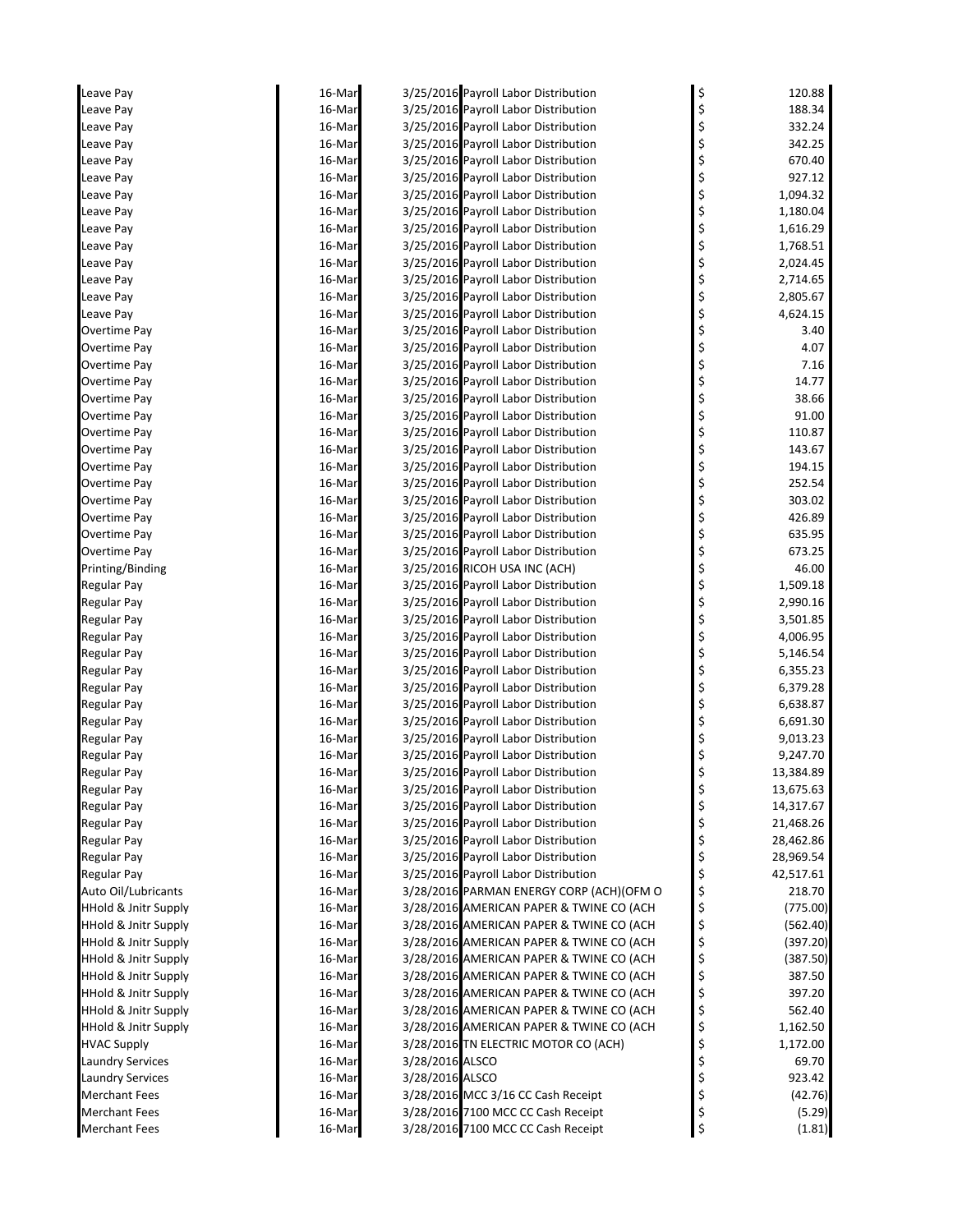| | | | | | |
|---|---|---|---|---|---|
| Leave Pay | 16-Mar | 3/25/2016 | Payroll Labor Distribution | $ | 120.88 |
| Leave Pay | 16-Mar | 3/25/2016 | Payroll Labor Distribution | $ | 188.34 |
| Leave Pay | 16-Mar | 3/25/2016 | Payroll Labor Distribution | $ | 332.24 |
| Leave Pay | 16-Mar | 3/25/2016 | Payroll Labor Distribution | $ | 342.25 |
| Leave Pay | 16-Mar | 3/25/2016 | Payroll Labor Distribution | $ | 670.40 |
| Leave Pay | 16-Mar | 3/25/2016 | Payroll Labor Distribution | $ | 927.12 |
| Leave Pay | 16-Mar | 3/25/2016 | Payroll Labor Distribution | $ | 1,094.32 |
| Leave Pay | 16-Mar | 3/25/2016 | Payroll Labor Distribution | $ | 1,180.04 |
| Leave Pay | 16-Mar | 3/25/2016 | Payroll Labor Distribution | $ | 1,616.29 |
| Leave Pay | 16-Mar | 3/25/2016 | Payroll Labor Distribution | $ | 1,768.51 |
| Leave Pay | 16-Mar | 3/25/2016 | Payroll Labor Distribution | $ | 2,024.45 |
| Leave Pay | 16-Mar | 3/25/2016 | Payroll Labor Distribution | $ | 2,714.65 |
| Leave Pay | 16-Mar | 3/25/2016 | Payroll Labor Distribution | $ | 2,805.67 |
| Leave Pay | 16-Mar | 3/25/2016 | Payroll Labor Distribution | $ | 4,624.15 |
| Overtime Pay | 16-Mar | 3/25/2016 | Payroll Labor Distribution | $ | 3.40 |
| Overtime Pay | 16-Mar | 3/25/2016 | Payroll Labor Distribution | $ | 4.07 |
| Overtime Pay | 16-Mar | 3/25/2016 | Payroll Labor Distribution | $ | 7.16 |
| Overtime Pay | 16-Mar | 3/25/2016 | Payroll Labor Distribution | $ | 14.77 |
| Overtime Pay | 16-Mar | 3/25/2016 | Payroll Labor Distribution | $ | 38.66 |
| Overtime Pay | 16-Mar | 3/25/2016 | Payroll Labor Distribution | $ | 91.00 |
| Overtime Pay | 16-Mar | 3/25/2016 | Payroll Labor Distribution | $ | 110.87 |
| Overtime Pay | 16-Mar | 3/25/2016 | Payroll Labor Distribution | $ | 143.67 |
| Overtime Pay | 16-Mar | 3/25/2016 | Payroll Labor Distribution | $ | 194.15 |
| Overtime Pay | 16-Mar | 3/25/2016 | Payroll Labor Distribution | $ | 252.54 |
| Overtime Pay | 16-Mar | 3/25/2016 | Payroll Labor Distribution | $ | 303.02 |
| Overtime Pay | 16-Mar | 3/25/2016 | Payroll Labor Distribution | $ | 426.89 |
| Overtime Pay | 16-Mar | 3/25/2016 | Payroll Labor Distribution | $ | 635.95 |
| Overtime Pay | 16-Mar | 3/25/2016 | Payroll Labor Distribution | $ | 673.25 |
| Printing/Binding | 16-Mar | 3/25/2016 | RICOH USA INC (ACH) | $ | 46.00 |
| Regular Pay | 16-Mar | 3/25/2016 | Payroll Labor Distribution | $ | 1,509.18 |
| Regular Pay | 16-Mar | 3/25/2016 | Payroll Labor Distribution | $ | 2,990.16 |
| Regular Pay | 16-Mar | 3/25/2016 | Payroll Labor Distribution | $ | 3,501.85 |
| Regular Pay | 16-Mar | 3/25/2016 | Payroll Labor Distribution | $ | 4,006.95 |
| Regular Pay | 16-Mar | 3/25/2016 | Payroll Labor Distribution | $ | 5,146.54 |
| Regular Pay | 16-Mar | 3/25/2016 | Payroll Labor Distribution | $ | 6,355.23 |
| Regular Pay | 16-Mar | 3/25/2016 | Payroll Labor Distribution | $ | 6,379.28 |
| Regular Pay | 16-Mar | 3/25/2016 | Payroll Labor Distribution | $ | 6,638.87 |
| Regular Pay | 16-Mar | 3/25/2016 | Payroll Labor Distribution | $ | 6,691.30 |
| Regular Pay | 16-Mar | 3/25/2016 | Payroll Labor Distribution | $ | 9,013.23 |
| Regular Pay | 16-Mar | 3/25/2016 | Payroll Labor Distribution | $ | 9,247.70 |
| Regular Pay | 16-Mar | 3/25/2016 | Payroll Labor Distribution | $ | 13,384.89 |
| Regular Pay | 16-Mar | 3/25/2016 | Payroll Labor Distribution | $ | 13,675.63 |
| Regular Pay | 16-Mar | 3/25/2016 | Payroll Labor Distribution | $ | 14,317.67 |
| Regular Pay | 16-Mar | 3/25/2016 | Payroll Labor Distribution | $ | 21,468.26 |
| Regular Pay | 16-Mar | 3/25/2016 | Payroll Labor Distribution | $ | 28,462.86 |
| Regular Pay | 16-Mar | 3/25/2016 | Payroll Labor Distribution | $ | 28,969.54 |
| Regular Pay | 16-Mar | 3/25/2016 | Payroll Labor Distribution | $ | 42,517.61 |
| Auto Oil/Lubricants | 16-Mar | 3/28/2016 | PARMAN ENERGY CORP (ACH)(OFM O | $ | 218.70 |
| HHold & Jnitr Supply | 16-Mar | 3/28/2016 | AMERICAN PAPER & TWINE CO (ACH | $ | (775.00) |
| HHold & Jnitr Supply | 16-Mar | 3/28/2016 | AMERICAN PAPER & TWINE CO (ACH | $ | (562.40) |
| HHold & Jnitr Supply | 16-Mar | 3/28/2016 | AMERICAN PAPER & TWINE CO (ACH | $ | (397.20) |
| HHold & Jnitr Supply | 16-Mar | 3/28/2016 | AMERICAN PAPER & TWINE CO (ACH | $ | (387.50) |
| HHold & Jnitr Supply | 16-Mar | 3/28/2016 | AMERICAN PAPER & TWINE CO (ACH | $ | 387.50 |
| HHold & Jnitr Supply | 16-Mar | 3/28/2016 | AMERICAN PAPER & TWINE CO (ACH | $ | 397.20 |
| HHold & Jnitr Supply | 16-Mar | 3/28/2016 | AMERICAN PAPER & TWINE CO (ACH | $ | 562.40 |
| HHold & Jnitr Supply | 16-Mar | 3/28/2016 | AMERICAN PAPER & TWINE CO (ACH | $ | 1,162.50 |
| HVAC Supply | 16-Mar | 3/28/2016 | TN ELECTRIC MOTOR CO (ACH) | $ | 1,172.00 |
| Laundry Services | 16-Mar | 3/28/2016 | ALSCO | $ | 69.70 |
| Laundry Services | 16-Mar | 3/28/2016 | ALSCO | $ | 923.42 |
| Merchant Fees | 16-Mar | 3/28/2016 | MCC 3/16 CC Cash Receipt | $ | (42.76) |
| Merchant Fees | 16-Mar | 3/28/2016 | 7100 MCC CC Cash Receipt | $ | (5.29) |
| Merchant Fees | 16-Mar | 3/28/2016 | 7100 MCC CC Cash Receipt | $ | (1.81) |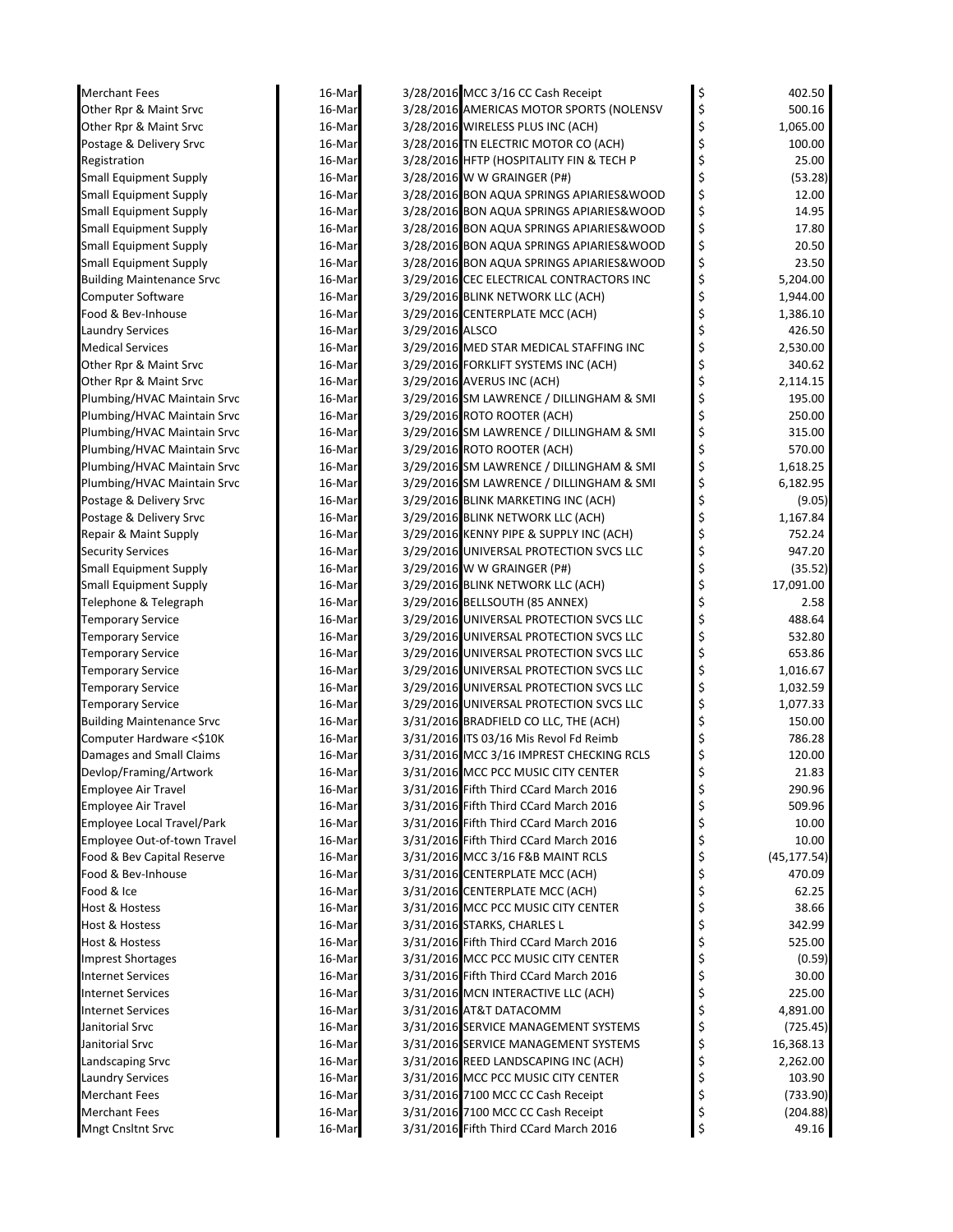| | | | | | |
|---|---|---|---|---|---|
| Merchant Fees | 16-Mar | 3/28/2016 | MCC 3/16 CC Cash Receipt | $ | 402.50 |
| Other Rpr & Maint Srvc | 16-Mar | 3/28/2016 | AMERICAS MOTOR SPORTS (NOLENSV | $ | 500.16 |
| Other Rpr & Maint Srvc | 16-Mar | 3/28/2016 | WIRELESS PLUS INC (ACH) | $ | 1,065.00 |
| Postage & Delivery Srvc | 16-Mar | 3/28/2016 | TN ELECTRIC MOTOR CO (ACH) | $ | 100.00 |
| Registration | 16-Mar | 3/28/2016 | HFTP (HOSPITALITY FIN & TECH P | $ | 25.00 |
| Small Equipment Supply | 16-Mar | 3/28/2016 | W W GRAINGER (P#) | $ | (53.28) |
| Small Equipment Supply | 16-Mar | 3/28/2016 | BON AQUA SPRINGS APIARIES&WOOD | $ | 12.00 |
| Small Equipment Supply | 16-Mar | 3/28/2016 | BON AQUA SPRINGS APIARIES&WOOD | $ | 14.95 |
| Small Equipment Supply | 16-Mar | 3/28/2016 | BON AQUA SPRINGS APIARIES&WOOD | $ | 17.80 |
| Small Equipment Supply | 16-Mar | 3/28/2016 | BON AQUA SPRINGS APIARIES&WOOD | $ | 20.50 |
| Small Equipment Supply | 16-Mar | 3/28/2016 | BON AQUA SPRINGS APIARIES&WOOD | $ | 23.50 |
| Building Maintenance Srvc | 16-Mar | 3/29/2016 | CEC ELECTRICAL CONTRACTORS INC | $ | 5,204.00 |
| Computer Software | 16-Mar | 3/29/2016 | BLINK NETWORK LLC (ACH) | $ | 1,944.00 |
| Food & Bev-Inhouse | 16-Mar | 3/29/2016 | CENTERPLATE MCC (ACH) | $ | 1,386.10 |
| Laundry Services | 16-Mar | 3/29/2016 | ALSCO | $ | 426.50 |
| Medical Services | 16-Mar | 3/29/2016 | MED STAR MEDICAL STAFFING INC | $ | 2,530.00 |
| Other Rpr & Maint Srvc | 16-Mar | 3/29/2016 | FORKLIFT SYSTEMS INC (ACH) | $ | 340.62 |
| Other Rpr & Maint Srvc | 16-Mar | 3/29/2016 | AVERUS INC (ACH) | $ | 2,114.15 |
| Plumbing/HVAC Maintain Srvc | 16-Mar | 3/29/2016 | SM LAWRENCE / DILLINGHAM & SMI | $ | 195.00 |
| Plumbing/HVAC Maintain Srvc | 16-Mar | 3/29/2016 | ROTO ROOTER (ACH) | $ | 250.00 |
| Plumbing/HVAC Maintain Srvc | 16-Mar | 3/29/2016 | SM LAWRENCE / DILLINGHAM & SMI | $ | 315.00 |
| Plumbing/HVAC Maintain Srvc | 16-Mar | 3/29/2016 | ROTO ROOTER (ACH) | $ | 570.00 |
| Plumbing/HVAC Maintain Srvc | 16-Mar | 3/29/2016 | SM LAWRENCE / DILLINGHAM & SMI | $ | 1,618.25 |
| Plumbing/HVAC Maintain Srvc | 16-Mar | 3/29/2016 | SM LAWRENCE / DILLINGHAM & SMI | $ | 6,182.95 |
| Postage & Delivery Srvc | 16-Mar | 3/29/2016 | BLINK MARKETING INC (ACH) | $ | (9.05) |
| Postage & Delivery Srvc | 16-Mar | 3/29/2016 | BLINK NETWORK LLC (ACH) | $ | 1,167.84 |
| Repair & Maint Supply | 16-Mar | 3/29/2016 | KENNY PIPE & SUPPLY INC (ACH) | $ | 752.24 |
| Security Services | 16-Mar | 3/29/2016 | UNIVERSAL PROTECTION SVCS LLC | $ | 947.20 |
| Small Equipment Supply | 16-Mar | 3/29/2016 | W W GRAINGER (P#) | $ | (35.52) |
| Small Equipment Supply | 16-Mar | 3/29/2016 | BLINK NETWORK LLC (ACH) | $ | 17,091.00 |
| Telephone & Telegraph | 16-Mar | 3/29/2016 | BELLSOUTH (85 ANNEX) | $ | 2.58 |
| Temporary Service | 16-Mar | 3/29/2016 | UNIVERSAL PROTECTION SVCS LLC | $ | 488.64 |
| Temporary Service | 16-Mar | 3/29/2016 | UNIVERSAL PROTECTION SVCS LLC | $ | 532.80 |
| Temporary Service | 16-Mar | 3/29/2016 | UNIVERSAL PROTECTION SVCS LLC | $ | 653.86 |
| Temporary Service | 16-Mar | 3/29/2016 | UNIVERSAL PROTECTION SVCS LLC | $ | 1,016.67 |
| Temporary Service | 16-Mar | 3/29/2016 | UNIVERSAL PROTECTION SVCS LLC | $ | 1,032.59 |
| Temporary Service | 16-Mar | 3/29/2016 | UNIVERSAL PROTECTION SVCS LLC | $ | 1,077.33 |
| Building Maintenance Srvc | 16-Mar | 3/31/2016 | BRADFIELD CO LLC, THE (ACH) | $ | 150.00 |
| Computer Hardware <$10K | 16-Mar | 3/31/2016 | ITS 03/16 Mis Revol Fd Reimb | $ | 786.28 |
| Damages and Small Claims | 16-Mar | 3/31/2016 | MCC 3/16 IMPREST CHECKING RCLS | $ | 120.00 |
| Devlop/Framing/Artwork | 16-Mar | 3/31/2016 | MCC PCC MUSIC CITY CENTER | $ | 21.83 |
| Employee Air Travel | 16-Mar | 3/31/2016 | Fifth Third CCard March 2016 | $ | 290.96 |
| Employee Air Travel | 16-Mar | 3/31/2016 | Fifth Third CCard March 2016 | $ | 509.96 |
| Employee Local Travel/Park | 16-Mar | 3/31/2016 | Fifth Third CCard March 2016 | $ | 10.00 |
| Employee Out-of-town Travel | 16-Mar | 3/31/2016 | Fifth Third CCard March 2016 | $ | 10.00 |
| Food & Bev Capital Reserve | 16-Mar | 3/31/2016 | MCC 3/16 F&B MAINT RCLS | $ | (45,177.54) |
| Food & Bev-Inhouse | 16-Mar | 3/31/2016 | CENTERPLATE MCC (ACH) | $ | 470.09 |
| Food & Ice | 16-Mar | 3/31/2016 | CENTERPLATE MCC (ACH) | $ | 62.25 |
| Host & Hostess | 16-Mar | 3/31/2016 | MCC PCC MUSIC CITY CENTER | $ | 38.66 |
| Host & Hostess | 16-Mar | 3/31/2016 | STARKS, CHARLES L | $ | 342.99 |
| Host & Hostess | 16-Mar | 3/31/2016 | Fifth Third CCard March 2016 | $ | 525.00 |
| Imprest Shortages | 16-Mar | 3/31/2016 | MCC PCC MUSIC CITY CENTER | $ | (0.59) |
| Internet Services | 16-Mar | 3/31/2016 | Fifth Third CCard March 2016 | $ | 30.00 |
| Internet Services | 16-Mar | 3/31/2016 | MCN INTERACTIVE LLC (ACH) | $ | 225.00 |
| Internet Services | 16-Mar | 3/31/2016 | AT&T DATACOMM | $ | 4,891.00 |
| Janitorial Srvc | 16-Mar | 3/31/2016 | SERVICE MANAGEMENT SYSTEMS | $ | (725.45) |
| Janitorial Srvc | 16-Mar | 3/31/2016 | SERVICE MANAGEMENT SYSTEMS | $ | 16,368.13 |
| Landscaping Srvc | 16-Mar | 3/31/2016 | REED LANDSCAPING INC (ACH) | $ | 2,262.00 |
| Laundry Services | 16-Mar | 3/31/2016 | MCC PCC MUSIC CITY CENTER | $ | 103.90 |
| Merchant Fees | 16-Mar | 3/31/2016 | 7100 MCC CC Cash Receipt | $ | (733.90) |
| Merchant Fees | 16-Mar | 3/31/2016 | 7100 MCC CC Cash Receipt | $ | (204.88) |
| Mngt Cnsltnt Srvc | 16-Mar | 3/31/2016 | Fifth Third CCard March 2016 | $ | 49.16 |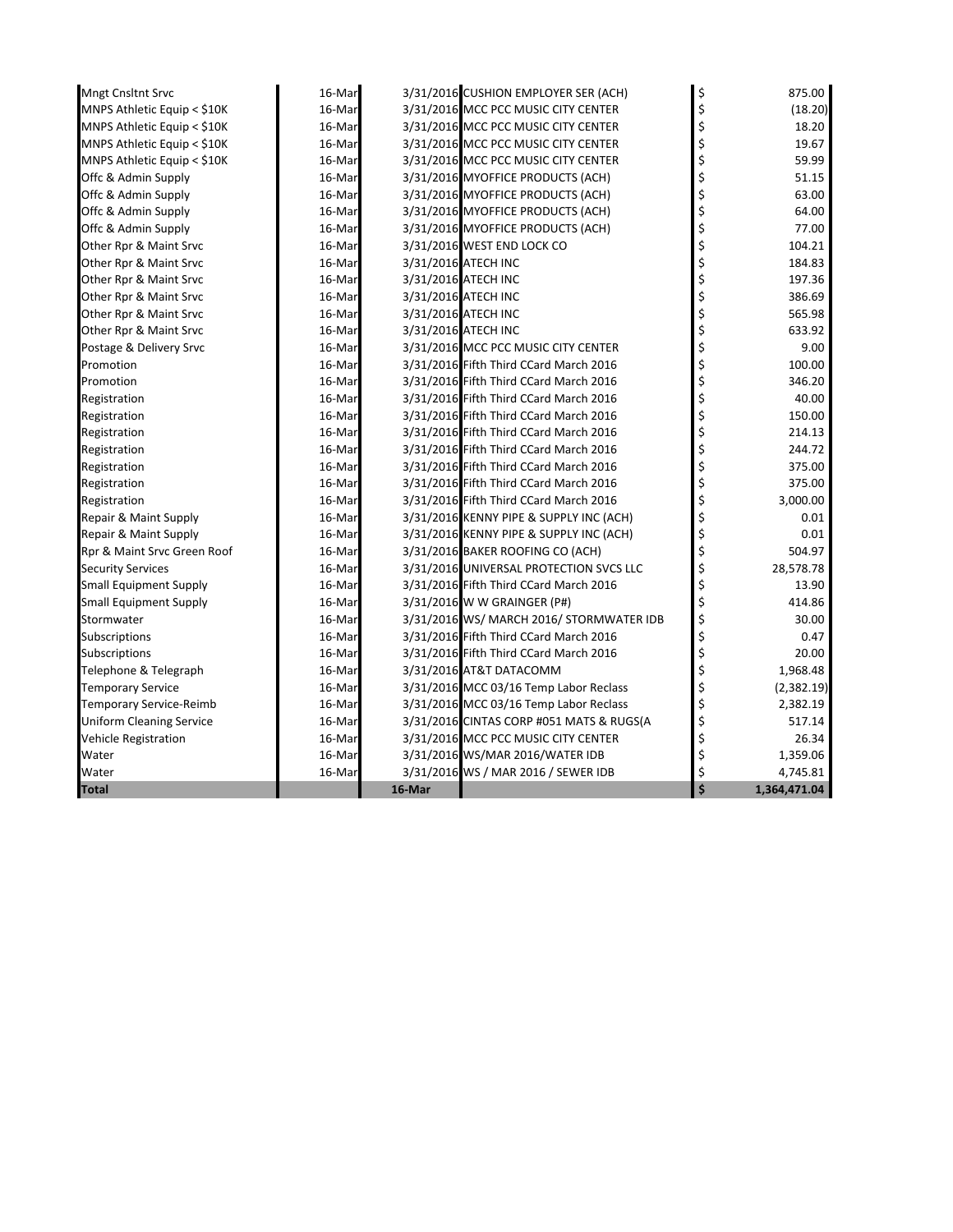| | | | | | |
|---|---|---|---|---|---|
| Mngt Cnsltnt Srvc | 16-Mar | 3/31/2016 | CUSHION EMPLOYER SER (ACH) | $ | 875.00 |
| MNPS Athletic Equip < $10K | 16-Mar | 3/31/2016 | MCC PCC MUSIC CITY CENTER | $ | (18.20) |
| MNPS Athletic Equip < $10K | 16-Mar | 3/31/2016 | MCC PCC MUSIC CITY CENTER | $ | 18.20 |
| MNPS Athletic Equip < $10K | 16-Mar | 3/31/2016 | MCC PCC MUSIC CITY CENTER | $ | 19.67 |
| MNPS Athletic Equip < $10K | 16-Mar | 3/31/2016 | MCC PCC MUSIC CITY CENTER | $ | 59.99 |
| Offc & Admin Supply | 16-Mar | 3/31/2016 | MYOFFICE PRODUCTS (ACH) | $ | 51.15 |
| Offc & Admin Supply | 16-Mar | 3/31/2016 | MYOFFICE PRODUCTS (ACH) | $ | 63.00 |
| Offc & Admin Supply | 16-Mar | 3/31/2016 | MYOFFICE PRODUCTS (ACH) | $ | 64.00 |
| Offc & Admin Supply | 16-Mar | 3/31/2016 | MYOFFICE PRODUCTS (ACH) | $ | 77.00 |
| Other Rpr & Maint Srvc | 16-Mar | 3/31/2016 | WEST END LOCK CO | $ | 104.21 |
| Other Rpr & Maint Srvc | 16-Mar | 3/31/2016 | ATECH INC | $ | 184.83 |
| Other Rpr & Maint Srvc | 16-Mar | 3/31/2016 | ATECH INC | $ | 197.36 |
| Other Rpr & Maint Srvc | 16-Mar | 3/31/2016 | ATECH INC | $ | 386.69 |
| Other Rpr & Maint Srvc | 16-Mar | 3/31/2016 | ATECH INC | $ | 565.98 |
| Other Rpr & Maint Srvc | 16-Mar | 3/31/2016 | ATECH INC | $ | 633.92 |
| Postage & Delivery Srvc | 16-Mar | 3/31/2016 | MCC PCC MUSIC CITY CENTER | $ | 9.00 |
| Promotion | 16-Mar | 3/31/2016 | Fifth Third CCard March 2016 | $ | 100.00 |
| Promotion | 16-Mar | 3/31/2016 | Fifth Third CCard March 2016 | $ | 346.20 |
| Registration | 16-Mar | 3/31/2016 | Fifth Third CCard March 2016 | $ | 40.00 |
| Registration | 16-Mar | 3/31/2016 | Fifth Third CCard March 2016 | $ | 150.00 |
| Registration | 16-Mar | 3/31/2016 | Fifth Third CCard March 2016 | $ | 214.13 |
| Registration | 16-Mar | 3/31/2016 | Fifth Third CCard March 2016 | $ | 244.72 |
| Registration | 16-Mar | 3/31/2016 | Fifth Third CCard March 2016 | $ | 375.00 |
| Registration | 16-Mar | 3/31/2016 | Fifth Third CCard March 2016 | $ | 375.00 |
| Registration | 16-Mar | 3/31/2016 | Fifth Third CCard March 2016 | $ | 3,000.00 |
| Repair & Maint Supply | 16-Mar | 3/31/2016 | KENNY PIPE & SUPPLY INC (ACH) | $ | 0.01 |
| Repair & Maint Supply | 16-Mar | 3/31/2016 | KENNY PIPE & SUPPLY INC (ACH) | $ | 0.01 |
| Rpr & Maint Srvc Green Roof | 16-Mar | 3/31/2016 | BAKER ROOFING CO (ACH) | $ | 504.97 |
| Security Services | 16-Mar | 3/31/2016 | UNIVERSAL PROTECTION SVCS LLC | $ | 28,578.78 |
| Small Equipment Supply | 16-Mar | 3/31/2016 | Fifth Third CCard March 2016 | $ | 13.90 |
| Small Equipment Supply | 16-Mar | 3/31/2016 | W W GRAINGER (P#) | $ | 414.86 |
| Stormwater | 16-Mar | 3/31/2016 | WS/ MARCH 2016/ STORMWATER IDB | $ | 30.00 |
| Subscriptions | 16-Mar | 3/31/2016 | Fifth Third CCard March 2016 | $ | 0.47 |
| Subscriptions | 16-Mar | 3/31/2016 | Fifth Third CCard March 2016 | $ | 20.00 |
| Telephone & Telegraph | 16-Mar | 3/31/2016 | AT&T DATACOMM | $ | 1,968.48 |
| Temporary Service | 16-Mar | 3/31/2016 | MCC 03/16 Temp Labor Reclass | $ | (2,382.19) |
| Temporary Service-Reimb | 16-Mar | 3/31/2016 | MCC 03/16 Temp Labor Reclass | $ | 2,382.19 |
| Uniform Cleaning Service | 16-Mar | 3/31/2016 | CINTAS CORP #051 MATS & RUGS(A | $ | 517.14 |
| Vehicle Registration | 16-Mar | 3/31/2016 | MCC PCC MUSIC CITY CENTER | $ | 26.34 |
| Water | 16-Mar | 3/31/2016 | WS/MAR 2016/WATER IDB | $ | 1,359.06 |
| Water | 16-Mar | 3/31/2016 | WS / MAR 2016 / SEWER IDB | $ | 4,745.81 |
| **Total** | | **16-Mar** | | **$** | **1,364,471.04** |